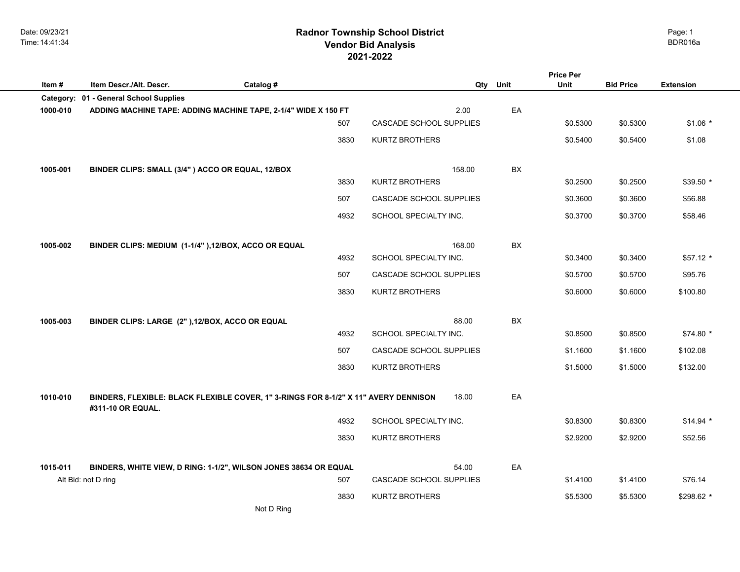# Radnor Township School District
## Vendor Bid Analysis
## 2021-2022

Date: 09/23/21
Time: 14:41:34

BDR016a

| Item # | Item Descr./Alt. Descr. | Catalog # | Qty | Unit | Price Per Unit | Bid Price | Extension |
|---|---|---|---|---|---|---|---|
| **Category:** | **01 - General School Supplies** | | | | | | |
| **1000-010** | **ADDING MACHINE TAPE: ADDING MACHINE TAPE, 2-1/4" WIDE X 150 FT** | | 2.00 | EA | | | |
| | | 507 | CASCADE SCHOOL SUPPLIES | | $0.5300 | $0.5300 | $1.06 * |
| | | 3830 | KURTZ BROTHERS | | $0.5400 | $0.5400 | $1.08 |
| **1005-001** | **BINDER CLIPS: SMALL (3/4" ) ACCO OR EQUAL, 12/BOX** | | 158.00 | BX | | | |
| | | 3830 | KURTZ BROTHERS | | $0.2500 | $0.2500 | $39.50 * |
| | | 507 | CASCADE SCHOOL SUPPLIES | | $0.3600 | $0.3600 | $56.88 |
| | | 4932 | SCHOOL SPECIALTY INC. | | $0.3700 | $0.3700 | $58.46 |
| **1005-002** | **BINDER CLIPS: MEDIUM (1-1/4" ),12/BOX, ACCO OR EQUAL** | | 168.00 | BX | | | |
| | | 4932 | SCHOOL SPECIALTY INC. | | $0.3400 | $0.3400 | $57.12 * |
| | | 507 | CASCADE SCHOOL SUPPLIES | | $0.5700 | $0.5700 | $95.76 |
| | | 3830 | KURTZ BROTHERS | | $0.6000 | $0.6000 | $100.80 |
| **1005-003** | **BINDER CLIPS: LARGE (2" ),12/BOX, ACCO OR EQUAL** | | 88.00 | BX | | | |
| | | 4932 | SCHOOL SPECIALTY INC. | | $0.8500 | $0.8500 | $74.80 * |
| | | 507 | CASCADE SCHOOL SUPPLIES | | $1.1600 | $1.1600 | $102.08 |
| | | 3830 | KURTZ BROTHERS | | $1.5000 | $1.5000 | $132.00 |
| **1010-010** | **BINDERS, FLEXIBLE: BLACK FLEXIBLE COVER, 1" 3-RINGS FOR 8-1/2" X 11" AVERY DENNISON #311-10 OR EQUAL.** | | 18.00 | EA | | | |
| | | 4932 | SCHOOL SPECIALTY INC. | | $0.8300 | $0.8300 | $14.94 * |
| | | 3830 | KURTZ BROTHERS | | $2.9200 | $2.9200 | $52.56 |
| **1015-011** | **BINDERS, WHITE VIEW, D RING: 1-1/2", WILSON JONES 38634 OR EQUAL** | | 54.00 | EA | | | |
| | Alt Bid: not D ring | 507 | CASCADE SCHOOL SUPPLIES | | $1.4100 | $1.4100 | $76.14 |
| | | 3830 | KURTZ BROTHERS | | $5.5300 | $5.5300 | $298.62 * |
| | Not D Ring | | | | | | |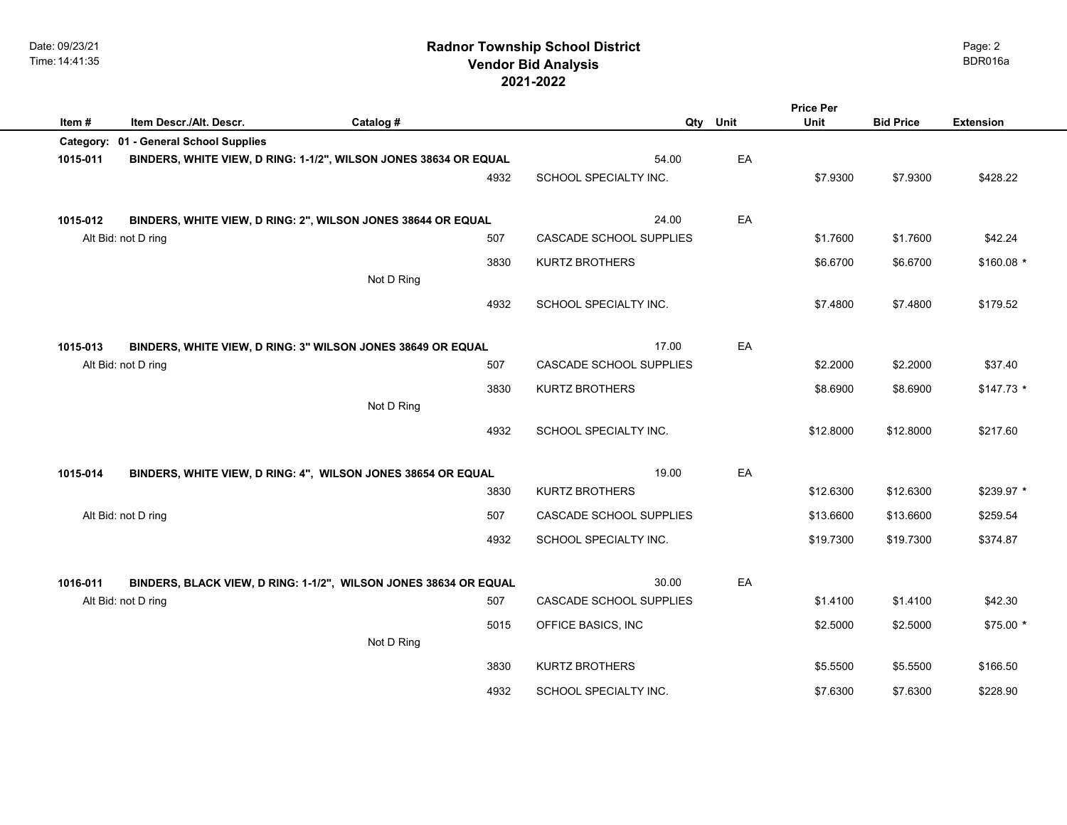# Radnor Township School District
## Vendor Bid Analysis
## 2021-2022

| Item # | Item Descr./Alt. Descr. | Catalog # | Qty | Unit | Price Per Unit | Bid Price | Extension |
|---|---|---|---|---|---|---|---|
| **Category:** | **01 - General School Supplies** | | | | | | |
| **1015-011** | **BINDERS, WHITE VIEW, D RING: 1-1/2", WILSON JONES 38634 OR EQUAL** | | 54.00 | EA | | | |
| | | 4932 | SCHOOL SPECIALTY INC. | | $7.9300 | $7.9300 | $428.22 |
| **1015-012** | **BINDERS, WHITE VIEW, D RING: 2", WILSON JONES 38644 OR EQUAL** | | 24.00 | EA | | | |
| | Alt Bid: not D ring | 507 | CASCADE SCHOOL SUPPLIES | | $1.7600 | $1.7600 | $42.24 |
| | | 3830 | KURTZ BROTHERS | | $6.6700 | $6.6700 | $160.08 * |
| | | Not D Ring | | | | | |
| | | 4932 | SCHOOL SPECIALTY INC. | | $7.4800 | $7.4800 | $179.52 |
| **1015-013** | **BINDERS, WHITE VIEW, D RING: 3" WILSON JONES 38649 OR EQUAL** | | 17.00 | EA | | | |
| | Alt Bid: not D ring | 507 | CASCADE SCHOOL SUPPLIES | | $2.2000 | $2.2000 | $37.40 |
| | | 3830 | KURTZ BROTHERS | | $8.6900 | $8.6900 | $147.73 * |
| | | Not D Ring | | | | | |
| | | 4932 | SCHOOL SPECIALTY INC. | | $12.8000 | $12.8000 | $217.60 |
| **1015-014** | **BINDERS, WHITE VIEW, D RING: 4", WILSON JONES 38654 OR EQUAL** | | 19.00 | EA | | | |
| | | 3830 | KURTZ BROTHERS | | $12.6300 | $12.6300 | $239.97 * |
| | Alt Bid: not D ring | 507 | CASCADE SCHOOL SUPPLIES | | $13.6600 | $13.6600 | $259.54 |
| | | 4932 | SCHOOL SPECIALTY INC. | | $19.7300 | $19.7300 | $374.87 |
| **1016-011** | **BINDERS, BLACK VIEW, D RING: 1-1/2", WILSON JONES 38634 OR EQUAL** | | 30.00 | EA | | | |
| | Alt Bid: not D ring | 507 | CASCADE SCHOOL SUPPLIES | | $1.4100 | $1.4100 | $42.30 |
| | | 5015 | OFFICE BASICS, INC | | $2.5000 | $2.5000 | $75.00 * |
| | | Not D Ring | | | | | |
| | | 3830 | KURTZ BROTHERS | | $5.5500 | $5.5500 | $166.50 |
| | | 4932 | SCHOOL SPECIALTY INC. | | $7.6300 | $7.6300 | $228.90 |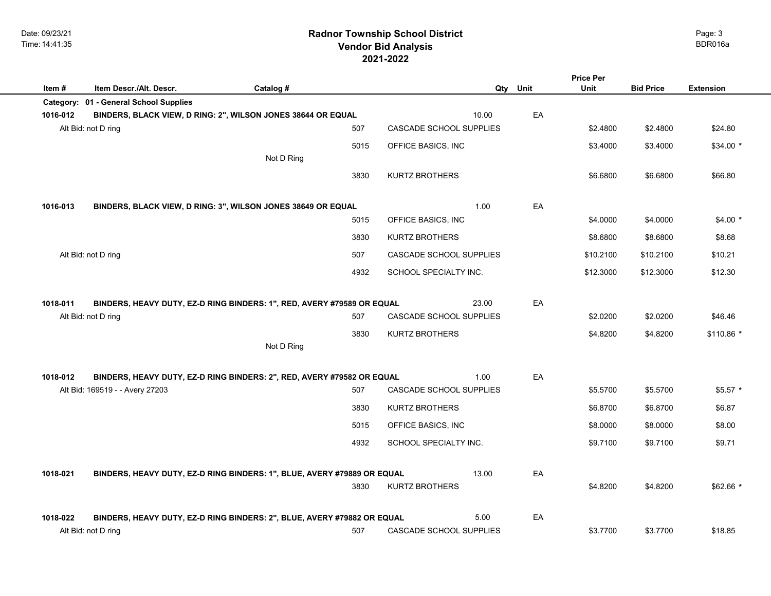# Radnor Township School District
## Vendor Bid Analysis
## 2021-2022

| Item # | Item Descr./Alt. Descr. | Catalog # | Vendor # | Vendor | Qty | Unit | Price Per Unit | Bid Price | Extension |
|---|---|---|---|---|---|---|---|---|---|
| **Category: 01 - General School Supplies** | | | | | | | | | |
| **1016-012** | **BINDERS, BLACK VIEW, D RING: 2", WILSON JONES 38644 OR EQUAL** | | | | 10.00 | EA | | | |
| | Alt Bid: not D ring | | 507 | CASCADE SCHOOL SUPPLIES | | | $2.4800 | $2.4800 | $24.80 |
| | | Not D Ring | 5015 | OFFICE BASICS, INC | | | $3.4000 | $3.4000 | $34.00 * |
| | | | 3830 | KURTZ BROTHERS | | | $6.6800 | $6.6800 | $66.80 |
| **1016-013** | **BINDERS, BLACK VIEW, D RING: 3", WILSON JONES 38649 OR EQUAL** | | | | 1.00 | EA | | | |
| | | | 5015 | OFFICE BASICS, INC | | | $4.0000 | $4.0000 | $4.00 * |
| | | | 3830 | KURTZ BROTHERS | | | $8.6800 | $8.6800 | $8.68 |
| | Alt Bid: not D ring | | 507 | CASCADE SCHOOL SUPPLIES | | | $10.2100 | $10.2100 | $10.21 |
| | | | 4932 | SCHOOL SPECIALTY INC. | | | $12.3000 | $12.3000 | $12.30 |
| **1018-011** | **BINDERS, HEAVY DUTY, EZ-D RING BINDERS: 1", RED, AVERY #79589 OR EQUAL** | | | | 23.00 | EA | | | |
| | Alt Bid: not D ring | | 507 | CASCADE SCHOOL SUPPLIES | | | $2.0200 | $2.0200 | $46.46 |
| | | Not D Ring | 3830 | KURTZ BROTHERS | | | $4.8200 | $4.8200 | $110.86 * |
| **1018-012** | **BINDERS, HEAVY DUTY, EZ-D RING BINDERS: 2", RED, AVERY #79582 OR EQUAL** | | | | 1.00 | EA | | | |
| | Alt Bid: 169519 - - Avery 27203 | | 507 | CASCADE SCHOOL SUPPLIES | | | $5.5700 | $5.5700 | $5.57 * |
| | | | 3830 | KURTZ BROTHERS | | | $6.8700 | $6.8700 | $6.87 |
| | | | 5015 | OFFICE BASICS, INC | | | $8.0000 | $8.0000 | $8.00 |
| | | | 4932 | SCHOOL SPECIALTY INC. | | | $9.7100 | $9.7100 | $9.71 |
| **1018-021** | **BINDERS, HEAVY DUTY, EZ-D RING BINDERS: 1", BLUE, AVERY #79889 OR EQUAL** | | | | 13.00 | EA | | | |
| | | | 3830 | KURTZ BROTHERS | | | $4.8200 | $4.8200 | $62.66 * |
| **1018-022** | **BINDERS, HEAVY DUTY, EZ-D RING BINDERS: 2", BLUE, AVERY #79882 OR EQUAL** | | | | 5.00 | EA | | | |
| | Alt Bid: not D ring | | 507 | CASCADE SCHOOL SUPPLIES | | | $3.7700 | $3.7700 | $18.85 |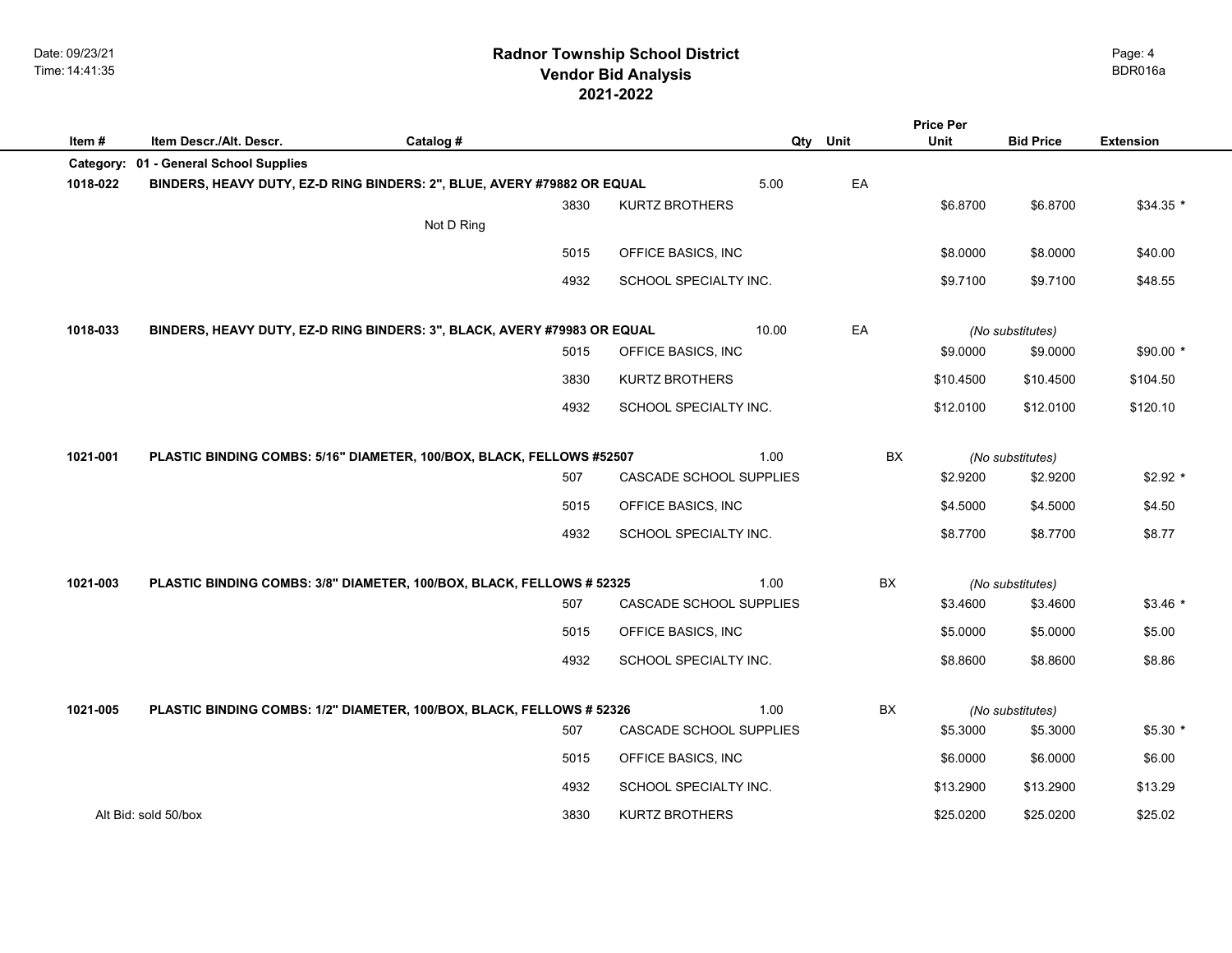# Radnor Township School District
## Vendor Bid Analysis
## 2021-2022

| Item # | Item Descr./Alt. Descr. | Catalog # | Qty | Unit | Price Per Unit | Bid Price | Extension |
|---|---|---|---|---|---|---|---|
| **Category:** | **01 - General School Supplies** | | | | | | |
| **1018-022** | **BINDERS, HEAVY DUTY, EZ-D RING BINDERS: 2", BLUE, AVERY #79882 OR EQUAL** | | 5.00 | EA | | | |
| | | 3830 KURTZ BROTHERS | | | $6.8700 | $6.8700 | $34.35 * |
| | Not D Ring | | | | | | |
| | | 5015 OFFICE BASICS, INC | | | $8.0000 | $8.0000 | $40.00 |
| | | 4932 SCHOOL SPECIALTY INC. | | | $9.7100 | $9.7100 | $48.55 |
| **1018-033** | **BINDERS, HEAVY DUTY, EZ-D RING BINDERS: 3", BLACK, AVERY #79983 OR EQUAL** | | 10.00 | EA | *(No substitutes)* | | |
| | | 5015 OFFICE BASICS, INC | | | $9.0000 | $9.0000 | $90.00 * |
| | | 3830 KURTZ BROTHERS | | | $10.4500 | $10.4500 | $104.50 |
| | | 4932 SCHOOL SPECIALTY INC. | | | $12.0100 | $12.0100 | $120.10 |
| **1021-001** | **PLASTIC BINDING COMBS: 5/16" DIAMETER, 100/BOX, BLACK, FELLOWS #52507** | | 1.00 | BX | *(No substitutes)* | | |
| | | 507 CASCADE SCHOOL SUPPLIES | | | $2.9200 | $2.9200 | $2.92 * |
| | | 5015 OFFICE BASICS, INC | | | $4.5000 | $4.5000 | $4.50 |
| | | 4932 SCHOOL SPECIALTY INC. | | | $8.7700 | $8.7700 | $8.77 |
| **1021-003** | **PLASTIC BINDING COMBS: 3/8" DIAMETER, 100/BOX, BLACK, FELLOWS # 52325** | | 1.00 | BX | *(No substitutes)* | | |
| | | 507 CASCADE SCHOOL SUPPLIES | | | $3.4600 | $3.4600 | $3.46 * |
| | | 5015 OFFICE BASICS, INC | | | $5.0000 | $5.0000 | $5.00 |
| | | 4932 SCHOOL SPECIALTY INC. | | | $8.8600 | $8.8600 | $8.86 |
| **1021-005** | **PLASTIC BINDING COMBS: 1/2" DIAMETER, 100/BOX, BLACK, FELLOWS # 52326** | | 1.00 | BX | *(No substitutes)* | | |
| | | 507 CASCADE SCHOOL SUPPLIES | | | $5.3000 | $5.3000 | $5.30 * |
| | | 5015 OFFICE BASICS, INC | | | $6.0000 | $6.0000 | $6.00 |
| | | 4932 SCHOOL SPECIALTY INC. | | | $13.2900 | $13.2900 | $13.29 |
| | Alt Bid: sold 50/box | 3830 KURTZ BROTHERS | | | $25.0200 | $25.0200 | $25.02 |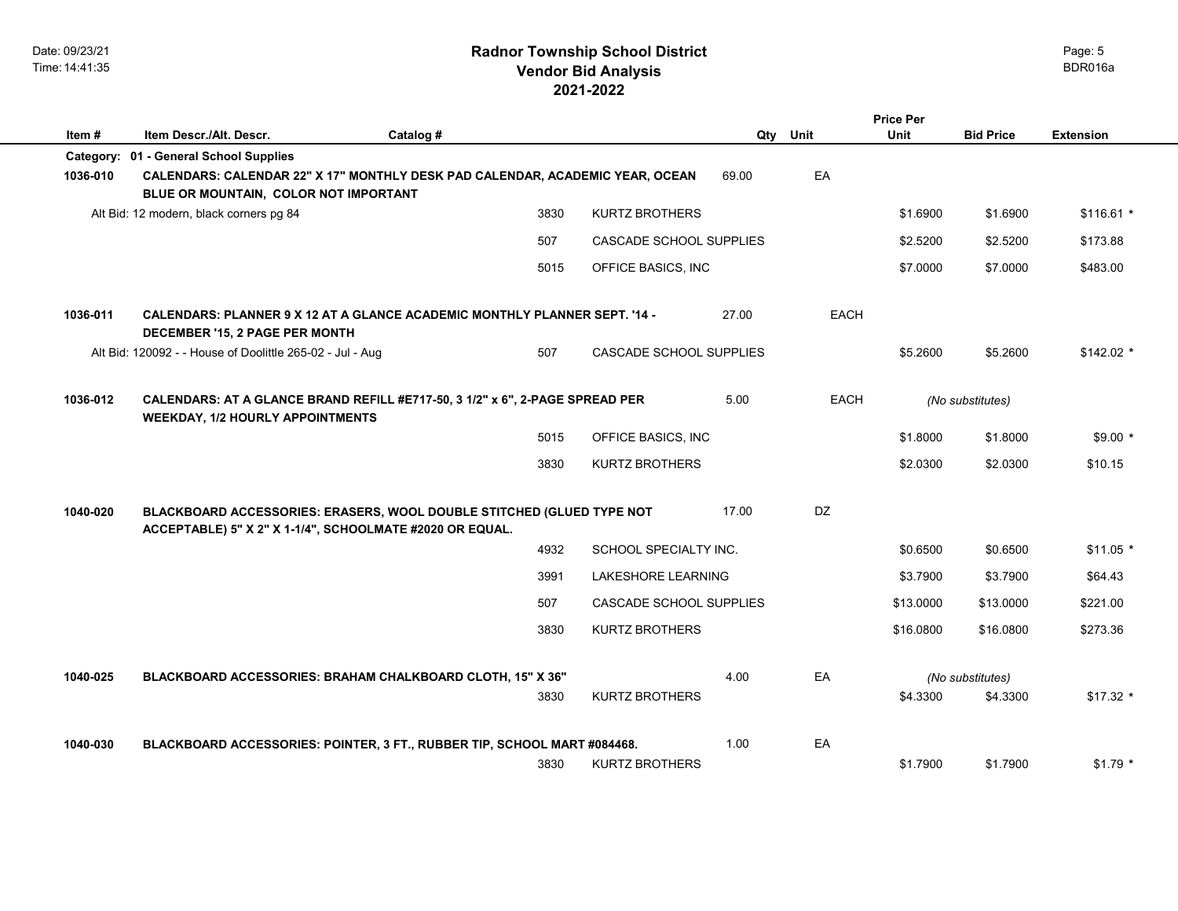## Radnor Township School District
## Vendor Bid Analysis
## 2021-2022

| Item # | Item Descr./Alt. Descr. | Catalog # | | Qty | Unit | Price Per Unit | Bid Price | Extension |
|---|---|---|---|---|---|---|---|---|
| **Category:** | **01 - General School Supplies** | | | | | | | |
| **1036-010** | **CALENDARS: CALENDAR 22" X 17" MONTHLY DESK PAD CALENDAR, ACADEMIC YEAR, OCEAN BLUE OR MOUNTAIN, COLOR NOT IMPORTANT** | | | 69.00 | EA | | | |
| | Alt Bid: 12 modern, black corners pg 84 | 3830 | KURTZ BROTHERS | | | $1.6900 | $1.6900 | $116.61 * |
| | | 507 | CASCADE SCHOOL SUPPLIES | | | $2.5200 | $2.5200 | $173.88 |
| | | 5015 | OFFICE BASICS, INC | | | $7.0000 | $7.0000 | $483.00 |
| **1036-011** | **CALENDARS: PLANNER 9 X 12 AT A GLANCE ACADEMIC MONTHLY PLANNER SEPT. '14 - DECEMBER '15, 2 PAGE PER MONTH** | | | 27.00 | EACH | | | |
| | Alt Bid: 120092 - - House of Doolittle 265-02 - Jul - Aug | 507 | CASCADE SCHOOL SUPPLIES | | | $5.2600 | $5.2600 | $142.02 * |
| **1036-012** | **CALENDARS: AT A GLANCE BRAND REFILL #E717-50, 3 1/2" x 6", 2-PAGE SPREAD PER WEEKDAY, 1/2 HOURLY APPOINTMENTS** | | | 5.00 | EACH | *(No substitutes)* | | |
| | | 5015 | OFFICE BASICS, INC | | | $1.8000 | $1.8000 | $9.00 * |
| | | 3830 | KURTZ BROTHERS | | | $2.0300 | $2.0300 | $10.15 |
| **1040-020** | **BLACKBOARD ACCESSORIES: ERASERS, WOOL DOUBLE STITCHED (GLUED TYPE NOT ACCEPTABLE) 5" X 2" X 1-1/4", SCHOOLMATE #2020 OR EQUAL.** | | | 17.00 | DZ | | | |
| | | 4932 | SCHOOL SPECIALTY INC. | | | $0.6500 | $0.6500 | $11.05 * |
| | | 3991 | LAKESHORE LEARNING | | | $3.7900 | $3.7900 | $64.43 |
| | | 507 | CASCADE SCHOOL SUPPLIES | | | $13.0000 | $13.0000 | $221.00 |
| | | 3830 | KURTZ BROTHERS | | | $16.0800 | $16.0800 | $273.36 |
| **1040-025** | **BLACKBOARD ACCESSORIES: BRAHAM CHALKBOARD CLOTH, 15" X 36"** | | | 4.00 | EA | *(No substitutes)* | | |
| | | 3830 | KURTZ BROTHERS | | | $4.3300 | $4.3300 | $17.32 * |
| **1040-030** | **BLACKBOARD ACCESSORIES: POINTER, 3 FT., RUBBER TIP, SCHOOL MART #084468.** | | | 1.00 | EA | | | |
| | | 3830 | KURTZ BROTHERS | | | $1.7900 | $1.7900 | $1.79 * |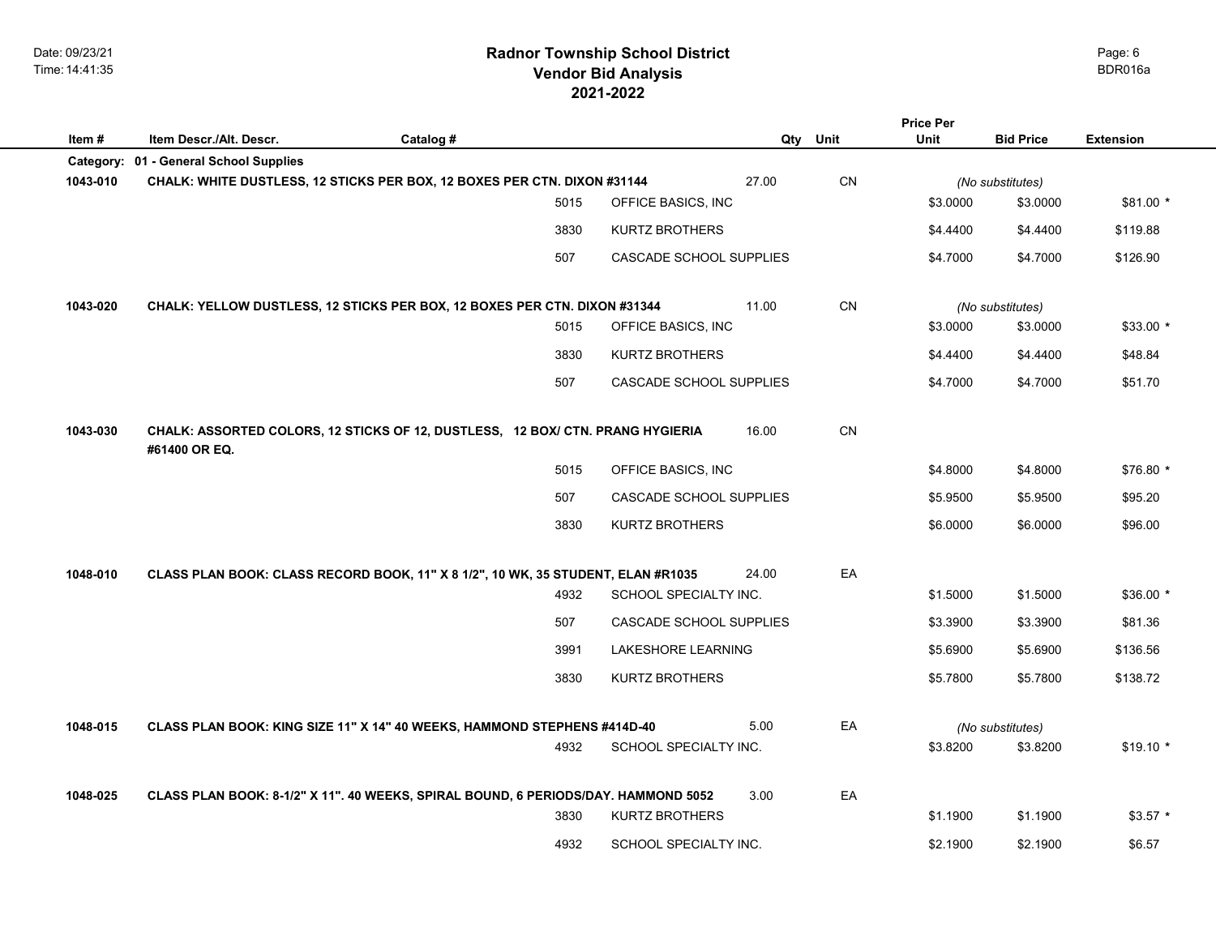# Radnor Township School District
## Vendor Bid Analysis
## 2021-2022

| Item # | Item Descr./Alt. Descr. | Catalog # | | Qty | Unit | Price Per Unit | Bid Price | Extension |
|---|---|---|---|---|---|---|---|---|
| **Category:** | **01 - General School Supplies** | | | | | | | |
| **1043-010** | **CHALK: WHITE DUSTLESS, 12 STICKS PER BOX, 12 BOXES PER CTN. DIXON #31144** | | | 27.00 | CN | *(No substitutes)* | | |
| | | 5015 | OFFICE BASICS, INC | | | $3.0000 | $3.0000 | $81.00 * |
| | | 3830 | KURTZ BROTHERS | | | $4.4400 | $4.4400 | $119.88 |
| | | 507 | CASCADE SCHOOL SUPPLIES | | | $4.7000 | $4.7000 | $126.90 |
| **1043-020** | **CHALK: YELLOW DUSTLESS, 12 STICKS PER BOX, 12 BOXES PER CTN. DIXON #31344** | | | 11.00 | CN | *(No substitutes)* | | |
| | | 5015 | OFFICE BASICS, INC | | | $3.0000 | $3.0000 | $33.00 * |
| | | 3830 | KURTZ BROTHERS | | | $4.4400 | $4.4400 | $48.84 |
| | | 507 | CASCADE SCHOOL SUPPLIES | | | $4.7000 | $4.7000 | $51.70 |
| **1043-030** | **CHALK: ASSORTED COLORS, 12 STICKS OF 12, DUSTLESS, 12 BOX/ CTN. PRANG HYGIERIA #61400 OR EQ.** | | | 16.00 | CN | | | |
| | | 5015 | OFFICE BASICS, INC | | | $4.8000 | $4.8000 | $76.80 * |
| | | 507 | CASCADE SCHOOL SUPPLIES | | | $5.9500 | $5.9500 | $95.20 |
| | | 3830 | KURTZ BROTHERS | | | $6.0000 | $6.0000 | $96.00 |
| **1048-010** | **CLASS PLAN BOOK: CLASS RECORD BOOK, 11" X 8 1/2", 10 WK, 35 STUDENT, ELAN #R1035** | | | 24.00 | EA | | | |
| | | 4932 | SCHOOL SPECIALTY INC. | | | $1.5000 | $1.5000 | $36.00 * |
| | | 507 | CASCADE SCHOOL SUPPLIES | | | $3.3900 | $3.3900 | $81.36 |
| | | 3991 | LAKESHORE LEARNING | | | $5.6900 | $5.6900 | $136.56 |
| | | 3830 | KURTZ BROTHERS | | | $5.7800 | $5.7800 | $138.72 |
| **1048-015** | **CLASS PLAN BOOK: KING SIZE 11" X 14" 40 WEEKS, HAMMOND STEPHENS #414D-40** | | | 5.00 | EA | *(No substitutes)* | | |
| | | 4932 | SCHOOL SPECIALTY INC. | | | $3.8200 | $3.8200 | $19.10 * |
| **1048-025** | **CLASS PLAN BOOK: 8-1/2" X 11". 40 WEEKS, SPIRAL BOUND, 6 PERIODS/DAY. HAMMOND 5052** | | | 3.00 | EA | | | |
| | | 3830 | KURTZ BROTHERS | | | $1.1900 | $1.1900 | $3.57 * |
| | | 4932 | SCHOOL SPECIALTY INC. | | | $2.1900 | $2.1900 | $6.57 |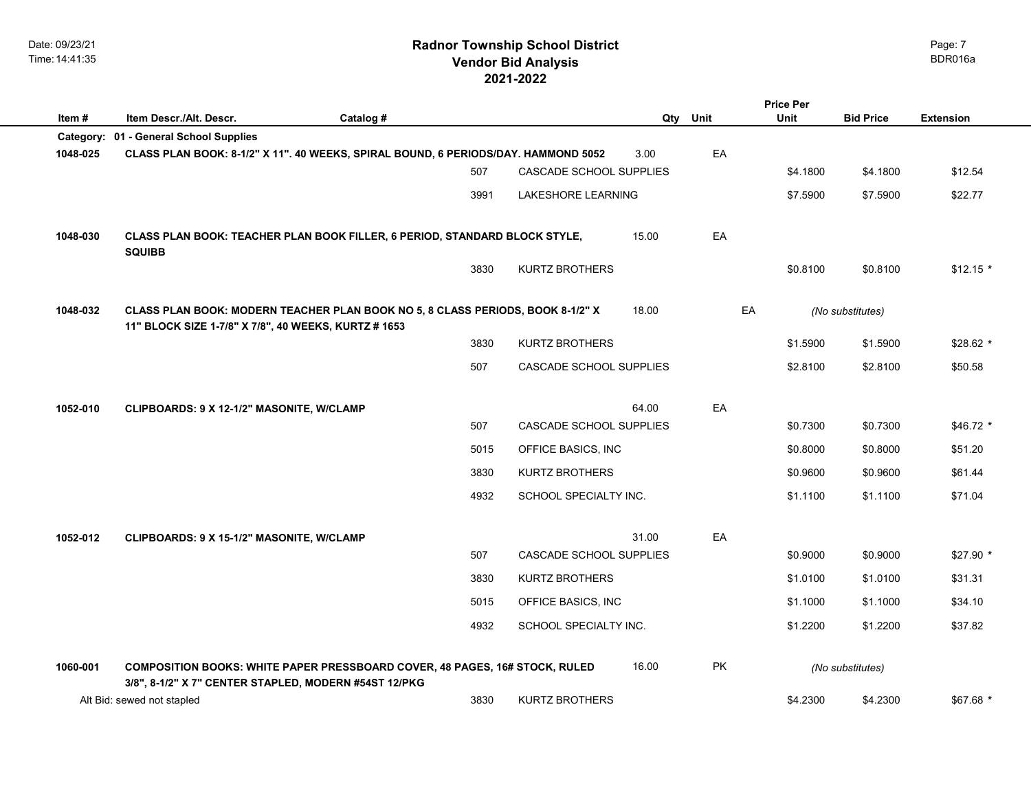# Radnor Township School District
## Vendor Bid Analysis
## 2021-2022

| Item # | Item Descr./Alt. Descr. | Catalog # | | Qty | Unit | Price Per Unit | Bid Price | Extension |
|---|---|---|---|---|---|---|---|---|
| **Category:** | **01 - General School Supplies** | | | | | | | |
| **1048-025** | **CLASS PLAN BOOK: 8-1/2" X 11". 40 WEEKS, SPIRAL BOUND, 6 PERIODS/DAY. HAMMOND 5052** | | | **3.00** | **EA** | | | |
| | | 507 | CASCADE SCHOOL SUPPLIES | | | $4.1800 | $4.1800 | $12.54 |
| | | 3991 | LAKESHORE LEARNING | | | $7.5900 | $7.5900 | $22.77 |
| **1048-030** | **CLASS PLAN BOOK: TEACHER PLAN BOOK FILLER, 6 PERIOD, STANDARD BLOCK STYLE, SQUIBB** | | | **15.00** | **EA** | | | |
| | | 3830 | KURTZ BROTHERS | | | $0.8100 | $0.8100 | $12.15 * |
| **1048-032** | **CLASS PLAN BOOK: MODERN TEACHER PLAN BOOK NO 5, 8 CLASS PERIODS, BOOK 8-1/2" X 11" BLOCK SIZE 1-7/8" X 7/8", 40 WEEKS, KURTZ # 1653** | | | **18.00** | **EA** | *(No substitutes)* | | |
| | | 3830 | KURTZ BROTHERS | | | $1.5900 | $1.5900 | $28.62 * |
| | | 507 | CASCADE SCHOOL SUPPLIES | | | $2.8100 | $2.8100 | $50.58 |
| **1052-010** | **CLIPBOARDS: 9 X 12-1/2" MASONITE, W/CLAMP** | | | **64.00** | **EA** | | | |
| | | 507 | CASCADE SCHOOL SUPPLIES | | | $0.7300 | $0.7300 | $46.72 * |
| | | 5015 | OFFICE BASICS, INC | | | $0.8000 | $0.8000 | $51.20 |
| | | 3830 | KURTZ BROTHERS | | | $0.9600 | $0.9600 | $61.44 |
| | | 4932 | SCHOOL SPECIALTY INC. | | | $1.1100 | $1.1100 | $71.04 |
| **1052-012** | **CLIPBOARDS: 9 X 15-1/2" MASONITE, W/CLAMP** | | | **31.00** | **EA** | | | |
| | | 507 | CASCADE SCHOOL SUPPLIES | | | $0.9000 | $0.9000 | $27.90 * |
| | | 3830 | KURTZ BROTHERS | | | $1.0100 | $1.0100 | $31.31 |
| | | 5015 | OFFICE BASICS, INC | | | $1.1000 | $1.1000 | $34.10 |
| | | 4932 | SCHOOL SPECIALTY INC. | | | $1.2200 | $1.2200 | $37.82 |
| **1060-001** | **COMPOSITION BOOKS: WHITE PAPER PRESSBOARD COVER, 48 PAGES, 16# STOCK, RULED 3/8", 8-1/2" X 7" CENTER STAPLED, MODERN #54ST 12/PKG** | | | **16.00** | **PK** | *(No substitutes)* | | |
| | Alt Bid: sewed not stapled | 3830 | KURTZ BROTHERS | | | $4.2300 | $4.2300 | $67.68 * |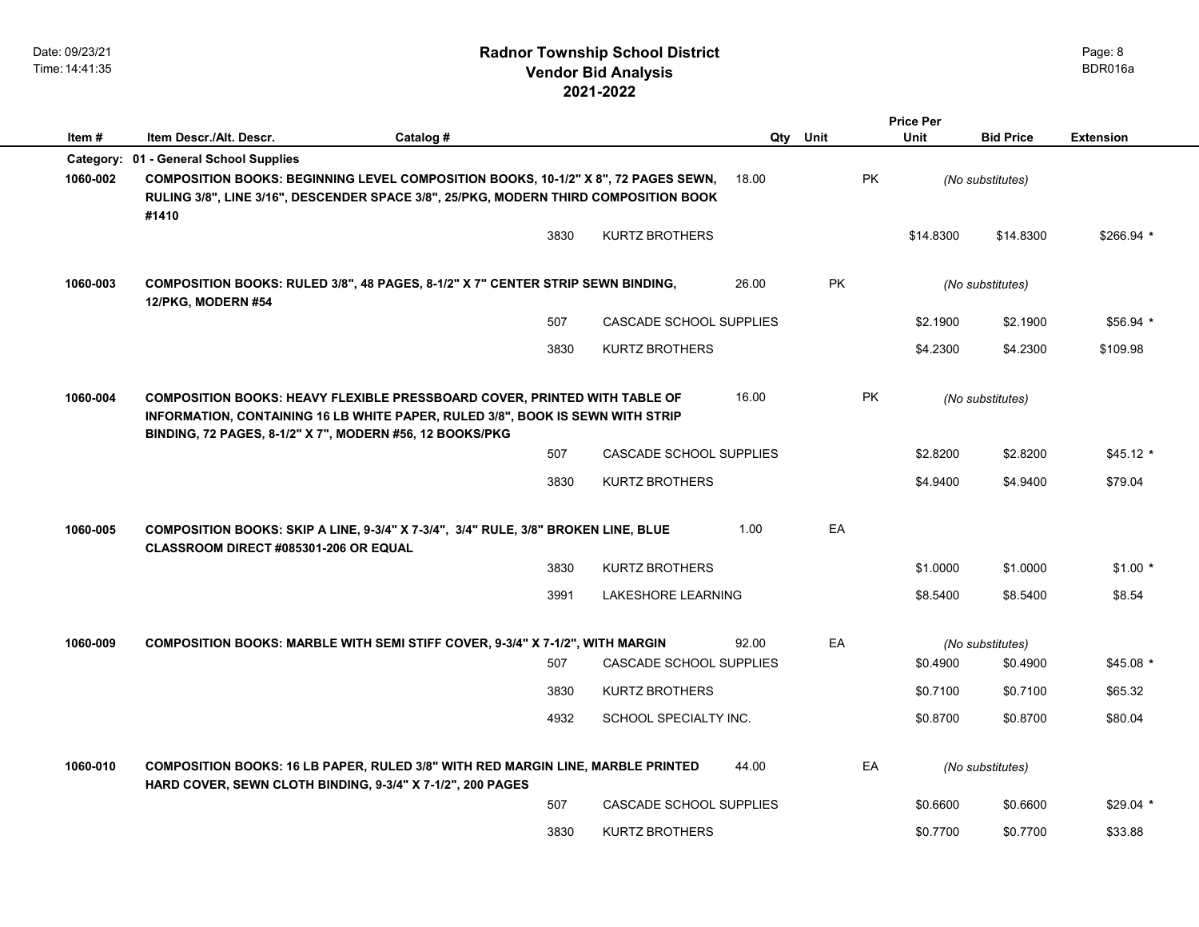# Radnor Township School District
## Vendor Bid Analysis
## 2021-2022

| Item # | Item Descr./Alt. Descr. | Catalog # | | Qty | Unit | Price Per Unit | Bid Price | Extension |
|---|---|---|---|---|---|---|---|---|
| **Category:** | **01 - General School Supplies** | | | | | | | |
| **1060-002** | **COMPOSITION BOOKS: BEGINNING LEVEL COMPOSITION BOOKS, 10-1/2" X 8", 72 PAGES SEWN, RULING 3/8", LINE 3/16", DESCENDER SPACE 3/8", 25/PKG, MODERN THIRD COMPOSITION BOOK #1410** | | | 18.00 | PK | | *(No substitutes)* | |
| | | 3830 | KURTZ BROTHERS | | | $14.8300 | $14.8300 | $266.94 * |
| **1060-003** | **COMPOSITION BOOKS: RULED 3/8", 48 PAGES, 8-1/2" X 7" CENTER STRIP SEWN BINDING, 12/PKG, MODERN #54** | | | 26.00 | PK | | *(No substitutes)* | |
| | | 507 | CASCADE SCHOOL SUPPLIES | | | $2.1900 | $2.1900 | $56.94 * |
| | | 3830 | KURTZ BROTHERS | | | $4.2300 | $4.2300 | $109.98 |
| **1060-004** | **COMPOSITION BOOKS: HEAVY FLEXIBLE PRESSBOARD COVER, PRINTED WITH TABLE OF INFORMATION, CONTAINING 16 LB WHITE PAPER, RULED 3/8", BOOK IS SEWN WITH STRIP BINDING, 72 PAGES, 8-1/2" X 7", MODERN #56, 12 BOOKS/PKG** | | | 16.00 | PK | | *(No substitutes)* | |
| | | 507 | CASCADE SCHOOL SUPPLIES | | | $2.8200 | $2.8200 | $45.12 * |
| | | 3830 | KURTZ BROTHERS | | | $4.9400 | $4.9400 | $79.04 |
| **1060-005** | **COMPOSITION BOOKS: SKIP A LINE, 9-3/4" X 7-3/4", 3/4" RULE, 3/8" BROKEN LINE, BLUE CLASSROOM DIRECT #085301-206 OR EQUAL** | | | 1.00 | EA | | | |
| | | 3830 | KURTZ BROTHERS | | | $1.0000 | $1.0000 | $1.00 * |
| | | 3991 | LAKESHORE LEARNING | | | $8.5400 | $8.5400 | $8.54 |
| **1060-009** | **COMPOSITION BOOKS: MARBLE WITH SEMI STIFF COVER, 9-3/4" X 7-1/2", WITH MARGIN** | | | 92.00 | EA | | *(No substitutes)* | |
| | | 507 | CASCADE SCHOOL SUPPLIES | | | $0.4900 | $0.4900 | $45.08 * |
| | | 3830 | KURTZ BROTHERS | | | $0.7100 | $0.7100 | $65.32 |
| | | 4932 | SCHOOL SPECIALTY INC. | | | $0.8700 | $0.8700 | $80.04 |
| **1060-010** | **COMPOSITION BOOKS: 16 LB PAPER, RULED 3/8" WITH RED MARGIN LINE, MARBLE PRINTED HARD COVER, SEWN CLOTH BINDING, 9-3/4" X 7-1/2", 200 PAGES** | | | 44.00 | EA | | *(No substitutes)* | |
| | | 507 | CASCADE SCHOOL SUPPLIES | | | $0.6600 | $0.6600 | $29.04 * |
| | | 3830 | KURTZ BROTHERS | | | $0.7700 | $0.7700 | $33.88 |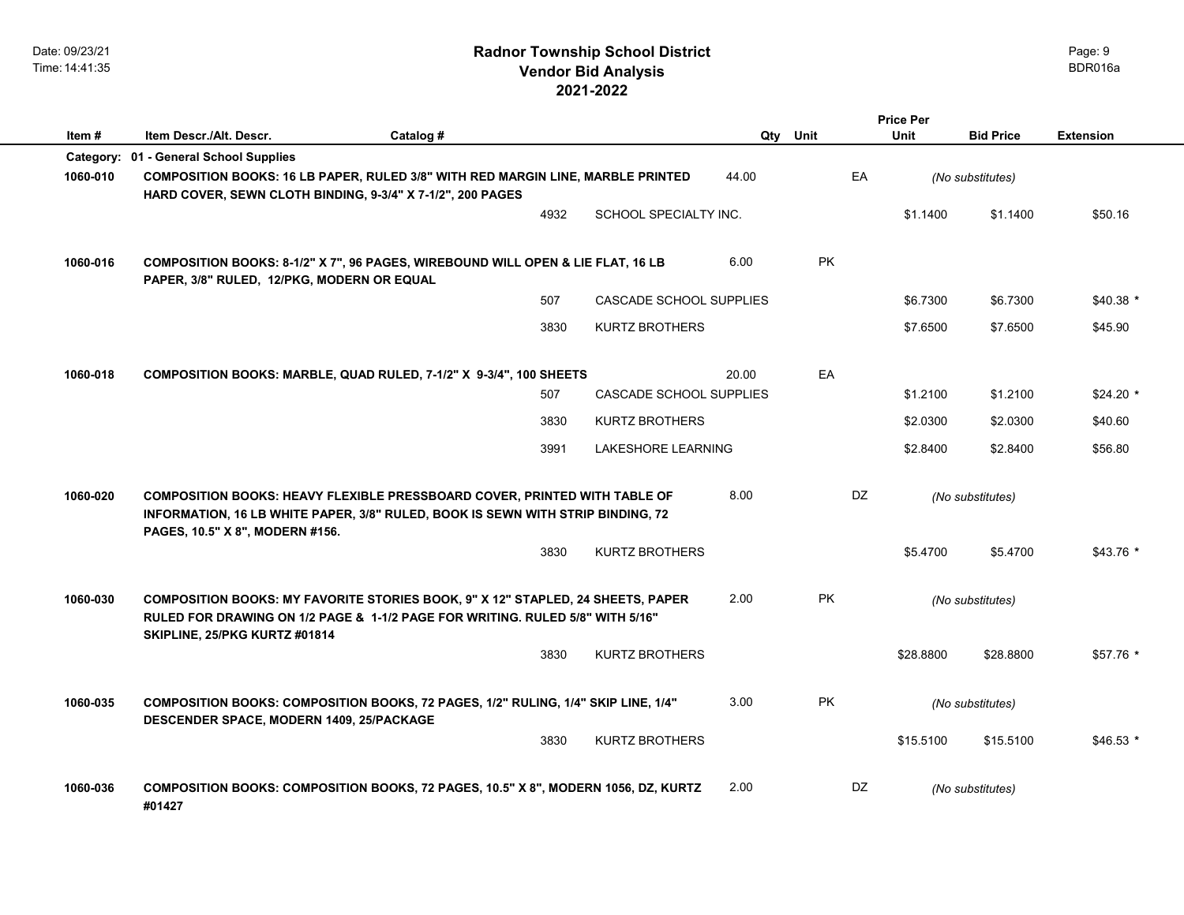# Radnor Township School District
## Vendor Bid Analysis
## 2021-2022

| Item # | Item Descr./Alt. Descr. | Catalog # | | Qty | Unit | Price Per Unit | Bid Price | Extension |
|---|---|---|---|---|---|---|---|---|
| **Category:** | **01 - General School Supplies** | | | | | | | |
| **1060-010** | **COMPOSITION BOOKS: 16 LB PAPER, RULED 3/8" WITH RED MARGIN LINE, MARBLE PRINTED HARD COVER, SEWN CLOTH BINDING, 9-3/4" X 7-1/2", 200 PAGES** | | | 44.00 | EA | *(No substitutes)* | | |
| | | 4932 | SCHOOL SPECIALTY INC. | | | $1.1400 | $1.1400 | $50.16 |
| **1060-016** | **COMPOSITION BOOKS: 8-1/2" X 7", 96 PAGES, WIREBOUND WILL OPEN & LIE FLAT, 16 LB PAPER, 3/8" RULED, 12/PKG, MODERN OR EQUAL** | | | 6.00 | PK | | | |
| | | 507 | CASCADE SCHOOL SUPPLIES | | | $6.7300 | $6.7300 | $40.38 * |
| | | 3830 | KURTZ BROTHERS | | | $7.6500 | $7.6500 | $45.90 |
| **1060-018** | **COMPOSITION BOOKS: MARBLE, QUAD RULED, 7-1/2" X 9-3/4", 100 SHEETS** | | | 20.00 | EA | | | |
| | | 507 | CASCADE SCHOOL SUPPLIES | | | $1.2100 | $1.2100 | $24.20 * |
| | | 3830 | KURTZ BROTHERS | | | $2.0300 | $2.0300 | $40.60 |
| | | 3991 | LAKESHORE LEARNING | | | $2.8400 | $2.8400 | $56.80 |
| **1060-020** | **COMPOSITION BOOKS: HEAVY FLEXIBLE PRESSBOARD COVER, PRINTED WITH TABLE OF INFORMATION, 16 LB WHITE PAPER, 3/8" RULED, BOOK IS SEWN WITH STRIP BINDING, 72 PAGES, 10.5" X 8", MODERN #156.** | | | 8.00 | DZ | *(No substitutes)* | | |
| | | 3830 | KURTZ BROTHERS | | | $5.4700 | $5.4700 | $43.76 * |
| **1060-030** | **COMPOSITION BOOKS: MY FAVORITE STORIES BOOK, 9" X 12" STAPLED, 24 SHEETS, PAPER RULED FOR DRAWING ON 1/2 PAGE & 1-1/2 PAGE FOR WRITING. RULED 5/8" WITH 5/16" SKIPLINE, 25/PKG KURTZ #01814** | | | 2.00 | PK | *(No substitutes)* | | |
| | | 3830 | KURTZ BROTHERS | | | $28.8800 | $28.8800 | $57.76 * |
| **1060-035** | **COMPOSITION BOOKS: COMPOSITION BOOKS, 72 PAGES, 1/2" RULING, 1/4" SKIP LINE, 1/4" DESCENDER SPACE, MODERN 1409, 25/PACKAGE** | | | 3.00 | PK | *(No substitutes)* | | |
| | | 3830 | KURTZ BROTHERS | | | $15.5100 | $15.5100 | $46.53 * |
| **1060-036** | **COMPOSITION BOOKS: COMPOSITION BOOKS, 72 PAGES, 10.5" X 8", MODERN 1056, DZ, KURTZ #01427** | | | 2.00 | DZ | *(No substitutes)* | | |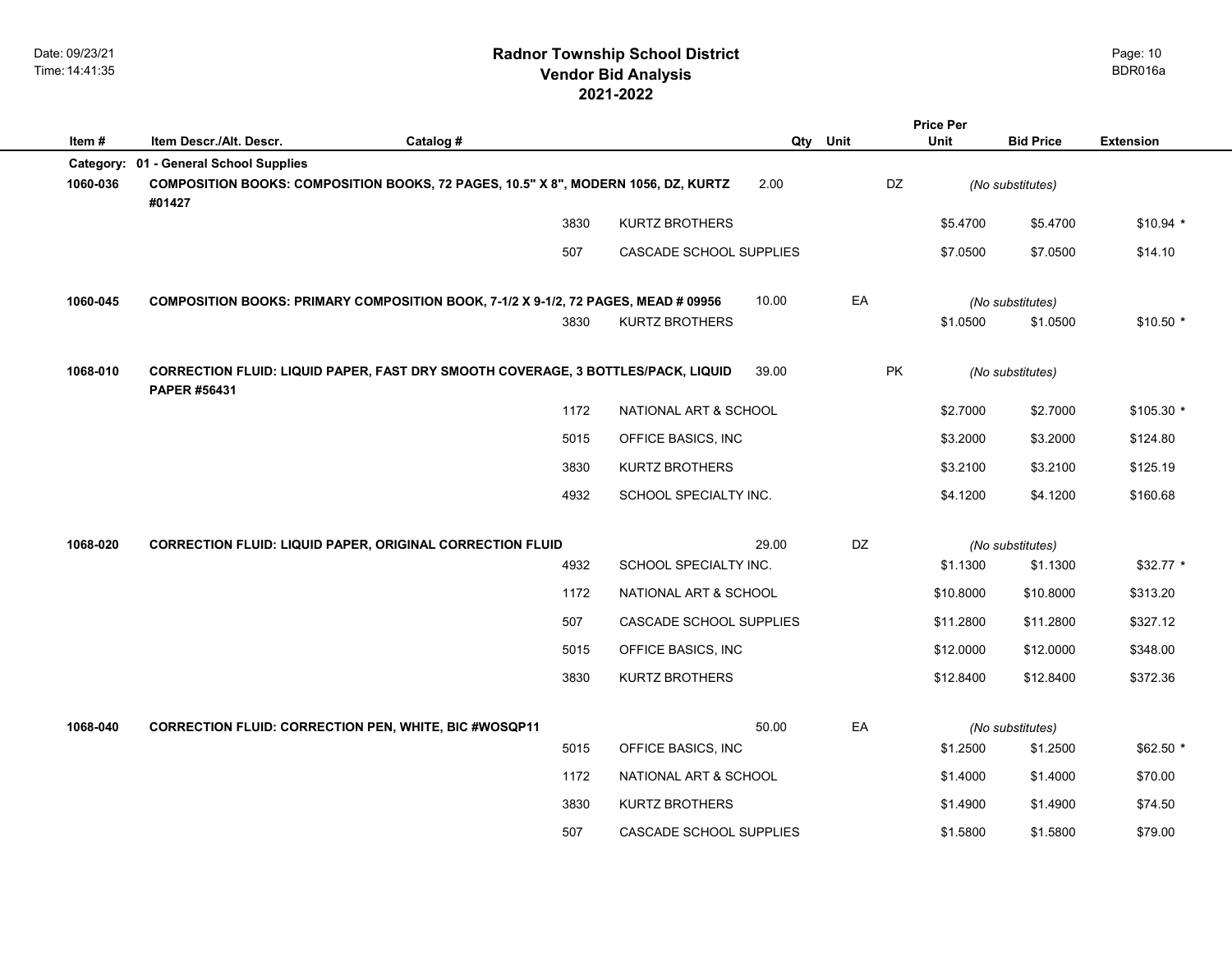# Radnor Township School District
## Vendor Bid Analysis
## 2021-2022

BDR016a

| Item # | Item Descr./Alt. Descr. | Catalog # | Qty | Unit | Price Per Unit | Bid Price | Extension |
|---|---|---|---|---|---|---|---|
| **Category:** | **01 - General School Supplies** | | | | | | |
| **1060-036** | **COMPOSITION BOOKS: COMPOSITION BOOKS, 72 PAGES, 10.5" X 8", MODERN 1056, DZ, KURTZ #01427** | | 2.00 | DZ | *(No substitutes)* | | |
| | 3830 | KURTZ BROTHERS | | | $5.4700 | $5.4700 | $10.94 * |
| | 507 | CASCADE SCHOOL SUPPLIES | | | $7.0500 | $7.0500 | $14.10 |
| **1060-045** | **COMPOSITION BOOKS: PRIMARY COMPOSITION BOOK, 7-1/2 X 9-1/2, 72 PAGES, MEAD # 09956** | | 10.00 | EA | *(No substitutes)* | | |
| | 3830 | KURTZ BROTHERS | | | $1.0500 | $1.0500 | $10.50 * |
| **1068-010** | **CORRECTION FLUID: LIQUID PAPER, FAST DRY SMOOTH COVERAGE, 3 BOTTLES/PACK, LIQUID PAPER #56431** | | 39.00 | PK | *(No substitutes)* | | |
| | 1172 | NATIONAL ART & SCHOOL | | | $2.7000 | $2.7000 | $105.30 * |
| | 5015 | OFFICE BASICS, INC | | | $3.2000 | $3.2000 | $124.80 |
| | 3830 | KURTZ BROTHERS | | | $3.2100 | $3.2100 | $125.19 |
| | 4932 | SCHOOL SPECIALTY INC. | | | $4.1200 | $4.1200 | $160.68 |
| **1068-020** | **CORRECTION FLUID: LIQUID PAPER, ORIGINAL CORRECTION FLUID** | | 29.00 | DZ | *(No substitutes)* | | |
| | 4932 | SCHOOL SPECIALTY INC. | | | $1.1300 | $1.1300 | $32.77 * |
| | 1172 | NATIONAL ART & SCHOOL | | | $10.8000 | $10.8000 | $313.20 |
| | 507 | CASCADE SCHOOL SUPPLIES | | | $11.2800 | $11.2800 | $327.12 |
| | 5015 | OFFICE BASICS, INC | | | $12.0000 | $12.0000 | $348.00 |
| | 3830 | KURTZ BROTHERS | | | $12.8400 | $12.8400 | $372.36 |
| **1068-040** | **CORRECTION FLUID: CORRECTION PEN, WHITE, BIC #WOSQP11** | | 50.00 | EA | *(No substitutes)* | | |
| | 5015 | OFFICE BASICS, INC | | | $1.2500 | $1.2500 | $62.50 * |
| | 1172 | NATIONAL ART & SCHOOL | | | $1.4000 | $1.4000 | $70.00 |
| | 3830 | KURTZ BROTHERS | | | $1.4900 | $1.4900 | $74.50 |
| | 507 | CASCADE SCHOOL SUPPLIES | | | $1.5800 | $1.5800 | $79.00 |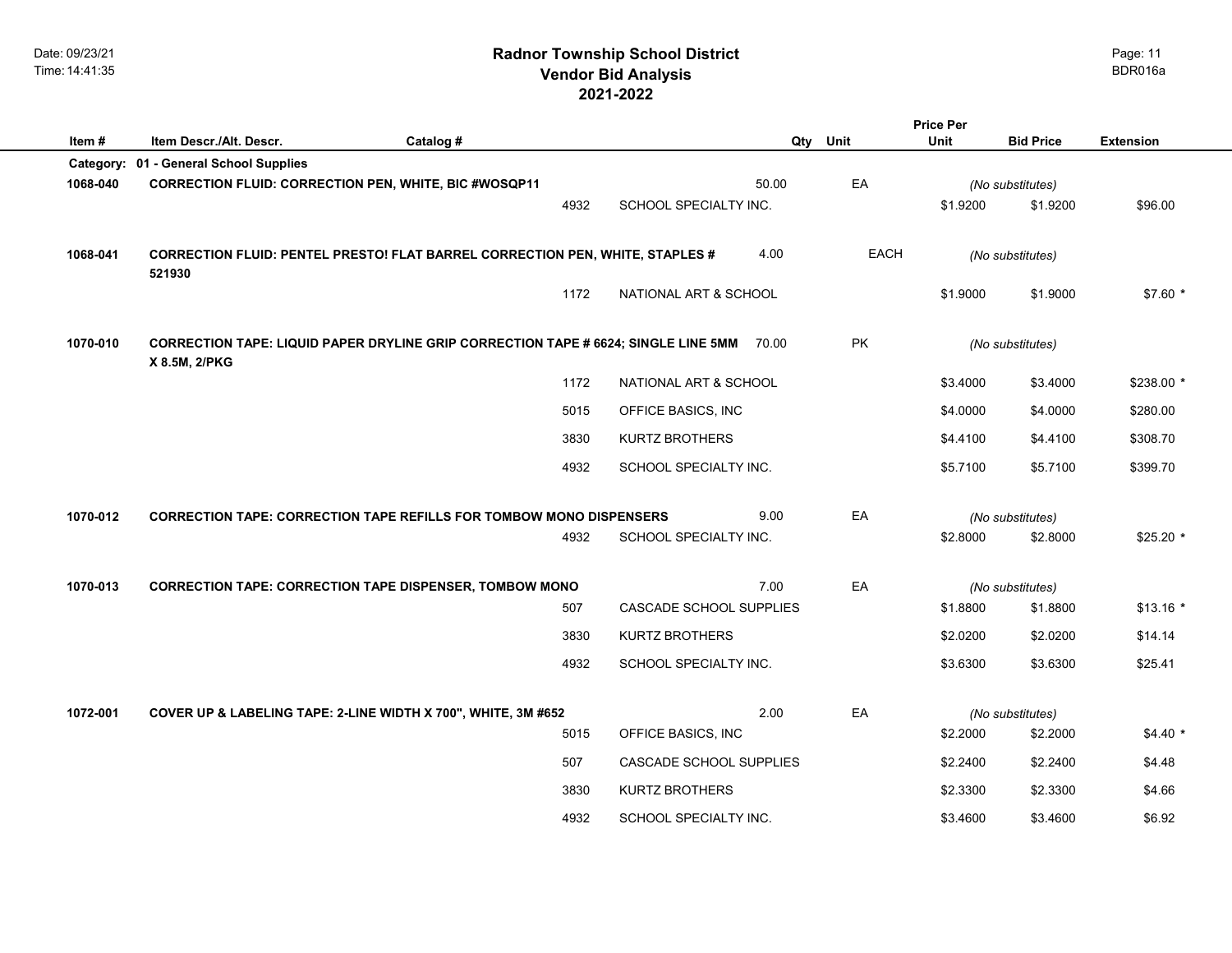# Radnor Township School District
## Vendor Bid Analysis
## 2021-2022

| Item # | Item Descr./Alt. Descr. | Catalog # | | Qty | Unit | Price Per Unit | Bid Price | Extension |
|---|---|---|---|---|---|---|---|---|
| **Category:** | **01 - General School Supplies** | | | | | | | |
| **1068-040** | **CORRECTION FLUID: CORRECTION PEN, WHITE, BIC #WOSQP11** | | | 50.00 | EA | *(No substitutes)* | | |
| | | 4932 | SCHOOL SPECIALTY INC. | | | $1.9200 | $1.9200 | $96.00 |
| **1068-041** | **CORRECTION FLUID: PENTEL PRESTO! FLAT BARREL CORRECTION PEN, WHITE, STAPLES # 521930** | | | 4.00 | EACH | *(No substitutes)* | | |
| | | 1172 | NATIONAL ART & SCHOOL | | | $1.9000 | $1.9000 | $7.60 * |
| **1070-010** | **CORRECTION TAPE: LIQUID PAPER DRYLINE GRIP CORRECTION TAPE # 6624; SINGLE LINE 5MM X 8.5M, 2/PKG** | | | 70.00 | PK | *(No substitutes)* | | |
| | | 1172 | NATIONAL ART & SCHOOL | | | $3.4000 | $3.4000 | $238.00 * |
| | | 5015 | OFFICE BASICS, INC | | | $4.0000 | $4.0000 | $280.00 |
| | | 3830 | KURTZ BROTHERS | | | $4.4100 | $4.4100 | $308.70 |
| | | 4932 | SCHOOL SPECIALTY INC. | | | $5.7100 | $5.7100 | $399.70 |
| **1070-012** | **CORRECTION TAPE: CORRECTION TAPE REFILLS FOR TOMBOW MONO DISPENSERS** | | | 9.00 | EA | *(No substitutes)* | | |
| | | 4932 | SCHOOL SPECIALTY INC. | | | $2.8000 | $2.8000 | $25.20 * |
| **1070-013** | **CORRECTION TAPE: CORRECTION TAPE DISPENSER, TOMBOW MONO** | | | 7.00 | EA | *(No substitutes)* | | |
| | | 507 | CASCADE SCHOOL SUPPLIES | | | $1.8800 | $1.8800 | $13.16 * |
| | | 3830 | KURTZ BROTHERS | | | $2.0200 | $2.0200 | $14.14 |
| | | 4932 | SCHOOL SPECIALTY INC. | | | $3.6300 | $3.6300 | $25.41 |
| **1072-001** | **COVER UP & LABELING TAPE: 2-LINE WIDTH X 700", WHITE, 3M #652** | | | 2.00 | EA | *(No substitutes)* | | |
| | | 5015 | OFFICE BASICS, INC | | | $2.2000 | $2.2000 | $4.40 * |
| | | 507 | CASCADE SCHOOL SUPPLIES | | | $2.2400 | $2.2400 | $4.48 |
| | | 3830 | KURTZ BROTHERS | | | $2.3300 | $2.3300 | $4.66 |
| | | 4932 | SCHOOL SPECIALTY INC. | | | $3.4600 | $3.4600 | $6.92 |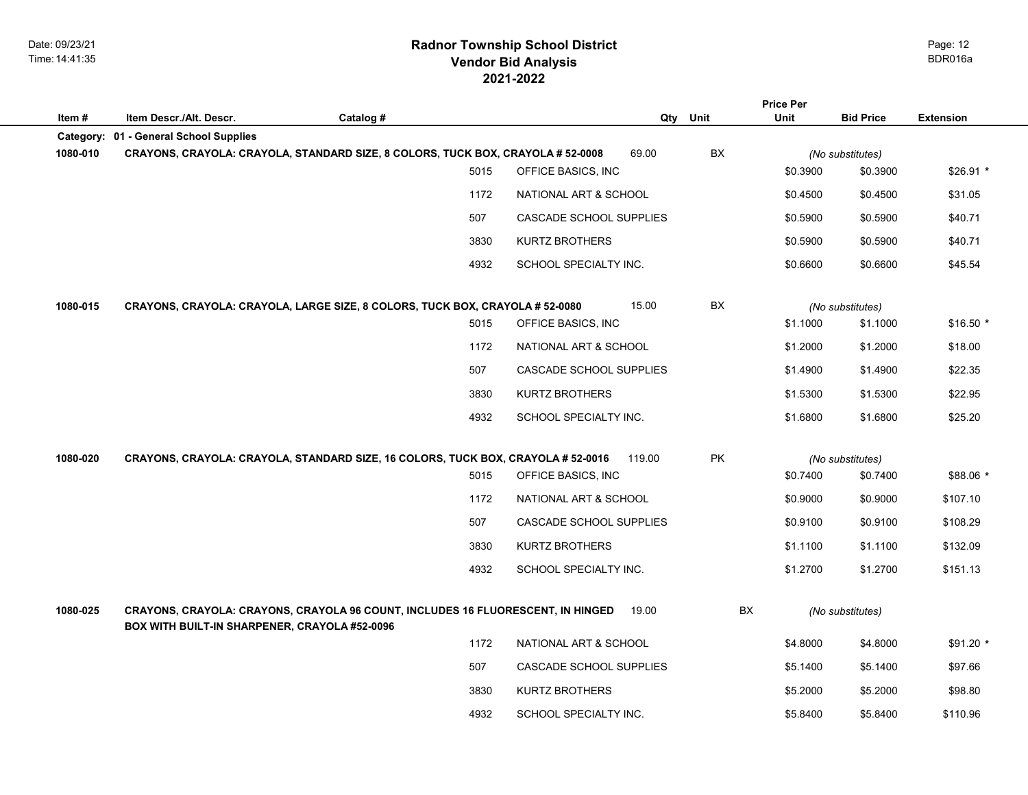# Radnor Township School District
## Vendor Bid Analysis
## 2021-2022

| Item # | Item Descr./Alt. Descr. | Catalog # | | Qty | Unit | Price Per Unit | Bid Price | Extension |
|---|---|---|---|---|---|---|---|---|
| Category: | 01 - General School Supplies | | | | | | | |
| 1080-010 | CRAYONS, CRAYOLA: CRAYOLA, STANDARD SIZE, 8 COLORS, TUCK BOX, CRAYOLA # 52-0008 | | | 69.00 | BX | (No substitutes) | | |
| | | 5015 | OFFICE BASICS, INC | | | $0.3900 | $0.3900 | $26.91 * |
| | | 1172 | NATIONAL ART & SCHOOL | | | $0.4500 | $0.4500 | $31.05 |
| | | 507 | CASCADE SCHOOL SUPPLIES | | | $0.5900 | $0.5900 | $40.71 |
| | | 3830 | KURTZ BROTHERS | | | $0.5900 | $0.5900 | $40.71 |
| | | 4932 | SCHOOL SPECIALTY INC. | | | $0.6600 | $0.6600 | $45.54 |
| 1080-015 | CRAYONS, CRAYOLA: CRAYOLA, LARGE SIZE, 8 COLORS, TUCK BOX, CRAYOLA # 52-0080 | | | 15.00 | BX | (No substitutes) | | |
| | | 5015 | OFFICE BASICS, INC | | | $1.1000 | $1.1000 | $16.50 * |
| | | 1172 | NATIONAL ART & SCHOOL | | | $1.2000 | $1.2000 | $18.00 |
| | | 507 | CASCADE SCHOOL SUPPLIES | | | $1.4900 | $1.4900 | $22.35 |
| | | 3830 | KURTZ BROTHERS | | | $1.5300 | $1.5300 | $22.95 |
| | | 4932 | SCHOOL SPECIALTY INC. | | | $1.6800 | $1.6800 | $25.20 |
| 1080-020 | CRAYONS, CRAYOLA: CRAYOLA, STANDARD SIZE, 16 COLORS, TUCK BOX, CRAYOLA # 52-0016 | | | 119.00 | PK | (No substitutes) | | |
| | | 5015 | OFFICE BASICS, INC | | | $0.7400 | $0.7400 | $88.06 * |
| | | 1172 | NATIONAL ART & SCHOOL | | | $0.9000 | $0.9000 | $107.10 |
| | | 507 | CASCADE SCHOOL SUPPLIES | | | $0.9100 | $0.9100 | $108.29 |
| | | 3830 | KURTZ BROTHERS | | | $1.1100 | $1.1100 | $132.09 |
| | | 4932 | SCHOOL SPECIALTY INC. | | | $1.2700 | $1.2700 | $151.13 |
| 1080-025 | CRAYONS, CRAYOLA: CRAYONS, CRAYOLA 96 COUNT, INCLUDES 16 FLUORESCENT, IN HINGED BOX WITH BUILT-IN SHARPENER, CRAYOLA #52-0096 | | | 19.00 | BX | (No substitutes) | | |
| | | 1172 | NATIONAL ART & SCHOOL | | | $4.8000 | $4.8000 | $91.20 * |
| | | 507 | CASCADE SCHOOL SUPPLIES | | | $5.1400 | $5.1400 | $97.66 |
| | | 3830 | KURTZ BROTHERS | | | $5.2000 | $5.2000 | $98.80 |
| | | 4932 | SCHOOL SPECIALTY INC. | | | $5.8400 | $5.8400 | $110.96 |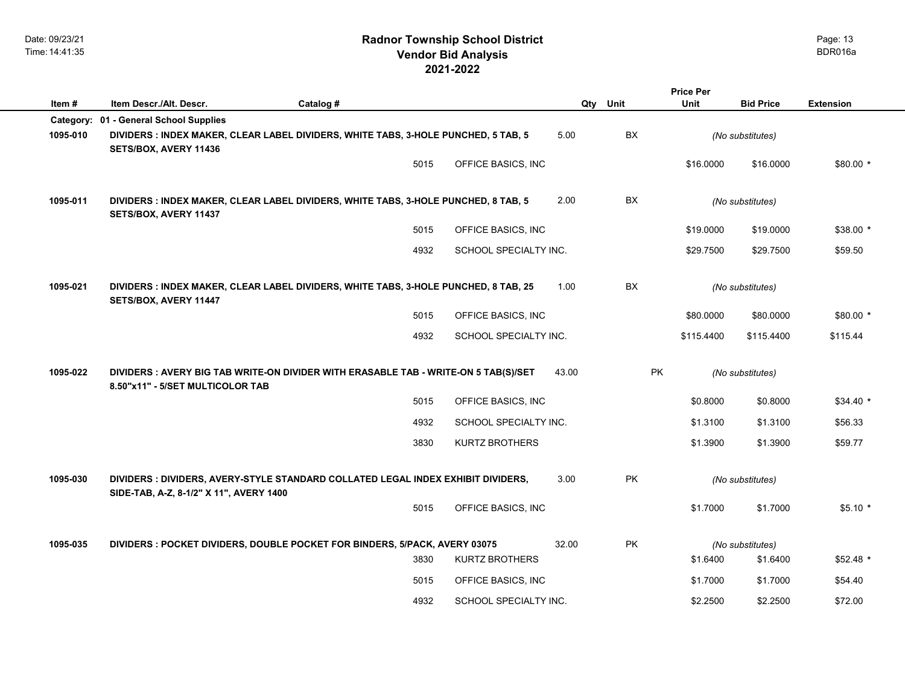# Radnor Township School District
## Vendor Bid Analysis
## 2021-2022

| Item # | Item Descr./Alt. Descr. | Catalog # | | Qty | Unit | Price Per Unit | Bid Price | Extension |
|---|---|---|---|---|---|---|---|---|
| **Category:** | **01 - General School Supplies** | | | | | | | |
| **1095-010** | **DIVIDERS : INDEX MAKER, CLEAR LABEL DIVIDERS, WHITE TABS, 3-HOLE PUNCHED, 5 TAB, 5 SETS/BOX, AVERY 11436** | | | 5.00 | BX | | *(No substitutes)* | |
| | | 5015 | OFFICE BASICS, INC | | | $16.0000 | $16.0000 | $80.00 * |
| **1095-011** | **DIVIDERS : INDEX MAKER, CLEAR LABEL DIVIDERS, WHITE TABS, 3-HOLE PUNCHED, 8 TAB, 5 SETS/BOX, AVERY 11437** | | | 2.00 | BX | | *(No substitutes)* | |
| | | 5015 | OFFICE BASICS, INC | | | $19.0000 | $19.0000 | $38.00 * |
| | | 4932 | SCHOOL SPECIALTY INC. | | | $29.7500 | $29.7500 | $59.50 |
| **1095-021** | **DIVIDERS : INDEX MAKER, CLEAR LABEL DIVIDERS, WHITE TABS, 3-HOLE PUNCHED, 8 TAB, 25 SETS/BOX, AVERY 11447** | | | 1.00 | BX | | *(No substitutes)* | |
| | | 5015 | OFFICE BASICS, INC | | | $80.0000 | $80.0000 | $80.00 * |
| | | 4932 | SCHOOL SPECIALTY INC. | | | $115.4400 | $115.4400 | $115.44 |
| **1095-022** | **DIVIDERS : AVERY BIG TAB WRITE-ON DIVIDER WITH ERASABLE TAB - WRITE-ON 5 TAB(S)/SET 8.50"x11" - 5/SET MULTICOLOR TAB** | | | 43.00 | PK | | *(No substitutes)* | |
| | | 5015 | OFFICE BASICS, INC | | | $0.8000 | $0.8000 | $34.40 * |
| | | 4932 | SCHOOL SPECIALTY INC. | | | $1.3100 | $1.3100 | $56.33 |
| | | 3830 | KURTZ BROTHERS | | | $1.3900 | $1.3900 | $59.77 |
| **1095-030** | **DIVIDERS : DIVIDERS, AVERY-STYLE STANDARD COLLATED LEGAL INDEX EXHIBIT DIVIDERS, SIDE-TAB, A-Z, 8-1/2" X 11", AVERY 1400** | | | 3.00 | PK | | *(No substitutes)* | |
| | | 5015 | OFFICE BASICS, INC | | | $1.7000 | $1.7000 | $5.10 * |
| **1095-035** | **DIVIDERS : POCKET DIVIDERS, DOUBLE POCKET FOR BINDERS, 5/PACK, AVERY 03075** | | | 32.00 | PK | | *(No substitutes)* | |
| | | 3830 | KURTZ BROTHERS | | | $1.6400 | $1.6400 | $52.48 * |
| | | 5015 | OFFICE BASICS, INC | | | $1.7000 | $1.7000 | $54.40 |
| | | 4932 | SCHOOL SPECIALTY INC. | | | $2.2500 | $2.2500 | $72.00 |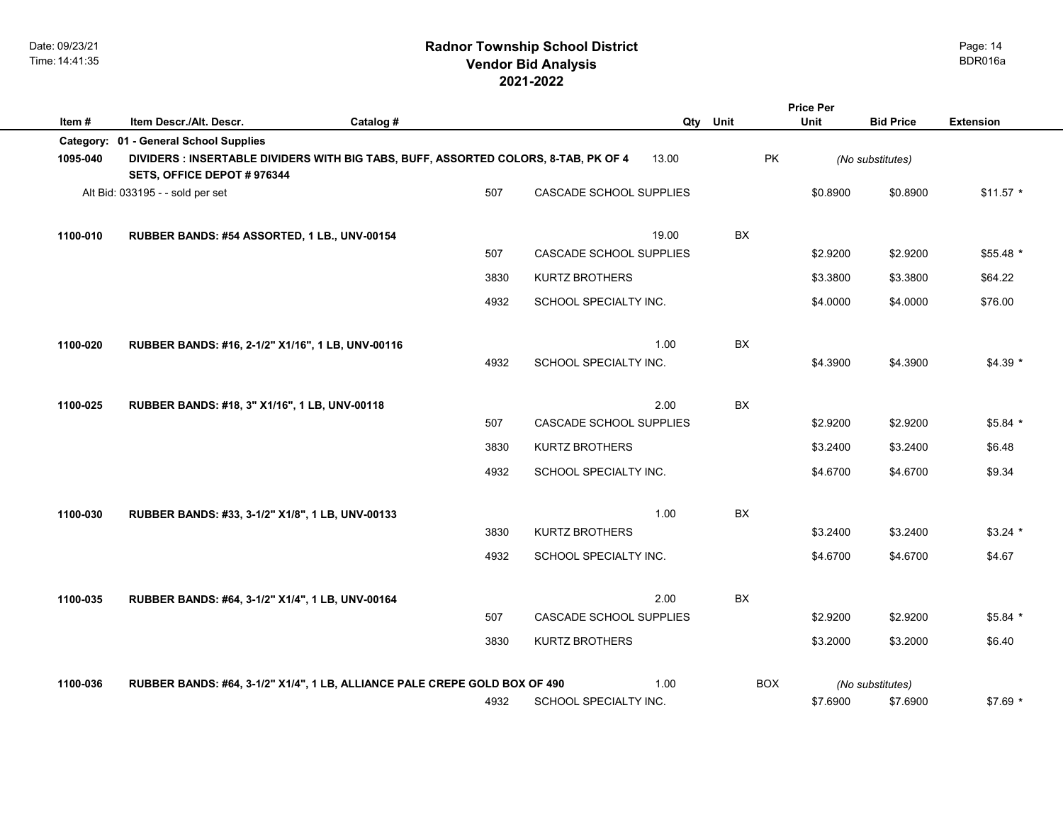# Radnor Township School District
## Vendor Bid Analysis
## 2021-2022

| Item # | Item Descr./Alt. Descr. | Catalog # | | Qty | Unit | Price Per Unit | Bid Price | Extension |
|---|---|---|---|---|---|---|---|---|
| **Category:** | **01 - General School Supplies** | | | | | | | |
| **1095-040** | **DIVIDERS : INSERTABLE DIVIDERS WITH BIG TABS, BUFF, ASSORTED COLORS, 8-TAB, PK OF 4 SETS, OFFICE DEPOT # 976344** | | | 13.00 | PK | *(No substitutes)* | | |
| | Alt Bid: 033195 - - sold per set | 507 | CASCADE SCHOOL SUPPLIES | | | $0.8900 | $0.8900 | $11.57 * |
| **1100-010** | **RUBBER BANDS: #54 ASSORTED, 1 LB., UNV-00154** | | | 19.00 | BX | | | |
| | | 507 | CASCADE SCHOOL SUPPLIES | | | $2.9200 | $2.9200 | $55.48 * |
| | | 3830 | KURTZ BROTHERS | | | $3.3800 | $3.3800 | $64.22 |
| | | 4932 | SCHOOL SPECIALTY INC. | | | $4.0000 | $4.0000 | $76.00 |
| **1100-020** | **RUBBER BANDS: #16, 2-1/2" X1/16", 1 LB, UNV-00116** | | | 1.00 | BX | | | |
| | | 4932 | SCHOOL SPECIALTY INC. | | | $4.3900 | $4.3900 | $4.39 * |
| **1100-025** | **RUBBER BANDS: #18, 3" X1/16", 1 LB, UNV-00118** | | | 2.00 | BX | | | |
| | | 507 | CASCADE SCHOOL SUPPLIES | | | $2.9200 | $2.9200 | $5.84 * |
| | | 3830 | KURTZ BROTHERS | | | $3.2400 | $3.2400 | $6.48 |
| | | 4932 | SCHOOL SPECIALTY INC. | | | $4.6700 | $4.6700 | $9.34 |
| **1100-030** | **RUBBER BANDS: #33, 3-1/2" X1/8", 1 LB, UNV-00133** | | | 1.00 | BX | | | |
| | | 3830 | KURTZ BROTHERS | | | $3.2400 | $3.2400 | $3.24 * |
| | | 4932 | SCHOOL SPECIALTY INC. | | | $4.6700 | $4.6700 | $4.67 |
| **1100-035** | **RUBBER BANDS: #64, 3-1/2" X1/4", 1 LB, UNV-00164** | | | 2.00 | BX | | | |
| | | 507 | CASCADE SCHOOL SUPPLIES | | | $2.9200 | $2.9200 | $5.84 * |
| | | 3830 | KURTZ BROTHERS | | | $3.2000 | $3.2000 | $6.40 |
| **1100-036** | **RUBBER BANDS: #64, 3-1/2" X1/4", 1 LB, ALLIANCE PALE CREPE GOLD BOX OF 490** | | | 1.00 | BOX | *(No substitutes)* | | |
| | | 4932 | SCHOOL SPECIALTY INC. | | | $7.6900 | $7.6900 | $7.69 * |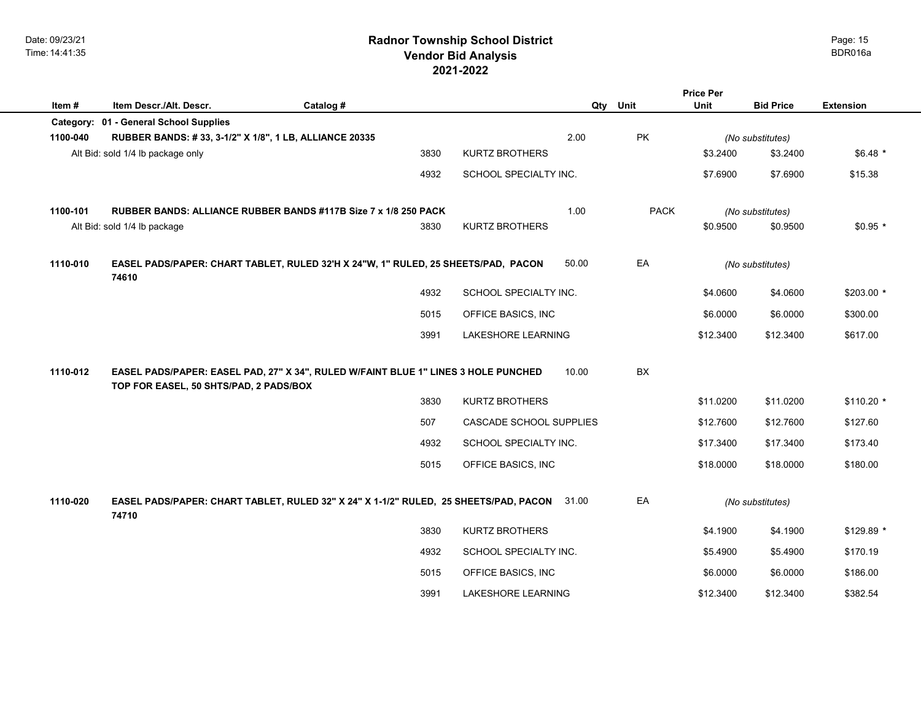# Radnor Township School District
## Vendor Bid Analysis
## 2021-2022

| Item # | Item Descr./Alt. Descr. | Catalog # | | Qty | Unit | Price Per Unit | Bid Price | Extension |
|---|---|---|---|---|---|---|---|---|
| **Category:** | **01 - General School Supplies** | | | | | | | |
| **1100-040** | **RUBBER BANDS: # 33, 3-1/2" X 1/8", 1 LB, ALLIANCE 20335** | | | 2.00 | PK | | *(No substitutes)* | |
| | Alt Bid: sold 1/4 lb package only | 3830 | KURTZ BROTHERS | | | $3.2400 | $3.2400 | $6.48 * |
| | | 4932 | SCHOOL SPECIALTY INC. | | | $7.6900 | $7.6900 | $15.38 |
| **1100-101** | **RUBBER BANDS: ALLIANCE RUBBER BANDS #117B Size 7 x 1/8 250 PACK** | | | 1.00 | PACK | | *(No substitutes)* | |
| | Alt Bid: sold 1/4 lb package | 3830 | KURTZ BROTHERS | | | $0.9500 | $0.9500 | $0.95 * |
| **1110-010** | **EASEL PADS/PAPER: CHART TABLET, RULED 32'H X 24"W, 1" RULED, 25 SHEETS/PAD, PACON 74610** | | | 50.00 | EA | | *(No substitutes)* | |
| | | 4932 | SCHOOL SPECIALTY INC. | | | $4.0600 | $4.0600 | $203.00 * |
| | | 5015 | OFFICE BASICS, INC | | | $6.0000 | $6.0000 | $300.00 |
| | | 3991 | LAKESHORE LEARNING | | | $12.3400 | $12.3400 | $617.00 |
| **1110-012** | **EASEL PADS/PAPER: EASEL PAD, 27" X 34", RULED W/FAINT BLUE 1" LINES 3 HOLE PUNCHED TOP FOR EASEL, 50 SHTS/PAD, 2 PADS/BOX** | | | 10.00 | BX | | | |
| | | 3830 | KURTZ BROTHERS | | | $11.0200 | $11.0200 | $110.20 * |
| | | 507 | CASCADE SCHOOL SUPPLIES | | | $12.7600 | $12.7600 | $127.60 |
| | | 4932 | SCHOOL SPECIALTY INC. | | | $17.3400 | $17.3400 | $173.40 |
| | | 5015 | OFFICE BASICS, INC | | | $18.0000 | $18.0000 | $180.00 |
| **1110-020** | **EASEL PADS/PAPER: CHART TABLET, RULED 32" X 24" X 1-1/2" RULED, 25 SHEETS/PAD, PACON 74710** | | | 31.00 | EA | | *(No substitutes)* | |
| | | 3830 | KURTZ BROTHERS | | | $4.1900 | $4.1900 | $129.89 * |
| | | 4932 | SCHOOL SPECIALTY INC. | | | $5.4900 | $5.4900 | $170.19 |
| | | 5015 | OFFICE BASICS, INC | | | $6.0000 | $6.0000 | $186.00 |
| | | 3991 | LAKESHORE LEARNING | | | $12.3400 | $12.3400 | $382.54 |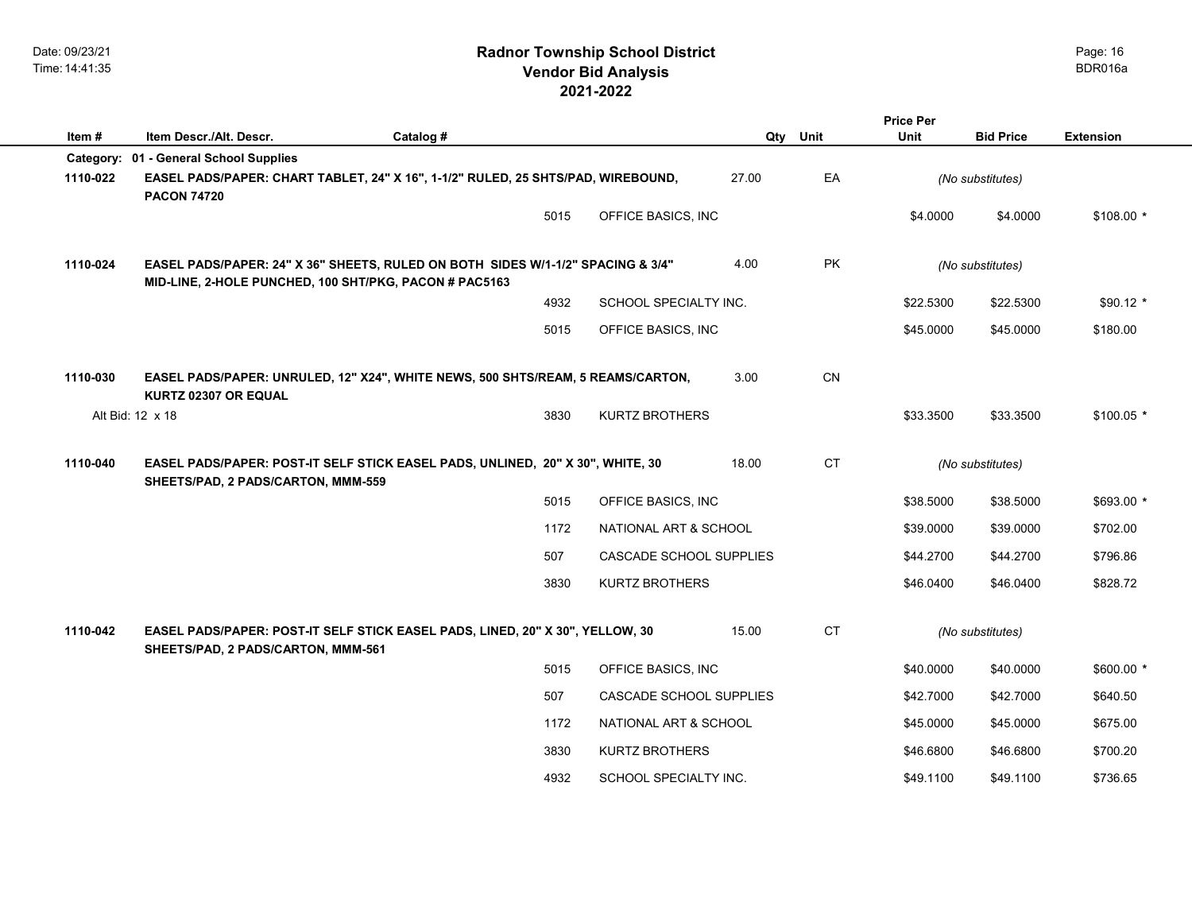# Radnor Township School District
## Vendor Bid Analysis
## 2021-2022

| Item # | Item Descr./Alt. Descr. | Catalog # | | Qty | Unit | Price Per Unit | Bid Price | Extension |
|---|---|---|---|---|---|---|---|---|
| **Category:** | **01 - General School Supplies** | | | | | | | |
| **1110-022** | **EASEL PADS/PAPER: CHART TABLET, 24" X 16", 1-1/2" RULED, 25 SHTS/PAD, WIREBOUND, PACON 74720** | | | 27.00 | EA | *(No substitutes)* | | |
| | | 5015 | OFFICE BASICS, INC | | | $4.0000 | $4.0000 | $108.00 * |
| **1110-024** | **EASEL PADS/PAPER: 24" X 36" SHEETS, RULED ON BOTH SIDES W/1-1/2" SPACING & 3/4" MID-LINE, 2-HOLE PUNCHED, 100 SHT/PKG, PACON # PAC5163** | | | 4.00 | PK | *(No substitutes)* | | |
| | | 4932 | SCHOOL SPECIALTY INC. | | | $22.5300 | $22.5300 | $90.12 * |
| | | 5015 | OFFICE BASICS, INC | | | $45.0000 | $45.0000 | $180.00 |
| **1110-030** | **EASEL PADS/PAPER: UNRULED, 12" X24", WHITE NEWS, 500 SHTS/REAM, 5 REAMS/CARTON, KURTZ 02307 OR EQUAL** | | | 3.00 | CN | | | |
| Alt Bid: 12 x 18 | | 3830 | KURTZ BROTHERS | | | $33.3500 | $33.3500 | $100.05 * |
| **1110-040** | **EASEL PADS/PAPER: POST-IT SELF STICK EASEL PADS, UNLINED, 20" X 30", WHITE, 30 SHEETS/PAD, 2 PADS/CARTON, MMM-559** | | | 18.00 | CT | *(No substitutes)* | | |
| | | 5015 | OFFICE BASICS, INC | | | $38.5000 | $38.5000 | $693.00 * |
| | | 1172 | NATIONAL ART & SCHOOL | | | $39.0000 | $39.0000 | $702.00 |
| | | 507 | CASCADE SCHOOL SUPPLIES | | | $44.2700 | $44.2700 | $796.86 |
| | | 3830 | KURTZ BROTHERS | | | $46.0400 | $46.0400 | $828.72 |
| **1110-042** | **EASEL PADS/PAPER: POST-IT SELF STICK EASEL PADS, LINED, 20" X 30", YELLOW, 30 SHEETS/PAD, 2 PADS/CARTON, MMM-561** | | | 15.00 | CT | *(No substitutes)* | | |
| | | 5015 | OFFICE BASICS, INC | | | $40.0000 | $40.0000 | $600.00 * |
| | | 507 | CASCADE SCHOOL SUPPLIES | | | $42.7000 | $42.7000 | $640.50 |
| | | 1172 | NATIONAL ART & SCHOOL | | | $45.0000 | $45.0000 | $675.00 |
| | | 3830 | KURTZ BROTHERS | | | $46.6800 | $46.6800 | $700.20 |
| | | 4932 | SCHOOL SPECIALTY INC. | | | $49.1100 | $49.1100 | $736.65 |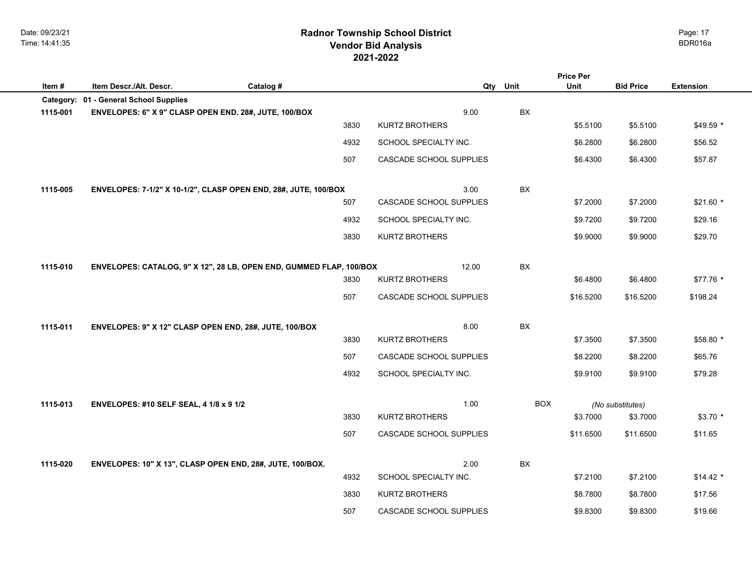# Radnor Township School District
## Vendor Bid Analysis
## 2021-2022

| Item # | Item Descr./Alt. Descr. | Catalog # | | Qty | Unit | Price Per Unit | Bid Price | Extension |
|---|---|---|---|---|---|---|---|---|
| **Category:** | **01 - General School Supplies** | | | | | | | |
| **1115-001** | **ENVELOPES: 6" X 9" CLASP OPEN END. 28#, JUTE, 100/BOX** | | | 9.00 | BX | | | |
| | | 3830 | KURTZ BROTHERS | | | $5.5100 | $5.5100 | $49.59 * |
| | | 4932 | SCHOOL SPECIALTY INC. | | | $6.2800 | $6.2800 | $56.52 |
| | | 507 | CASCADE SCHOOL SUPPLIES | | | $6.4300 | $6.4300 | $57.87 |
| **1115-005** | **ENVELOPES: 7-1/2" X 10-1/2", CLASP OPEN END, 28#, JUTE, 100/BOX** | | | 3.00 | BX | | | |
| | | 507 | CASCADE SCHOOL SUPPLIES | | | $7.2000 | $7.2000 | $21.60 * |
| | | 4932 | SCHOOL SPECIALTY INC. | | | $9.7200 | $9.7200 | $29.16 |
| | | 3830 | KURTZ BROTHERS | | | $9.9000 | $9.9000 | $29.70 |
| **1115-010** | **ENVELOPES: CATALOG, 9" X 12", 28 LB, OPEN END, GUMMED FLAP, 100/BOX** | | | 12.00 | BX | | | |
| | | 3830 | KURTZ BROTHERS | | | $6.4800 | $6.4800 | $77.76 * |
| | | 507 | CASCADE SCHOOL SUPPLIES | | | $16.5200 | $16.5200 | $198.24 |
| **1115-011** | **ENVELOPES: 9" X 12" CLASP OPEN END, 28#, JUTE, 100/BOX** | | | 8.00 | BX | | | |
| | | 3830 | KURTZ BROTHERS | | | $7.3500 | $7.3500 | $58.80 * |
| | | 507 | CASCADE SCHOOL SUPPLIES | | | $8.2200 | $8.2200 | $65.76 |
| | | 4932 | SCHOOL SPECIALTY INC. | | | $9.9100 | $9.9100 | $79.28 |
| **1115-013** | **ENVELOPES: #10 SELF SEAL, 4 1/8 x 9 1/2** | | | 1.00 | BOX | | *(No substitutes)* | |
| | | 3830 | KURTZ BROTHERS | | | $3.7000 | $3.7000 | $3.70 * |
| | | 507 | CASCADE SCHOOL SUPPLIES | | | $11.6500 | $11.6500 | $11.65 |
| **1115-020** | **ENVELOPES: 10" X 13", CLASP OPEN END, 28#, JUTE, 100/BOX.** | | | 2.00 | BX | | | |
| | | 4932 | SCHOOL SPECIALTY INC. | | | $7.2100 | $7.2100 | $14.42 * |
| | | 3830 | KURTZ BROTHERS | | | $8.7800 | $8.7800 | $17.56 |
| | | 507 | CASCADE SCHOOL SUPPLIES | | | $9.8300 | $9.8300 | $19.66 |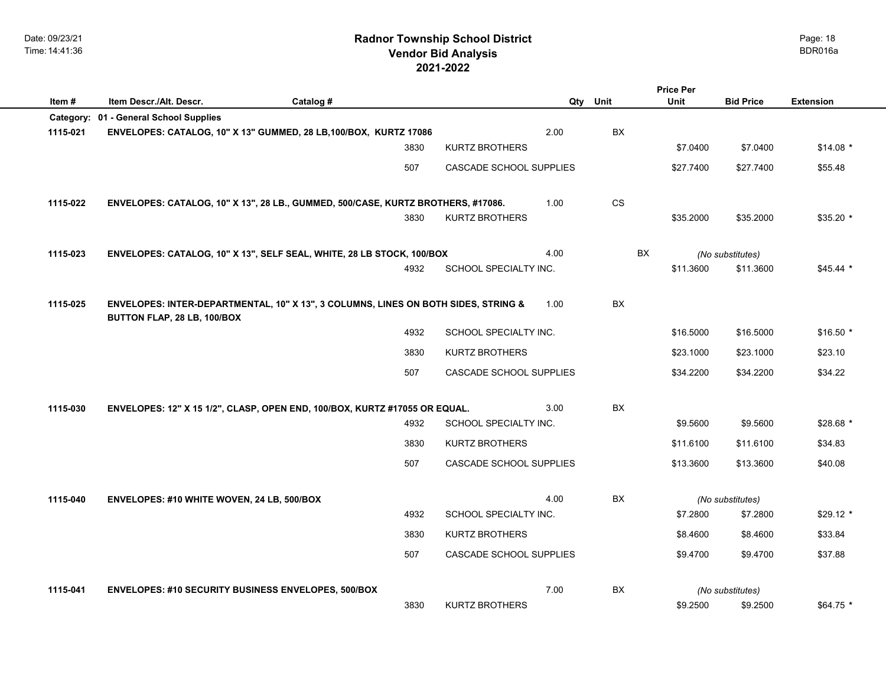# Radnor Township School District
## Vendor Bid Analysis
## 2021-2022

| Item # | Item Descr./Alt. Descr. | Catalog # | Qty | Unit | Price Per Unit | Bid Price | Extension |
|---|---|---|---|---|---|---|---|
| **Category:** | **01 - General School Supplies** | | | | | | |
| **1115-021** | **ENVELOPES: CATALOG, 10" X 13" GUMMED, 28 LB,100/BOX, KURTZ 17086** | | 2.00 | BX | | | |
| | 3830 KURTZ BROTHERS | | | | $7.0400 | $7.0400 | $14.08 * |
| | 507 CASCADE SCHOOL SUPPLIES | | | | $27.7400 | $27.7400 | $55.48 |
| **1115-022** | **ENVELOPES: CATALOG, 10" X 13", 28 LB., GUMMED, 500/CASE, KURTZ BROTHERS, #17086.** | | 1.00 | CS | | | |
| | 3830 KURTZ BROTHERS | | | | $35.2000 | $35.2000 | $35.20 * |
| **1115-023** | **ENVELOPES: CATALOG, 10" X 13", SELF SEAL, WHITE, 28 LB STOCK, 100/BOX** | | 4.00 | BX | | *(No substitutes)* | |
| | 4932 SCHOOL SPECIALTY INC. | | | | $11.3600 | $11.3600 | $45.44 * |
| **1115-025** | **ENVELOPES: INTER-DEPARTMENTAL, 10" X 13", 3 COLUMNS, LINES ON BOTH SIDES, STRING & BUTTON FLAP, 28 LB, 100/BOX** | | 1.00 | BX | | | |
| | 4932 SCHOOL SPECIALTY INC. | | | | $16.5000 | $16.5000 | $16.50 * |
| | 3830 KURTZ BROTHERS | | | | $23.1000 | $23.1000 | $23.10 |
| | 507 CASCADE SCHOOL SUPPLIES | | | | $34.2200 | $34.2200 | $34.22 |
| **1115-030** | **ENVELOPES: 12" X 15 1/2", CLASP, OPEN END, 100/BOX, KURTZ #17055 OR EQUAL.** | | 3.00 | BX | | | |
| | 4932 SCHOOL SPECIALTY INC. | | | | $9.5600 | $9.5600 | $28.68 * |
| | 3830 KURTZ BROTHERS | | | | $11.6100 | $11.6100 | $34.83 |
| | 507 CASCADE SCHOOL SUPPLIES | | | | $13.3600 | $13.3600 | $40.08 |
| **1115-040** | **ENVELOPES: #10 WHITE WOVEN, 24 LB, 500/BOX** | | 4.00 | BX | | *(No substitutes)* | |
| | 4932 SCHOOL SPECIALTY INC. | | | | $7.2800 | $7.2800 | $29.12 * |
| | 3830 KURTZ BROTHERS | | | | $8.4600 | $8.4600 | $33.84 |
| | 507 CASCADE SCHOOL SUPPLIES | | | | $9.4700 | $9.4700 | $37.88 |
| **1115-041** | **ENVELOPES: #10 SECURITY BUSINESS ENVELOPES, 500/BOX** | | 7.00 | BX | | *(No substitutes)* | |
| | 3830 KURTZ BROTHERS | | | | $9.2500 | $9.2500 | $64.75 * |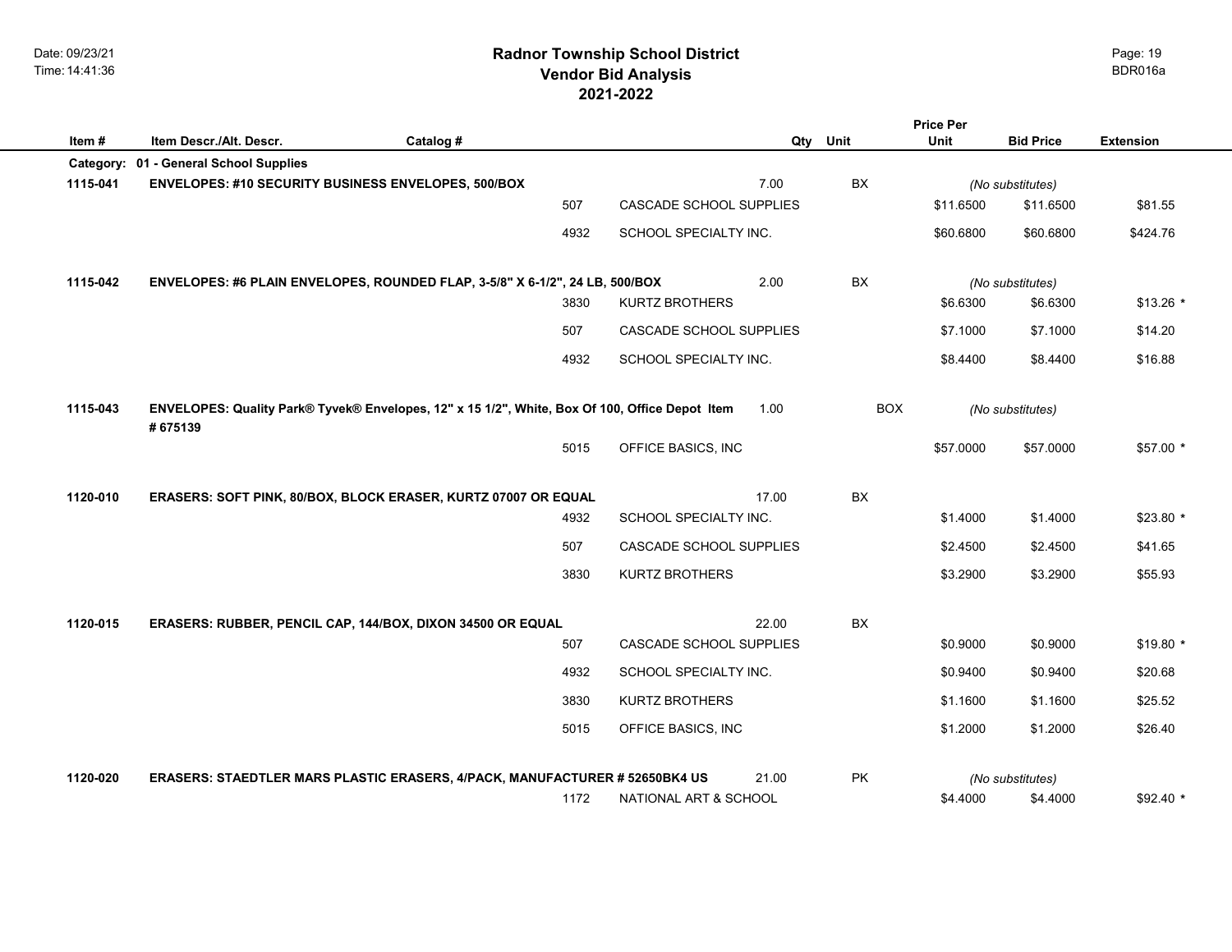# Radnor Township School District
## Vendor Bid Analysis
## 2021-2022

| Item # | Item Descr./Alt. Descr. | Catalog # | | Qty | Unit | Price Per Unit | Bid Price | Extension |
|---|---|---|---|---|---|---|---|---|
| Category: | 01 - General School Supplies | | | | | | | |
| 1115-041 | ENVELOPES: #10 SECURITY BUSINESS ENVELOPES, 500/BOX | | | 7.00 | BX | | *(No substitutes)* | |
| | | 507 | CASCADE SCHOOL SUPPLIES | | | $11.6500 | $11.6500 | $81.55 |
| | | 4932 | SCHOOL SPECIALTY INC. | | | $60.6800 | $60.6800 | $424.76 |
| 1115-042 | ENVELOPES: #6 PLAIN ENVELOPES, ROUNDED FLAP, 3-5/8" X 6-1/2", 24 LB, 500/BOX | | | 2.00 | BX | | *(No substitutes)* | |
| | | 3830 | KURTZ BROTHERS | | | $6.6300 | $6.6300 | $13.26 * |
| | | 507 | CASCADE SCHOOL SUPPLIES | | | $7.1000 | $7.1000 | $14.20 |
| | | 4932 | SCHOOL SPECIALTY INC. | | | $8.4400 | $8.4400 | $16.88 |
| 1115-043 | ENVELOPES: Quality Park® Tyvek® Envelopes, 12" x 15 1/2", White, Box Of 100, Office Depot Item # 675139 | | | 1.00 | BOX | | *(No substitutes)* | |
| | | 5015 | OFFICE BASICS, INC | | | $57.0000 | $57.0000 | $57.00 * |
| 1120-010 | ERASERS: SOFT PINK, 80/BOX, BLOCK ERASER, KURTZ 07007 OR EQUAL | | | 17.00 | BX | | | |
| | | 4932 | SCHOOL SPECIALTY INC. | | | $1.4000 | $1.4000 | $23.80 * |
| | | 507 | CASCADE SCHOOL SUPPLIES | | | $2.4500 | $2.4500 | $41.65 |
| | | 3830 | KURTZ BROTHERS | | | $3.2900 | $3.2900 | $55.93 |
| 1120-015 | ERASERS: RUBBER, PENCIL CAP, 144/BOX, DIXON 34500 OR EQUAL | | | 22.00 | BX | | | |
| | | 507 | CASCADE SCHOOL SUPPLIES | | | $0.9000 | $0.9000 | $19.80 * |
| | | 4932 | SCHOOL SPECIALTY INC. | | | $0.9400 | $0.9400 | $20.68 |
| | | 3830 | KURTZ BROTHERS | | | $1.1600 | $1.1600 | $25.52 |
| | | 5015 | OFFICE BASICS, INC | | | $1.2000 | $1.2000 | $26.40 |
| 1120-020 | ERASERS: STAEDTLER MARS PLASTIC ERASERS, 4/PACK, MANUFACTURER # 52650BK4 US | | | 21.00 | PK | | *(No substitutes)* | |
| | | 1172 | NATIONAL ART & SCHOOL | | | $4.4000 | $4.4000 | $92.40 * |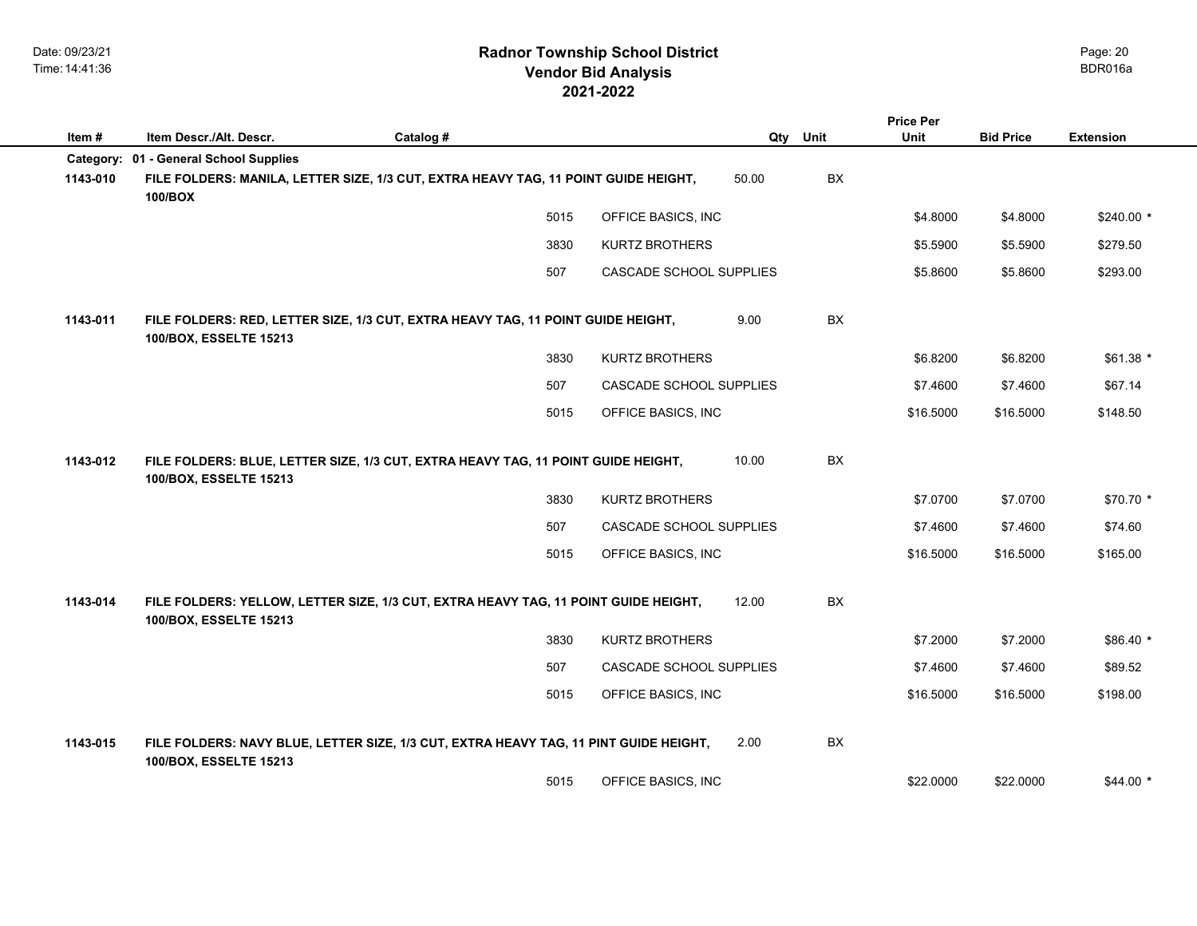# Radnor Township School District
## Vendor Bid Analysis
## 2021-2022

BDR016a

| Item # | Item Descr./Alt. Descr. | Catalog # | | Qty | Unit | Price Per Unit | Bid Price | Extension |
|---|---|---|---|---|---|---|---|---|
| **Category:** | **01 - General School Supplies** | | | | | | | |
| **1143-010** | **FILE FOLDERS: MANILA, LETTER SIZE, 1/3 CUT, EXTRA HEAVY TAG, 11 POINT GUIDE HEIGHT, 100/BOX** | | | 50.00 | BX | | | |
| | | 5015 | OFFICE BASICS, INC | | | $4.8000 | $4.8000 | $240.00 * |
| | | 3830 | KURTZ BROTHERS | | | $5.5900 | $5.5900 | $279.50 |
| | | 507 | CASCADE SCHOOL SUPPLIES | | | $5.8600 | $5.8600 | $293.00 |
| **1143-011** | **FILE FOLDERS: RED, LETTER SIZE, 1/3 CUT, EXTRA HEAVY TAG, 11 POINT GUIDE HEIGHT, 100/BOX, ESSELTE 15213** | | | 9.00 | BX | | | |
| | | 3830 | KURTZ BROTHERS | | | $6.8200 | $6.8200 | $61.38 * |
| | | 507 | CASCADE SCHOOL SUPPLIES | | | $7.4600 | $7.4600 | $67.14 |
| | | 5015 | OFFICE BASICS, INC | | | $16.5000 | $16.5000 | $148.50 |
| **1143-012** | **FILE FOLDERS: BLUE, LETTER SIZE, 1/3 CUT, EXTRA HEAVY TAG, 11 POINT GUIDE HEIGHT, 100/BOX, ESSELTE 15213** | | | 10.00 | BX | | | |
| | | 3830 | KURTZ BROTHERS | | | $7.0700 | $7.0700 | $70.70 * |
| | | 507 | CASCADE SCHOOL SUPPLIES | | | $7.4600 | $7.4600 | $74.60 |
| | | 5015 | OFFICE BASICS, INC | | | $16.5000 | $16.5000 | $165.00 |
| **1143-014** | **FILE FOLDERS: YELLOW, LETTER SIZE, 1/3 CUT, EXTRA HEAVY TAG, 11 POINT GUIDE HEIGHT, 100/BOX, ESSELTE 15213** | | | 12.00 | BX | | | |
| | | 3830 | KURTZ BROTHERS | | | $7.2000 | $7.2000 | $86.40 * |
| | | 507 | CASCADE SCHOOL SUPPLIES | | | $7.4600 | $7.4600 | $89.52 |
| | | 5015 | OFFICE BASICS, INC | | | $16.5000 | $16.5000 | $198.00 |
| **1143-015** | **FILE FOLDERS: NAVY BLUE, LETTER SIZE, 1/3 CUT, EXTRA HEAVY TAG, 11 PINT GUIDE HEIGHT, 100/BOX, ESSELTE 15213** | | | 2.00 | BX | | | |
| | | 5015 | OFFICE BASICS, INC | | | $22.0000 | $22.0000 | $44.00 * |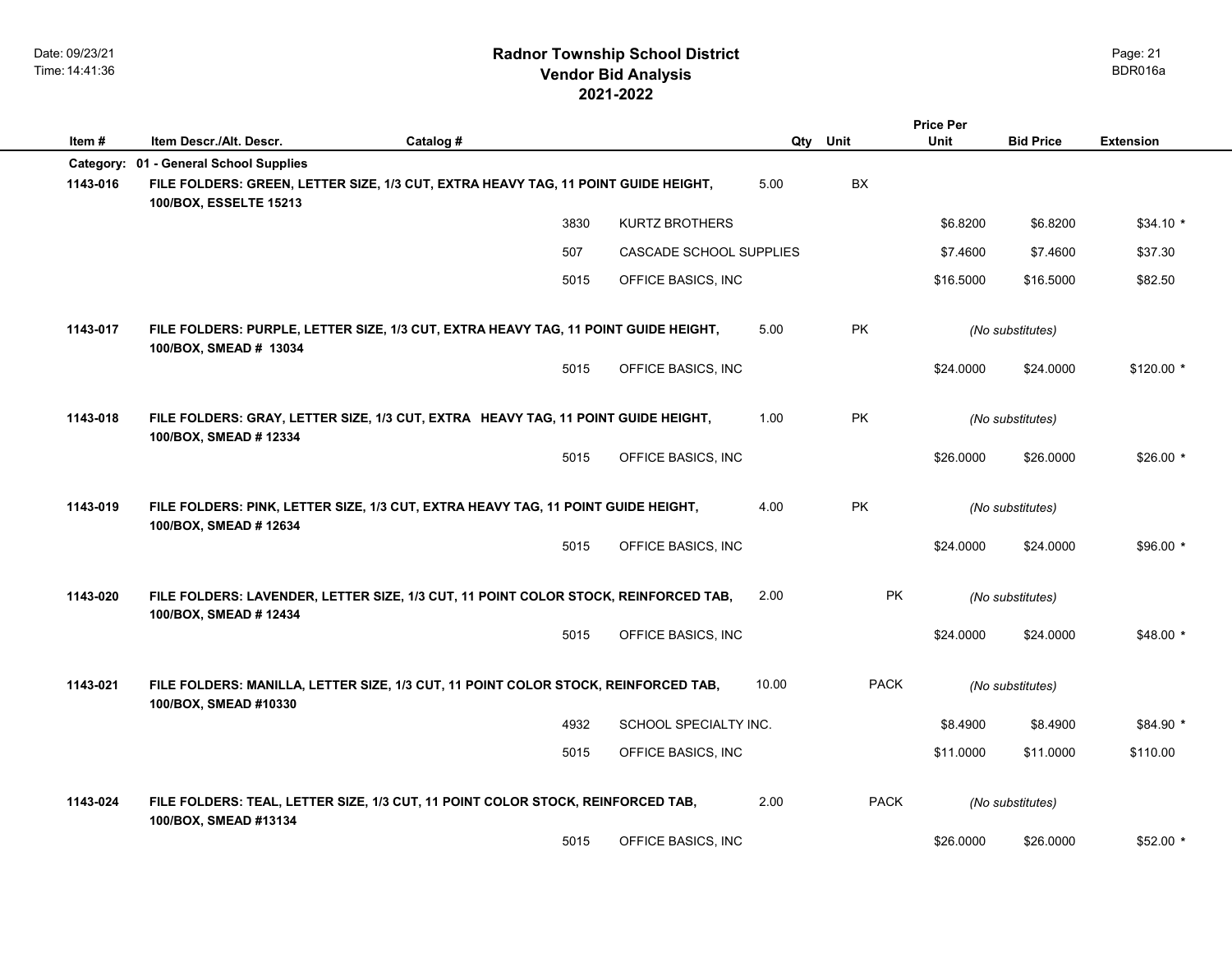# Radnor Township School District
## Vendor Bid Analysis
## 2021-2022

| Item # | Item Descr./Alt. Descr. | Catalog # | | Qty | Unit | Price Per Unit | Bid Price | Extension |
|---|---|---|---|---|---|---|---|---|
| **Category:** | **01 - General School Supplies** | | | | | | | |
| **1143-016** | **FILE FOLDERS: GREEN, LETTER SIZE, 1/3 CUT, EXTRA HEAVY TAG, 11 POINT GUIDE HEIGHT, 100/BOX, ESSELTE 15213** | | | 5.00 | BX | | | |
| | | 3830 | KURTZ BROTHERS | | | $6.8200 | $6.8200 | $34.10 * |
| | | 507 | CASCADE SCHOOL SUPPLIES | | | $7.4600 | $7.4600 | $37.30 |
| | | 5015 | OFFICE BASICS, INC | | | $16.5000 | $16.5000 | $82.50 |
| **1143-017** | **FILE FOLDERS: PURPLE, LETTER SIZE, 1/3 CUT, EXTRA HEAVY TAG, 11 POINT GUIDE HEIGHT, 100/BOX, SMEAD # 13034** | | | 5.00 | PK | *(No substitutes)* | | |
| | | 5015 | OFFICE BASICS, INC | | | $24.0000 | $24.0000 | $120.00 * |
| **1143-018** | **FILE FOLDERS: GRAY, LETTER SIZE, 1/3 CUT, EXTRA HEAVY TAG, 11 POINT GUIDE HEIGHT, 100/BOX, SMEAD # 12334** | | | 1.00 | PK | *(No substitutes)* | | |
| | | 5015 | OFFICE BASICS, INC | | | $26.0000 | $26.0000 | $26.00 * |
| **1143-019** | **FILE FOLDERS: PINK, LETTER SIZE, 1/3 CUT, EXTRA HEAVY TAG, 11 POINT GUIDE HEIGHT, 100/BOX, SMEAD # 12634** | | | 4.00 | PK | *(No substitutes)* | | |
| | | 5015 | OFFICE BASICS, INC | | | $24.0000 | $24.0000 | $96.00 * |
| **1143-020** | **FILE FOLDERS: LAVENDER, LETTER SIZE, 1/3 CUT, 11 POINT COLOR STOCK, REINFORCED TAB, 100/BOX, SMEAD # 12434** | | | 2.00 | PK | *(No substitutes)* | | |
| | | 5015 | OFFICE BASICS, INC | | | $24.0000 | $24.0000 | $48.00 * |
| **1143-021** | **FILE FOLDERS: MANILLA, LETTER SIZE, 1/3 CUT, 11 POINT COLOR STOCK, REINFORCED TAB, 100/BOX, SMEAD #10330** | | | 10.00 | PACK | *(No substitutes)* | | |
| | | 4932 | SCHOOL SPECIALTY INC. | | | $8.4900 | $8.4900 | $84.90 * |
| | | 5015 | OFFICE BASICS, INC | | | $11.0000 | $11.0000 | $110.00 |
| **1143-024** | **FILE FOLDERS: TEAL, LETTER SIZE, 1/3 CUT, 11 POINT COLOR STOCK, REINFORCED TAB, 100/BOX, SMEAD #13134** | | | 2.00 | PACK | *(No substitutes)* | | |
| | | 5015 | OFFICE BASICS, INC | | | $26.0000 | $26.0000 | $52.00 * |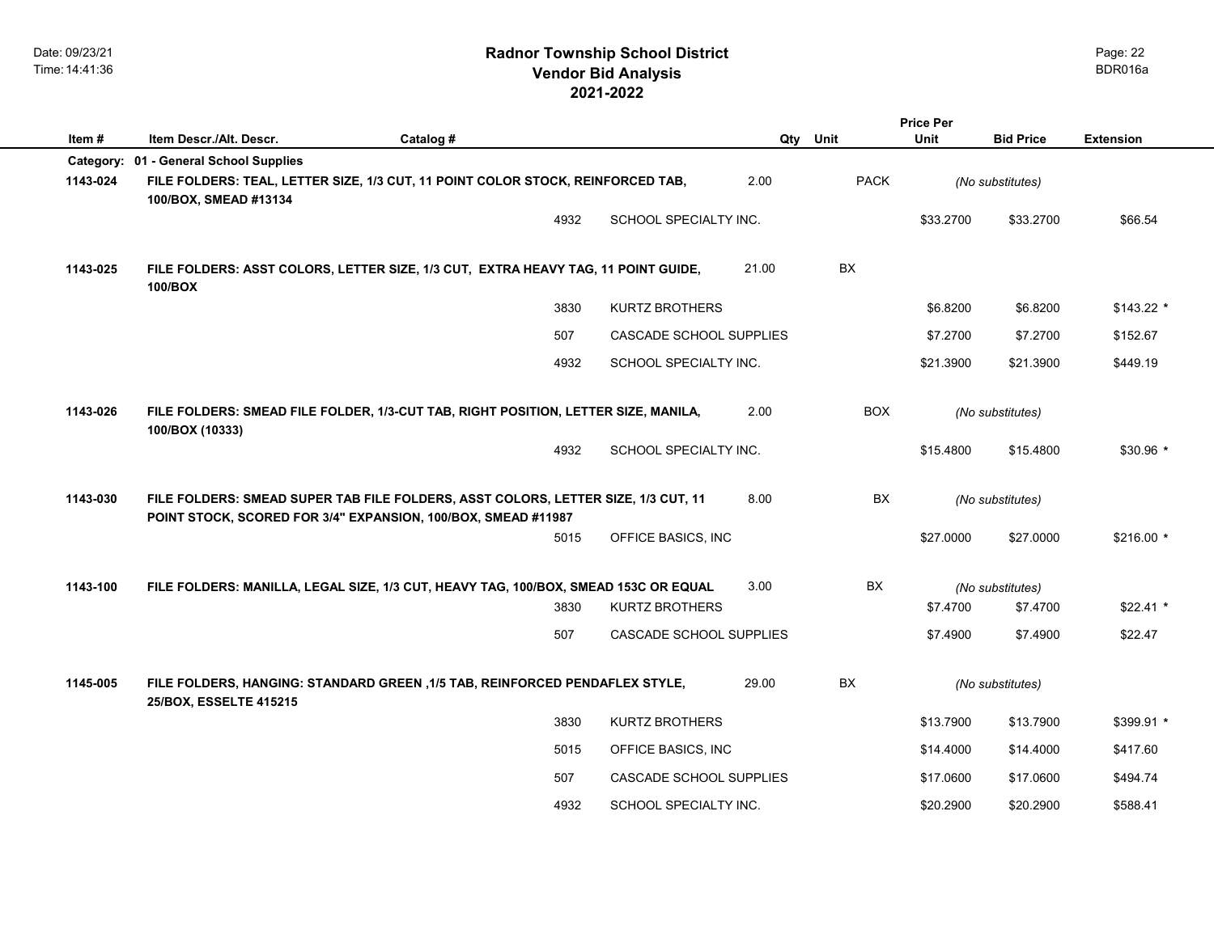# Radnor Township School District
## Vendor Bid Analysis
## 2021-2022

| Item # | Item Descr./Alt. Descr. | Catalog # | | Qty | Unit | Price Per Unit | Bid Price | Extension |
|---|---|---|---|---|---|---|---|---|
| **Category:** | **01 - General School Supplies** | | | | | | | |
| **1143-024** | **FILE FOLDERS: TEAL, LETTER SIZE, 1/3 CUT, 11 POINT COLOR STOCK, REINFORCED TAB, 100/BOX, SMEAD #13134** | | | **2.00** | **PACK** | *(No substitutes)* | | |
| | | 4932 | SCHOOL SPECIALTY INC. | | | $33.2700 | $33.2700 | $66.54 |
| **1143-025** | **FILE FOLDERS: ASST COLORS, LETTER SIZE, 1/3 CUT, EXTRA HEAVY TAG, 11 POINT GUIDE, 100/BOX** | | | **21.00** | **BX** | | | |
| | | 3830 | KURTZ BROTHERS | | | $6.8200 | $6.8200 | $143.22 * |
| | | 507 | CASCADE SCHOOL SUPPLIES | | | $7.2700 | $7.2700 | $152.67 |
| | | 4932 | SCHOOL SPECIALTY INC. | | | $21.3900 | $21.3900 | $449.19 |
| **1143-026** | **FILE FOLDERS: SMEAD FILE FOLDER, 1/3-CUT TAB, RIGHT POSITION, LETTER SIZE, MANILA, 100/BOX (10333)** | | | **2.00** | **BOX** | *(No substitutes)* | | |
| | | 4932 | SCHOOL SPECIALTY INC. | | | $15.4800 | $15.4800 | $30.96 * |
| **1143-030** | **FILE FOLDERS: SMEAD SUPER TAB FILE FOLDERS, ASST COLORS, LETTER SIZE, 1/3 CUT, 11 POINT STOCK, SCORED FOR 3/4" EXPANSION, 100/BOX, SMEAD #11987** | | | **8.00** | **BX** | *(No substitutes)* | | |
| | | 5015 | OFFICE BASICS, INC | | | $27.0000 | $27.0000 | $216.00 * |
| **1143-100** | **FILE FOLDERS: MANILLA, LEGAL SIZE, 1/3 CUT, HEAVY TAG, 100/BOX, SMEAD 153C OR EQUAL** | | | **3.00** | **BX** | *(No substitutes)* | | |
| | | 3830 | KURTZ BROTHERS | | | $7.4700 | $7.4700 | $22.41 * |
| | | 507 | CASCADE SCHOOL SUPPLIES | | | $7.4900 | $7.4900 | $22.47 |
| **1145-005** | **FILE FOLDERS, HANGING: STANDARD GREEN ,1/5 TAB, REINFORCED PENDAFLEX STYLE, 25/BOX, ESSELTE 415215** | | | **29.00** | **BX** | *(No substitutes)* | | |
| | | 3830 | KURTZ BROTHERS | | | $13.7900 | $13.7900 | $399.91 * |
| | | 5015 | OFFICE BASICS, INC | | | $14.4000 | $14.4000 | $417.60 |
| | | 507 | CASCADE SCHOOL SUPPLIES | | | $17.0600 | $17.0600 | $494.74 |
| | | 4932 | SCHOOL SPECIALTY INC. | | | $20.2900 | $20.2900 | $588.41 |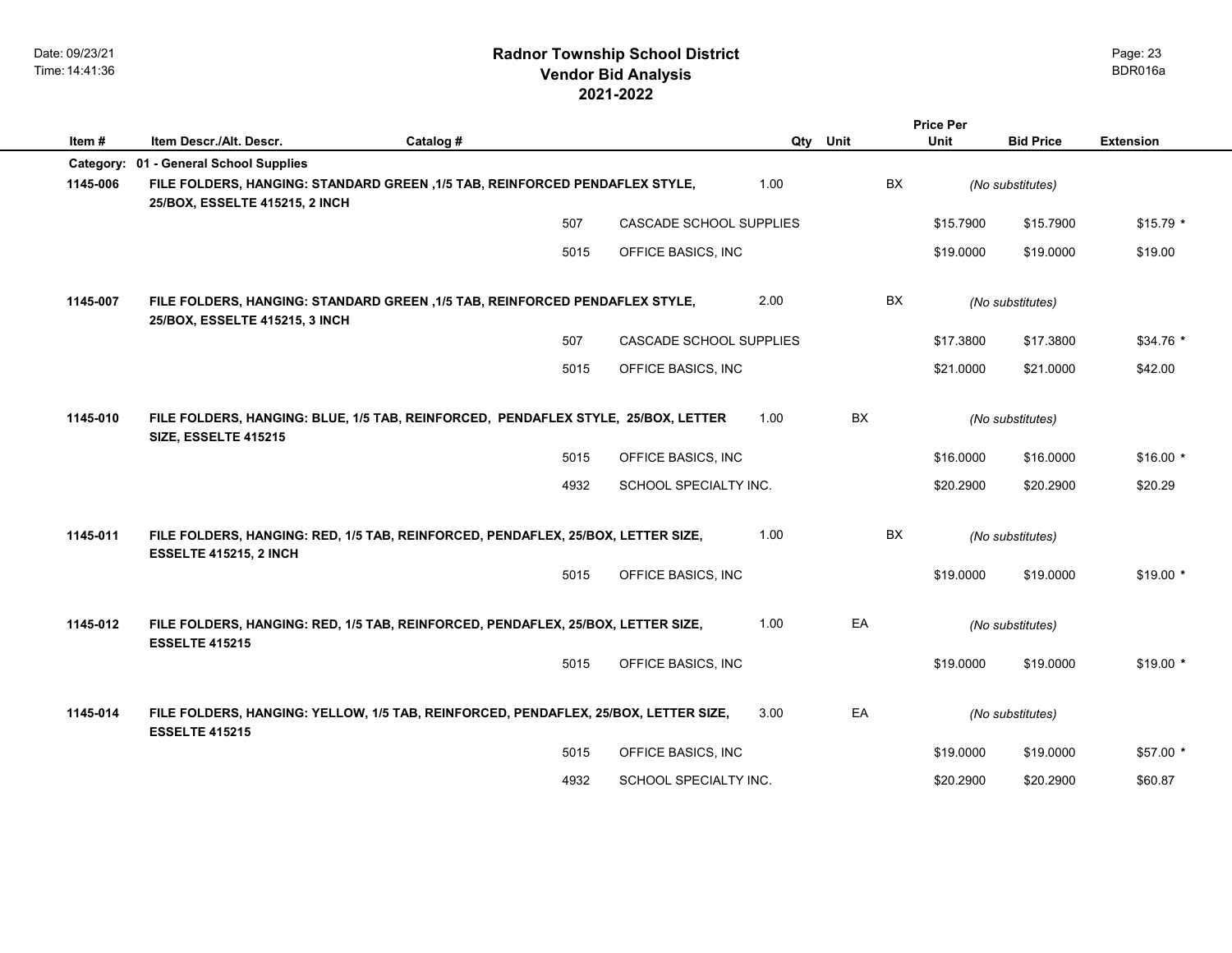# Radnor Township School District
## Vendor Bid Analysis
## 2021-2022

| Item # | Item Descr./Alt. Descr. | Catalog # | | Qty | Unit | Price Per Unit | Bid Price | Extension |
|---|---|---|---|---|---|---|---|---|
| Category: | 01 - General School Supplies | | | | | | | |
| 1145-006 | FILE FOLDERS, HANGING: STANDARD GREEN ,1/5 TAB, REINFORCED PENDAFLEX STYLE, 25/BOX, ESSELTE 415215, 2 INCH | | | 1.00 | BX | *(No substitutes)* | | |
| | | 507 | CASCADE SCHOOL SUPPLIES | | | $15.7900 | $15.7900 | $15.79 * |
| | | 5015 | OFFICE BASICS, INC | | | $19.0000 | $19.0000 | $19.00 |
| 1145-007 | FILE FOLDERS, HANGING: STANDARD GREEN ,1/5 TAB, REINFORCED PENDAFLEX STYLE, 25/BOX, ESSELTE 415215, 3 INCH | | | 2.00 | BX | *(No substitutes)* | | |
| | | 507 | CASCADE SCHOOL SUPPLIES | | | $17.3800 | $17.3800 | $34.76 * |
| | | 5015 | OFFICE BASICS, INC | | | $21.0000 | $21.0000 | $42.00 |
| 1145-010 | FILE FOLDERS, HANGING: BLUE, 1/5 TAB, REINFORCED, PENDAFLEX STYLE, 25/BOX, LETTER SIZE, ESSELTE 415215 | | | 1.00 | BX | *(No substitutes)* | | |
| | | 5015 | OFFICE BASICS, INC | | | $16.0000 | $16.0000 | $16.00 * |
| | | 4932 | SCHOOL SPECIALTY INC. | | | $20.2900 | $20.2900 | $20.29 |
| 1145-011 | FILE FOLDERS, HANGING: RED, 1/5 TAB, REINFORCED, PENDAFLEX, 25/BOX, LETTER SIZE, ESSELTE 415215, 2 INCH | | | 1.00 | BX | *(No substitutes)* | | |
| | | 5015 | OFFICE BASICS, INC | | | $19.0000 | $19.0000 | $19.00 * |
| 1145-012 | FILE FOLDERS, HANGING: RED, 1/5 TAB, REINFORCED, PENDAFLEX, 25/BOX, LETTER SIZE, ESSELTE 415215 | | | 1.00 | EA | *(No substitutes)* | | |
| | | 5015 | OFFICE BASICS, INC | | | $19.0000 | $19.0000 | $19.00 * |
| 1145-014 | FILE FOLDERS, HANGING: YELLOW, 1/5 TAB, REINFORCED, PENDAFLEX, 25/BOX, LETTER SIZE, ESSELTE 415215 | | | 3.00 | EA | *(No substitutes)* | | |
| | | 5015 | OFFICE BASICS, INC | | | $19.0000 | $19.0000 | $57.00 * |
| | | 4932 | SCHOOL SPECIALTY INC. | | | $20.2900 | $20.2900 | $60.87 |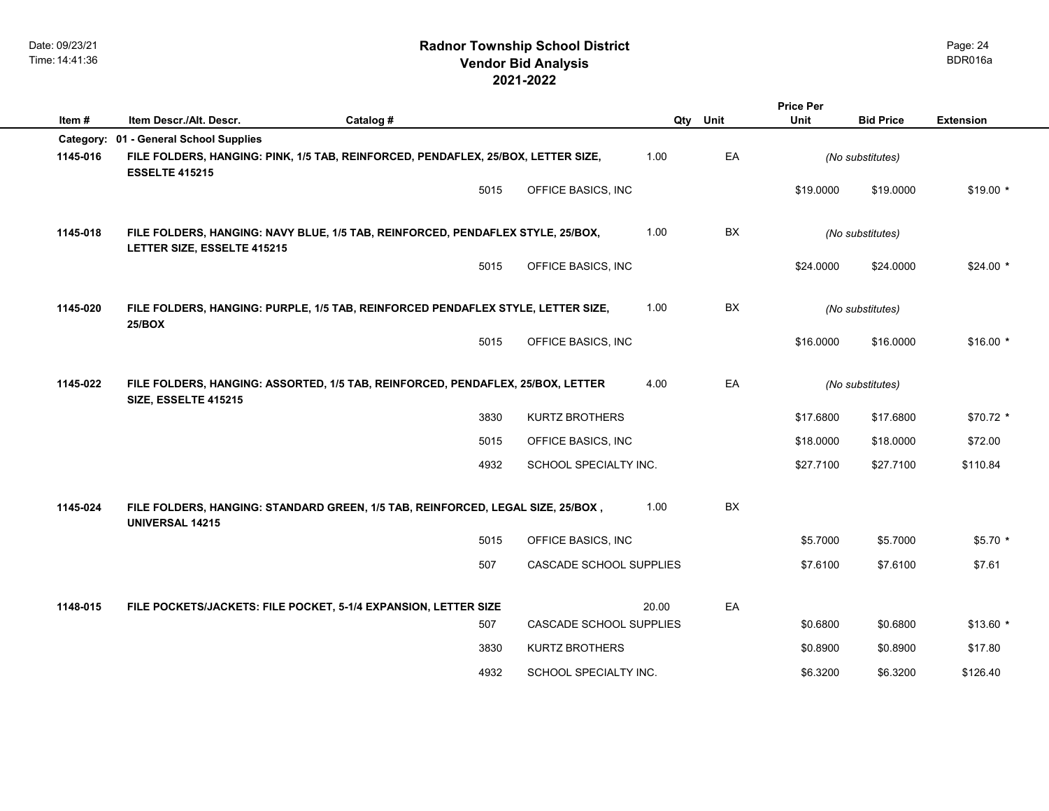# Radnor Township School District
## Vendor Bid Analysis
## 2021-2022

| Item # | Item Descr./Alt. Descr. | Catalog # | | Qty | Unit | Price Per Unit | Bid Price | Extension |
|---|---|---|---|---|---|---|---|---|
| **Category:** | **01 - General School Supplies** | | | | | | | |
| **1145-016** | **FILE FOLDERS, HANGING: PINK, 1/5 TAB, REINFORCED, PENDAFLEX, 25/BOX, LETTER SIZE, ESSELTE 415215** | | | 1.00 | EA | | *(No substitutes)* | |
| | | 5015 | OFFICE BASICS, INC | | | $19.0000 | $19.0000 | $19.00 * |
| **1145-018** | **FILE FOLDERS, HANGING: NAVY BLUE, 1/5 TAB, REINFORCED, PENDAFLEX STYLE, 25/BOX, LETTER SIZE, ESSELTE 415215** | | | 1.00 | BX | | *(No substitutes)* | |
| | | 5015 | OFFICE BASICS, INC | | | $24.0000 | $24.0000 | $24.00 * |
| **1145-020** | **FILE FOLDERS, HANGING: PURPLE, 1/5 TAB, REINFORCED PENDAFLEX STYLE, LETTER SIZE, 25/BOX** | | | 1.00 | BX | | *(No substitutes)* | |
| | | 5015 | OFFICE BASICS, INC | | | $16.0000 | $16.0000 | $16.00 * |
| **1145-022** | **FILE FOLDERS, HANGING: ASSORTED, 1/5 TAB, REINFORCED, PENDAFLEX, 25/BOX, LETTER SIZE, ESSELTE 415215** | | | 4.00 | EA | | *(No substitutes)* | |
| | | 3830 | KURTZ BROTHERS | | | $17.6800 | $17.6800 | $70.72 * |
| | | 5015 | OFFICE BASICS, INC | | | $18.0000 | $18.0000 | $72.00 |
| | | 4932 | SCHOOL SPECIALTY INC. | | | $27.7100 | $27.7100 | $110.84 |
| **1145-024** | **FILE FOLDERS, HANGING: STANDARD GREEN, 1/5 TAB, REINFORCED, LEGAL SIZE, 25/BOX , UNIVERSAL 14215** | | | 1.00 | BX | | | |
| | | 5015 | OFFICE BASICS, INC | | | $5.7000 | $5.7000 | $5.70 * |
| | | 507 | CASCADE SCHOOL SUPPLIES | | | $7.6100 | $7.6100 | $7.61 |
| **1148-015** | **FILE POCKETS/JACKETS: FILE POCKET, 5-1/4 EXPANSION, LETTER SIZE** | | | 20.00 | EA | | | |
| | | 507 | CASCADE SCHOOL SUPPLIES | | | $0.6800 | $0.6800 | $13.60 * |
| | | 3830 | KURTZ BROTHERS | | | $0.8900 | $0.8900 | $17.80 |
| | | 4932 | SCHOOL SPECIALTY INC. | | | $6.3200 | $6.3200 | $126.40 |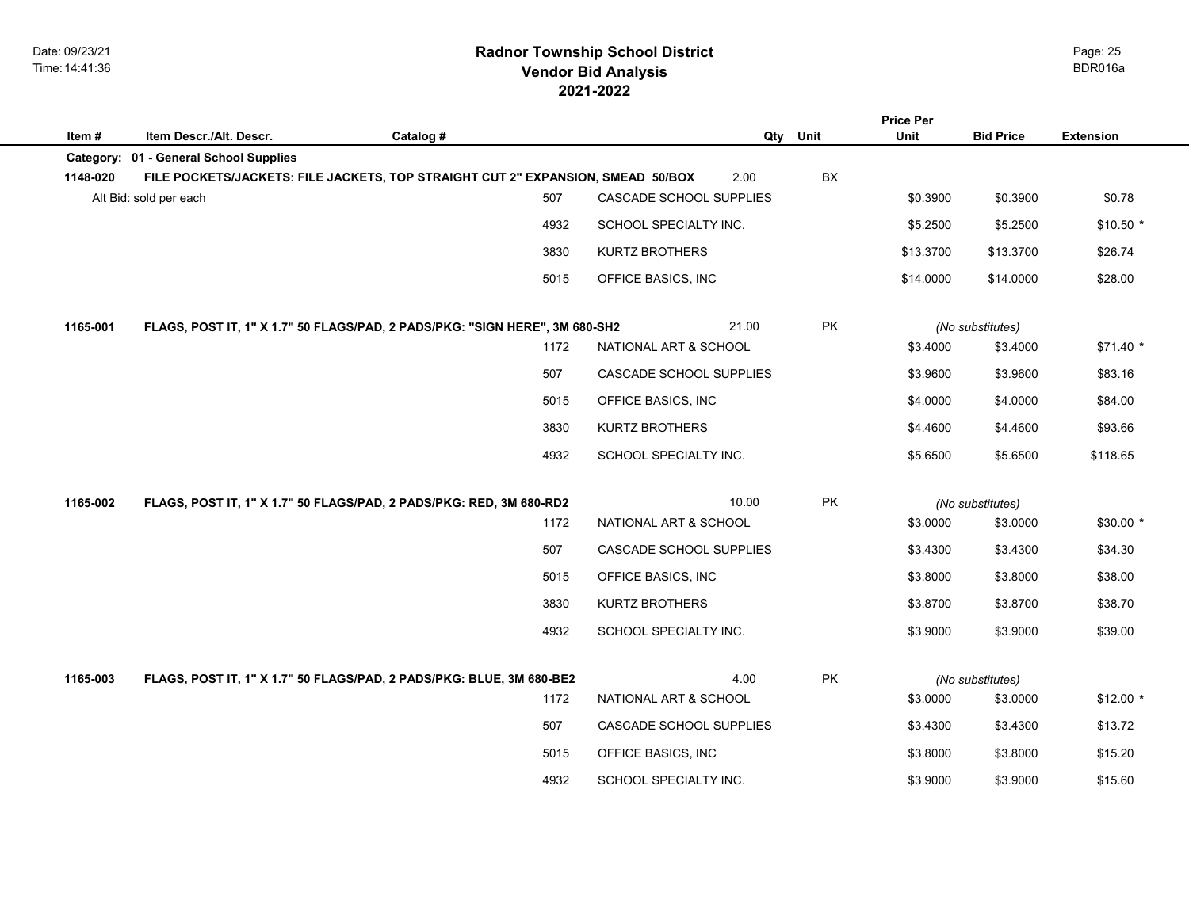# Radnor Township School District
## Vendor Bid Analysis
## 2021-2022

| Item # | Item Descr./Alt. Descr. | Catalog # | | Qty | Unit | Price Per Unit | Bid Price | Extension |
|---|---|---|---|---|---|---|---|---|
| **Category:** | **01 - General School Supplies** | | | | | | | |
| **1148-020** | **FILE POCKETS/JACKETS: FILE JACKETS, TOP STRAIGHT CUT 2" EXPANSION, SMEAD 50/BOX** | | | **2.00** | **BX** | | | |
| | Alt Bid: sold per each | 507 | CASCADE SCHOOL SUPPLIES | | | $0.3900 | $0.3900 | $0.78 |
| | | 4932 | SCHOOL SPECIALTY INC. | | | $5.2500 | $5.2500 | $10.50 * |
| | | 3830 | KURTZ BROTHERS | | | $13.3700 | $13.3700 | $26.74 |
| | | 5015 | OFFICE BASICS, INC | | | $14.0000 | $14.0000 | $28.00 |
| **1165-001** | **FLAGS, POST IT, 1" X 1.7" 50 FLAGS/PAD, 2 PADS/PKG: "SIGN HERE", 3M 680-SH2** | | | 21.00 | PK | | *(No substitutes)* | |
| | | 1172 | NATIONAL ART & SCHOOL | | | $3.4000 | $3.4000 | $71.40 * |
| | | 507 | CASCADE SCHOOL SUPPLIES | | | $3.9600 | $3.9600 | $83.16 |
| | | 5015 | OFFICE BASICS, INC | | | $4.0000 | $4.0000 | $84.00 |
| | | 3830 | KURTZ BROTHERS | | | $4.4600 | $4.4600 | $93.66 |
| | | 4932 | SCHOOL SPECIALTY INC. | | | $5.6500 | $5.6500 | $118.65 |
| **1165-002** | **FLAGS, POST IT, 1" X 1.7" 50 FLAGS/PAD, 2 PADS/PKG: RED, 3M 680-RD2** | | | 10.00 | PK | | *(No substitutes)* | |
| | | 1172 | NATIONAL ART & SCHOOL | | | $3.0000 | $3.0000 | $30.00 * |
| | | 507 | CASCADE SCHOOL SUPPLIES | | | $3.4300 | $3.4300 | $34.30 |
| | | 5015 | OFFICE BASICS, INC | | | $3.8000 | $3.8000 | $38.00 |
| | | 3830 | KURTZ BROTHERS | | | $3.8700 | $3.8700 | $38.70 |
| | | 4932 | SCHOOL SPECIALTY INC. | | | $3.9000 | $3.9000 | $39.00 |
| **1165-003** | **FLAGS, POST IT, 1" X 1.7" 50 FLAGS/PAD, 2 PADS/PKG: BLUE, 3M 680-BE2** | | | 4.00 | PK | | *(No substitutes)* | |
| | | 1172 | NATIONAL ART & SCHOOL | | | $3.0000 | $3.0000 | $12.00 * |
| | | 507 | CASCADE SCHOOL SUPPLIES | | | $3.4300 | $3.4300 | $13.72 |
| | | 5015 | OFFICE BASICS, INC | | | $3.8000 | $3.8000 | $15.20 |
| | | 4932 | SCHOOL SPECIALTY INC. | | | $3.9000 | $3.9000 | $15.60 |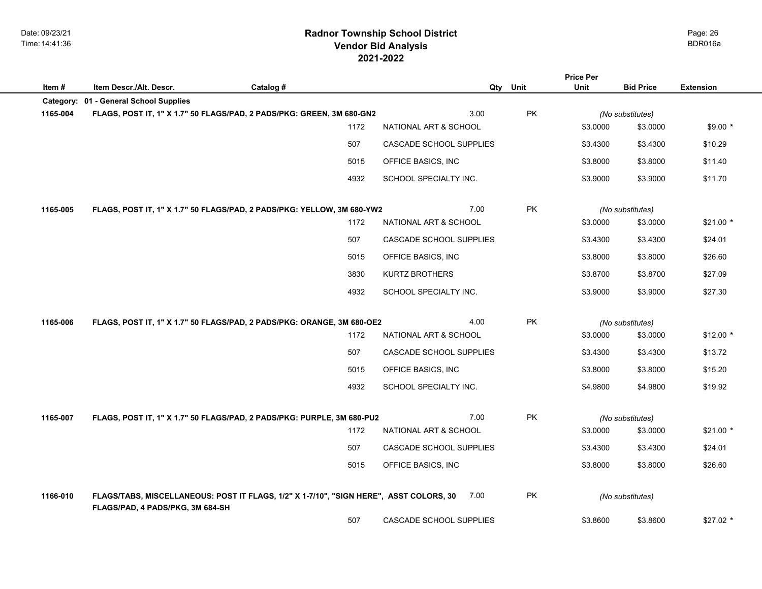# Radnor Township School District
## Vendor Bid Analysis
## 2021-2022

| Item # | Item Descr./Alt. Descr. | Catalog # | | Qty | Unit | Price Per Unit | Bid Price | Extension |
|---|---|---|---|---|---|---|---|---|
| **Category:** | **01 - General School Supplies** | | | | | | | |
| **1165-004** | **FLAGS, POST IT, 1" X 1.7" 50 FLAGS/PAD, 2 PADS/PKG: GREEN, 3M 680-GN2** | | | 3.00 | PK | *(No substitutes)* | | |
| | | 1172 | NATIONAL ART & SCHOOL | | | $3.0000 | $3.0000 | $9.00 * |
| | | 507 | CASCADE SCHOOL SUPPLIES | | | $3.4300 | $3.4300 | $10.29 |
| | | 5015 | OFFICE BASICS, INC | | | $3.8000 | $3.8000 | $11.40 |
| | | 4932 | SCHOOL SPECIALTY INC. | | | $3.9000 | $3.9000 | $11.70 |
| **1165-005** | **FLAGS, POST IT, 1" X 1.7" 50 FLAGS/PAD, 2 PADS/PKG: YELLOW, 3M 680-YW2** | | | 7.00 | PK | *(No substitutes)* | | |
| | | 1172 | NATIONAL ART & SCHOOL | | | $3.0000 | $3.0000 | $21.00 * |
| | | 507 | CASCADE SCHOOL SUPPLIES | | | $3.4300 | $3.4300 | $24.01 |
| | | 5015 | OFFICE BASICS, INC | | | $3.8000 | $3.8000 | $26.60 |
| | | 3830 | KURTZ BROTHERS | | | $3.8700 | $3.8700 | $27.09 |
| | | 4932 | SCHOOL SPECIALTY INC. | | | $3.9000 | $3.9000 | $27.30 |
| **1165-006** | **FLAGS, POST IT, 1" X 1.7" 50 FLAGS/PAD, 2 PADS/PKG: ORANGE, 3M 680-OE2** | | | 4.00 | PK | *(No substitutes)* | | |
| | | 1172 | NATIONAL ART & SCHOOL | | | $3.0000 | $3.0000 | $12.00 * |
| | | 507 | CASCADE SCHOOL SUPPLIES | | | $3.4300 | $3.4300 | $13.72 |
| | | 5015 | OFFICE BASICS, INC | | | $3.8000 | $3.8000 | $15.20 |
| | | 4932 | SCHOOL SPECIALTY INC. | | | $4.9800 | $4.9800 | $19.92 |
| **1165-007** | **FLAGS, POST IT, 1" X 1.7" 50 FLAGS/PAD, 2 PADS/PKG: PURPLE, 3M 680-PU2** | | | 7.00 | PK | *(No substitutes)* | | |
| | | 1172 | NATIONAL ART & SCHOOL | | | $3.0000 | $3.0000 | $21.00 * |
| | | 507 | CASCADE SCHOOL SUPPLIES | | | $3.4300 | $3.4300 | $24.01 |
| | | 5015 | OFFICE BASICS, INC | | | $3.8000 | $3.8000 | $26.60 |
| **1166-010** | **FLAGS/TABS, MISCELLANEOUS: POST IT FLAGS, 1/2" X 1-7/10", "SIGN HERE", ASST COLORS, 30 FLAGS/PAD, 4 PADS/PKG, 3M 684-SH** | | | 7.00 | PK | *(No substitutes)* | | |
| | | 507 | CASCADE SCHOOL SUPPLIES | | | $3.8600 | $3.8600 | $27.02 * |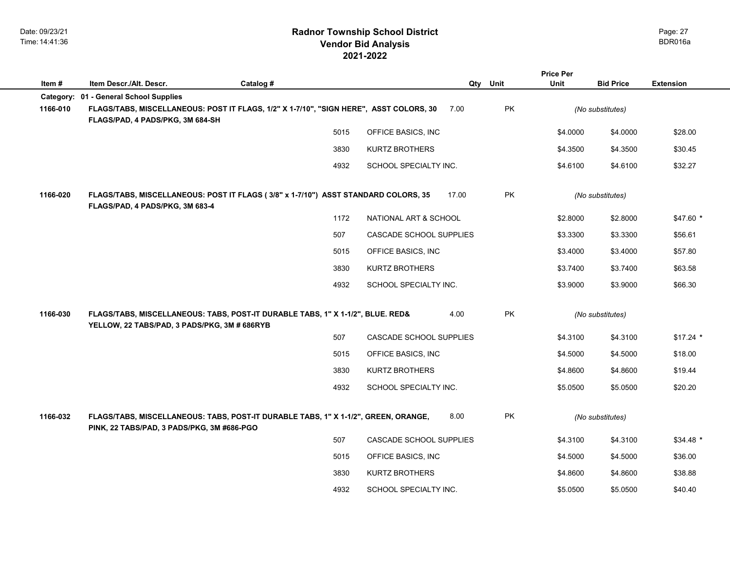# Radnor Township School District
## Vendor Bid Analysis
## 2021-2022

| Item # | Item Descr./Alt. Descr. | Catalog # | | Qty | Unit | Price Per Unit | Bid Price | Extension |
|---|---|---|---|---|---|---|---|---|
| Category: | 01 - General School Supplies | | | | | | | |
| 1166-010 | FLAGS/TABS, MISCELLANEOUS: POST IT FLAGS, 1/2" X 1-7/10", "SIGN HERE", ASST COLORS, 30 FLAGS/PAD, 4 PADS/PKG, 3M 684-SH | | | 7.00 | PK | *(No substitutes)* | | |
| | | 5015 | OFFICE BASICS, INC | | | $4.0000 | $4.0000 | $28.00 |
| | | 3830 | KURTZ BROTHERS | | | $4.3500 | $4.3500 | $30.45 |
| | | 4932 | SCHOOL SPECIALTY INC. | | | $4.6100 | $4.6100 | $32.27 |
| 1166-020 | FLAGS/TABS, MISCELLANEOUS: POST IT FLAGS ( 3/8" x 1-7/10") ASST STANDARD COLORS, 35 FLAGS/PAD, 4 PADS/PKG, 3M 683-4 | | | 17.00 | PK | *(No substitutes)* | | |
| | | 1172 | NATIONAL ART & SCHOOL | | | $2.8000 | $2.8000 | $47.60 * |
| | | 507 | CASCADE SCHOOL SUPPLIES | | | $3.3300 | $3.3300 | $56.61 |
| | | 5015 | OFFICE BASICS, INC | | | $3.4000 | $3.4000 | $57.80 |
| | | 3830 | KURTZ BROTHERS | | | $3.7400 | $3.7400 | $63.58 |
| | | 4932 | SCHOOL SPECIALTY INC. | | | $3.9000 | $3.9000 | $66.30 |
| 1166-030 | FLAGS/TABS, MISCELLANEOUS: TABS, POST-IT DURABLE TABS, 1" X 1-1/2", BLUE. RED& YELLOW, 22 TABS/PAD, 3 PADS/PKG, 3M # 686RYB | | | 4.00 | PK | *(No substitutes)* | | |
| | | 507 | CASCADE SCHOOL SUPPLIES | | | $4.3100 | $4.3100 | $17.24 * |
| | | 5015 | OFFICE BASICS, INC | | | $4.5000 | $4.5000 | $18.00 |
| | | 3830 | KURTZ BROTHERS | | | $4.8600 | $4.8600 | $19.44 |
| | | 4932 | SCHOOL SPECIALTY INC. | | | $5.0500 | $5.0500 | $20.20 |
| 1166-032 | FLAGS/TABS, MISCELLANEOUS: TABS, POST-IT DURABLE TABS, 1" X 1-1/2", GREEN, ORANGE, PINK, 22 TABS/PAD, 3 PADS/PKG, 3M #686-PGO | | | 8.00 | PK | *(No substitutes)* | | |
| | | 507 | CASCADE SCHOOL SUPPLIES | | | $4.3100 | $4.3100 | $34.48 * |
| | | 5015 | OFFICE BASICS, INC | | | $4.5000 | $4.5000 | $36.00 |
| | | 3830 | KURTZ BROTHERS | | | $4.8600 | $4.8600 | $38.88 |
| | | 4932 | SCHOOL SPECIALTY INC. | | | $5.0500 | $5.0500 | $40.40 |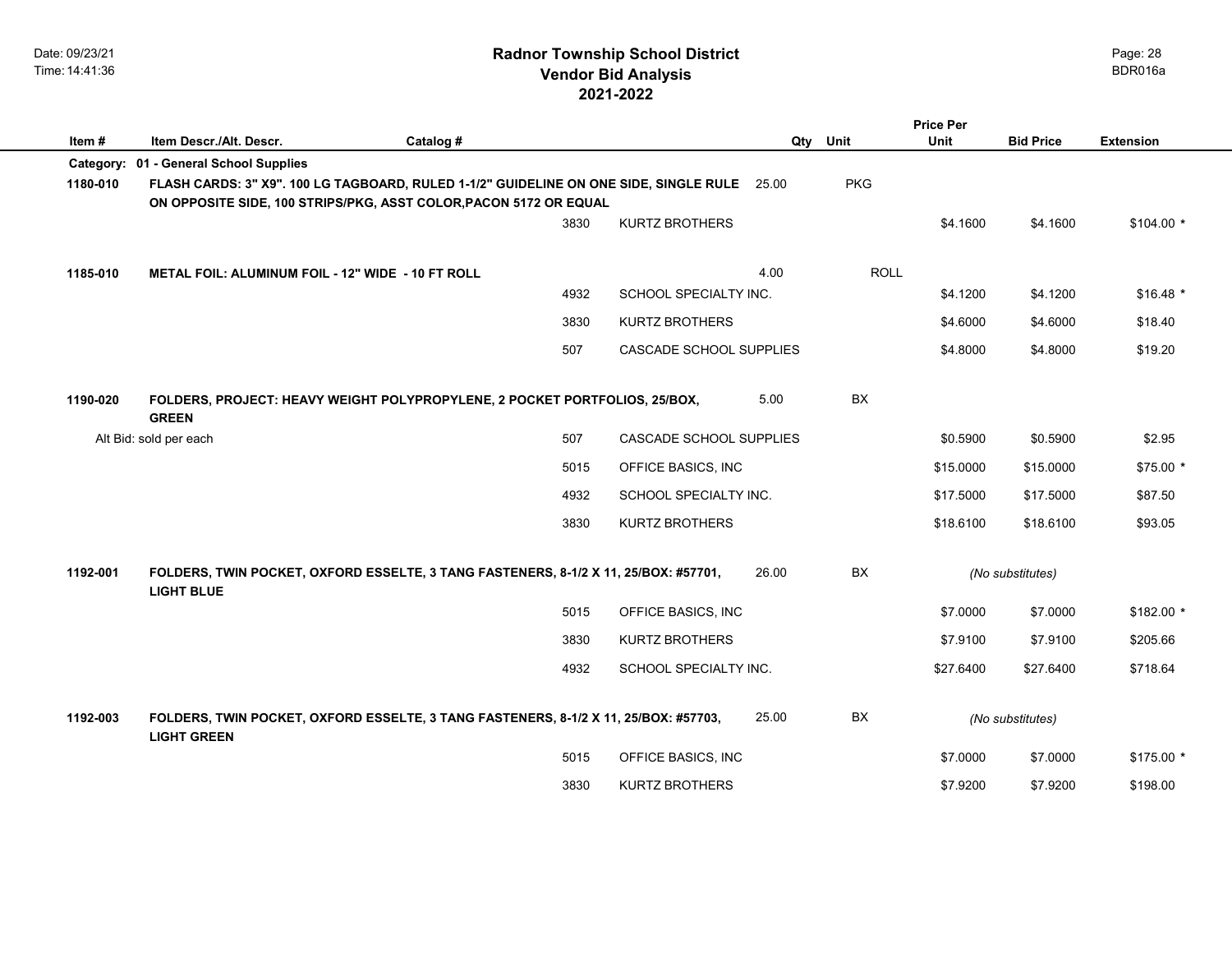# Radnor Township School District
## Vendor Bid Analysis
## 2021-2022

Date: 09/23/21
Time: 14:41:36

BDR016a

| Item # | Item Descr./Alt. Descr. | Catalog # | | Qty | Unit | Price Per Unit | Bid Price | Extension |
|---|---|---|---|---|---|---|---|---|
| **Category:** | **01 - General School Supplies** | | | | | | | |
| **1180-010** | **FLASH CARDS: 3" X9". 100 LG TAGBOARD, RULED 1-1/2" GUIDELINE ON ONE SIDE, SINGLE RULE ON OPPOSITE SIDE, 100 STRIPS/PKG, ASST COLOR,PACON 5172 OR EQUAL** | | | 25.00 | PKG | | | |
| | | 3830 | KURTZ BROTHERS | | | $4.1600 | $4.1600 | $104.00 * |
| **1185-010** | **METAL FOIL: ALUMINUM FOIL - 12" WIDE - 10 FT ROLL** | | | 4.00 | ROLL | | | |
| | | 4932 | SCHOOL SPECIALTY INC. | | | $4.1200 | $4.1200 | $16.48 * |
| | | 3830 | KURTZ BROTHERS | | | $4.6000 | $4.6000 | $18.40 |
| | | 507 | CASCADE SCHOOL SUPPLIES | | | $4.8000 | $4.8000 | $19.20 |
| **1190-020** | **FOLDERS, PROJECT: HEAVY WEIGHT POLYPROPYLENE, 2 POCKET PORTFOLIOS, 25/BOX, GREEN** | | | 5.00 | BX | | | |
| | Alt Bid: sold per each | 507 | CASCADE SCHOOL SUPPLIES | | | $0.5900 | $0.5900 | $2.95 |
| | | 5015 | OFFICE BASICS, INC | | | $15.0000 | $15.0000 | $75.00 * |
| | | 4932 | SCHOOL SPECIALTY INC. | | | $17.5000 | $17.5000 | $87.50 |
| | | 3830 | KURTZ BROTHERS | | | $18.6100 | $18.6100 | $93.05 |
| **1192-001** | **FOLDERS, TWIN POCKET, OXFORD ESSELTE, 3 TANG FASTENERS, 8-1/2 X 11, 25/BOX: #57701, LIGHT BLUE** | | | 26.00 | BX | *(No substitutes)* | | |
| | | 5015 | OFFICE BASICS, INC | | | $7.0000 | $7.0000 | $182.00 * |
| | | 3830 | KURTZ BROTHERS | | | $7.9100 | $7.9100 | $205.66 |
| | | 4932 | SCHOOL SPECIALTY INC. | | | $27.6400 | $27.6400 | $718.64 |
| **1192-003** | **FOLDERS, TWIN POCKET, OXFORD ESSELTE, 3 TANG FASTENERS, 8-1/2 X 11, 25/BOX: #57703, LIGHT GREEN** | | | 25.00 | BX | *(No substitutes)* | | |
| | | 5015 | OFFICE BASICS, INC | | | $7.0000 | $7.0000 | $175.00 * |
| | | 3830 | KURTZ BROTHERS | | | $7.9200 | $7.9200 | $198.00 |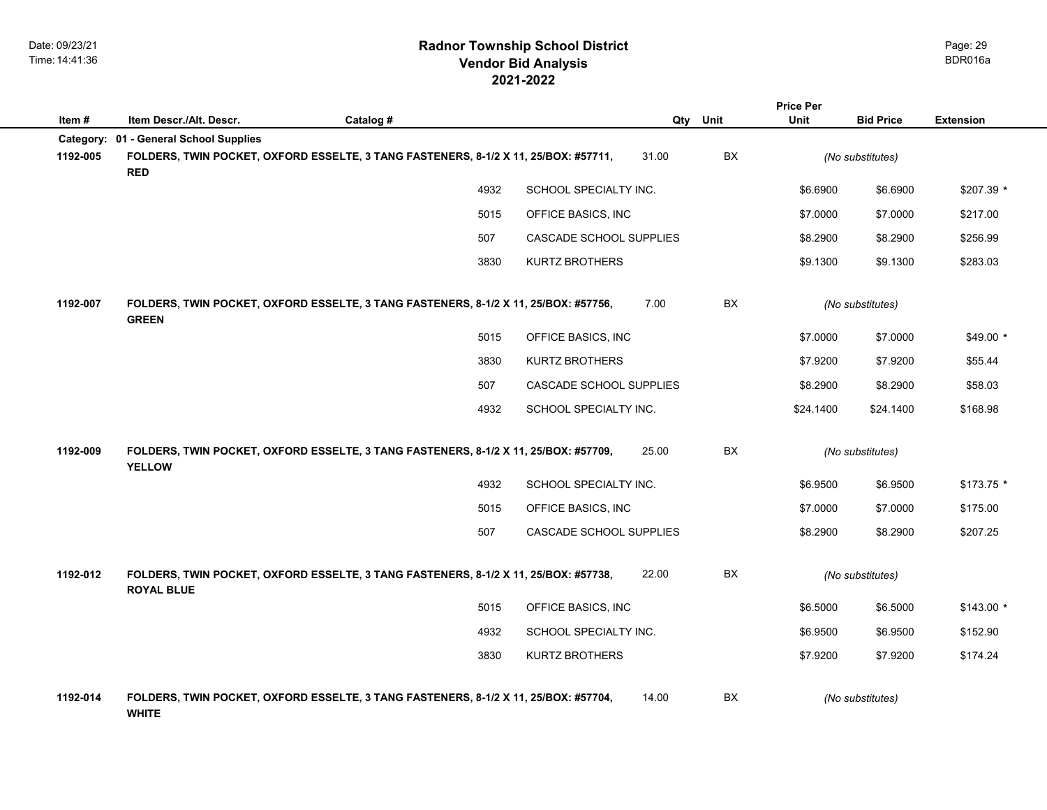# Radnor Township School District
## Vendor Bid Analysis
## 2021-2022

| Item # | Item Descr./Alt. Descr. | Catalog # | | Qty | Unit | Price Per Unit | Bid Price | Extension |
|---|---|---|---|---|---|---|---|---|
| **Category:** | **01 - General School Supplies** | | | | | | | |
| **1192-005** | **FOLDERS, TWIN POCKET, OXFORD ESSELTE, 3 TANG FASTENERS, 8-1/2 X 11, 25/BOX: #57711, RED** | | | 31.00 | BX | *(No substitutes)* | | |
| | | 4932 | SCHOOL SPECIALTY INC. | | | $6.6900 | $6.6900 | $207.39 * |
| | | 5015 | OFFICE BASICS, INC | | | $7.0000 | $7.0000 | $217.00 |
| | | 507 | CASCADE SCHOOL SUPPLIES | | | $8.2900 | $8.2900 | $256.99 |
| | | 3830 | KURTZ BROTHERS | | | $9.1300 | $9.1300 | $283.03 |
| **1192-007** | **FOLDERS, TWIN POCKET, OXFORD ESSELTE, 3 TANG FASTENERS, 8-1/2 X 11, 25/BOX: #57756, GREEN** | | | 7.00 | BX | *(No substitutes)* | | |
| | | 5015 | OFFICE BASICS, INC | | | $7.0000 | $7.0000 | $49.00 * |
| | | 3830 | KURTZ BROTHERS | | | $7.9200 | $7.9200 | $55.44 |
| | | 507 | CASCADE SCHOOL SUPPLIES | | | $8.2900 | $8.2900 | $58.03 |
| | | 4932 | SCHOOL SPECIALTY INC. | | | $24.1400 | $24.1400 | $168.98 |
| **1192-009** | **FOLDERS, TWIN POCKET, OXFORD ESSELTE, 3 TANG FASTENERS, 8-1/2 X 11, 25/BOX: #57709, YELLOW** | | | 25.00 | BX | *(No substitutes)* | | |
| | | 4932 | SCHOOL SPECIALTY INC. | | | $6.9500 | $6.9500 | $173.75 * |
| | | 5015 | OFFICE BASICS, INC | | | $7.0000 | $7.0000 | $175.00 |
| | | 507 | CASCADE SCHOOL SUPPLIES | | | $8.2900 | $8.2900 | $207.25 |
| **1192-012** | **FOLDERS, TWIN POCKET, OXFORD ESSELTE, 3 TANG FASTENERS, 8-1/2 X 11, 25/BOX: #57738, ROYAL BLUE** | | | 22.00 | BX | *(No substitutes)* | | |
| | | 5015 | OFFICE BASICS, INC | | | $6.5000 | $6.5000 | $143.00 * |
| | | 4932 | SCHOOL SPECIALTY INC. | | | $6.9500 | $6.9500 | $152.90 |
| | | 3830 | KURTZ BROTHERS | | | $7.9200 | $7.9200 | $174.24 |
| **1192-014** | **FOLDERS, TWIN POCKET, OXFORD ESSELTE, 3 TANG FASTENERS, 8-1/2 X 11, 25/BOX: #57704, WHITE** | | | 14.00 | BX | *(No substitutes)* | | |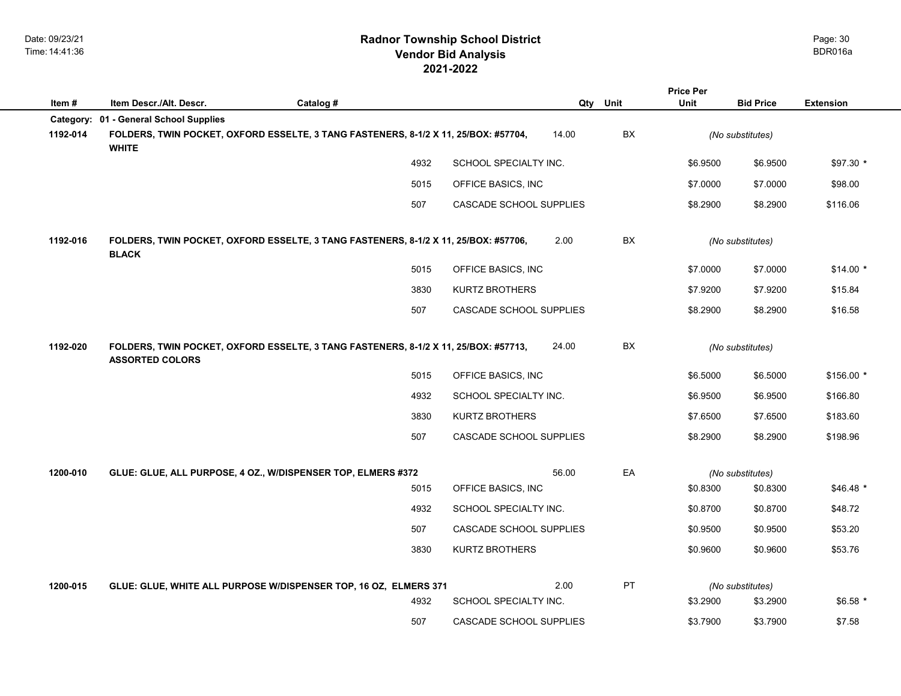# Radnor Township School District
## Vendor Bid Analysis
## 2021-2022

| Item # | Item Descr./Alt. Descr. | Catalog # | Qty | Unit | Price Per Unit | Bid Price | Extension |
|---|---|---|---|---|---|---|---|
| **Category:** | **01 - General School Supplies** | | | | | | |
| **1192-014** | **FOLDERS, TWIN POCKET, OXFORD ESSELTE, 3 TANG FASTENERS, 8-1/2 X 11, 25/BOX: #57704, WHITE** | | 14.00 | BX | *(No substitutes)* | | |
| | 4932 | SCHOOL SPECIALTY INC. | | | $6.9500 | $6.9500 | $97.30 * |
| | 5015 | OFFICE BASICS, INC | | | $7.0000 | $7.0000 | $98.00 |
| | 507 | CASCADE SCHOOL SUPPLIES | | | $8.2900 | $8.2900 | $116.06 |
| **1192-016** | **FOLDERS, TWIN POCKET, OXFORD ESSELTE, 3 TANG FASTENERS, 8-1/2 X 11, 25/BOX: #57706, BLACK** | | 2.00 | BX | *(No substitutes)* | | |
| | 5015 | OFFICE BASICS, INC | | | $7.0000 | $7.0000 | $14.00 * |
| | 3830 | KURTZ BROTHERS | | | $7.9200 | $7.9200 | $15.84 |
| | 507 | CASCADE SCHOOL SUPPLIES | | | $8.2900 | $8.2900 | $16.58 |
| **1192-020** | **FOLDERS, TWIN POCKET, OXFORD ESSELTE, 3 TANG FASTENERS, 8-1/2 X 11, 25/BOX: #57713, ASSORTED COLORS** | | 24.00 | BX | *(No substitutes)* | | |
| | 5015 | OFFICE BASICS, INC | | | $6.5000 | $6.5000 | $156.00 * |
| | 4932 | SCHOOL SPECIALTY INC. | | | $6.9500 | $6.9500 | $166.80 |
| | 3830 | KURTZ BROTHERS | | | $7.6500 | $7.6500 | $183.60 |
| | 507 | CASCADE SCHOOL SUPPLIES | | | $8.2900 | $8.2900 | $198.96 |
| **1200-010** | **GLUE: GLUE, ALL PURPOSE, 4 OZ., W/DISPENSER TOP, ELMERS #372** | | 56.00 | EA | *(No substitutes)* | | |
| | 5015 | OFFICE BASICS, INC | | | $0.8300 | $0.8300 | $46.48 * |
| | 4932 | SCHOOL SPECIALTY INC. | | | $0.8700 | $0.8700 | $48.72 |
| | 507 | CASCADE SCHOOL SUPPLIES | | | $0.9500 | $0.9500 | $53.20 |
| | 3830 | KURTZ BROTHERS | | | $0.9600 | $0.9600 | $53.76 |
| **1200-015** | **GLUE: GLUE, WHITE ALL PURPOSE W/DISPENSER TOP, 16 OZ, ELMERS 371** | | 2.00 | PT | *(No substitutes)* | | |
| | 4932 | SCHOOL SPECIALTY INC. | | | $3.2900 | $3.2900 | $6.58 * |
| | 507 | CASCADE SCHOOL SUPPLIES | | | $3.7900 | $3.7900 | $7.58 |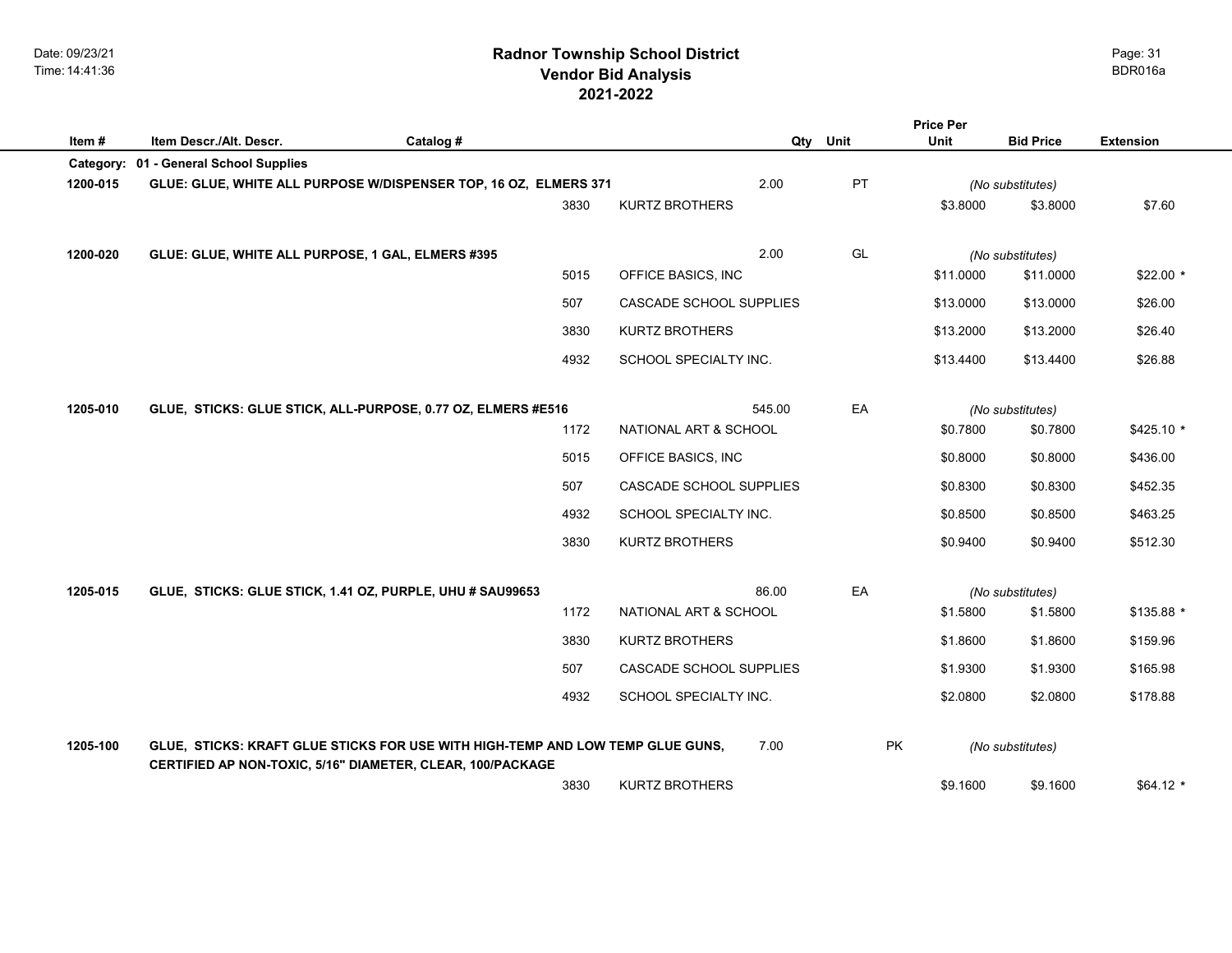# Radnor Township School District
## Vendor Bid Analysis
## 2021-2022

| Item # | Item Descr./Alt. Descr. | Catalog # | | Qty | Unit | Price Per Unit | Bid Price | Extension |
|---|---|---|---|---|---|---|---|---|
| **Category:** | **01 - General School Supplies** | | | | | | | |
| **1200-015** | **GLUE: GLUE, WHITE ALL PURPOSE W/DISPENSER TOP, 16 OZ, ELMERS 371** | | | 2.00 | PT | *(No substitutes)* | | |
| | | 3830 | KURTZ BROTHERS | | | $3.8000 | $3.8000 | $7.60 |
| **1200-020** | **GLUE: GLUE, WHITE ALL PURPOSE, 1 GAL, ELMERS #395** | | | 2.00 | GL | *(No substitutes)* | | |
| | | 5015 | OFFICE BASICS, INC | | | $11.0000 | $11.0000 | $22.00 * |
| | | 507 | CASCADE SCHOOL SUPPLIES | | | $13.0000 | $13.0000 | $26.00 |
| | | 3830 | KURTZ BROTHERS | | | $13.2000 | $13.2000 | $26.40 |
| | | 4932 | SCHOOL SPECIALTY INC. | | | $13.4400 | $13.4400 | $26.88 |
| **1205-010** | **GLUE, STICKS: GLUE STICK, ALL-PURPOSE, 0.77 OZ, ELMERS #E516** | | | 545.00 | EA | *(No substitutes)* | | |
| | | 1172 | NATIONAL ART & SCHOOL | | | $0.7800 | $0.7800 | $425.10 * |
| | | 5015 | OFFICE BASICS, INC | | | $0.8000 | $0.8000 | $436.00 |
| | | 507 | CASCADE SCHOOL SUPPLIES | | | $0.8300 | $0.8300 | $452.35 |
| | | 4932 | SCHOOL SPECIALTY INC. | | | $0.8500 | $0.8500 | $463.25 |
| | | 3830 | KURTZ BROTHERS | | | $0.9400 | $0.9400 | $512.30 |
| **1205-015** | **GLUE, STICKS: GLUE STICK, 1.41 OZ, PURPLE, UHU # SAU99653** | | | 86.00 | EA | *(No substitutes)* | | |
| | | 1172 | NATIONAL ART & SCHOOL | | | $1.5800 | $1.5800 | $135.88 * |
| | | 3830 | KURTZ BROTHERS | | | $1.8600 | $1.8600 | $159.96 |
| | | 507 | CASCADE SCHOOL SUPPLIES | | | $1.9300 | $1.9300 | $165.98 |
| | | 4932 | SCHOOL SPECIALTY INC. | | | $2.0800 | $2.0800 | $178.88 |
| **1205-100** | **GLUE, STICKS: KRAFT GLUE STICKS FOR USE WITH HIGH-TEMP AND LOW TEMP GLUE GUNS, CERTIFIED AP NON-TOXIC, 5/16" DIAMETER, CLEAR, 100/PACKAGE** | | | 7.00 | PK | *(No substitutes)* | | |
| | | 3830 | KURTZ BROTHERS | | | $9.1600 | $9.1600 | $64.12 * |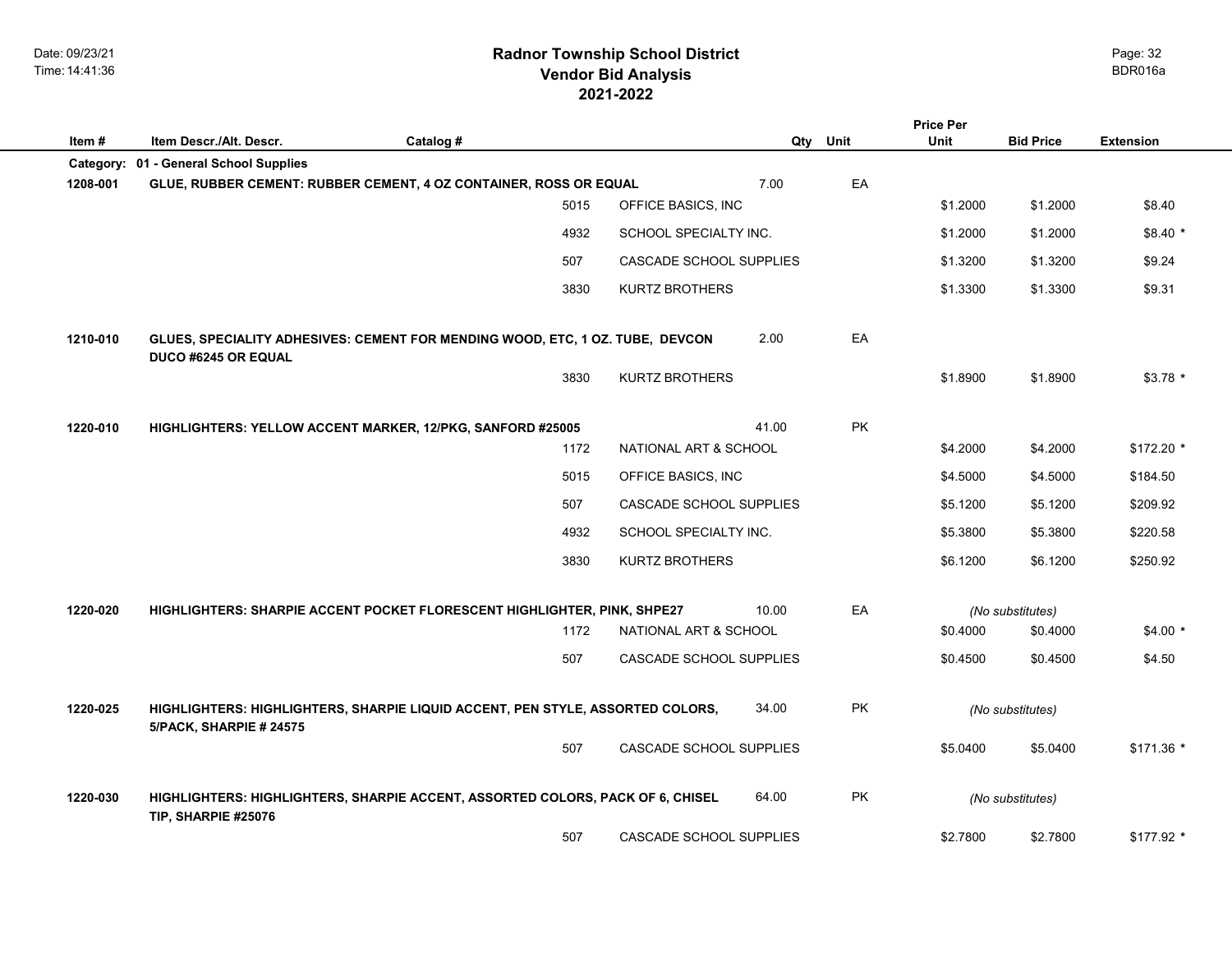# Radnor Township School District
## Vendor Bid Analysis
## 2021-2022

| Item # | Item Descr./Alt. Descr. | Catalog # | Qty | Unit | Price Per Unit | Bid Price | Extension |
|---|---|---|---|---|---|---|---|
| **Category:** | **01 - General School Supplies** | | | | | | |
| **1208-001** | **GLUE, RUBBER CEMENT: RUBBER CEMENT, 4 OZ CONTAINER, ROSS OR EQUAL** | | 7.00 | EA | | | |
| | 5015 OFFICE BASICS, INC | | | | $1.2000 | $1.2000 | $8.40 |
| | 4932 SCHOOL SPECIALTY INC. | | | | $1.2000 | $1.2000 | $8.40 * |
| | 507 CASCADE SCHOOL SUPPLIES | | | | $1.3200 | $1.3200 | $9.24 |
| | 3830 KURTZ BROTHERS | | | | $1.3300 | $1.3300 | $9.31 |
| **1210-010** | **GLUES, SPECIALITY ADHESIVES: CEMENT FOR MENDING WOOD, ETC, 1 OZ. TUBE, DEVCON DUCO #6245 OR EQUAL** | | 2.00 | EA | | | |
| | 3830 KURTZ BROTHERS | | | | $1.8900 | $1.8900 | $3.78 * |
| **1220-010** | **HIGHLIGHTERS: YELLOW ACCENT MARKER, 12/PKG, SANFORD #25005** | | 41.00 | PK | | | |
| | 1172 NATIONAL ART & SCHOOL | | | | $4.2000 | $4.2000 | $172.20 * |
| | 5015 OFFICE BASICS, INC | | | | $4.5000 | $4.5000 | $184.50 |
| | 507 CASCADE SCHOOL SUPPLIES | | | | $5.1200 | $5.1200 | $209.92 |
| | 4932 SCHOOL SPECIALTY INC. | | | | $5.3800 | $5.3800 | $220.58 |
| | 3830 KURTZ BROTHERS | | | | $6.1200 | $6.1200 | $250.92 |
| **1220-020** | **HIGHLIGHTERS: SHARPIE ACCENT POCKET FLORESCENT HIGHLIGHTER, PINK, SHPE27** | | 10.00 | EA | *(No substitutes)* | | |
| | 1172 NATIONAL ART & SCHOOL | | | | $0.4000 | $0.4000 | $4.00 * |
| | 507 CASCADE SCHOOL SUPPLIES | | | | $0.4500 | $0.4500 | $4.50 |
| **1220-025** | **HIGHLIGHTERS: HIGHLIGHTERS, SHARPIE LIQUID ACCENT, PEN STYLE, ASSORTED COLORS, 5/PACK, SHARPIE # 24575** | | 34.00 | PK | *(No substitutes)* | | |
| | 507 CASCADE SCHOOL SUPPLIES | | | | $5.0400 | $5.0400 | $171.36 * |
| **1220-030** | **HIGHLIGHTERS: HIGHLIGHTERS, SHARPIE ACCENT, ASSORTED COLORS, PACK OF 6, CHISEL TIP, SHARPIE #25076** | | 64.00 | PK | *(No substitutes)* | | |
| | 507 CASCADE SCHOOL SUPPLIES | | | | $2.7800 | $2.7800 | $177.92 * |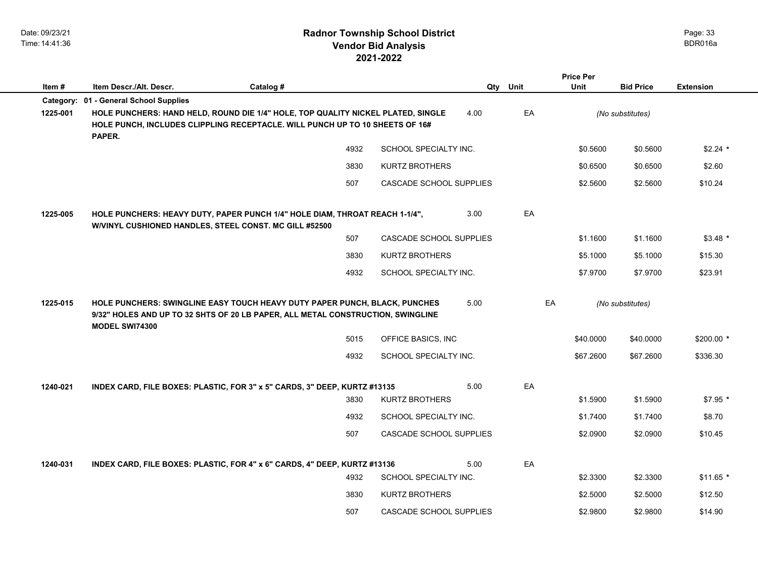# Radnor Township School District
## Vendor Bid Analysis
## 2021-2022

| Item # | Item Descr./Alt. Descr. | Catalog # | | Qty | Unit | Price Per Unit | Bid Price | Extension |
|---|---|---|---|---|---|---|---|---|
| **Category:** | **01 - General School Supplies** | | | | | | | |
| **1225-001** | **HOLE PUNCHERS: HAND HELD, ROUND DIE 1/4" HOLE, TOP QUALITY NICKEL PLATED, SINGLE HOLE PUNCH, INCLUDES CLIPPLING RECEPTACLE. WILL PUNCH UP TO 10 SHEETS OF 16# PAPER.** | | | 4.00 | EA | *(No substitutes)* | | |
| | | 4932 | SCHOOL SPECIALTY INC. | | | $0.5600 | $0.5600 | $2.24 * |
| | | 3830 | KURTZ BROTHERS | | | $0.6500 | $0.6500 | $2.60 |
| | | 507 | CASCADE SCHOOL SUPPLIES | | | $2.5600 | $2.5600 | $10.24 |
| **1225-005** | **HOLE PUNCHERS: HEAVY DUTY, PAPER PUNCH 1/4" HOLE DIAM, THROAT REACH 1-1/4", W/VINYL CUSHIONED HANDLES, STEEL CONST. MC GILL #52500** | | | 3.00 | EA | | | |
| | | 507 | CASCADE SCHOOL SUPPLIES | | | $1.1600 | $1.1600 | $3.48 * |
| | | 3830 | KURTZ BROTHERS | | | $5.1000 | $5.1000 | $15.30 |
| | | 4932 | SCHOOL SPECIALTY INC. | | | $7.9700 | $7.9700 | $23.91 |
| **1225-015** | **HOLE PUNCHERS: SWINGLINE EASY TOUCH HEAVY DUTY PAPER PUNCH, BLACK, PUNCHES 9/32" HOLES AND UP TO 32 SHTS OF 20 LB PAPER, ALL METAL CONSTRUCTION, SWINGLINE MODEL SWI74300** | | | 5.00 | EA | *(No substitutes)* | | |
| | | 5015 | OFFICE BASICS, INC | | | $40.0000 | $40.0000 | $200.00 * |
| | | 4932 | SCHOOL SPECIALTY INC. | | | $67.2600 | $67.2600 | $336.30 |
| **1240-021** | **INDEX CARD, FILE BOXES: PLASTIC, FOR 3" x 5" CARDS, 3" DEEP, KURTZ #13135** | | | 5.00 | EA | | | |
| | | 3830 | KURTZ BROTHERS | | | $1.5900 | $1.5900 | $7.95 * |
| | | 4932 | SCHOOL SPECIALTY INC. | | | $1.7400 | $1.7400 | $8.70 |
| | | 507 | CASCADE SCHOOL SUPPLIES | | | $2.0900 | $2.0900 | $10.45 |
| **1240-031** | **INDEX CARD, FILE BOXES: PLASTIC, FOR 4" x 6" CARDS, 4" DEEP, KURTZ #13136** | | | 5.00 | EA | | | |
| | | 4932 | SCHOOL SPECIALTY INC. | | | $2.3300 | $2.3300 | $11.65 * |
| | | 3830 | KURTZ BROTHERS | | | $2.5000 | $2.5000 | $12.50 |
| | | 507 | CASCADE SCHOOL SUPPLIES | | | $2.9800 | $2.9800 | $14.90 |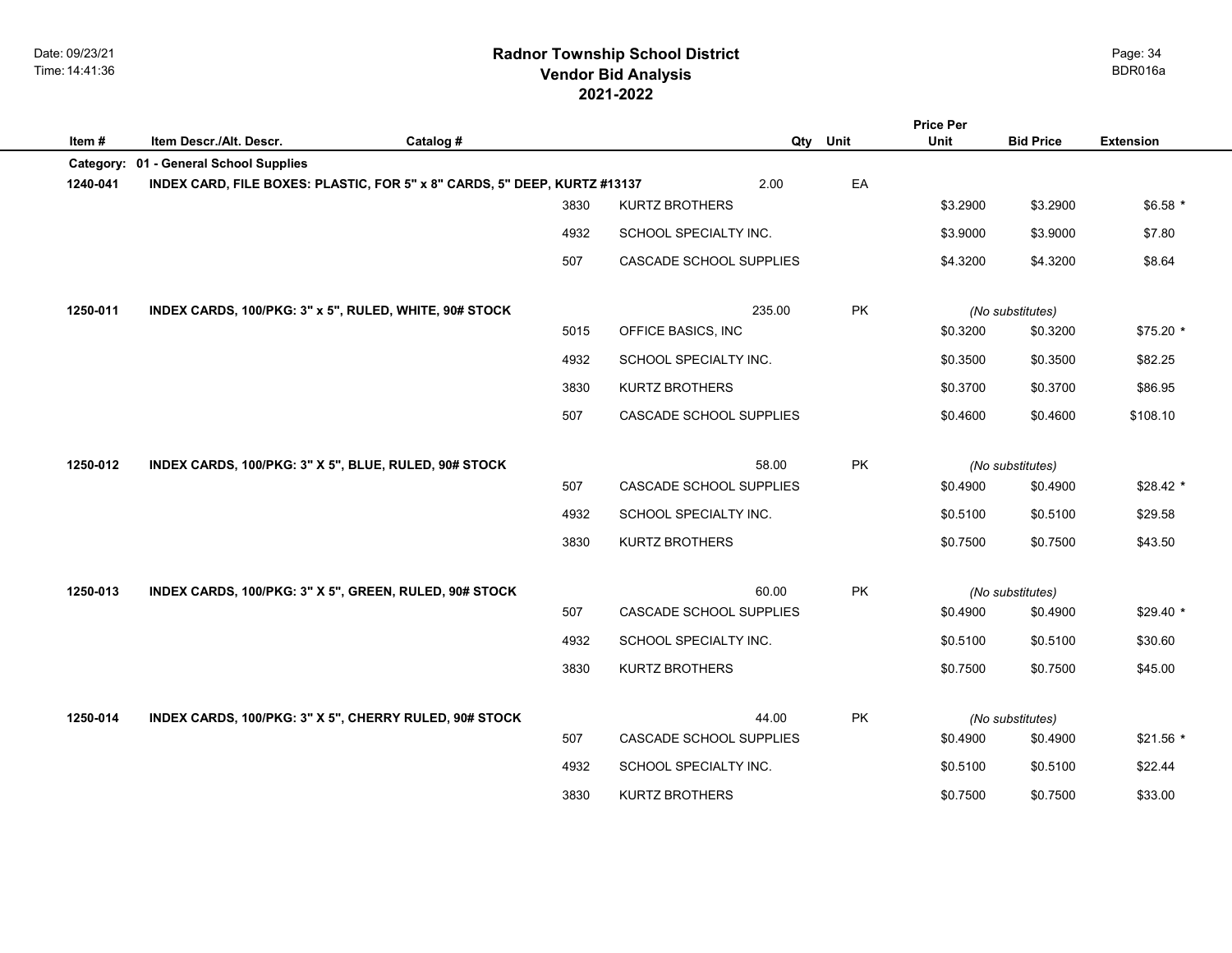# Radnor Township School District
## Vendor Bid Analysis
## 2021-2022

| Item # | Item Descr./Alt. Descr. | Catalog # | | Qty | Unit | Price Per Unit | Bid Price | Extension |
|---|---|---|---|---|---|---|---|---|
| **Category:** | **01 - General School Supplies** | | | | | | | |
| **1240-041** | **INDEX CARD, FILE BOXES: PLASTIC, FOR 5" x 8" CARDS, 5" DEEP, KURTZ #13137** | | | 2.00 | EA | | | |
| | | 3830 | KURTZ BROTHERS | | | $3.2900 | $3.2900 | $6.58 * |
| | | 4932 | SCHOOL SPECIALTY INC. | | | $3.9000 | $3.9000 | $7.80 |
| | | 507 | CASCADE SCHOOL SUPPLIES | | | $4.3200 | $4.3200 | $8.64 |
| **1250-011** | **INDEX CARDS, 100/PKG: 3" x 5", RULED, WHITE, 90# STOCK** | | | 235.00 | PK | | *(No substitutes)* | |
| | | 5015 | OFFICE BASICS, INC | | | $0.3200 | $0.3200 | $75.20 * |
| | | 4932 | SCHOOL SPECIALTY INC. | | | $0.3500 | $0.3500 | $82.25 |
| | | 3830 | KURTZ BROTHERS | | | $0.3700 | $0.3700 | $86.95 |
| | | 507 | CASCADE SCHOOL SUPPLIES | | | $0.4600 | $0.4600 | $108.10 |
| **1250-012** | **INDEX CARDS, 100/PKG: 3" X 5", BLUE, RULED, 90# STOCK** | | | 58.00 | PK | | *(No substitutes)* | |
| | | 507 | CASCADE SCHOOL SUPPLIES | | | $0.4900 | $0.4900 | $28.42 * |
| | | 4932 | SCHOOL SPECIALTY INC. | | | $0.5100 | $0.5100 | $29.58 |
| | | 3830 | KURTZ BROTHERS | | | $0.7500 | $0.7500 | $43.50 |
| **1250-013** | **INDEX CARDS, 100/PKG: 3" X 5", GREEN, RULED, 90# STOCK** | | | 60.00 | PK | | *(No substitutes)* | |
| | | 507 | CASCADE SCHOOL SUPPLIES | | | $0.4900 | $0.4900 | $29.40 * |
| | | 4932 | SCHOOL SPECIALTY INC. | | | $0.5100 | $0.5100 | $30.60 |
| | | 3830 | KURTZ BROTHERS | | | $0.7500 | $0.7500 | $45.00 |
| **1250-014** | **INDEX CARDS, 100/PKG: 3" X 5", CHERRY RULED, 90# STOCK** | | | 44.00 | PK | | *(No substitutes)* | |
| | | 507 | CASCADE SCHOOL SUPPLIES | | | $0.4900 | $0.4900 | $21.56 * |
| | | 4932 | SCHOOL SPECIALTY INC. | | | $0.5100 | $0.5100 | $22.44 |
| | | 3830 | KURTZ BROTHERS | | | $0.7500 | $0.7500 | $33.00 |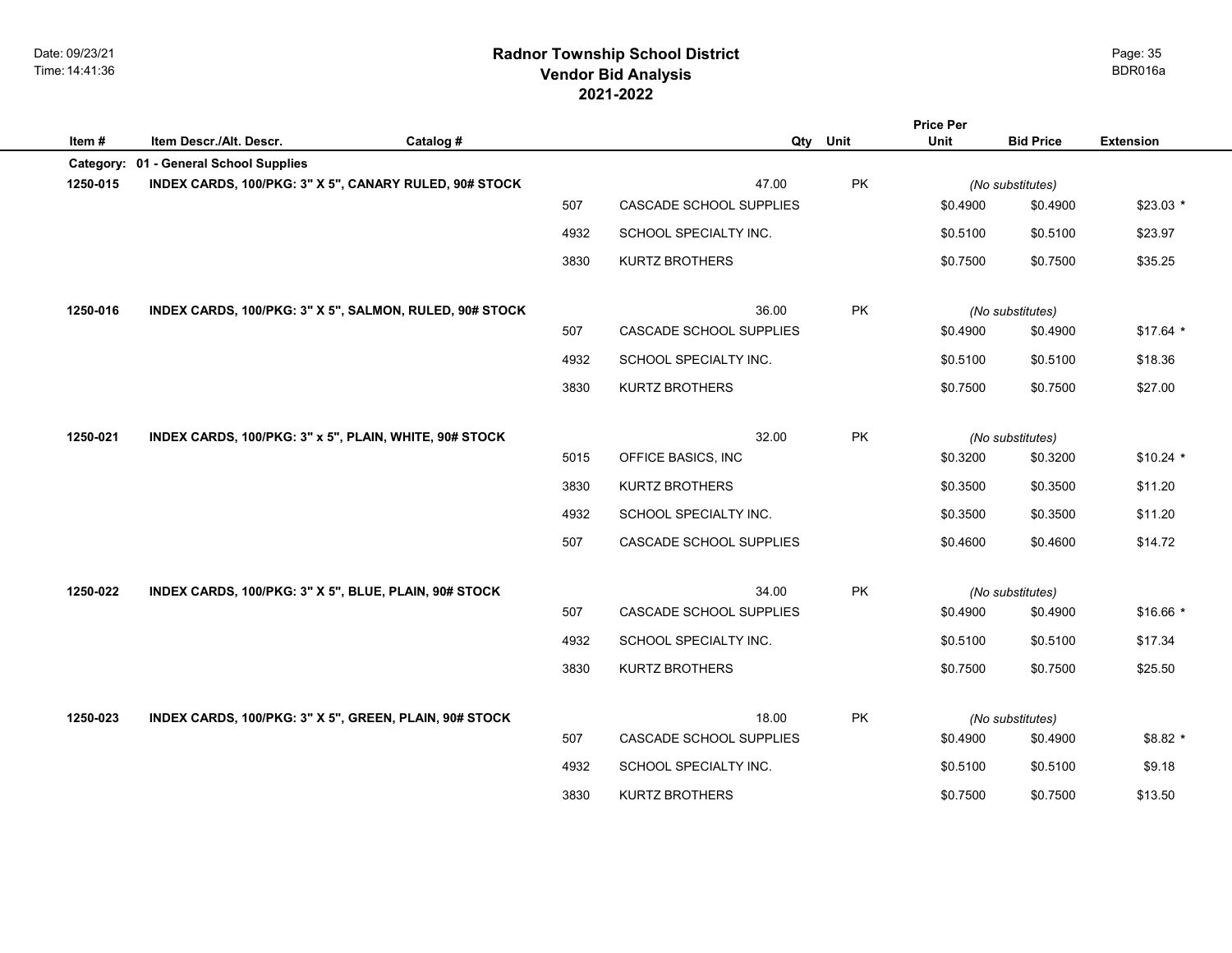# Radnor Township School District
## Vendor Bid Analysis
## 2021-2022

BDR016a

| Item # | Item Descr./Alt. Descr. | Catalog # | | Qty | Unit | Price Per Unit | Bid Price | Extension |
|---|---|---|---|---|---|---|---|---|
| **Category:** | **01 - General School Supplies** | | | | | | | |
| **1250-015** | **INDEX CARDS, 100/PKG: 3" X 5", CANARY RULED, 90# STOCK** | | | 47.00 | PK | *(No substitutes)* | | |
| | | 507 | CASCADE SCHOOL SUPPLIES | | | $0.4900 | $0.4900 | $23.03 * |
| | | 4932 | SCHOOL SPECIALTY INC. | | | $0.5100 | $0.5100 | $23.97 |
| | | 3830 | KURTZ BROTHERS | | | $0.7500 | $0.7500 | $35.25 |
| **1250-016** | **INDEX CARDS, 100/PKG: 3" X 5", SALMON, RULED, 90# STOCK** | | | 36.00 | PK | *(No substitutes)* | | |
| | | 507 | CASCADE SCHOOL SUPPLIES | | | $0.4900 | $0.4900 | $17.64 * |
| | | 4932 | SCHOOL SPECIALTY INC. | | | $0.5100 | $0.5100 | $18.36 |
| | | 3830 | KURTZ BROTHERS | | | $0.7500 | $0.7500 | $27.00 |
| **1250-021** | **INDEX CARDS, 100/PKG: 3" x 5", PLAIN, WHITE, 90# STOCK** | | | 32.00 | PK | *(No substitutes)* | | |
| | | 5015 | OFFICE BASICS, INC | | | $0.3200 | $0.3200 | $10.24 * |
| | | 3830 | KURTZ BROTHERS | | | $0.3500 | $0.3500 | $11.20 |
| | | 4932 | SCHOOL SPECIALTY INC. | | | $0.3500 | $0.3500 | $11.20 |
| | | 507 | CASCADE SCHOOL SUPPLIES | | | $0.4600 | $0.4600 | $14.72 |
| **1250-022** | **INDEX CARDS, 100/PKG: 3" X 5", BLUE, PLAIN, 90# STOCK** | | | 34.00 | PK | *(No substitutes)* | | |
| | | 507 | CASCADE SCHOOL SUPPLIES | | | $0.4900 | $0.4900 | $16.66 * |
| | | 4932 | SCHOOL SPECIALTY INC. | | | $0.5100 | $0.5100 | $17.34 |
| | | 3830 | KURTZ BROTHERS | | | $0.7500 | $0.7500 | $25.50 |
| **1250-023** | **INDEX CARDS, 100/PKG: 3" X 5", GREEN, PLAIN, 90# STOCK** | | | 18.00 | PK | *(No substitutes)* | | |
| | | 507 | CASCADE SCHOOL SUPPLIES | | | $0.4900 | $0.4900 | $8.82 * |
| | | 4932 | SCHOOL SPECIALTY INC. | | | $0.5100 | $0.5100 | $9.18 |
| | | 3830 | KURTZ BROTHERS | | | $0.7500 | $0.7500 | $13.50 |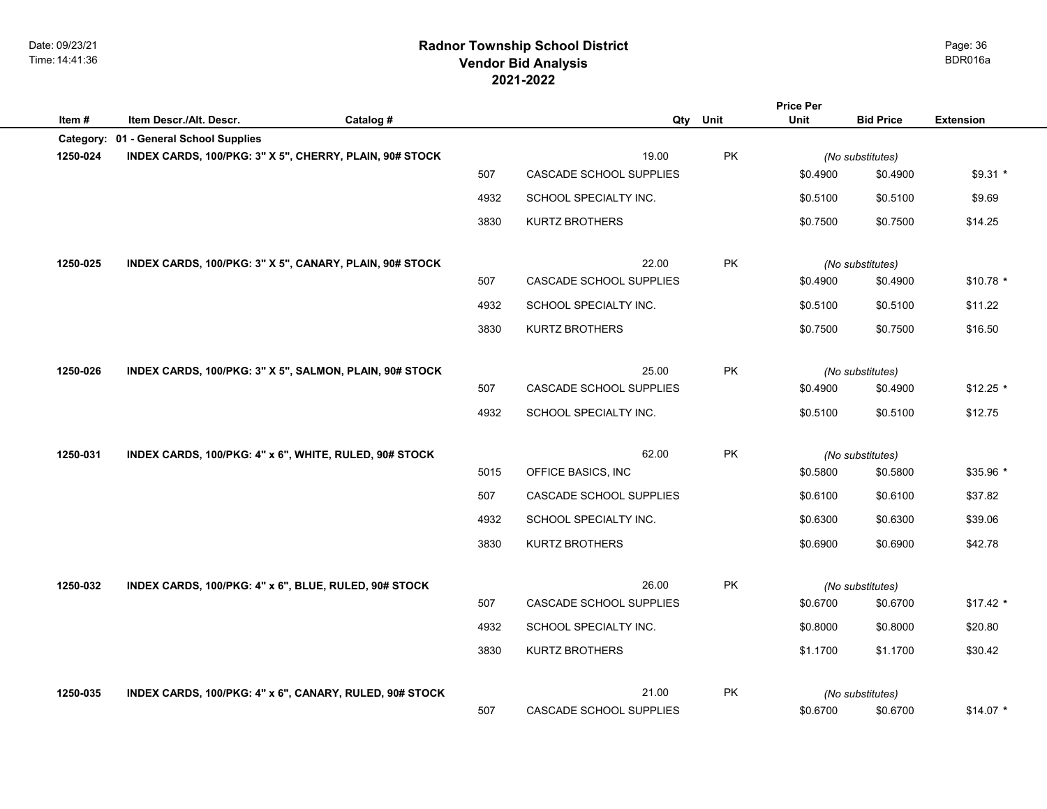# Radnor Township School District
## Vendor Bid Analysis
## 2021-2022

| Item # | Item Descr./Alt. Descr. | Catalog # | | | Qty | Unit | Price Per Unit | Bid Price | Extension |
|---|---|---|---|---|---|---|---|---|---|
| **Category:** | **01 - General School Supplies** | | | | | | | | |
| **1250-024** | **INDEX CARDS, 100/PKG: 3" X 5", CHERRY, PLAIN, 90# STOCK** | | | | 19.00 | PK | *(No substitutes)* | | |
| | | | 507 | CASCADE SCHOOL SUPPLIES | | | $0.4900 | $0.4900 | $9.31 * |
| | | | 4932 | SCHOOL SPECIALTY INC. | | | $0.5100 | $0.5100 | $9.69 |
| | | | 3830 | KURTZ BROTHERS | | | $0.7500 | $0.7500 | $14.25 |
| **1250-025** | **INDEX CARDS, 100/PKG: 3" X 5", CANARY, PLAIN, 90# STOCK** | | | | 22.00 | PK | *(No substitutes)* | | |
| | | | 507 | CASCADE SCHOOL SUPPLIES | | | $0.4900 | $0.4900 | $10.78 * |
| | | | 4932 | SCHOOL SPECIALTY INC. | | | $0.5100 | $0.5100 | $11.22 |
| | | | 3830 | KURTZ BROTHERS | | | $0.7500 | $0.7500 | $16.50 |
| **1250-026** | **INDEX CARDS, 100/PKG: 3" X 5", SALMON, PLAIN, 90# STOCK** | | | | 25.00 | PK | *(No substitutes)* | | |
| | | | 507 | CASCADE SCHOOL SUPPLIES | | | $0.4900 | $0.4900 | $12.25 * |
| | | | 4932 | SCHOOL SPECIALTY INC. | | | $0.5100 | $0.5100 | $12.75 |
| **1250-031** | **INDEX CARDS, 100/PKG: 4" x 6", WHITE, RULED, 90# STOCK** | | | | 62.00 | PK | *(No substitutes)* | | |
| | | | 5015 | OFFICE BASICS, INC | | | $0.5800 | $0.5800 | $35.96 * |
| | | | 507 | CASCADE SCHOOL SUPPLIES | | | $0.6100 | $0.6100 | $37.82 |
| | | | 4932 | SCHOOL SPECIALTY INC. | | | $0.6300 | $0.6300 | $39.06 |
| | | | 3830 | KURTZ BROTHERS | | | $0.6900 | $0.6900 | $42.78 |
| **1250-032** | **INDEX CARDS, 100/PKG: 4" x 6", BLUE, RULED, 90# STOCK** | | | | 26.00 | PK | *(No substitutes)* | | |
| | | | 507 | CASCADE SCHOOL SUPPLIES | | | $0.6700 | $0.6700 | $17.42 * |
| | | | 4932 | SCHOOL SPECIALTY INC. | | | $0.8000 | $0.8000 | $20.80 |
| | | | 3830 | KURTZ BROTHERS | | | $1.1700 | $1.1700 | $30.42 |
| **1250-035** | **INDEX CARDS, 100/PKG: 4" x 6", CANARY, RULED, 90# STOCK** | | | | 21.00 | PK | *(No substitutes)* | | |
| | | | 507 | CASCADE SCHOOL SUPPLIES | | | $0.6700 | $0.6700 | $14.07 * |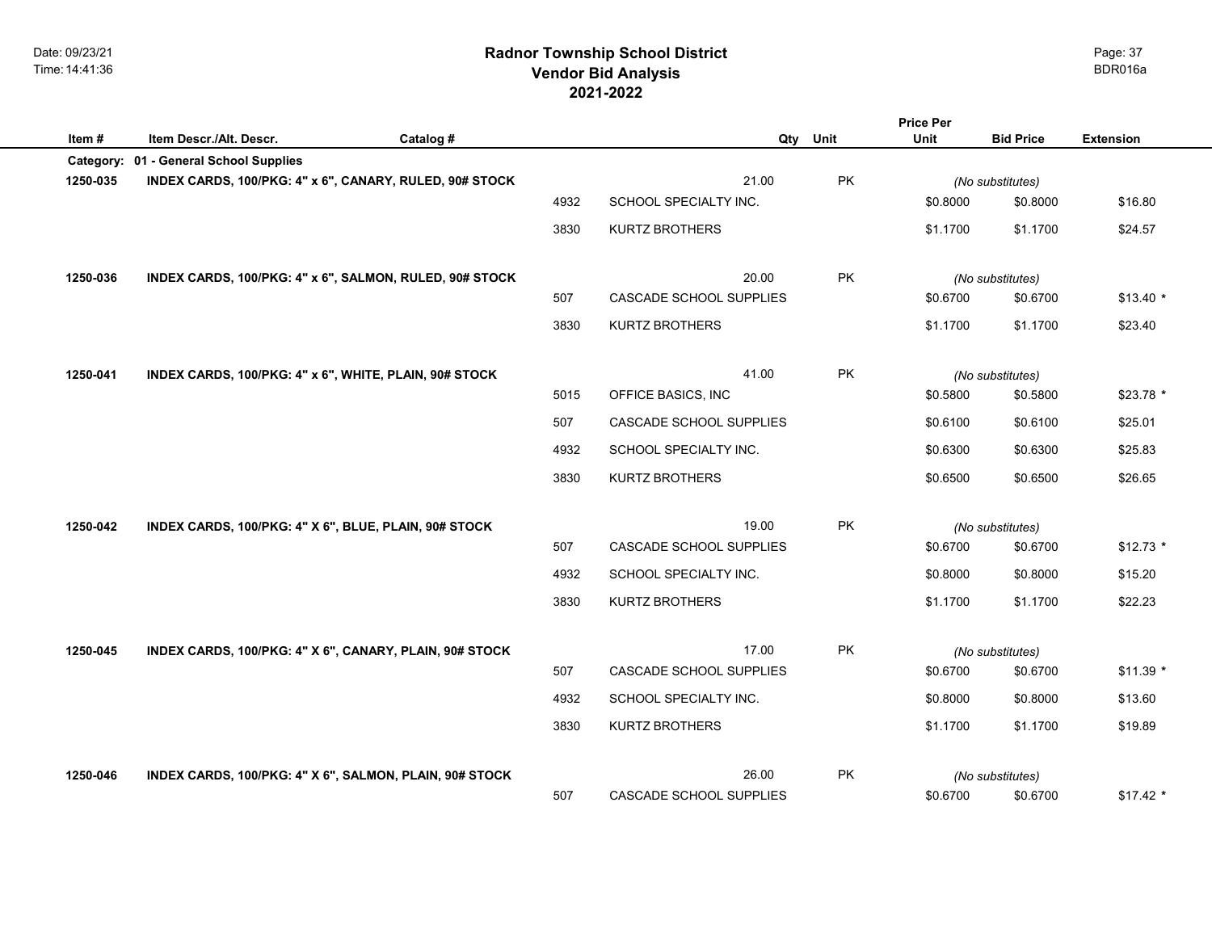# Radnor Township School District
## Vendor Bid Analysis
## 2021-2022

| Item # | Item Descr./Alt. Descr. | Catalog # | | Qty | Unit | Price Per Unit | Bid Price | Extension |
|---|---|---|---|---|---|---|---|---|
| **Category:** | **01 - General School Supplies** | | | | | | | |
| **1250-035** | **INDEX CARDS, 100/PKG: 4" x 6", CANARY, RULED, 90# STOCK** | | | 21.00 | PK | *(No substitutes)* | | |
| | | 4932 | SCHOOL SPECIALTY INC. | | | $0.8000 | $0.8000 | $16.80 |
| | | 3830 | KURTZ BROTHERS | | | $1.1700 | $1.1700 | $24.57 |
| **1250-036** | **INDEX CARDS, 100/PKG: 4" x 6", SALMON, RULED, 90# STOCK** | | | 20.00 | PK | *(No substitutes)* | | |
| | | 507 | CASCADE SCHOOL SUPPLIES | | | $0.6700 | $0.6700 | $13.40 * |
| | | 3830 | KURTZ BROTHERS | | | $1.1700 | $1.1700 | $23.40 |
| **1250-041** | **INDEX CARDS, 100/PKG: 4" x 6", WHITE, PLAIN, 90# STOCK** | | | 41.00 | PK | *(No substitutes)* | | |
| | | 5015 | OFFICE BASICS, INC | | | $0.5800 | $0.5800 | $23.78 * |
| | | 507 | CASCADE SCHOOL SUPPLIES | | | $0.6100 | $0.6100 | $25.01 |
| | | 4932 | SCHOOL SPECIALTY INC. | | | $0.6300 | $0.6300 | $25.83 |
| | | 3830 | KURTZ BROTHERS | | | $0.6500 | $0.6500 | $26.65 |
| **1250-042** | **INDEX CARDS, 100/PKG: 4" X 6", BLUE, PLAIN, 90# STOCK** | | | 19.00 | PK | *(No substitutes)* | | |
| | | 507 | CASCADE SCHOOL SUPPLIES | | | $0.6700 | $0.6700 | $12.73 * |
| | | 4932 | SCHOOL SPECIALTY INC. | | | $0.8000 | $0.8000 | $15.20 |
| | | 3830 | KURTZ BROTHERS | | | $1.1700 | $1.1700 | $22.23 |
| **1250-045** | **INDEX CARDS, 100/PKG: 4" X 6", CANARY, PLAIN, 90# STOCK** | | | 17.00 | PK | *(No substitutes)* | | |
| | | 507 | CASCADE SCHOOL SUPPLIES | | | $0.6700 | $0.6700 | $11.39 * |
| | | 4932 | SCHOOL SPECIALTY INC. | | | $0.8000 | $0.8000 | $13.60 |
| | | 3830 | KURTZ BROTHERS | | | $1.1700 | $1.1700 | $19.89 |
| **1250-046** | **INDEX CARDS, 100/PKG: 4" X 6", SALMON, PLAIN, 90# STOCK** | | | 26.00 | PK | *(No substitutes)* | | |
| | | 507 | CASCADE SCHOOL SUPPLIES | | | $0.6700 | $0.6700 | $17.42 * |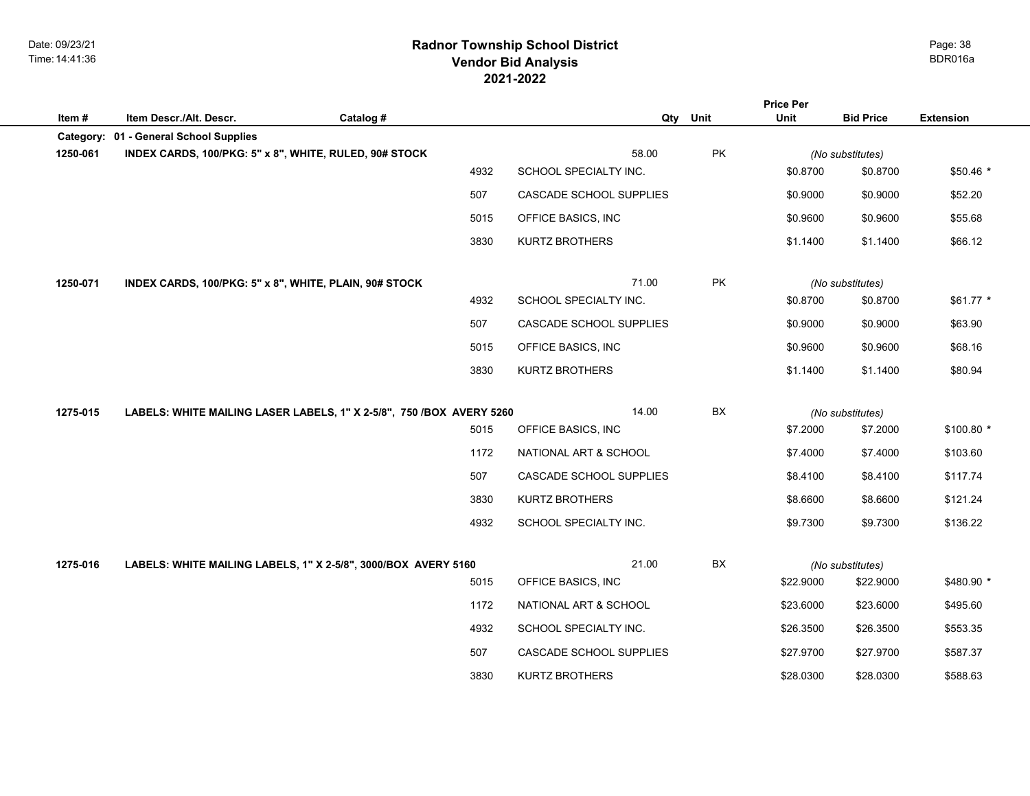# Radnor Township School District
## Vendor Bid Analysis
## 2021-2022

| Item # | Item Descr./Alt. Descr. | Catalog # | | Qty | Unit | Price Per Unit | Bid Price | Extension |
|---|---|---|---|---|---|---|---|---|
| Category: | 01 - General School Supplies | | | | | | | |
| 1250-061 | INDEX CARDS, 100/PKG: 5" x 8", WHITE, RULED, 90# STOCK | | | 58.00 | PK | | (No substitutes) | |
| | | 4932 | SCHOOL SPECIALTY INC. | | | $0.8700 | $0.8700 | $50.46 * |
| | | 507 | CASCADE SCHOOL SUPPLIES | | | $0.9000 | $0.9000 | $52.20 |
| | | 5015 | OFFICE BASICS, INC | | | $0.9600 | $0.9600 | $55.68 |
| | | 3830 | KURTZ BROTHERS | | | $1.1400 | $1.1400 | $66.12 |
| 1250-071 | INDEX CARDS, 100/PKG: 5" x 8", WHITE, PLAIN, 90# STOCK | | | 71.00 | PK | | (No substitutes) | |
| | | 4932 | SCHOOL SPECIALTY INC. | | | $0.8700 | $0.8700 | $61.77 * |
| | | 507 | CASCADE SCHOOL SUPPLIES | | | $0.9000 | $0.9000 | $63.90 |
| | | 5015 | OFFICE BASICS, INC | | | $0.9600 | $0.9600 | $68.16 |
| | | 3830 | KURTZ BROTHERS | | | $1.1400 | $1.1400 | $80.94 |
| 1275-015 | LABELS: WHITE MAILING LASER LABELS, 1" X 2-5/8", 750 /BOX AVERY 5260 | | | 14.00 | BX | | (No substitutes) | |
| | | 5015 | OFFICE BASICS, INC | | | $7.2000 | $7.2000 | $100.80 * |
| | | 1172 | NATIONAL ART & SCHOOL | | | $7.4000 | $7.4000 | $103.60 |
| | | 507 | CASCADE SCHOOL SUPPLIES | | | $8.4100 | $8.4100 | $117.74 |
| | | 3830 | KURTZ BROTHERS | | | $8.6600 | $8.6600 | $121.24 |
| | | 4932 | SCHOOL SPECIALTY INC. | | | $9.7300 | $9.7300 | $136.22 |
| 1275-016 | LABELS: WHITE MAILING LABELS, 1" X 2-5/8", 3000/BOX AVERY 5160 | | | 21.00 | BX | | (No substitutes) | |
| | | 5015 | OFFICE BASICS, INC | | | $22.9000 | $22.9000 | $480.90 * |
| | | 1172 | NATIONAL ART & SCHOOL | | | $23.6000 | $23.6000 | $495.60 |
| | | 4932 | SCHOOL SPECIALTY INC. | | | $26.3500 | $26.3500 | $553.35 |
| | | 507 | CASCADE SCHOOL SUPPLIES | | | $27.9700 | $27.9700 | $587.37 |
| | | 3830 | KURTZ BROTHERS | | | $28.0300 | $28.0300 | $588.63 |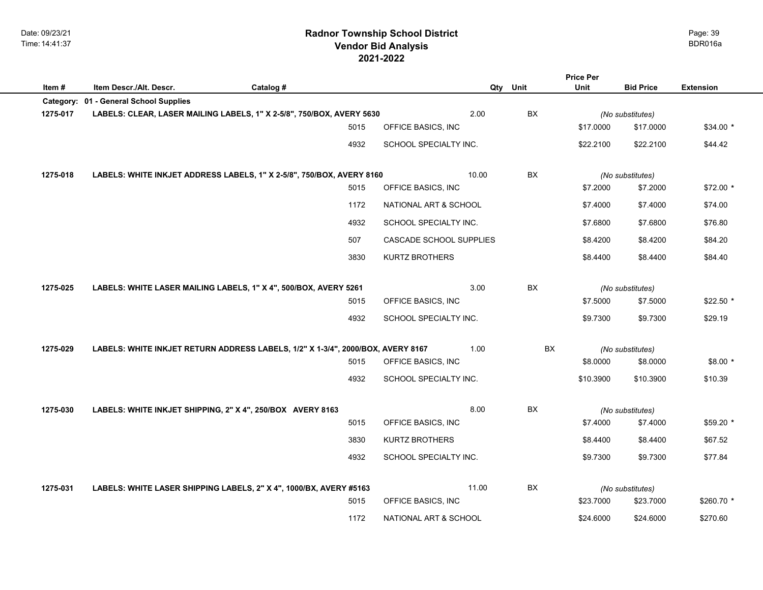# Radnor Township School District
## Vendor Bid Analysis
## 2021-2022

Date: 09/23/21
Time: 14:41:37

BDR016a

| Item # | Item Descr./Alt. Descr. | Catalog # | | Qty | Unit | Price Per Unit | Bid Price | Extension |
|---|---|---|---|---|---|---|---|---|
| **Category:** | **01 - General School Supplies** | | | | | | | |
| **1275-017** | **LABELS: CLEAR, LASER MAILING LABELS, 1" X 2-5/8", 750/BOX, AVERY 5630** | | | 2.00 | BX | | *(No substitutes)* | |
| | | 5015 | OFFICE BASICS, INC | | | $17.0000 | $17.0000 | $34.00 * |
| | | 4932 | SCHOOL SPECIALTY INC. | | | $22.2100 | $22.2100 | $44.42 |
| **1275-018** | **LABELS: WHITE INKJET ADDRESS LABELS, 1" X 2-5/8", 750/BOX, AVERY 8160** | | | 10.00 | BX | | *(No substitutes)* | |
| | | 5015 | OFFICE BASICS, INC | | | $7.2000 | $7.2000 | $72.00 * |
| | | 1172 | NATIONAL ART & SCHOOL | | | $7.4000 | $7.4000 | $74.00 |
| | | 4932 | SCHOOL SPECIALTY INC. | | | $7.6800 | $7.6800 | $76.80 |
| | | 507 | CASCADE SCHOOL SUPPLIES | | | $8.4200 | $8.4200 | $84.20 |
| | | 3830 | KURTZ BROTHERS | | | $8.4400 | $8.4400 | $84.40 |
| **1275-025** | **LABELS: WHITE LASER MAILING LABELS, 1" X 4", 500/BOX, AVERY 5261** | | | 3.00 | BX | | *(No substitutes)* | |
| | | 5015 | OFFICE BASICS, INC | | | $7.5000 | $7.5000 | $22.50 * |
| | | 4932 | SCHOOL SPECIALTY INC. | | | $9.7300 | $9.7300 | $29.19 |
| **1275-029** | **LABELS: WHITE INKJET RETURN ADDRESS LABELS, 1/2" X 1-3/4", 2000/BOX, AVERY 8167** | | | 1.00 | BX | | *(No substitutes)* | |
| | | 5015 | OFFICE BASICS, INC | | | $8.0000 | $8.0000 | $8.00 * |
| | | 4932 | SCHOOL SPECIALTY INC. | | | $10.3900 | $10.3900 | $10.39 |
| **1275-030** | **LABELS: WHITE INKJET SHIPPING, 2" X 4", 250/BOX AVERY 8163** | | | 8.00 | BX | | *(No substitutes)* | |
| | | 5015 | OFFICE BASICS, INC | | | $7.4000 | $7.4000 | $59.20 * |
| | | 3830 | KURTZ BROTHERS | | | $8.4400 | $8.4400 | $67.52 |
| | | 4932 | SCHOOL SPECIALTY INC. | | | $9.7300 | $9.7300 | $77.84 |
| **1275-031** | **LABELS: WHITE LASER SHIPPING LABELS, 2" X 4", 1000/BX, AVERY #5163** | | | 11.00 | BX | | *(No substitutes)* | |
| | | 5015 | OFFICE BASICS, INC | | | $23.7000 | $23.7000 | $260.70 * |
| | | 1172 | NATIONAL ART & SCHOOL | | | $24.6000 | $24.6000 | $270.60 |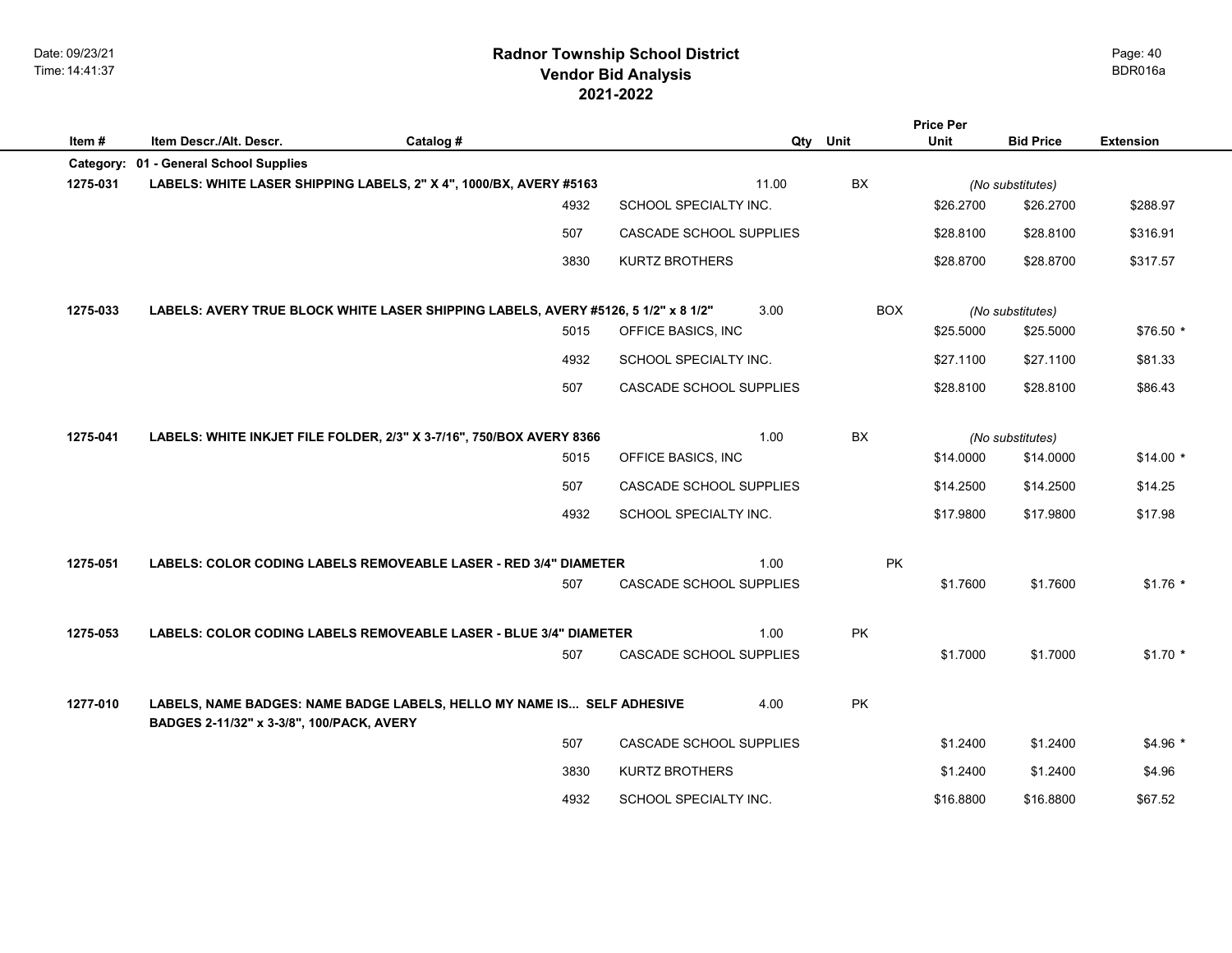# Radnor Township School District
## Vendor Bid Analysis
## 2021-2022

Date: 09/23/21
Time: 14:41:37

BDR016a

| Item # | Item Descr./Alt. Descr. | Catalog # | Qty | Unit | Price Per Unit | Bid Price | Extension |
|---|---|---|---|---|---|---|---|
| **Category:** | **01 - General School Supplies** | | | | | | |
| **1275-031** | **LABELS: WHITE LASER SHIPPING LABELS, 2" X 4", 1000/BX, AVERY #5163** | | **11.00** | **BX** | *(No substitutes)* | | |
| | | 4932 | SCHOOL SPECIALTY INC. | | $26.2700 | $26.2700 | $288.97 |
| | | 507 | CASCADE SCHOOL SUPPLIES | | $28.8100 | $28.8100 | $316.91 |
| | | 3830 | KURTZ BROTHERS | | $28.8700 | $28.8700 | $317.57 |
| **1275-033** | **LABELS: AVERY TRUE BLOCK WHITE LASER SHIPPING LABELS, AVERY #5126, 5 1/2" x 8 1/2"** | | **3.00** | **BOX** | *(No substitutes)* | | |
| | | 5015 | OFFICE BASICS, INC | | $25.5000 | $25.5000 | $76.50 * |
| | | 4932 | SCHOOL SPECIALTY INC. | | $27.1100 | $27.1100 | $81.33 |
| | | 507 | CASCADE SCHOOL SUPPLIES | | $28.8100 | $28.8100 | $86.43 |
| **1275-041** | **LABELS: WHITE INKJET FILE FOLDER, 2/3" X 3-7/16", 750/BOX AVERY 8366** | | **1.00** | **BX** | *(No substitutes)* | | |
| | | 5015 | OFFICE BASICS, INC | | $14.0000 | $14.0000 | $14.00 * |
| | | 507 | CASCADE SCHOOL SUPPLIES | | $14.2500 | $14.2500 | $14.25 |
| | | 4932 | SCHOOL SPECIALTY INC. | | $17.9800 | $17.9800 | $17.98 |
| **1275-051** | **LABELS: COLOR CODING LABELS REMOVEABLE LASER - RED 3/4" DIAMETER** | | **1.00** | **PK** | | | |
| | | 507 | CASCADE SCHOOL SUPPLIES | | $1.7600 | $1.7600 | $1.76 * |
| **1275-053** | **LABELS: COLOR CODING LABELS REMOVEABLE LASER - BLUE 3/4" DIAMETER** | | **1.00** | **PK** | | | |
| | | 507 | CASCADE SCHOOL SUPPLIES | | $1.7000 | $1.7000 | $1.70 * |
| **1277-010** | **LABELS, NAME BADGES: NAME BADGE LABELS, HELLO MY NAME IS... SELF ADHESIVE BADGES 2-11/32" x 3-3/8", 100/PACK, AVERY** | | **4.00** | **PK** | | | |
| | | 507 | CASCADE SCHOOL SUPPLIES | | $1.2400 | $1.2400 | $4.96 * |
| | | 3830 | KURTZ BROTHERS | | $1.2400 | $1.2400 | $4.96 |
| | | 4932 | SCHOOL SPECIALTY INC. | | $16.8800 | $16.8800 | $67.52 |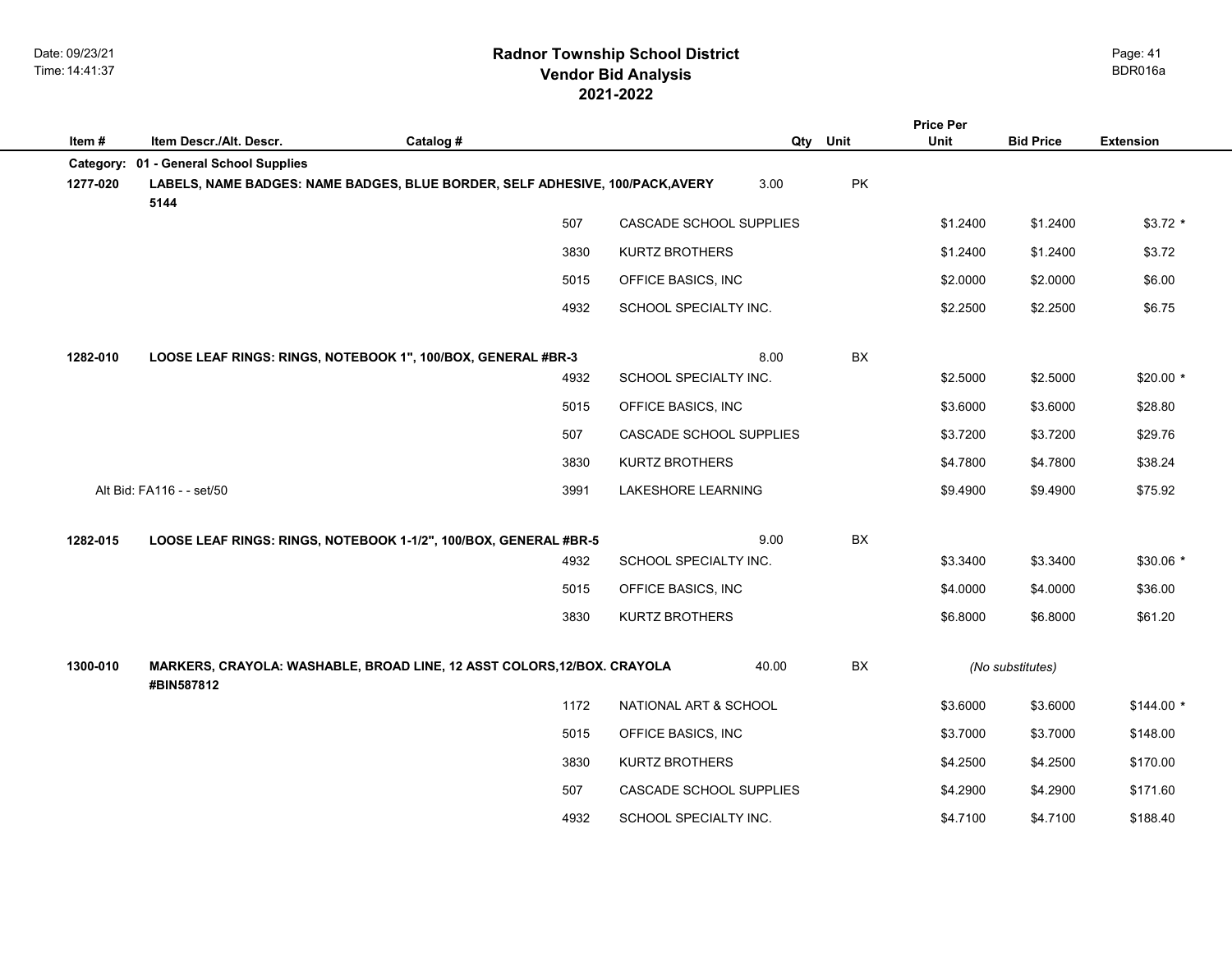# Radnor Township School District
## Vendor Bid Analysis
## 2021-2022

Date: 09/23/21
Time: 14:41:37

BDR016a

| Item # | Item Descr./Alt. Descr. | Catalog # | | Qty | Unit | Price Per Unit | Bid Price | Extension |
|---|---|---|---|---|---|---|---|---|
| Category: | 01 - General School Supplies | | | | | | | |
| 1277-020 | LABELS, NAME BADGES: NAME BADGES, BLUE BORDER, SELF ADHESIVE, 100/PACK,AVERY 5144 | | | 3.00 | PK | | | |
| | | 507 | CASCADE SCHOOL SUPPLIES | | | $1.2400 | $1.2400 | $3.72 * |
| | | 3830 | KURTZ BROTHERS | | | $1.2400 | $1.2400 | $3.72 |
| | | 5015 | OFFICE BASICS, INC | | | $2.0000 | $2.0000 | $6.00 |
| | | 4932 | SCHOOL SPECIALTY INC. | | | $2.2500 | $2.2500 | $6.75 |
| 1282-010 | LOOSE LEAF RINGS: RINGS, NOTEBOOK 1", 100/BOX, GENERAL #BR-3 | | | 8.00 | BX | | | |
| | | 4932 | SCHOOL SPECIALTY INC. | | | $2.5000 | $2.5000 | $20.00 * |
| | | 5015 | OFFICE BASICS, INC | | | $3.6000 | $3.6000 | $28.80 |
| | | 507 | CASCADE SCHOOL SUPPLIES | | | $3.7200 | $3.7200 | $29.76 |
| | | 3830 | KURTZ BROTHERS | | | $4.7800 | $4.7800 | $38.24 |
| | Alt Bid: FA116 - - set/50 | 3991 | LAKESHORE LEARNING | | | $9.4900 | $9.4900 | $75.92 |
| 1282-015 | LOOSE LEAF RINGS: RINGS, NOTEBOOK 1-1/2", 100/BOX, GENERAL #BR-5 | | | 9.00 | BX | | | |
| | | 4932 | SCHOOL SPECIALTY INC. | | | $3.3400 | $3.3400 | $30.06 * |
| | | 5015 | OFFICE BASICS, INC | | | $4.0000 | $4.0000 | $36.00 |
| | | 3830 | KURTZ BROTHERS | | | $6.8000 | $6.8000 | $61.20 |
| 1300-010 | MARKERS, CRAYOLA: WASHABLE, BROAD LINE, 12 ASST COLORS,12/BOX. CRAYOLA #BIN587812 | | | 40.00 | BX | *(No substitutes)* | | |
| | | 1172 | NATIONAL ART & SCHOOL | | | $3.6000 | $3.6000 | $144.00 * |
| | | 5015 | OFFICE BASICS, INC | | | $3.7000 | $3.7000 | $148.00 |
| | | 3830 | KURTZ BROTHERS | | | $4.2500 | $4.2500 | $170.00 |
| | | 507 | CASCADE SCHOOL SUPPLIES | | | $4.2900 | $4.2900 | $171.60 |
| | | 4932 | SCHOOL SPECIALTY INC. | | | $4.7100 | $4.7100 | $188.40 |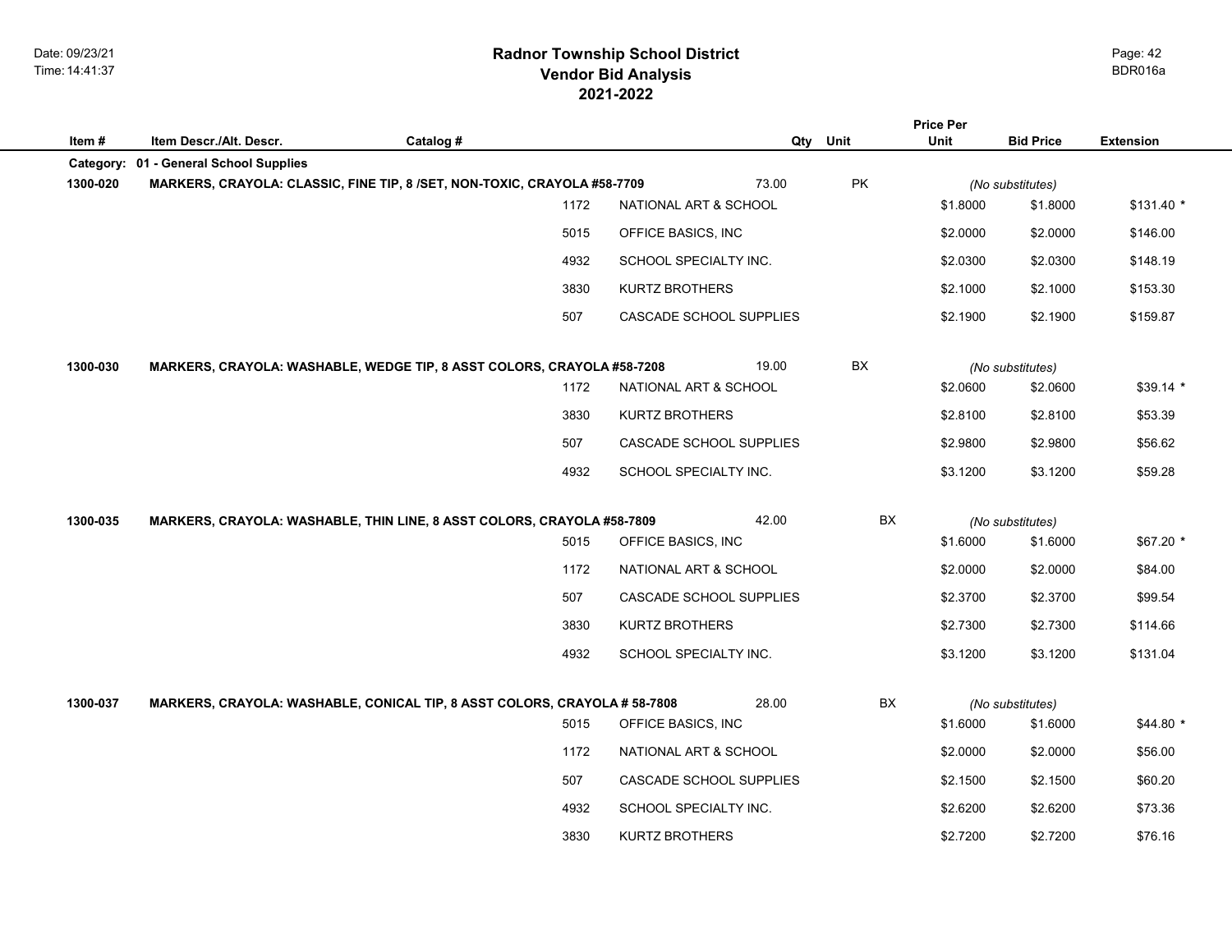# Radnor Township School District
## Vendor Bid Analysis
## 2021-2022

| Item # | Item Descr./Alt. Descr. | Catalog # | Qty | Unit | Price Per Unit | Bid Price | Extension |
|---|---|---|---|---|---|---|---|
| **Category:** | **01 - General School Supplies** | | | | | | |
| **1300-020** | **MARKERS, CRAYOLA: CLASSIC, FINE TIP, 8 /SET, NON-TOXIC, CRAYOLA #58-7709** | | 73.00 | PK | | *(No substitutes)* | |
| | | 1172 | NATIONAL ART & SCHOOL | | $1.8000 | $1.8000 | $131.40 * |
| | | 5015 | OFFICE BASICS, INC | | $2.0000 | $2.0000 | $146.00 |
| | | 4932 | SCHOOL SPECIALTY INC. | | $2.0300 | $2.0300 | $148.19 |
| | | 3830 | KURTZ BROTHERS | | $2.1000 | $2.1000 | $153.30 |
| | | 507 | CASCADE SCHOOL SUPPLIES | | $2.1900 | $2.1900 | $159.87 |
| **1300-030** | **MARKERS, CRAYOLA: WASHABLE, WEDGE TIP, 8 ASST COLORS, CRAYOLA #58-7208** | | 19.00 | BX | | *(No substitutes)* | |
| | | 1172 | NATIONAL ART & SCHOOL | | $2.0600 | $2.0600 | $39.14 * |
| | | 3830 | KURTZ BROTHERS | | $2.8100 | $2.8100 | $53.39 |
| | | 507 | CASCADE SCHOOL SUPPLIES | | $2.9800 | $2.9800 | $56.62 |
| | | 4932 | SCHOOL SPECIALTY INC. | | $3.1200 | $3.1200 | $59.28 |
| **1300-035** | **MARKERS, CRAYOLA: WASHABLE, THIN LINE, 8 ASST COLORS, CRAYOLA #58-7809** | | 42.00 | BX | | *(No substitutes)* | |
| | | 5015 | OFFICE BASICS, INC | | $1.6000 | $1.6000 | $67.20 * |
| | | 1172 | NATIONAL ART & SCHOOL | | $2.0000 | $2.0000 | $84.00 |
| | | 507 | CASCADE SCHOOL SUPPLIES | | $2.3700 | $2.3700 | $99.54 |
| | | 3830 | KURTZ BROTHERS | | $2.7300 | $2.7300 | $114.66 |
| | | 4932 | SCHOOL SPECIALTY INC. | | $3.1200 | $3.1200 | $131.04 |
| **1300-037** | **MARKERS, CRAYOLA: WASHABLE, CONICAL TIP, 8 ASST COLORS, CRAYOLA # 58-7808** | | 28.00 | BX | | *(No substitutes)* | |
| | | 5015 | OFFICE BASICS, INC | | $1.6000 | $1.6000 | $44.80 * |
| | | 1172 | NATIONAL ART & SCHOOL | | $2.0000 | $2.0000 | $56.00 |
| | | 507 | CASCADE SCHOOL SUPPLIES | | $2.1500 | $2.1500 | $60.20 |
| | | 4932 | SCHOOL SPECIALTY INC. | | $2.6200 | $2.6200 | $73.36 |
| | | 3830 | KURTZ BROTHERS | | $2.7200 | $2.7200 | $76.16 |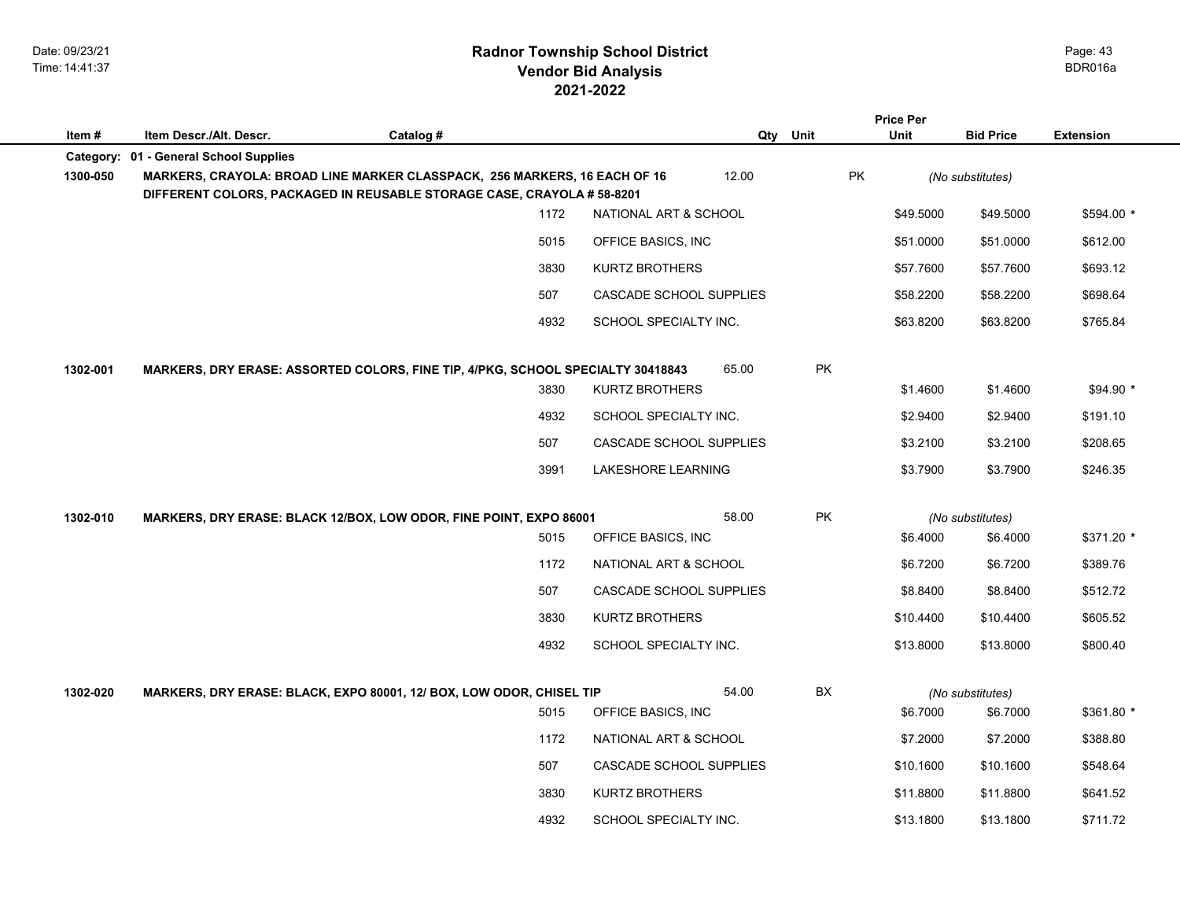# Radnor Township School District
## Vendor Bid Analysis
## 2021-2022

| Item # | Item Descr./Alt. Descr. | Catalog # | | Qty | Unit | Price Per Unit | Bid Price | Extension |
|---|---|---|---|---|---|---|---|---|
| Category: | 01 - General School Supplies | | | | | | | |
| 1300-050 | MARKERS, CRAYOLA: BROAD LINE MARKER CLASSPACK, 256 MARKERS, 16 EACH OF 16 DIFFERENT COLORS, PACKAGED IN REUSABLE STORAGE CASE, CRAYOLA # 58-8201 | | | 12.00 | PK | | (No substitutes) | |
| | | 1172 | NATIONAL ART & SCHOOL | | | $49.5000 | $49.5000 | $594.00 * |
| | | 5015 | OFFICE BASICS, INC | | | $51.0000 | $51.0000 | $612.00 |
| | | 3830 | KURTZ BROTHERS | | | $57.7600 | $57.7600 | $693.12 |
| | | 507 | CASCADE SCHOOL SUPPLIES | | | $58.2200 | $58.2200 | $698.64 |
| | | 4932 | SCHOOL SPECIALTY INC. | | | $63.8200 | $63.8200 | $765.84 |
| 1302-001 | MARKERS, DRY ERASE: ASSORTED COLORS, FINE TIP, 4/PKG, SCHOOL SPECIALTY 30418843 | | | 65.00 | PK | | | |
| | | 3830 | KURTZ BROTHERS | | | $1.4600 | $1.4600 | $94.90 * |
| | | 4932 | SCHOOL SPECIALTY INC. | | | $2.9400 | $2.9400 | $191.10 |
| | | 507 | CASCADE SCHOOL SUPPLIES | | | $3.2100 | $3.2100 | $208.65 |
| | | 3991 | LAKESHORE LEARNING | | | $3.7900 | $3.7900 | $246.35 |
| 1302-010 | MARKERS, DRY ERASE: BLACK 12/BOX, LOW ODOR, FINE POINT, EXPO 86001 | | | 58.00 | PK | | (No substitutes) | |
| | | 5015 | OFFICE BASICS, INC | | | $6.4000 | $6.4000 | $371.20 * |
| | | 1172 | NATIONAL ART & SCHOOL | | | $6.7200 | $6.7200 | $389.76 |
| | | 507 | CASCADE SCHOOL SUPPLIES | | | $8.8400 | $8.8400 | $512.72 |
| | | 3830 | KURTZ BROTHERS | | | $10.4400 | $10.4400 | $605.52 |
| | | 4932 | SCHOOL SPECIALTY INC. | | | $13.8000 | $13.8000 | $800.40 |
| 1302-020 | MARKERS, DRY ERASE: BLACK, EXPO 80001, 12/ BOX, LOW ODOR, CHISEL TIP | | | 54.00 | BX | | (No substitutes) | |
| | | 5015 | OFFICE BASICS, INC | | | $6.7000 | $6.7000 | $361.80 * |
| | | 1172 | NATIONAL ART & SCHOOL | | | $7.2000 | $7.2000 | $388.80 |
| | | 507 | CASCADE SCHOOL SUPPLIES | | | $10.1600 | $10.1600 | $548.64 |
| | | 3830 | KURTZ BROTHERS | | | $11.8800 | $11.8800 | $641.52 |
| | | 4932 | SCHOOL SPECIALTY INC. | | | $13.1800 | $13.1800 | $711.72 |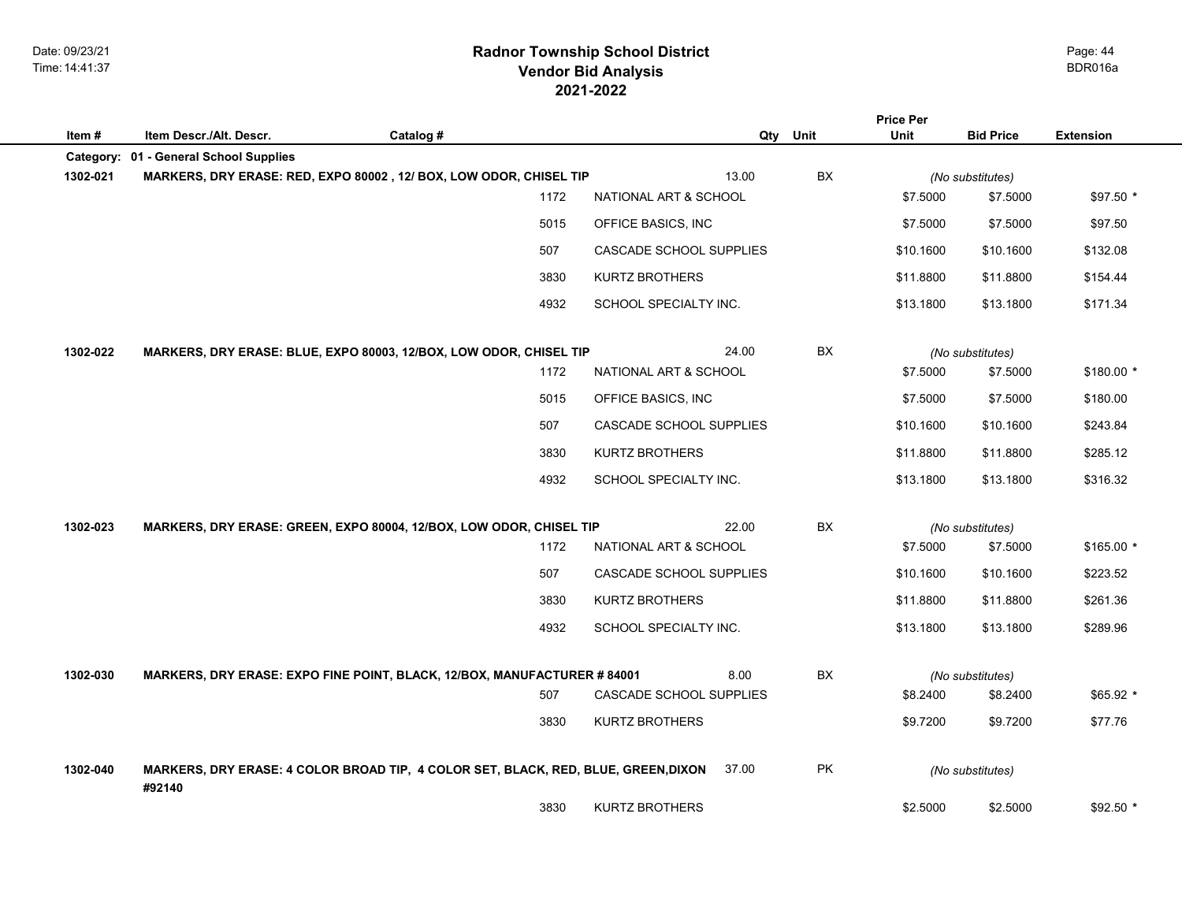# Radnor Township School District
## Vendor Bid Analysis
## 2021-2022

Date: 09/23/21
Time: 14:41:37

BDR016a

| Item # | Item Descr./Alt. Descr. | Catalog # | Qty | Unit | Price Per Unit | Bid Price | Extension |
|---|---|---|---|---|---|---|---|
| **Category:** | **01 - General School Supplies** | | | | | | |
| **1302-021** | **MARKERS, DRY ERASE: RED, EXPO 80002 , 12/ BOX, LOW ODOR, CHISEL TIP** | | 13.00 | BX | *(No substitutes)* | | |
| | | 1172 | NATIONAL ART & SCHOOL | | $7.5000 | $7.5000 | $97.50 * |
| | | 5015 | OFFICE BASICS, INC | | $7.5000 | $7.5000 | $97.50 |
| | | 507 | CASCADE SCHOOL SUPPLIES | | $10.1600 | $10.1600 | $132.08 |
| | | 3830 | KURTZ BROTHERS | | $11.8800 | $11.8800 | $154.44 |
| | | 4932 | SCHOOL SPECIALTY INC. | | $13.1800 | $13.1800 | $171.34 |
| **1302-022** | **MARKERS, DRY ERASE: BLUE, EXPO 80003, 12/BOX, LOW ODOR, CHISEL TIP** | | 24.00 | BX | *(No substitutes)* | | |
| | | 1172 | NATIONAL ART & SCHOOL | | $7.5000 | $7.5000 | $180.00 * |
| | | 5015 | OFFICE BASICS, INC | | $7.5000 | $7.5000 | $180.00 |
| | | 507 | CASCADE SCHOOL SUPPLIES | | $10.1600 | $10.1600 | $243.84 |
| | | 3830 | KURTZ BROTHERS | | $11.8800 | $11.8800 | $285.12 |
| | | 4932 | SCHOOL SPECIALTY INC. | | $13.1800 | $13.1800 | $316.32 |
| **1302-023** | **MARKERS, DRY ERASE: GREEN, EXPO 80004, 12/BOX, LOW ODOR, CHISEL TIP** | | 22.00 | BX | *(No substitutes)* | | |
| | | 1172 | NATIONAL ART & SCHOOL | | $7.5000 | $7.5000 | $165.00 * |
| | | 507 | CASCADE SCHOOL SUPPLIES | | $10.1600 | $10.1600 | $223.52 |
| | | 3830 | KURTZ BROTHERS | | $11.8800 | $11.8800 | $261.36 |
| | | 4932 | SCHOOL SPECIALTY INC. | | $13.1800 | $13.1800 | $289.96 |
| **1302-030** | **MARKERS, DRY ERASE: EXPO FINE POINT, BLACK, 12/BOX, MANUFACTURER # 84001** | | 8.00 | BX | *(No substitutes)* | | |
| | | 507 | CASCADE SCHOOL SUPPLIES | | $8.2400 | $8.2400 | $65.92 * |
| | | 3830 | KURTZ BROTHERS | | $9.7200 | $9.7200 | $77.76 |
| **1302-040** | **MARKERS, DRY ERASE: 4 COLOR BROAD TIP, 4 COLOR SET, BLACK, RED, BLUE, GREEN,DIXON #92140** | | 37.00 | PK | *(No substitutes)* | | |
| | | 3830 | KURTZ BROTHERS | | $2.5000 | $2.5000 | $92.50 * |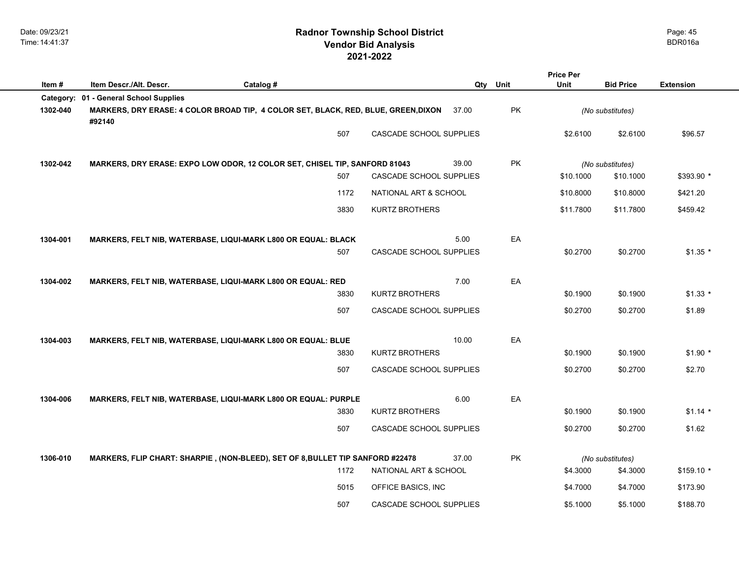# Radnor Township School District
## Vendor Bid Analysis
## 2021-2022

| Item # | Item Descr./Alt. Descr. | Catalog # | | Qty | Unit | Price Per Unit | Bid Price | Extension |
|---|---|---|---|---|---|---|---|---|
| **Category:** | **01 - General School Supplies** | | | | | | | |
| **1302-040** | **MARKERS, DRY ERASE: 4 COLOR BROAD TIP, 4 COLOR SET, BLACK, RED, BLUE, GREEN,DIXON #92140** | | | 37.00 | PK | *(No substitutes)* | | |
| | | 507 | CASCADE SCHOOL SUPPLIES | | | $2.6100 | $2.6100 | $96.57 |
| **1302-042** | **MARKERS, DRY ERASE: EXPO LOW ODOR, 12 COLOR SET, CHISEL TIP, SANFORD 81043** | | | 39.00 | PK | *(No substitutes)* | | |
| | | 507 | CASCADE SCHOOL SUPPLIES | | | $10.1000 | $10.1000 | $393.90 * |
| | | 1172 | NATIONAL ART & SCHOOL | | | $10.8000 | $10.8000 | $421.20 |
| | | 3830 | KURTZ BROTHERS | | | $11.7800 | $11.7800 | $459.42 |
| **1304-001** | **MARKERS, FELT NIB, WATERBASE, LIQUI-MARK L800 OR EQUAL: BLACK** | | | 5.00 | EA | | | |
| | | 507 | CASCADE SCHOOL SUPPLIES | | | $0.2700 | $0.2700 | $1.35 * |
| **1304-002** | **MARKERS, FELT NIB, WATERBASE, LIQUI-MARK L800 OR EQUAL: RED** | | | 7.00 | EA | | | |
| | | 3830 | KURTZ BROTHERS | | | $0.1900 | $0.1900 | $1.33 * |
| | | 507 | CASCADE SCHOOL SUPPLIES | | | $0.2700 | $0.2700 | $1.89 |
| **1304-003** | **MARKERS, FELT NIB, WATERBASE, LIQUI-MARK L800 OR EQUAL: BLUE** | | | 10.00 | EA | | | |
| | | 3830 | KURTZ BROTHERS | | | $0.1900 | $0.1900 | $1.90 * |
| | | 507 | CASCADE SCHOOL SUPPLIES | | | $0.2700 | $0.2700 | $2.70 |
| **1304-006** | **MARKERS, FELT NIB, WATERBASE, LIQUI-MARK L800 OR EQUAL: PURPLE** | | | 6.00 | EA | | | |
| | | 3830 | KURTZ BROTHERS | | | $0.1900 | $0.1900 | $1.14 * |
| | | 507 | CASCADE SCHOOL SUPPLIES | | | $0.2700 | $0.2700 | $1.62 |
| **1306-010** | **MARKERS, FLIP CHART: SHARPIE , (NON-BLEED), SET OF 8,BULLET TIP SANFORD #22478** | | | 37.00 | PK | *(No substitutes)* | | |
| | | 1172 | NATIONAL ART & SCHOOL | | | $4.3000 | $4.3000 | $159.10 * |
| | | 5015 | OFFICE BASICS, INC | | | $4.7000 | $4.7000 | $173.90 |
| | | 507 | CASCADE SCHOOL SUPPLIES | | | $5.1000 | $5.1000 | $188.70 |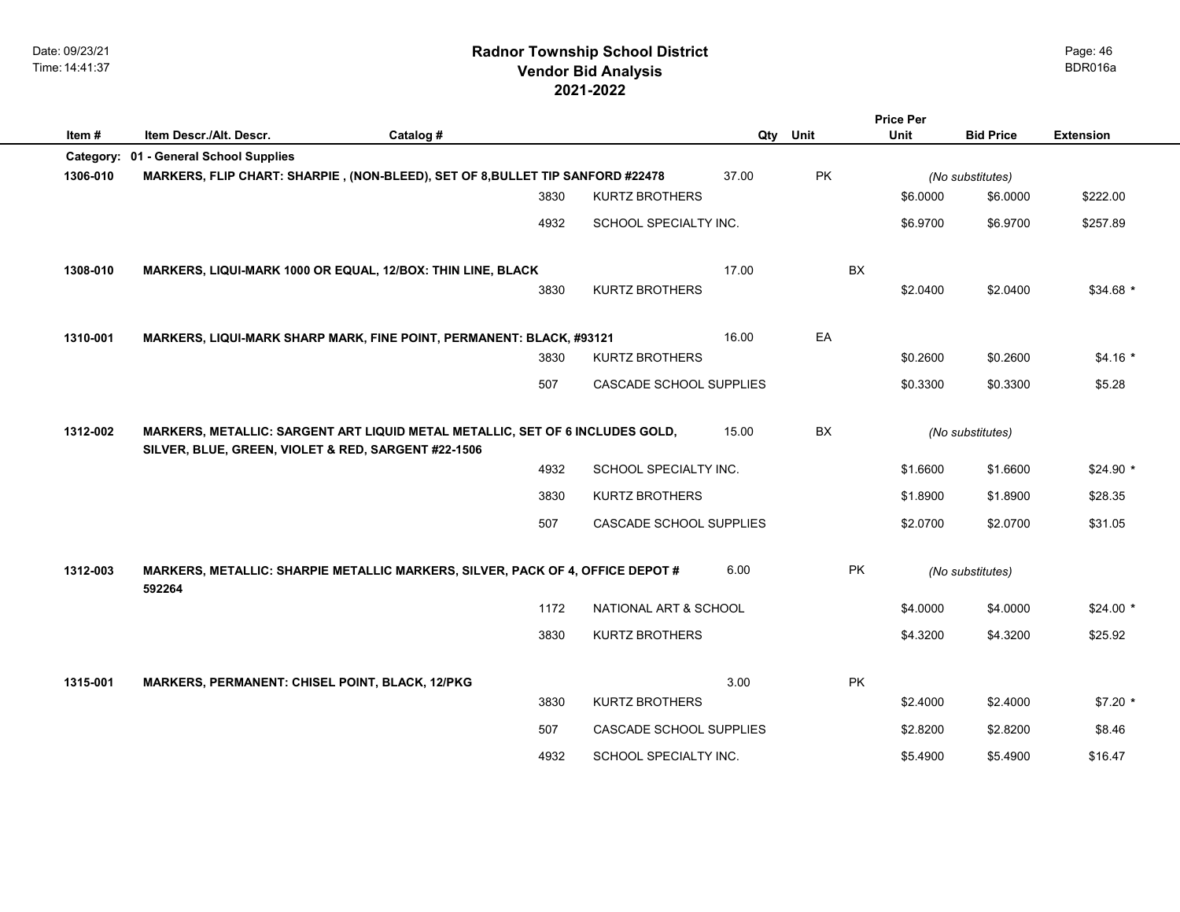# Radnor Township School District
## Vendor Bid Analysis
## 2021-2022

| Item # | Item Descr./Alt. Descr. | Catalog # | Qty | Unit | Price Per Unit | Bid Price | Extension |
|---|---|---|---|---|---|---|---|
| **Category:** | **01 - General School Supplies** | | | | | | |
| **1306-010** | **MARKERS, FLIP CHART: SHARPIE , (NON-BLEED), SET OF 8,BULLET TIP SANFORD #22478** | | 37.00 | PK | *(No substitutes)* | | |
| | 3830 KURTZ BROTHERS | | | | $6.0000 | $6.0000 | $222.00 |
| | 4932 SCHOOL SPECIALTY INC. | | | | $6.9700 | $6.9700 | $257.89 |
| **1308-010** | **MARKERS, LIQUI-MARK 1000 OR EQUAL, 12/BOX: THIN LINE, BLACK** | | 17.00 | BX | | | |
| | 3830 KURTZ BROTHERS | | | | $2.0400 | $2.0400 | $34.68 * |
| **1310-001** | **MARKERS, LIQUI-MARK SHARP MARK, FINE POINT, PERMANENT: BLACK, #93121** | | 16.00 | EA | | | |
| | 3830 KURTZ BROTHERS | | | | $0.2600 | $0.2600 | $4.16 * |
| | 507 CASCADE SCHOOL SUPPLIES | | | | $0.3300 | $0.3300 | $5.28 |
| **1312-002** | **MARKERS, METALLIC: SARGENT ART LIQUID METAL METALLIC, SET OF 6 INCLUDES GOLD, SILVER, BLUE, GREEN, VIOLET & RED, SARGENT #22-1506** | | 15.00 | BX | *(No substitutes)* | | |
| | 4932 SCHOOL SPECIALTY INC. | | | | $1.6600 | $1.6600 | $24.90 * |
| | 3830 KURTZ BROTHERS | | | | $1.8900 | $1.8900 | $28.35 |
| | 507 CASCADE SCHOOL SUPPLIES | | | | $2.0700 | $2.0700 | $31.05 |
| **1312-003** | **MARKERS, METALLIC: SHARPIE METALLIC MARKERS, SILVER, PACK OF 4, OFFICE DEPOT # 592264** | | 6.00 | PK | *(No substitutes)* | | |
| | 1172 NATIONAL ART & SCHOOL | | | | $4.0000 | $4.0000 | $24.00 * |
| | 3830 KURTZ BROTHERS | | | | $4.3200 | $4.3200 | $25.92 |
| **1315-001** | **MARKERS, PERMANENT: CHISEL POINT, BLACK, 12/PKG** | | 3.00 | PK | | | |
| | 3830 KURTZ BROTHERS | | | | $2.4000 | $2.4000 | $7.20 * |
| | 507 CASCADE SCHOOL SUPPLIES | | | | $2.8200 | $2.8200 | $8.46 |
| | 4932 SCHOOL SPECIALTY INC. | | | | $5.4900 | $5.4900 | $16.47 |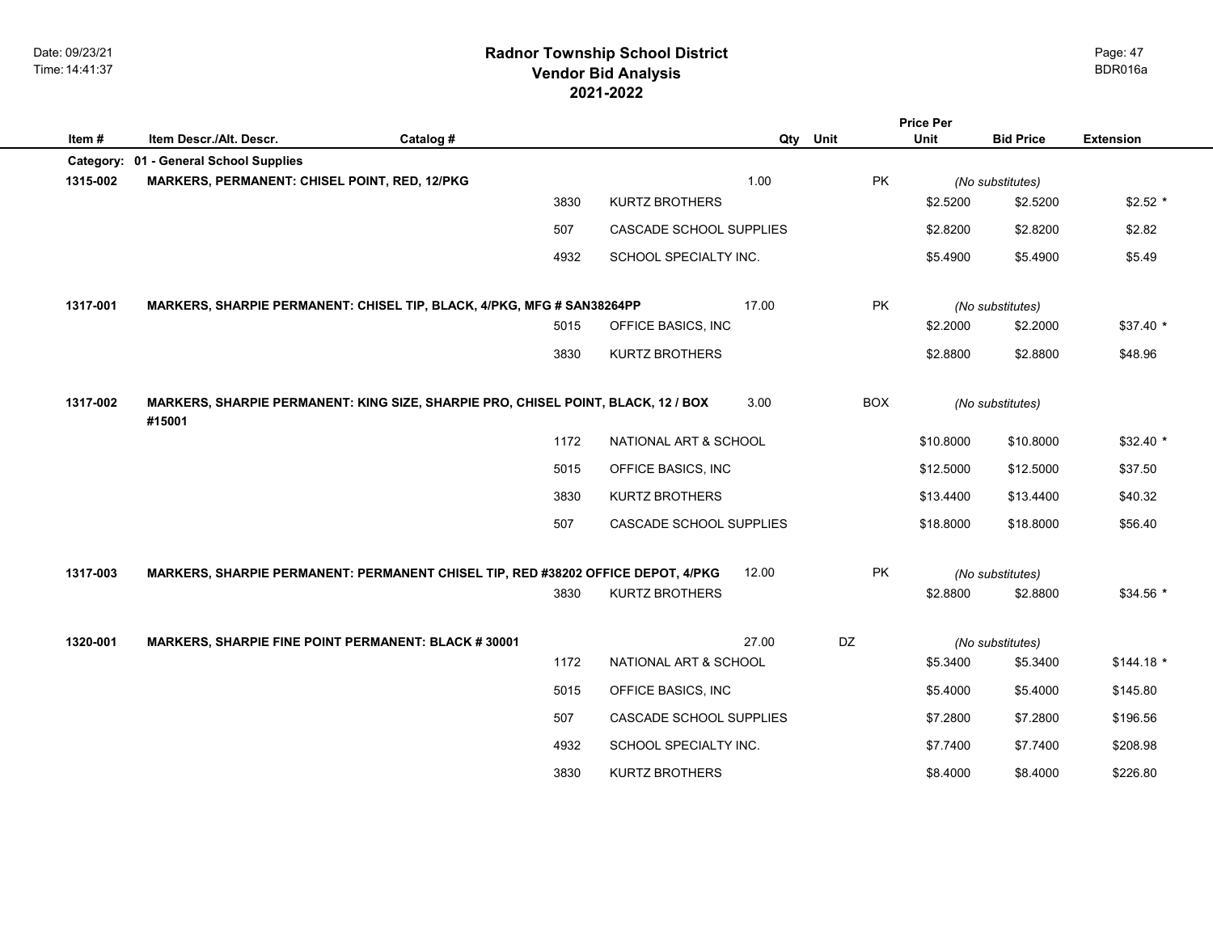# Radnor Township School District
## Vendor Bid Analysis
## 2021-2022

| Item # | Item Descr./Alt. Descr. | Catalog # | | Qty | Unit | Price Per Unit | Bid Price | Extension |
|---|---|---|---|---|---|---|---|---|
| **Category:** | **01 - General School Supplies** | | | | | | | |
| **1315-002** | **MARKERS, PERMANENT: CHISEL POINT, RED, 12/PKG** | | | 1.00 | PK | | *(No substitutes)* | |
| | | 3830 | KURTZ BROTHERS | | | $2.5200 | $2.5200 | $2.52 * |
| | | 507 | CASCADE SCHOOL SUPPLIES | | | $2.8200 | $2.8200 | $2.82 |
| | | 4932 | SCHOOL SPECIALTY INC. | | | $5.4900 | $5.4900 | $5.49 |
| **1317-001** | **MARKERS, SHARPIE PERMANENT: CHISEL TIP, BLACK, 4/PKG, MFG # SAN38264PP** | | | 17.00 | PK | | *(No substitutes)* | |
| | | 5015 | OFFICE BASICS, INC | | | $2.2000 | $2.2000 | $37.40 * |
| | | 3830 | KURTZ BROTHERS | | | $2.8800 | $2.8800 | $48.96 |
| **1317-002** | **MARKERS, SHARPIE PERMANENT: KING SIZE, SHARPIE PRO, CHISEL POINT, BLACK, 12 / BOX #15001** | | | 3.00 | BOX | | *(No substitutes)* | |
| | | 1172 | NATIONAL ART & SCHOOL | | | $10.8000 | $10.8000 | $32.40 * |
| | | 5015 | OFFICE BASICS, INC | | | $12.5000 | $12.5000 | $37.50 |
| | | 3830 | KURTZ BROTHERS | | | $13.4400 | $13.4400 | $40.32 |
| | | 507 | CASCADE SCHOOL SUPPLIES | | | $18.8000 | $18.8000 | $56.40 |
| **1317-003** | **MARKERS, SHARPIE PERMANENT: PERMANENT CHISEL TIP, RED #38202 OFFICE DEPOT, 4/PKG** | | | 12.00 | PK | | *(No substitutes)* | |
| | | 3830 | KURTZ BROTHERS | | | $2.8800 | $2.8800 | $34.56 * |
| **1320-001** | **MARKERS, SHARPIE FINE POINT PERMANENT: BLACK # 30001** | | | 27.00 | DZ | | *(No substitutes)* | |
| | | 1172 | NATIONAL ART & SCHOOL | | | $5.3400 | $5.3400 | $144.18 * |
| | | 5015 | OFFICE BASICS, INC | | | $5.4000 | $5.4000 | $145.80 |
| | | 507 | CASCADE SCHOOL SUPPLIES | | | $7.2800 | $7.2800 | $196.56 |
| | | 4932 | SCHOOL SPECIALTY INC. | | | $7.7400 | $7.7400 | $208.98 |
| | | 3830 | KURTZ BROTHERS | | | $8.4000 | $8.4000 | $226.80 |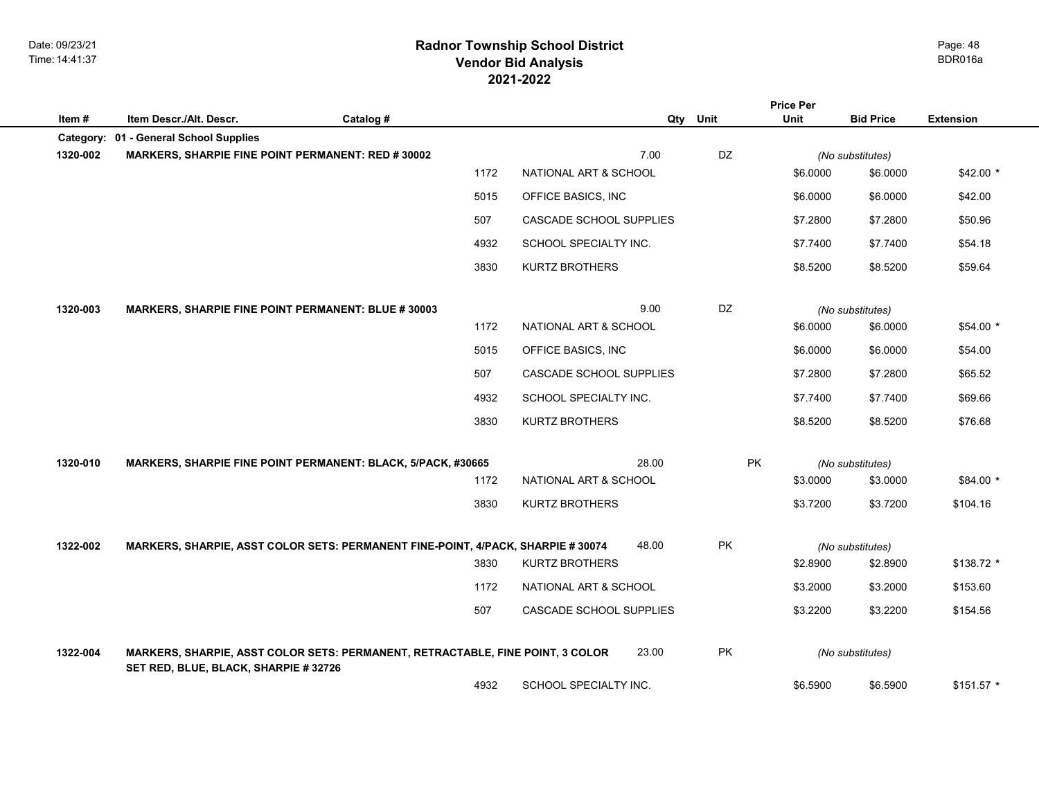# Radnor Township School District
## Vendor Bid Analysis
## 2021-2022

| Item # | Item Descr./Alt. Descr. | Catalog # | | Qty | Unit | Price Per Unit | Bid Price | Extension |
|---|---|---|---|---|---|---|---|---|
| **Category:** | **01 - General School Supplies** | | | | | | | |
| **1320-002** | **MARKERS, SHARPIE FINE POINT PERMANENT: RED # 30002** | | | 7.00 | DZ | | *(No substitutes)* | |
| | | 1172 | NATIONAL ART & SCHOOL | | | $6.0000 | $6.0000 | $42.00 * |
| | | 5015 | OFFICE BASICS, INC | | | $6.0000 | $6.0000 | $42.00 |
| | | 507 | CASCADE SCHOOL SUPPLIES | | | $7.2800 | $7.2800 | $50.96 |
| | | 4932 | SCHOOL SPECIALTY INC. | | | $7.7400 | $7.7400 | $54.18 |
| | | 3830 | KURTZ BROTHERS | | | $8.5200 | $8.5200 | $59.64 |
| **1320-003** | **MARKERS, SHARPIE FINE POINT PERMANENT: BLUE # 30003** | | | 9.00 | DZ | | *(No substitutes)* | |
| | | 1172 | NATIONAL ART & SCHOOL | | | $6.0000 | $6.0000 | $54.00 * |
| | | 5015 | OFFICE BASICS, INC | | | $6.0000 | $6.0000 | $54.00 |
| | | 507 | CASCADE SCHOOL SUPPLIES | | | $7.2800 | $7.2800 | $65.52 |
| | | 4932 | SCHOOL SPECIALTY INC. | | | $7.7400 | $7.7400 | $69.66 |
| | | 3830 | KURTZ BROTHERS | | | $8.5200 | $8.5200 | $76.68 |
| **1320-010** | **MARKERS, SHARPIE FINE POINT PERMANENT: BLACK, 5/PACK, #30665** | | | 28.00 | PK | | *(No substitutes)* | |
| | | 1172 | NATIONAL ART & SCHOOL | | | $3.0000 | $3.0000 | $84.00 * |
| | | 3830 | KURTZ BROTHERS | | | $3.7200 | $3.7200 | $104.16 |
| **1322-002** | **MARKERS, SHARPIE, ASST COLOR SETS: PERMANENT FINE-POINT, 4/PACK, SHARPIE # 30074** | | | 48.00 | PK | | *(No substitutes)* | |
| | | 3830 | KURTZ BROTHERS | | | $2.8900 | $2.8900 | $138.72 * |
| | | 1172 | NATIONAL ART & SCHOOL | | | $3.2000 | $3.2000 | $153.60 |
| | | 507 | CASCADE SCHOOL SUPPLIES | | | $3.2200 | $3.2200 | $154.56 |
| **1322-004** | **MARKERS, SHARPIE, ASST COLOR SETS: PERMANENT, RETRACTABLE, FINE POINT, 3 COLOR SET RED, BLUE, BLACK, SHARPIE # 32726** | | | 23.00 | PK | | *(No substitutes)* | |
| | | 4932 | SCHOOL SPECIALTY INC. | | | $6.5900 | $6.5900 | $151.57 * |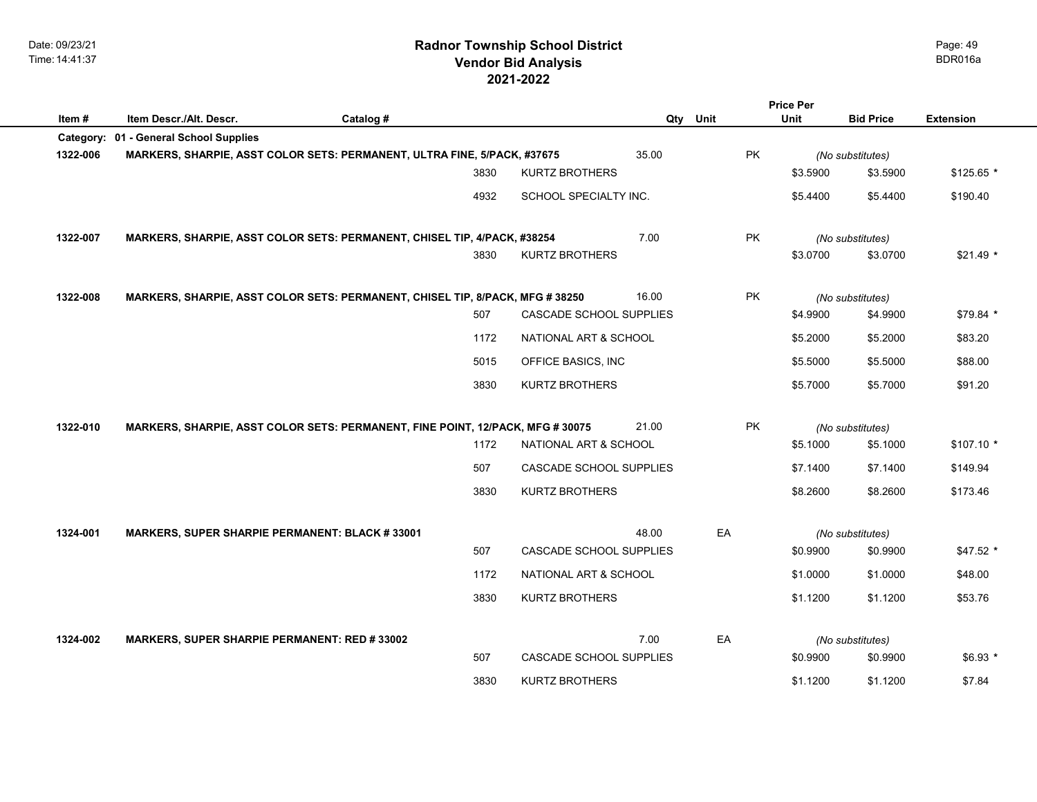# Radnor Township School District
## Vendor Bid Analysis
## 2021-2022

| Item # | Item Descr./Alt. Descr. | Catalog # | | Qty | Unit | Price Per Unit | Bid Price | Extension |
|---|---|---|---|---|---|---|---|---|
| **Category:** | **01 - General School Supplies** | | | | | | | |
| **1322-006** | **MARKERS, SHARPIE, ASST COLOR SETS: PERMANENT, ULTRA FINE, 5/PACK, #37675** | | | 35.00 | PK | | *(No substitutes)* | |
| | | 3830 | KURTZ BROTHERS | | | $3.5900 | $3.5900 | $125.65 * |
| | | 4932 | SCHOOL SPECIALTY INC. | | | $5.4400 | $5.4400 | $190.40 |
| **1322-007** | **MARKERS, SHARPIE, ASST COLOR SETS: PERMANENT, CHISEL TIP, 4/PACK, #38254** | | | 7.00 | PK | | *(No substitutes)* | |
| | | 3830 | KURTZ BROTHERS | | | $3.0700 | $3.0700 | $21.49 * |
| **1322-008** | **MARKERS, SHARPIE, ASST COLOR SETS: PERMANENT, CHISEL TIP, 8/PACK, MFG # 38250** | | | 16.00 | PK | | *(No substitutes)* | |
| | | 507 | CASCADE SCHOOL SUPPLIES | | | $4.9900 | $4.9900 | $79.84 * |
| | | 1172 | NATIONAL ART & SCHOOL | | | $5.2000 | $5.2000 | $83.20 |
| | | 5015 | OFFICE BASICS, INC | | | $5.5000 | $5.5000 | $88.00 |
| | | 3830 | KURTZ BROTHERS | | | $5.7000 | $5.7000 | $91.20 |
| **1322-010** | **MARKERS, SHARPIE, ASST COLOR SETS: PERMANENT, FINE POINT, 12/PACK, MFG # 30075** | | | 21.00 | PK | | *(No substitutes)* | |
| | | 1172 | NATIONAL ART & SCHOOL | | | $5.1000 | $5.1000 | $107.10 * |
| | | 507 | CASCADE SCHOOL SUPPLIES | | | $7.1400 | $7.1400 | $149.94 |
| | | 3830 | KURTZ BROTHERS | | | $8.2600 | $8.2600 | $173.46 |
| **1324-001** | **MARKERS, SUPER SHARPIE PERMANENT: BLACK # 33001** | | | 48.00 | EA | | *(No substitutes)* | |
| | | 507 | CASCADE SCHOOL SUPPLIES | | | $0.9900 | $0.9900 | $47.52 * |
| | | 1172 | NATIONAL ART & SCHOOL | | | $1.0000 | $1.0000 | $48.00 |
| | | 3830 | KURTZ BROTHERS | | | $1.1200 | $1.1200 | $53.76 |
| **1324-002** | **MARKERS, SUPER SHARPIE PERMANENT: RED # 33002** | | | 7.00 | EA | | *(No substitutes)* | |
| | | 507 | CASCADE SCHOOL SUPPLIES | | | $0.9900 | $0.9900 | $6.93 * |
| | | 3830 | KURTZ BROTHERS | | | $1.1200 | $1.1200 | $7.84 |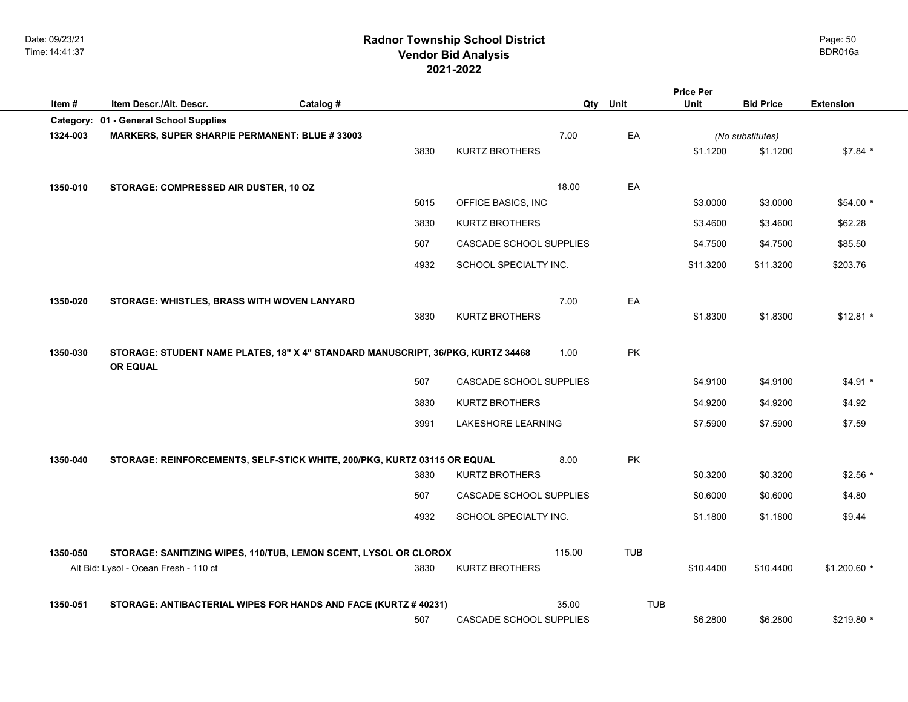# Radnor Township School District
## Vendor Bid Analysis
## 2021-2022

| Item # | Item Descr./Alt. Descr. | Catalog # | | Qty | Unit | Price Per Unit | Bid Price | Extension |
|---|---|---|---|---|---|---|---|---|
| **Category:** | **01 - General School Supplies** | | | | | | | |
| **1324-003** | **MARKERS, SUPER SHARPIE PERMANENT: BLUE # 33003** | | | 7.00 | EA | *(No substitutes)* | | |
| | | 3830 | KURTZ BROTHERS | | | $1.1200 | $1.1200 | $7.84 * |
| **1350-010** | **STORAGE: COMPRESSED AIR DUSTER, 10 OZ** | | | 18.00 | EA | | | |
| | | 5015 | OFFICE BASICS, INC | | | $3.0000 | $3.0000 | $54.00 * |
| | | 3830 | KURTZ BROTHERS | | | $3.4600 | $3.4600 | $62.28 |
| | | 507 | CASCADE SCHOOL SUPPLIES | | | $4.7500 | $4.7500 | $85.50 |
| | | 4932 | SCHOOL SPECIALTY INC. | | | $11.3200 | $11.3200 | $203.76 |
| **1350-020** | **STORAGE: WHISTLES, BRASS WITH WOVEN LANYARD** | | | 7.00 | EA | | | |
| | | 3830 | KURTZ BROTHERS | | | $1.8300 | $1.8300 | $12.81 * |
| **1350-030** | **STORAGE: STUDENT NAME PLATES, 18" X 4" STANDARD MANUSCRIPT, 36/PKG, KURTZ 34468 OR EQUAL** | | | 1.00 | PK | | | |
| | | 507 | CASCADE SCHOOL SUPPLIES | | | $4.9100 | $4.9100 | $4.91 * |
| | | 3830 | KURTZ BROTHERS | | | $4.9200 | $4.9200 | $4.92 |
| | | 3991 | LAKESHORE LEARNING | | | $7.5900 | $7.5900 | $7.59 |
| **1350-040** | **STORAGE: REINFORCEMENTS, SELF-STICK WHITE, 200/PKG, KURTZ 03115 OR EQUAL** | | | 8.00 | PK | | | |
| | | 3830 | KURTZ BROTHERS | | | $0.3200 | $0.3200 | $2.56 * |
| | | 507 | CASCADE SCHOOL SUPPLIES | | | $0.6000 | $0.6000 | $4.80 |
| | | 4932 | SCHOOL SPECIALTY INC. | | | $1.1800 | $1.1800 | $9.44 |
| **1350-050** | **STORAGE: SANITIZING WIPES, 110/TUB, LEMON SCENT, LYSOL OR CLOROX** | | | 115.00 | TUB | | | |
| | Alt Bid: Lysol - Ocean Fresh - 110 ct | 3830 | KURTZ BROTHERS | | | $10.4400 | $10.4400 | $1,200.60 * |
| **1350-051** | **STORAGE: ANTIBACTERIAL WIPES FOR HANDS AND FACE (KURTZ # 40231)** | | | 35.00 | TUB | | | |
| | | 507 | CASCADE SCHOOL SUPPLIES | | | $6.2800 | $6.2800 | $219.80 * |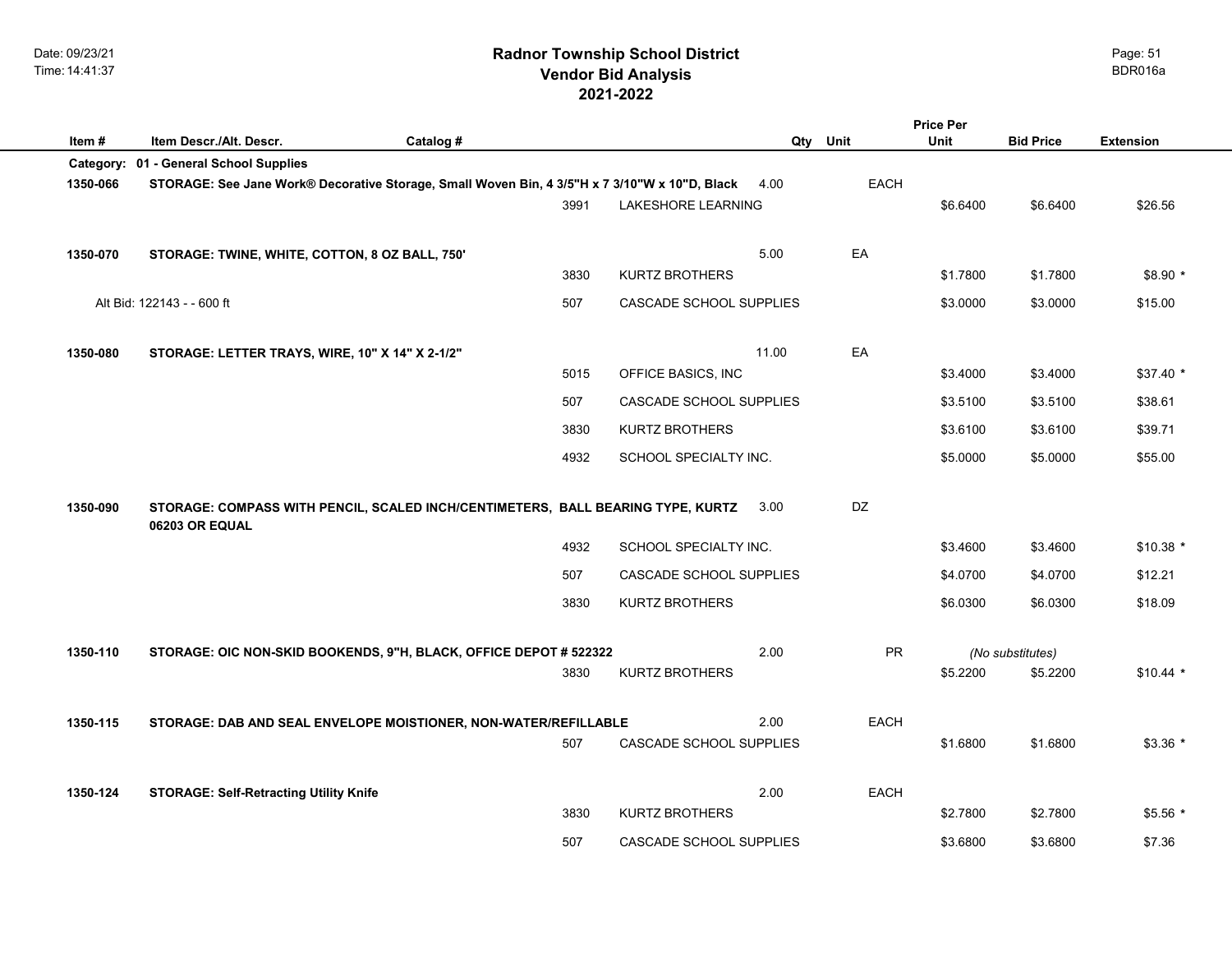# Radnor Township School District
## Vendor Bid Analysis
## 2021-2022

| Item # | Item Descr./Alt. Descr. | Catalog # | | Qty | Unit | Price Per Unit | Bid Price | Extension |
|---|---|---|---|---|---|---|---|---|
| **Category:** | **01 - General School Supplies** | | | | | | | |
| **1350-066** | **STORAGE: See Jane Work® Decorative Storage, Small Woven Bin, 4 3/5"H x 7 3/10"W x 10"D, Black** | | | 4.00 | EACH | | | |
| | | 3991 | LAKESHORE LEARNING | | | $6.6400 | $6.6400 | $26.56 |
| **1350-070** | **STORAGE: TWINE, WHITE, COTTON, 8 OZ BALL, 750'** | | | 5.00 | EA | | | |
| | | 3830 | KURTZ BROTHERS | | | $1.7800 | $1.7800 | $8.90 * |
| | Alt Bid: 122143 - - 600 ft | 507 | CASCADE SCHOOL SUPPLIES | | | $3.0000 | $3.0000 | $15.00 |
| **1350-080** | **STORAGE: LETTER TRAYS, WIRE, 10" X 14" X 2-1/2"** | | | 11.00 | EA | | | |
| | | 5015 | OFFICE BASICS, INC | | | $3.4000 | $3.4000 | $37.40 * |
| | | 507 | CASCADE SCHOOL SUPPLIES | | | $3.5100 | $3.5100 | $38.61 |
| | | 3830 | KURTZ BROTHERS | | | $3.6100 | $3.6100 | $39.71 |
| | | 4932 | SCHOOL SPECIALTY INC. | | | $5.0000 | $5.0000 | $55.00 |
| **1350-090** | **STORAGE: COMPASS WITH PENCIL, SCALED INCH/CENTIMETERS, BALL BEARING TYPE, KURTZ 06203 OR EQUAL** | | | 3.00 | DZ | | | |
| | | 4932 | SCHOOL SPECIALTY INC. | | | $3.4600 | $3.4600 | $10.38 * |
| | | 507 | CASCADE SCHOOL SUPPLIES | | | $4.0700 | $4.0700 | $12.21 |
| | | 3830 | KURTZ BROTHERS | | | $6.0300 | $6.0300 | $18.09 |
| **1350-110** | **STORAGE: OIC NON-SKID BOOKENDS, 9"H, BLACK, OFFICE DEPOT # 522322** | | | 2.00 | PR | *(No substitutes)* | | |
| | | 3830 | KURTZ BROTHERS | | | $5.2200 | $5.2200 | $10.44 * |
| **1350-115** | **STORAGE: DAB AND SEAL ENVELOPE MOISTIONER, NON-WATER/REFILLABLE** | | | 2.00 | EACH | | | |
| | | 507 | CASCADE SCHOOL SUPPLIES | | | $1.6800 | $1.6800 | $3.36 * |
| **1350-124** | **STORAGE: Self-Retracting Utility Knife** | | | 2.00 | EACH | | | |
| | | 3830 | KURTZ BROTHERS | | | $2.7800 | $2.7800 | $5.56 * |
| | | 507 | CASCADE SCHOOL SUPPLIES | | | $3.6800 | $3.6800 | $7.36 |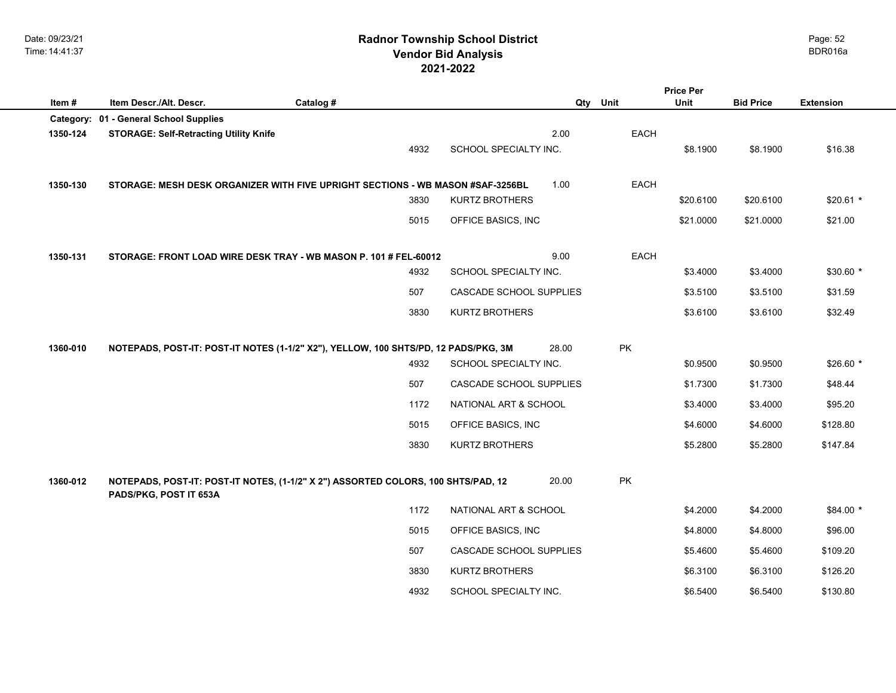# Radnor Township School District
## Vendor Bid Analysis
## 2021-2022

| Item # | Item Descr./Alt. Descr. | Catalog # | | Qty | Unit | Price Per Unit | Bid Price | Extension |
|---|---|---|---|---|---|---|---|---|
| **Category:** | **01 - General School Supplies** | | | | | | | |
| **1350-124** | **STORAGE: Self-Retracting Utility Knife** | | | 2.00 | EACH | | | |
| | | 4932 | SCHOOL SPECIALTY INC. | | | $8.1900 | $8.1900 | $16.38 |
| **1350-130** | **STORAGE: MESH DESK ORGANIZER WITH FIVE UPRIGHT SECTIONS - WB MASON #SAF-3256BL** | | | 1.00 | EACH | | | |
| | | 3830 | KURTZ BROTHERS | | | $20.6100 | $20.6100 | $20.61 * |
| | | 5015 | OFFICE BASICS, INC | | | $21.0000 | $21.0000 | $21.00 |
| **1350-131** | **STORAGE: FRONT LOAD WIRE DESK TRAY - WB MASON P. 101 # FEL-60012** | | | 9.00 | EACH | | | |
| | | 4932 | SCHOOL SPECIALTY INC. | | | $3.4000 | $3.4000 | $30.60 * |
| | | 507 | CASCADE SCHOOL SUPPLIES | | | $3.5100 | $3.5100 | $31.59 |
| | | 3830 | KURTZ BROTHERS | | | $3.6100 | $3.6100 | $32.49 |
| **1360-010** | **NOTEPADS, POST-IT: POST-IT NOTES (1-1/2" X2"), YELLOW, 100 SHTS/PD, 12 PADS/PKG, 3M** | | | 28.00 | PK | | | |
| | | 4932 | SCHOOL SPECIALTY INC. | | | $0.9500 | $0.9500 | $26.60 * |
| | | 507 | CASCADE SCHOOL SUPPLIES | | | $1.7300 | $1.7300 | $48.44 |
| | | 1172 | NATIONAL ART & SCHOOL | | | $3.4000 | $3.4000 | $95.20 |
| | | 5015 | OFFICE BASICS, INC | | | $4.6000 | $4.6000 | $128.80 |
| | | 3830 | KURTZ BROTHERS | | | $5.2800 | $5.2800 | $147.84 |
| **1360-012** | **NOTEPADS, POST-IT: POST-IT NOTES, (1-1/2" X 2") ASSORTED COLORS, 100 SHTS/PAD, 12 PADS/PKG, POST IT 653A** | | | 20.00 | PK | | | |
| | | 1172 | NATIONAL ART & SCHOOL | | | $4.2000 | $4.2000 | $84.00 * |
| | | 5015 | OFFICE BASICS, INC | | | $4.8000 | $4.8000 | $96.00 |
| | | 507 | CASCADE SCHOOL SUPPLIES | | | $5.4600 | $5.4600 | $109.20 |
| | | 3830 | KURTZ BROTHERS | | | $6.3100 | $6.3100 | $126.20 |
| | | 4932 | SCHOOL SPECIALTY INC. | | | $6.5400 | $6.5400 | $130.80 |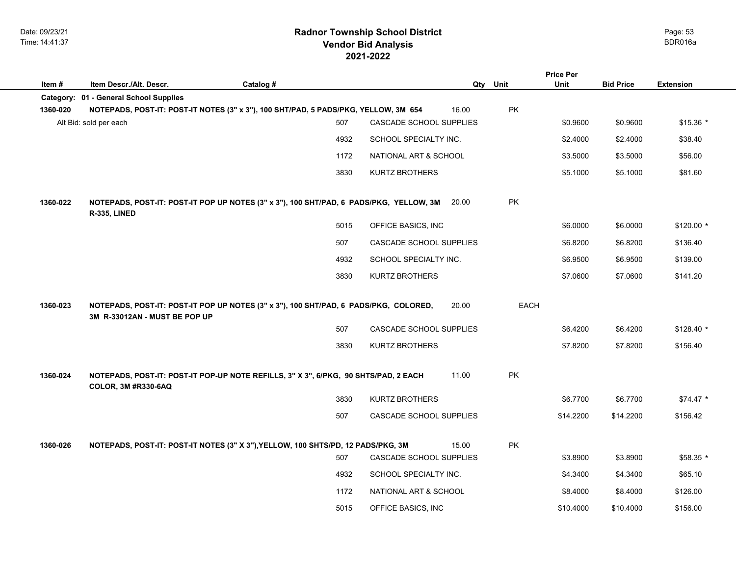# Radnor Township School District
## Vendor Bid Analysis
## 2021-2022

| Item # | Item Descr./Alt. Descr. | Catalog # | | Qty | Unit | Price Per Unit | Bid Price | Extension |
|---|---|---|---|---|---|---|---|---|
| **Category:** | **01 - General School Supplies** | | | | | | | |
| **1360-020** | **NOTEPADS, POST-IT: POST-IT NOTES (3" x 3"), 100 SHT/PAD, 5 PADS/PKG, YELLOW, 3M 654** | | | 16.00 | PK | | | |
| | Alt Bid: sold per each | 507 | CASCADE SCHOOL SUPPLIES | | | $0.9600 | $0.9600 | $15.36 * |
| | | 4932 | SCHOOL SPECIALTY INC. | | | $2.4000 | $2.4000 | $38.40 |
| | | 1172 | NATIONAL ART & SCHOOL | | | $3.5000 | $3.5000 | $56.00 |
| | | 3830 | KURTZ BROTHERS | | | $5.1000 | $5.1000 | $81.60 |
| **1360-022** | **NOTEPADS, POST-IT: POST-IT POP UP NOTES (3" x 3"), 100 SHT/PAD, 6 PADS/PKG, YELLOW, 3M R-335, LINED** | | | 20.00 | PK | | | |
| | | 5015 | OFFICE BASICS, INC | | | $6.0000 | $6.0000 | $120.00 * |
| | | 507 | CASCADE SCHOOL SUPPLIES | | | $6.8200 | $6.8200 | $136.40 |
| | | 4932 | SCHOOL SPECIALTY INC. | | | $6.9500 | $6.9500 | $139.00 |
| | | 3830 | KURTZ BROTHERS | | | $7.0600 | $7.0600 | $141.20 |
| **1360-023** | **NOTEPADS, POST-IT: POST-IT POP UP NOTES (3" x 3"), 100 SHT/PAD, 6 PADS/PKG, COLORED, 3M R-33012AN - MUST BE POP UP** | | | 20.00 | EACH | | | |
| | | 507 | CASCADE SCHOOL SUPPLIES | | | $6.4200 | $6.4200 | $128.40 * |
| | | 3830 | KURTZ BROTHERS | | | $7.8200 | $7.8200 | $156.40 |
| **1360-024** | **NOTEPADS, POST-IT: POST-IT POP-UP NOTE REFILLS, 3" X 3", 6/PKG, 90 SHTS/PAD, 2 EACH COLOR, 3M #R330-6AQ** | | | 11.00 | PK | | | |
| | | 3830 | KURTZ BROTHERS | | | $6.7700 | $6.7700 | $74.47 * |
| | | 507 | CASCADE SCHOOL SUPPLIES | | | $14.2200 | $14.2200 | $156.42 |
| **1360-026** | **NOTEPADS, POST-IT: POST-IT NOTES (3" X 3"),YELLOW, 100 SHTS/PD, 12 PADS/PKG, 3M** | | | 15.00 | PK | | | |
| | | 507 | CASCADE SCHOOL SUPPLIES | | | $3.8900 | $3.8900 | $58.35 * |
| | | 4932 | SCHOOL SPECIALTY INC. | | | $4.3400 | $4.3400 | $65.10 |
| | | 1172 | NATIONAL ART & SCHOOL | | | $8.4000 | $8.4000 | $126.00 |
| | | 5015 | OFFICE BASICS, INC | | | $10.4000 | $10.4000 | $156.00 |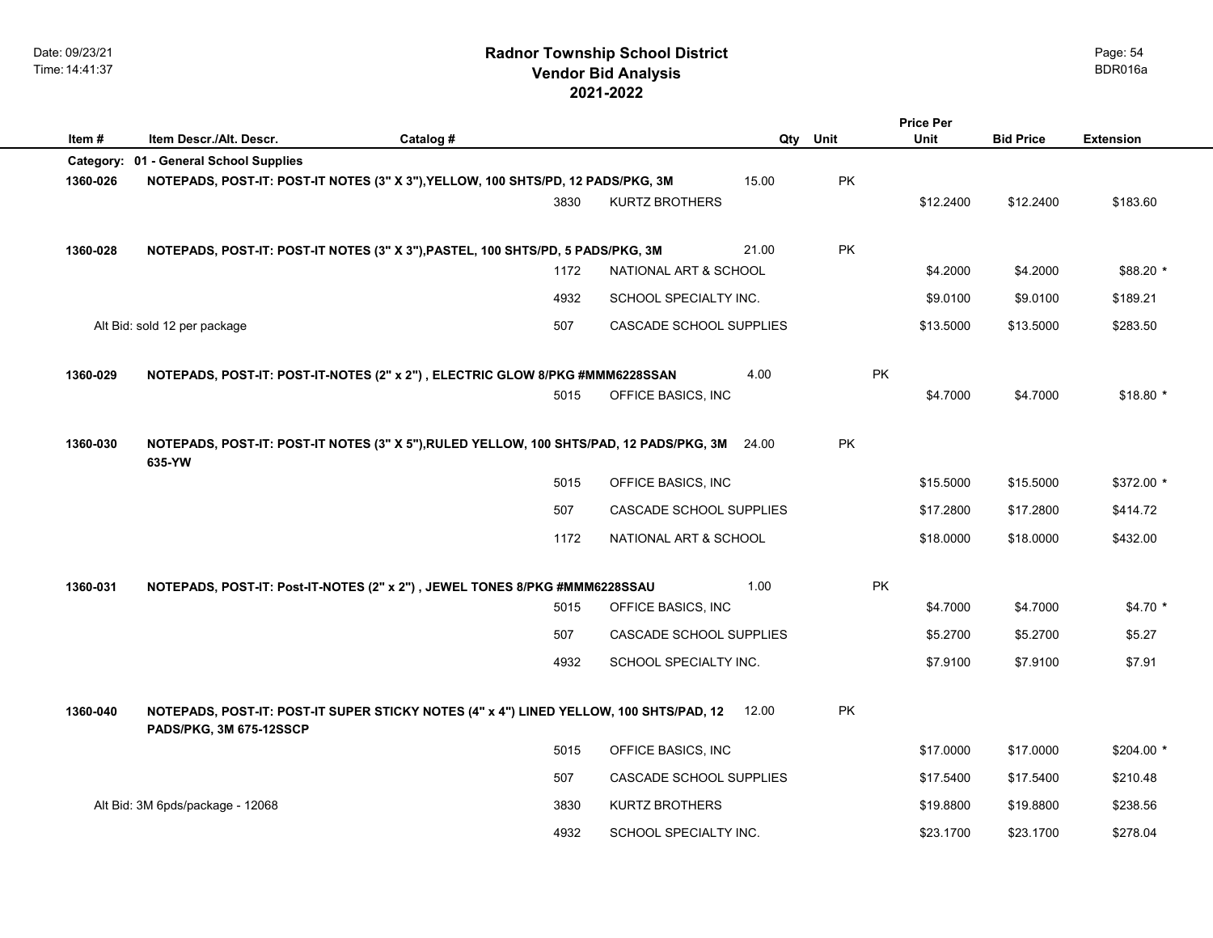# Radnor Township School District
## Vendor Bid Analysis
## 2021-2022

| Item # | Item Descr./Alt. Descr. | Catalog # | | Qty | Unit | Price Per Unit | Bid Price | Extension |
|---|---|---|---|---|---|---|---|---|
| **Category:** | **01 - General School Supplies** | | | | | | | |
| **1360-026** | **NOTEPADS, POST-IT: POST-IT NOTES (3" X 3"),YELLOW, 100 SHTS/PD, 12 PADS/PKG, 3M** | | | 15.00 | PK | | | |
| | | 3830 | KURTZ BROTHERS | | | $12.2400 | $12.2400 | $183.60 |
| **1360-028** | **NOTEPADS, POST-IT: POST-IT NOTES (3" X 3"),PASTEL, 100 SHTS/PD, 5 PADS/PKG, 3M** | | | 21.00 | PK | | | |
| | | 1172 | NATIONAL ART & SCHOOL | | | $4.2000 | $4.2000 | $88.20 * |
| | | 4932 | SCHOOL SPECIALTY INC. | | | $9.0100 | $9.0100 | $189.21 |
| | Alt Bid: sold 12 per package | 507 | CASCADE SCHOOL SUPPLIES | | | $13.5000 | $13.5000 | $283.50 |
| **1360-029** | **NOTEPADS, POST-IT: POST-IT-NOTES (2" x 2") , ELECTRIC GLOW 8/PKG #MMM6228SSAN** | | | 4.00 | PK | | | |
| | | 5015 | OFFICE BASICS, INC | | | $4.7000 | $4.7000 | $18.80 * |
| **1360-030** | **NOTEPADS, POST-IT: POST-IT NOTES (3" X 5"),RULED YELLOW, 100 SHTS/PAD, 12 PADS/PKG, 3M 635-YW** | | | 24.00 | PK | | | |
| | | 5015 | OFFICE BASICS, INC | | | $15.5000 | $15.5000 | $372.00 * |
| | | 507 | CASCADE SCHOOL SUPPLIES | | | $17.2800 | $17.2800 | $414.72 |
| | | 1172 | NATIONAL ART & SCHOOL | | | $18.0000 | $18.0000 | $432.00 |
| **1360-031** | **NOTEPADS, POST-IT: Post-IT-NOTES (2" x 2") , JEWEL TONES 8/PKG #MMM6228SSAU** | | | 1.00 | PK | | | |
| | | 5015 | OFFICE BASICS, INC | | | $4.7000 | $4.7000 | $4.70 * |
| | | 507 | CASCADE SCHOOL SUPPLIES | | | $5.2700 | $5.2700 | $5.27 |
| | | 4932 | SCHOOL SPECIALTY INC. | | | $7.9100 | $7.9100 | $7.91 |
| **1360-040** | **NOTEPADS, POST-IT: POST-IT SUPER STICKY NOTES (4" x 4") LINED YELLOW, 100 SHTS/PAD, 12 PADS/PKG, 3M 675-12SSCP** | | | 12.00 | PK | | | |
| | | 5015 | OFFICE BASICS, INC | | | $17.0000 | $17.0000 | $204.00 * |
| | | 507 | CASCADE SCHOOL SUPPLIES | | | $17.5400 | $17.5400 | $210.48 |
| | Alt Bid: 3M 6pds/package - 12068 | 3830 | KURTZ BROTHERS | | | $19.8800 | $19.8800 | $238.56 |
| | | 4932 | SCHOOL SPECIALTY INC. | | | $23.1700 | $23.1700 | $278.04 |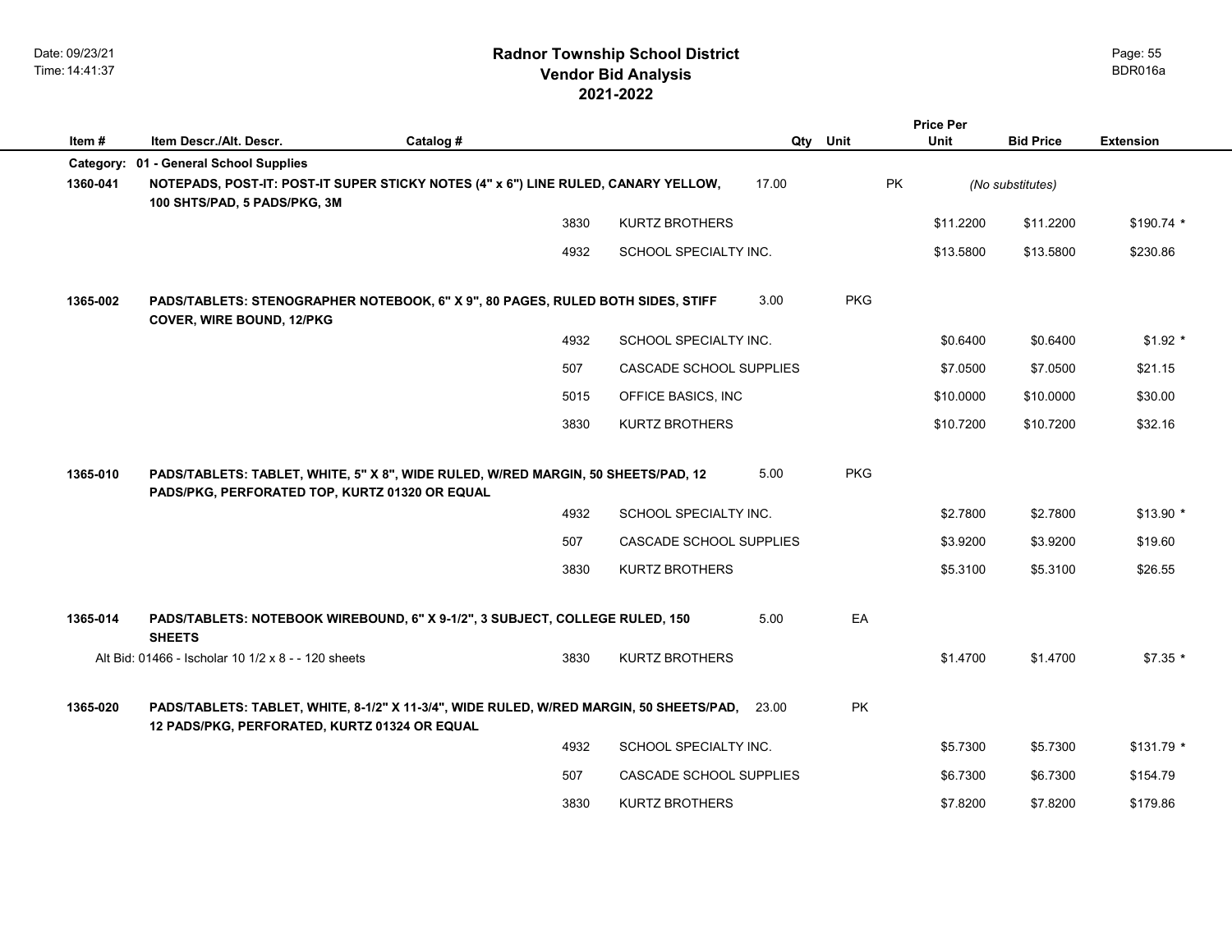# Radnor Township School District
## Vendor Bid Analysis
## 2021-2022

| Item # | Item Descr./Alt. Descr. | Catalog # | | Qty | Unit | Price Per Unit | Bid Price | Extension |
|---|---|---|---|---|---|---|---|---|
| **Category:** | **01 - General School Supplies** | | | | | | | |
| **1360-041** | **NOTEPADS, POST-IT: POST-IT SUPER STICKY NOTES (4" x 6") LINE RULED, CANARY YELLOW, 100 SHTS/PAD, 5 PADS/PKG, 3M** | | | 17.00 | PK | | *(No substitutes)* | |
| | | 3830 | KURTZ BROTHERS | | | $11.2200 | $11.2200 | $190.74 * |
| | | 4932 | SCHOOL SPECIALTY INC. | | | $13.5800 | $13.5800 | $230.86 |
| **1365-002** | **PADS/TABLETS: STENOGRAPHER NOTEBOOK, 6" X 9", 80 PAGES, RULED BOTH SIDES, STIFF COVER, WIRE BOUND, 12/PKG** | | | 3.00 | PKG | | | |
| | | 4932 | SCHOOL SPECIALTY INC. | | | $0.6400 | $0.6400 | $1.92 * |
| | | 507 | CASCADE SCHOOL SUPPLIES | | | $7.0500 | $7.0500 | $21.15 |
| | | 5015 | OFFICE BASICS, INC | | | $10.0000 | $10.0000 | $30.00 |
| | | 3830 | KURTZ BROTHERS | | | $10.7200 | $10.7200 | $32.16 |
| **1365-010** | **PADS/TABLETS: TABLET, WHITE, 5" X 8", WIDE RULED, W/RED MARGIN, 50 SHEETS/PAD, 12 PADS/PKG, PERFORATED TOP, KURTZ 01320 OR EQUAL** | | | 5.00 | PKG | | | |
| | | 4932 | SCHOOL SPECIALTY INC. | | | $2.7800 | $2.7800 | $13.90 * |
| | | 507 | CASCADE SCHOOL SUPPLIES | | | $3.9200 | $3.9200 | $19.60 |
| | | 3830 | KURTZ BROTHERS | | | $5.3100 | $5.3100 | $26.55 |
| **1365-014** | **PADS/TABLETS: NOTEBOOK WIREBOUND, 6" X 9-1/2", 3 SUBJECT, COLLEGE RULED, 150 SHEETS** | | | 5.00 | EA | | | |
| | Alt Bid: 01466 - Ischolar 10 1/2 x 8 - - 120 sheets | 3830 | KURTZ BROTHERS | | | $1.4700 | $1.4700 | $7.35 * |
| **1365-020** | **PADS/TABLETS: TABLET, WHITE, 8-1/2" X 11-3/4", WIDE RULED, W/RED MARGIN, 50 SHEETS/PAD, 12 PADS/PKG, PERFORATED, KURTZ 01324 OR EQUAL** | | | 23.00 | PK | | | |
| | | 4932 | SCHOOL SPECIALTY INC. | | | $5.7300 | $5.7300 | $131.79 * |
| | | 507 | CASCADE SCHOOL SUPPLIES | | | $6.7300 | $6.7300 | $154.79 |
| | | 3830 | KURTZ BROTHERS | | | $7.8200 | $7.8200 | $179.86 |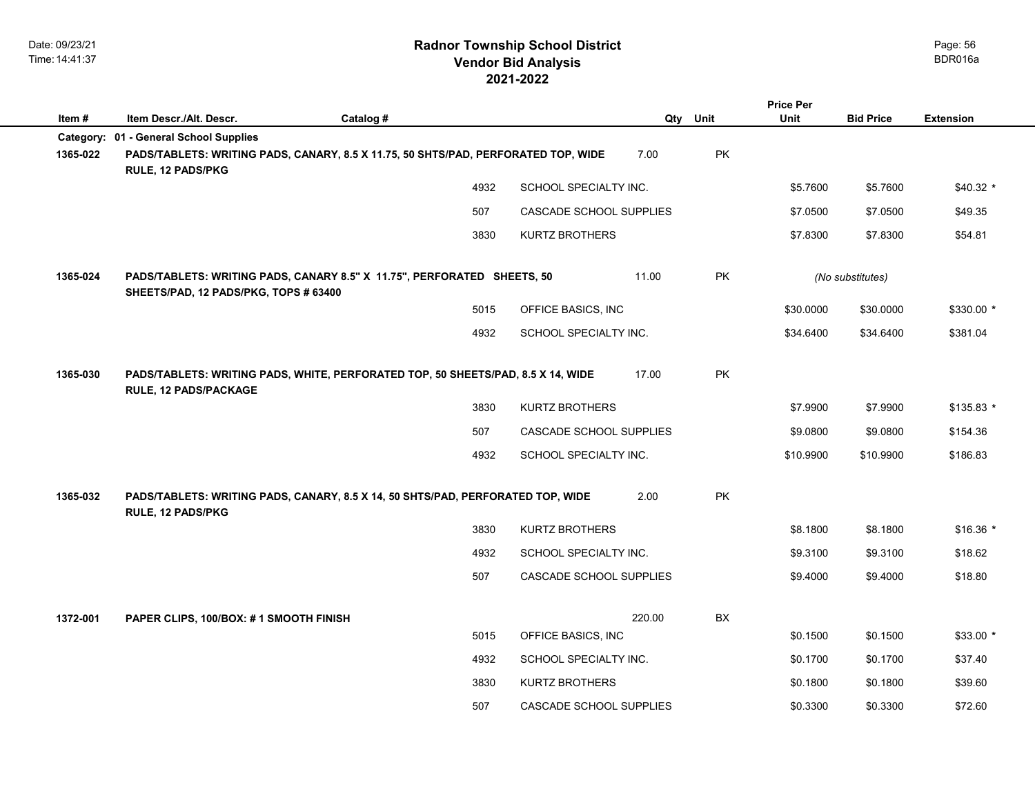# Radnor Township School District
## Vendor Bid Analysis
## 2021-2022

| Item # | Item Descr./Alt. Descr. | Catalog # | | Qty | Unit | Price Per Unit | Bid Price | Extension |
|---|---|---|---|---|---|---|---|---|
| Category: | 01 - General School Supplies | | | | | | | |
| 1365-022 | PADS/TABLETS: WRITING PADS, CANARY, 8.5 X 11.75, 50 SHTS/PAD, PERFORATED TOP, WIDE RULE, 12 PADS/PKG | | | 7.00 | PK | | | |
| | | 4932 | SCHOOL SPECIALTY INC. | | | $5.7600 | $5.7600 | $40.32 * |
| | | 507 | CASCADE SCHOOL SUPPLIES | | | $7.0500 | $7.0500 | $49.35 |
| | | 3830 | KURTZ BROTHERS | | | $7.8300 | $7.8300 | $54.81 |
| 1365-024 | PADS/TABLETS: WRITING PADS, CANARY 8.5" X 11.75", PERFORATED SHEETS, 50 SHEETS/PAD, 12 PADS/PKG, TOPS # 63400 | | | 11.00 | PK | | *(No substitutes)* | |
| | | 5015 | OFFICE BASICS, INC | | | $30.0000 | $30.0000 | $330.00 * |
| | | 4932 | SCHOOL SPECIALTY INC. | | | $34.6400 | $34.6400 | $381.04 |
| 1365-030 | PADS/TABLETS: WRITING PADS, WHITE, PERFORATED TOP, 50 SHEETS/PAD, 8.5 X 14, WIDE RULE, 12 PADS/PACKAGE | | | 17.00 | PK | | | |
| | | 3830 | KURTZ BROTHERS | | | $7.9900 | $7.9900 | $135.83 * |
| | | 507 | CASCADE SCHOOL SUPPLIES | | | $9.0800 | $9.0800 | $154.36 |
| | | 4932 | SCHOOL SPECIALTY INC. | | | $10.9900 | $10.9900 | $186.83 |
| 1365-032 | PADS/TABLETS: WRITING PADS, CANARY, 8.5 X 14, 50 SHTS/PAD, PERFORATED TOP, WIDE RULE, 12 PADS/PKG | | | 2.00 | PK | | | |
| | | 3830 | KURTZ BROTHERS | | | $8.1800 | $8.1800 | $16.36 * |
| | | 4932 | SCHOOL SPECIALTY INC. | | | $9.3100 | $9.3100 | $18.62 |
| | | 507 | CASCADE SCHOOL SUPPLIES | | | $9.4000 | $9.4000 | $18.80 |
| 1372-001 | PAPER CLIPS, 100/BOX: # 1 SMOOTH FINISH | | | 220.00 | BX | | | |
| | | 5015 | OFFICE BASICS, INC | | | $0.1500 | $0.1500 | $33.00 * |
| | | 4932 | SCHOOL SPECIALTY INC. | | | $0.1700 | $0.1700 | $37.40 |
| | | 3830 | KURTZ BROTHERS | | | $0.1800 | $0.1800 | $39.60 |
| | | 507 | CASCADE SCHOOL SUPPLIES | | | $0.3300 | $0.3300 | $72.60 |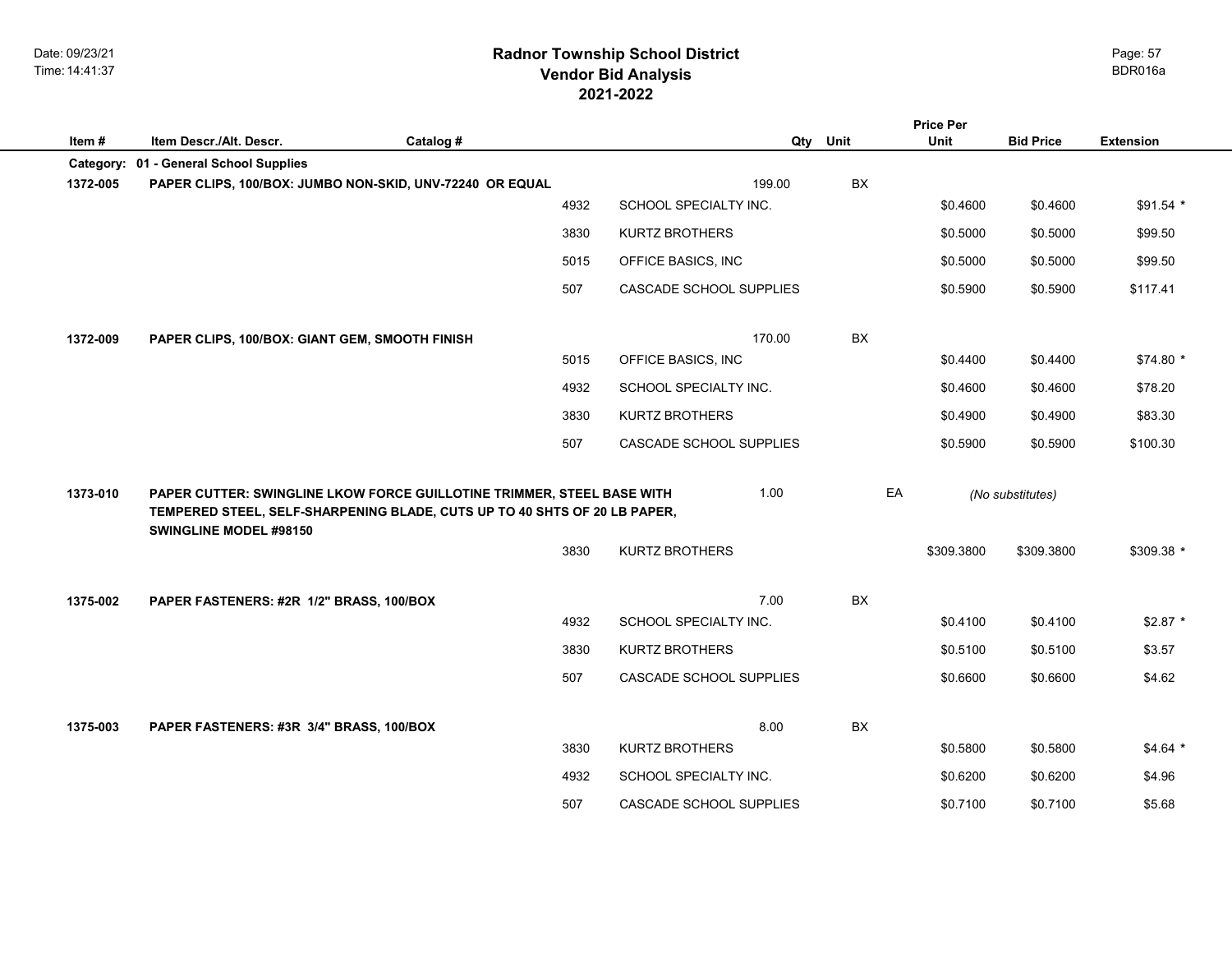# Radnor Township School District
## Vendor Bid Analysis
## 2021-2022

| Item # | Item Descr./Alt. Descr. | Catalog # | | Qty | Unit | Price Per Unit | Bid Price | Extension |
|---|---|---|---|---|---|---|---|---|
| **Category:** | **01 - General School Supplies** | | | | | | | |
| **1372-005** | **PAPER CLIPS, 100/BOX: JUMBO NON-SKID, UNV-72240 OR EQUAL** | | | 199.00 | BX | | | |
| | | 4932 | SCHOOL SPECIALTY INC. | | | $0.4600 | $0.4600 | $91.54 * |
| | | 3830 | KURTZ BROTHERS | | | $0.5000 | $0.5000 | $99.50 |
| | | 5015 | OFFICE BASICS, INC | | | $0.5000 | $0.5000 | $99.50 |
| | | 507 | CASCADE SCHOOL SUPPLIES | | | $0.5900 | $0.5900 | $117.41 |
| **1372-009** | **PAPER CLIPS, 100/BOX: GIANT GEM, SMOOTH FINISH** | | | 170.00 | BX | | | |
| | | 5015 | OFFICE BASICS, INC | | | $0.4400 | $0.4400 | $74.80 * |
| | | 4932 | SCHOOL SPECIALTY INC. | | | $0.4600 | $0.4600 | $78.20 |
| | | 3830 | KURTZ BROTHERS | | | $0.4900 | $0.4900 | $83.30 |
| | | 507 | CASCADE SCHOOL SUPPLIES | | | $0.5900 | $0.5900 | $100.30 |
| **1373-010** | **PAPER CUTTER: SWINGLINE LKOW FORCE GUILLOTINE TRIMMER, STEEL BASE WITH TEMPERED STEEL, SELF-SHARPENING BLADE, CUTS UP TO 40 SHTS OF 20 LB PAPER, SWINGLINE MODEL #98150** | | | 1.00 | EA | *(No substitutes)* | | |
| | | 3830 | KURTZ BROTHERS | | | $309.3800 | $309.3800 | $309.38 * |
| **1375-002** | **PAPER FASTENERS: #2R 1/2" BRASS, 100/BOX** | | | 7.00 | BX | | | |
| | | 4932 | SCHOOL SPECIALTY INC. | | | $0.4100 | $0.4100 | $2.87 * |
| | | 3830 | KURTZ BROTHERS | | | $0.5100 | $0.5100 | $3.57 |
| | | 507 | CASCADE SCHOOL SUPPLIES | | | $0.6600 | $0.6600 | $4.62 |
| **1375-003** | **PAPER FASTENERS: #3R 3/4" BRASS, 100/BOX** | | | 8.00 | BX | | | |
| | | 3830 | KURTZ BROTHERS | | | $0.5800 | $0.5800 | $4.64 * |
| | | 4932 | SCHOOL SPECIALTY INC. | | | $0.6200 | $0.6200 | $4.96 |
| | | 507 | CASCADE SCHOOL SUPPLIES | | | $0.7100 | $0.7100 | $5.68 |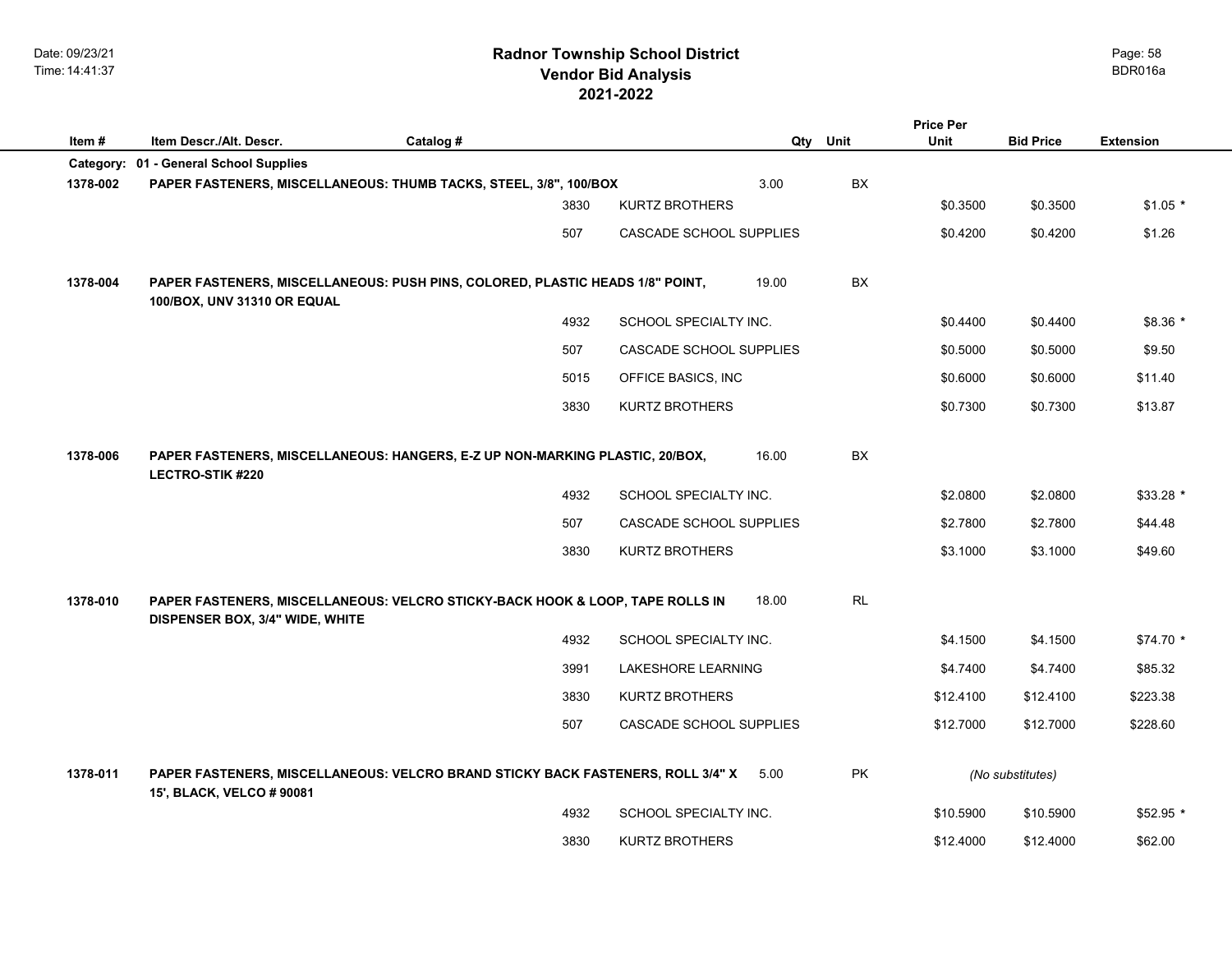# Radnor Township School District
## Vendor Bid Analysis
## 2021-2022

| Item # | Item Descr./Alt. Descr. | Catalog # | | Qty | Unit | Price Per Unit | Bid Price | Extension |
|---|---|---|---|---|---|---|---|---|
| Category: | 01 - General School Supplies | | | | | | | |
| 1378-002 | PAPER FASTENERS, MISCELLANEOUS: THUMB TACKS, STEEL, 3/8", 100/BOX | | | 3.00 | BX | | | |
| | | 3830 | KURTZ BROTHERS | | | $0.3500 | $0.3500 | $1.05 * |
| | | 507 | CASCADE SCHOOL SUPPLIES | | | $0.4200 | $0.4200 | $1.26 |
| 1378-004 | PAPER FASTENERS, MISCELLANEOUS: PUSH PINS, COLORED, PLASTIC HEADS 1/8" POINT, 100/BOX, UNV 31310 OR EQUAL | | | 19.00 | BX | | | |
| | | 4932 | SCHOOL SPECIALTY INC. | | | $0.4400 | $0.4400 | $8.36 * |
| | | 507 | CASCADE SCHOOL SUPPLIES | | | $0.5000 | $0.5000 | $9.50 |
| | | 5015 | OFFICE BASICS, INC | | | $0.6000 | $0.6000 | $11.40 |
| | | 3830 | KURTZ BROTHERS | | | $0.7300 | $0.7300 | $13.87 |
| 1378-006 | PAPER FASTENERS, MISCELLANEOUS: HANGERS, E-Z UP NON-MARKING PLASTIC, 20/BOX, LECTRO-STIK #220 | | | 16.00 | BX | | | |
| | | 4932 | SCHOOL SPECIALTY INC. | | | $2.0800 | $2.0800 | $33.28 * |
| | | 507 | CASCADE SCHOOL SUPPLIES | | | $2.7800 | $2.7800 | $44.48 |
| | | 3830 | KURTZ BROTHERS | | | $3.1000 | $3.1000 | $49.60 |
| 1378-010 | PAPER FASTENERS, MISCELLANEOUS: VELCRO STICKY-BACK HOOK & LOOP, TAPE ROLLS IN DISPENSER BOX, 3/4" WIDE, WHITE | | | 18.00 | RL | | | |
| | | 4932 | SCHOOL SPECIALTY INC. | | | $4.1500 | $4.1500 | $74.70 * |
| | | 3991 | LAKESHORE LEARNING | | | $4.7400 | $4.7400 | $85.32 |
| | | 3830 | KURTZ BROTHERS | | | $12.4100 | $12.4100 | $223.38 |
| | | 507 | CASCADE SCHOOL SUPPLIES | | | $12.7000 | $12.7000 | $228.60 |
| 1378-011 | PAPER FASTENERS, MISCELLANEOUS: VELCRO BRAND STICKY BACK FASTENERS, ROLL 3/4" X 15', BLACK, VELCO # 90081 | | | 5.00 | PK | *(No substitutes)* | | |
| | | 4932 | SCHOOL SPECIALTY INC. | | | $10.5900 | $10.5900 | $52.95 * |
| | | 3830 | KURTZ BROTHERS | | | $12.4000 | $12.4000 | $62.00 |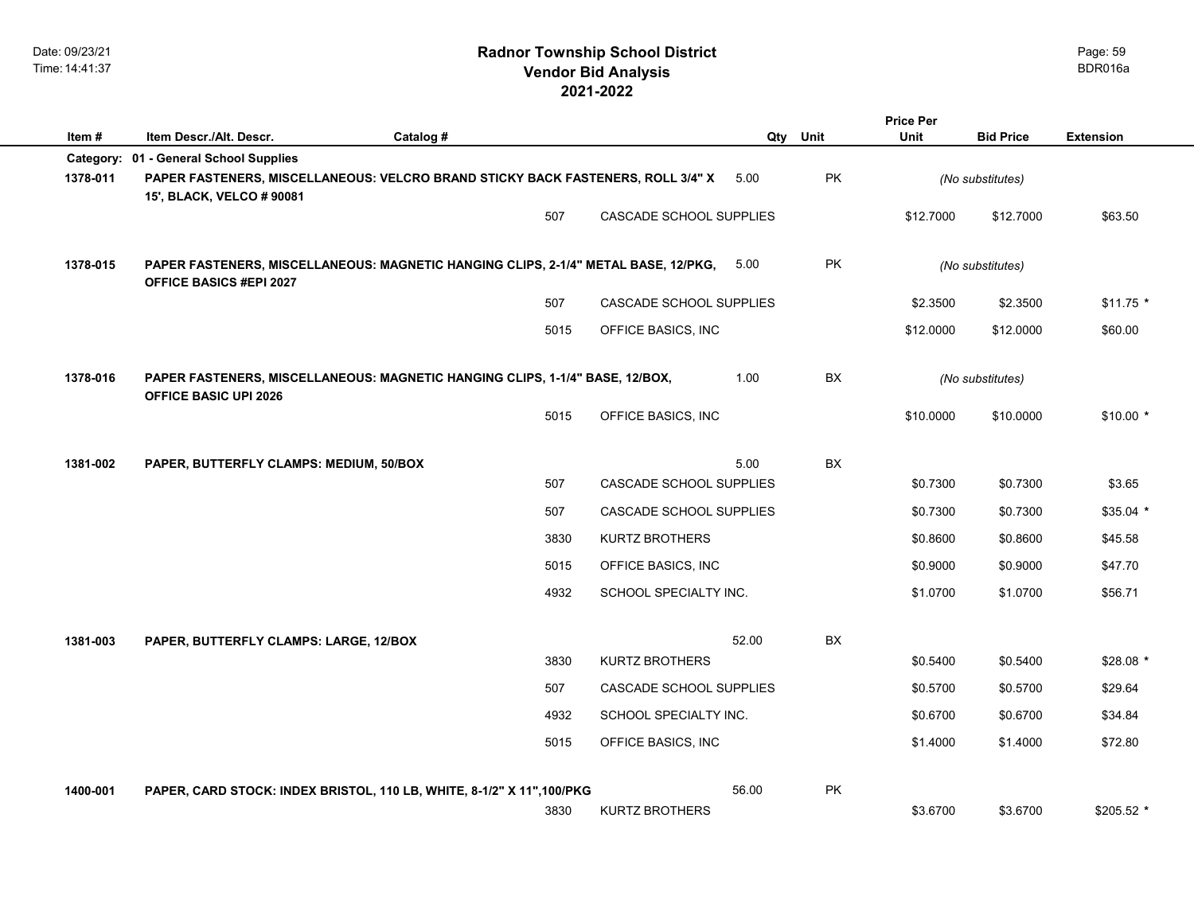# Radnor Township School District
## Vendor Bid Analysis
## 2021-2022

| Item # | Item Descr./Alt. Descr. | Catalog # | | Qty | Unit | Price Per Unit | Bid Price | Extension |
|---|---|---|---|---|---|---|---|---|
| **Category:** | **01 - General School Supplies** | | | | | | | |
| **1378-011** | **PAPER FASTENERS, MISCELLANEOUS: VELCRO BRAND STICKY BACK FASTENERS, ROLL 3/4" X 15', BLACK, VELCO # 90081** | | | 5.00 | PK | | *(No substitutes)* | |
| | | 507 | CASCADE SCHOOL SUPPLIES | | | $12.7000 | $12.7000 | $63.50 |
| **1378-015** | **PAPER FASTENERS, MISCELLANEOUS: MAGNETIC HANGING CLIPS, 2-1/4" METAL BASE, 12/PKG, OFFICE BASICS #EPI 2027** | | | 5.00 | PK | | *(No substitutes)* | |
| | | 507 | CASCADE SCHOOL SUPPLIES | | | $2.3500 | $2.3500 | $11.75 * |
| | | 5015 | OFFICE BASICS, INC | | | $12.0000 | $12.0000 | $60.00 |
| **1378-016** | **PAPER FASTENERS, MISCELLANEOUS: MAGNETIC HANGING CLIPS, 1-1/4" BASE, 12/BOX, OFFICE BASIC UPI 2026** | | | 1.00 | BX | | *(No substitutes)* | |
| | | 5015 | OFFICE BASICS, INC | | | $10.0000 | $10.0000 | $10.00 * |
| **1381-002** | **PAPER, BUTTERFLY CLAMPS: MEDIUM, 50/BOX** | | | 5.00 | BX | | | |
| | | 507 | CASCADE SCHOOL SUPPLIES | | | $0.7300 | $0.7300 | $3.65 |
| | | 507 | CASCADE SCHOOL SUPPLIES | | | $0.7300 | $0.7300 | $35.04 * |
| | | 3830 | KURTZ BROTHERS | | | $0.8600 | $0.8600 | $45.58 |
| | | 5015 | OFFICE BASICS, INC | | | $0.9000 | $0.9000 | $47.70 |
| | | 4932 | SCHOOL SPECIALTY INC. | | | $1.0700 | $1.0700 | $56.71 |
| **1381-003** | **PAPER, BUTTERFLY CLAMPS: LARGE, 12/BOX** | | | 52.00 | BX | | | |
| | | 3830 | KURTZ BROTHERS | | | $0.5400 | $0.5400 | $28.08 * |
| | | 507 | CASCADE SCHOOL SUPPLIES | | | $0.5700 | $0.5700 | $29.64 |
| | | 4932 | SCHOOL SPECIALTY INC. | | | $0.6700 | $0.6700 | $34.84 |
| | | 5015 | OFFICE BASICS, INC | | | $1.4000 | $1.4000 | $72.80 |
| **1400-001** | **PAPER, CARD STOCK: INDEX BRISTOL, 110 LB, WHITE, 8-1/2" X 11",100/PKG** | | | 56.00 | PK | | | |
| | | 3830 | KURTZ BROTHERS | | | $3.6700 | $3.6700 | $205.52 * |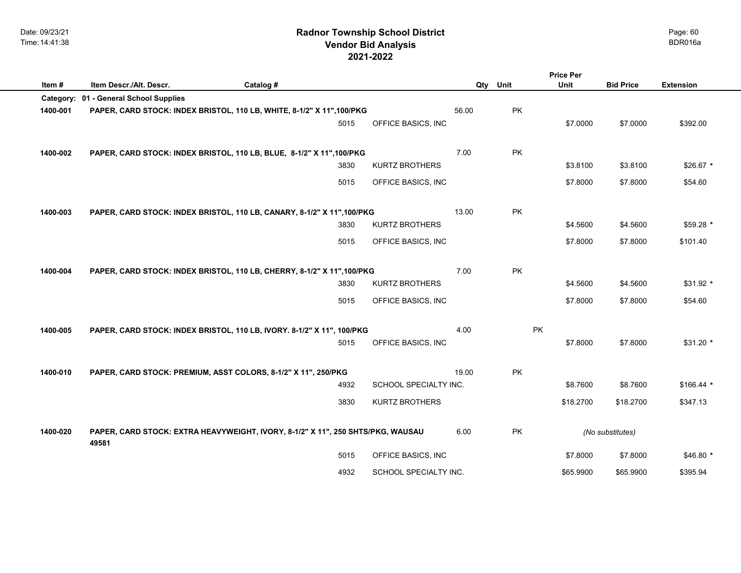# Radnor Township School District
## Vendor Bid Analysis
## 2021-2022

| Item # | Item Descr./Alt. Descr. | Catalog # | | Qty | Unit | Price Per Unit | Bid Price | Extension |
|---|---|---|---|---|---|---|---|---|
| **Category:** | **01 - General School Supplies** | | | | | | | |
| **1400-001** | **PAPER, CARD STOCK: INDEX BRISTOL, 110 LB, WHITE, 8-1/2" X 11",100/PKG** | | | 56.00 | PK | | | |
| | | 5015 | OFFICE BASICS, INC | | | $7.0000 | $7.0000 | $392.00 |
| **1400-002** | **PAPER, CARD STOCK: INDEX BRISTOL, 110 LB, BLUE, 8-1/2" X 11",100/PKG** | | | 7.00 | PK | | | |
| | | 3830 | KURTZ BROTHERS | | | $3.8100 | $3.8100 | $26.67 * |
| | | 5015 | OFFICE BASICS, INC | | | $7.8000 | $7.8000 | $54.60 |
| **1400-003** | **PAPER, CARD STOCK: INDEX BRISTOL, 110 LB, CANARY, 8-1/2" X 11",100/PKG** | | | 13.00 | PK | | | |
| | | 3830 | KURTZ BROTHERS | | | $4.5600 | $4.5600 | $59.28 * |
| | | 5015 | OFFICE BASICS, INC | | | $7.8000 | $7.8000 | $101.40 |
| **1400-004** | **PAPER, CARD STOCK: INDEX BRISTOL, 110 LB, CHERRY, 8-1/2" X 11",100/PKG** | | | 7.00 | PK | | | |
| | | 3830 | KURTZ BROTHERS | | | $4.5600 | $4.5600 | $31.92 * |
| | | 5015 | OFFICE BASICS, INC | | | $7.8000 | $7.8000 | $54.60 |
| **1400-005** | **PAPER, CARD STOCK: INDEX BRISTOL, 110 LB, IVORY. 8-1/2" X 11", 100/PKG** | | | 4.00 | PK | | | |
| | | 5015 | OFFICE BASICS, INC | | | $7.8000 | $7.8000 | $31.20 * |
| **1400-010** | **PAPER, CARD STOCK: PREMIUM, ASST COLORS, 8-1/2" X 11", 250/PKG** | | | 19.00 | PK | | | |
| | | 4932 | SCHOOL SPECIALTY INC. | | | $8.7600 | $8.7600 | $166.44 * |
| | | 3830 | KURTZ BROTHERS | | | $18.2700 | $18.2700 | $347.13 |
| **1400-020** | **PAPER, CARD STOCK: EXTRA HEAVYWEIGHT, IVORY, 8-1/2" X 11", 250 SHTS/PKG, WAUSAU 49581** | | | 6.00 | PK | *(No substitutes)* | | |
| | | 5015 | OFFICE BASICS, INC | | | $7.8000 | $7.8000 | $46.80 * |
| | | 4932 | SCHOOL SPECIALTY INC. | | | $65.9900 | $65.9900 | $395.94 |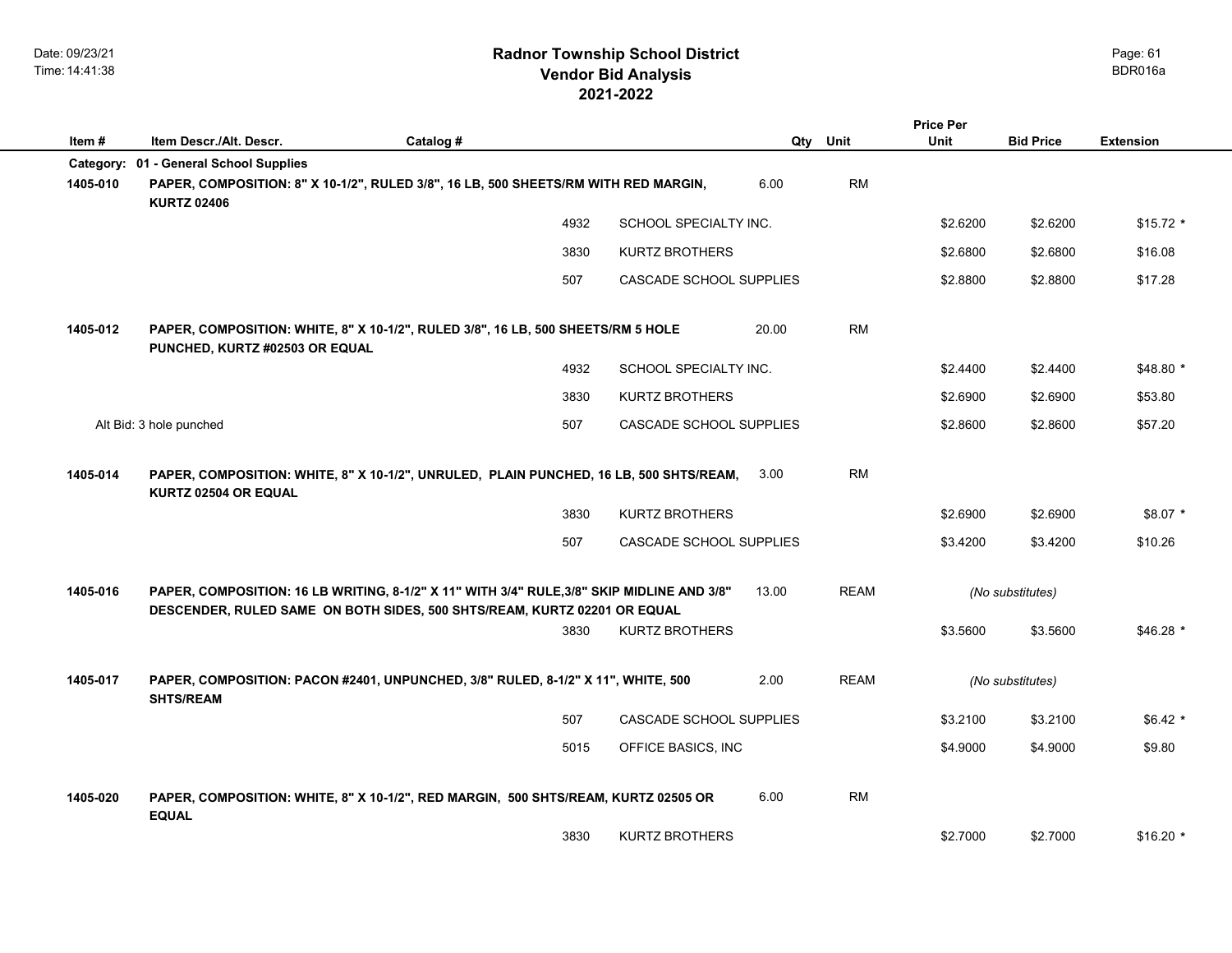# Radnor Township School District
## Vendor Bid Analysis
## 2021-2022

| Item # | Item Descr./Alt. Descr. | Catalog # | | Qty | Unit | Price Per Unit | Bid Price | Extension |
|---|---|---|---|---|---|---|---|---|
| **Category:** | **01 - General School Supplies** | | | | | | | |
| **1405-010** | **PAPER, COMPOSITION: 8" X 10-1/2", RULED 3/8", 16 LB, 500 SHEETS/RM WITH RED MARGIN, KURTZ 02406** | | | 6.00 | RM | | | |
| | | 4932 | SCHOOL SPECIALTY INC. | | | $2.6200 | $2.6200 | $15.72 * |
| | | 3830 | KURTZ BROTHERS | | | $2.6800 | $2.6800 | $16.08 |
| | | 507 | CASCADE SCHOOL SUPPLIES | | | $2.8800 | $2.8800 | $17.28 |
| **1405-012** | **PAPER, COMPOSITION: WHITE, 8" X 10-1/2", RULED 3/8", 16 LB, 500 SHEETS/RM 5 HOLE PUNCHED, KURTZ #02503 OR EQUAL** | | | 20.00 | RM | | | |
| | | 4932 | SCHOOL SPECIALTY INC. | | | $2.4400 | $2.4400 | $48.80 * |
| | | 3830 | KURTZ BROTHERS | | | $2.6900 | $2.6900 | $53.80 |
| | Alt Bid: 3 hole punched | 507 | CASCADE SCHOOL SUPPLIES | | | $2.8600 | $2.8600 | $57.20 |
| **1405-014** | **PAPER, COMPOSITION: WHITE, 8" X 10-1/2", UNRULED, PLAIN PUNCHED, 16 LB, 500 SHTS/REAM, KURTZ 02504 OR EQUAL** | | | 3.00 | RM | | | |
| | | 3830 | KURTZ BROTHERS | | | $2.6900 | $2.6900 | $8.07 * |
| | | 507 | CASCADE SCHOOL SUPPLIES | | | $3.4200 | $3.4200 | $10.26 |
| **1405-016** | **PAPER, COMPOSITION: 16 LB WRITING, 8-1/2" X 11" WITH 3/4" RULE,3/8" SKIP MIDLINE AND 3/8" DESCENDER, RULED SAME ON BOTH SIDES, 500 SHTS/REAM, KURTZ 02201 OR EQUAL** | | | 13.00 | REAM | *(No substitutes)* | | |
| | | 3830 | KURTZ BROTHERS | | | $3.5600 | $3.5600 | $46.28 * |
| **1405-017** | **PAPER, COMPOSITION: PACON #2401, UNPUNCHED, 3/8" RULED, 8-1/2" X 11", WHITE, 500 SHTS/REAM** | | | 2.00 | REAM | *(No substitutes)* | | |
| | | 507 | CASCADE SCHOOL SUPPLIES | | | $3.2100 | $3.2100 | $6.42 * |
| | | 5015 | OFFICE BASICS, INC | | | $4.9000 | $4.9000 | $9.80 |
| **1405-020** | **PAPER, COMPOSITION: WHITE, 8" X 10-1/2", RED MARGIN, 500 SHTS/REAM, KURTZ 02505 OR EQUAL** | | | 6.00 | RM | | | |
| | | 3830 | KURTZ BROTHERS | | | $2.7000 | $2.7000 | $16.20 * |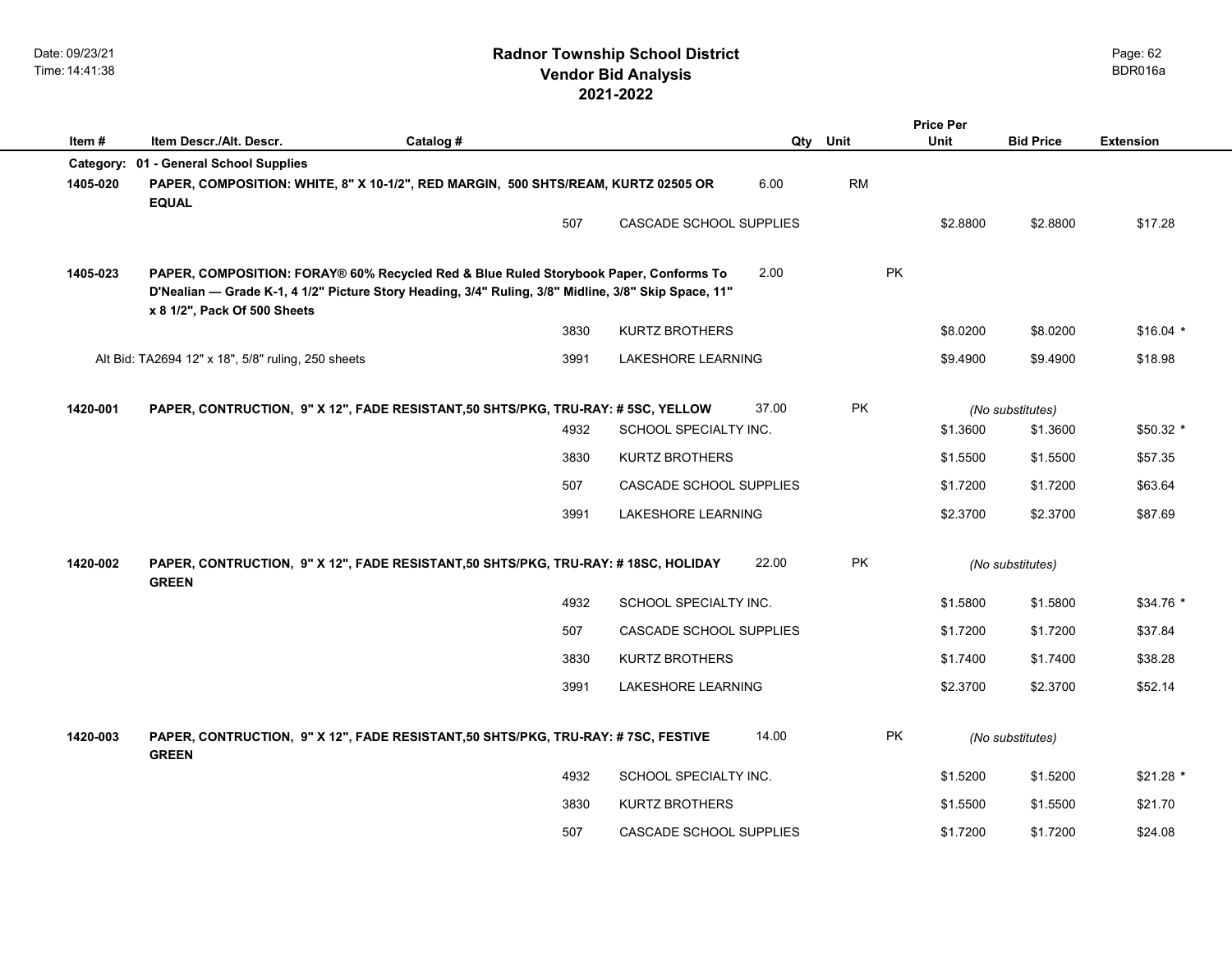# Radnor Township School District
## Vendor Bid Analysis
## 2021-2022

| Item # | Item Descr./Alt. Descr. | Catalog # | | Qty | Unit | Price Per Unit | Bid Price | Extension |
|---|---|---|---|---|---|---|---|---|
| Category: | 01 - General School Supplies | | | | | | | |
| 1405-020 | PAPER, COMPOSITION: WHITE, 8" X 10-1/2", RED MARGIN, 500 SHTS/REAM, KURTZ 02505 OR EQUAL | | | 6.00 | RM | | | |
| | | 507 | CASCADE SCHOOL SUPPLIES | | | $2.8800 | $2.8800 | $17.28 |
| 1405-023 | PAPER, COMPOSITION: FORAY® 60% Recycled Red & Blue Ruled Storybook Paper, Conforms To D'Nealian — Grade K-1, 4 1/2" Picture Story Heading, 3/4" Ruling, 3/8" Midline, 3/8" Skip Space, 11" x 8 1/2", Pack Of 500 Sheets | | | 2.00 | PK | | | |
| | | 3830 | KURTZ BROTHERS | | | $8.0200 | $8.0200 | $16.04 * |
| | Alt Bid: TA2694 12" x 18", 5/8" ruling, 250 sheets | 3991 | LAKESHORE LEARNING | | | $9.4900 | $9.4900 | $18.98 |
| 1420-001 | PAPER, CONTRUCTION, 9" X 12", FADE RESISTANT,50 SHTS/PKG, TRU-RAY: # 5SC, YELLOW | | | 37.00 | PK | | *(No substitutes)* | |
| | | 4932 | SCHOOL SPECIALTY INC. | | | $1.3600 | $1.3600 | $50.32 * |
| | | 3830 | KURTZ BROTHERS | | | $1.5500 | $1.5500 | $57.35 |
| | | 507 | CASCADE SCHOOL SUPPLIES | | | $1.7200 | $1.7200 | $63.64 |
| | | 3991 | LAKESHORE LEARNING | | | $2.3700 | $2.3700 | $87.69 |
| 1420-002 | PAPER, CONTRUCTION, 9" X 12", FADE RESISTANT,50 SHTS/PKG, TRU-RAY: # 18SC, HOLIDAY GREEN | | | 22.00 | PK | | *(No substitutes)* | |
| | | 4932 | SCHOOL SPECIALTY INC. | | | $1.5800 | $1.5800 | $34.76 * |
| | | 507 | CASCADE SCHOOL SUPPLIES | | | $1.7200 | $1.7200 | $37.84 |
| | | 3830 | KURTZ BROTHERS | | | $1.7400 | $1.7400 | $38.28 |
| | | 3991 | LAKESHORE LEARNING | | | $2.3700 | $2.3700 | $52.14 |
| 1420-003 | PAPER, CONTRUCTION, 9" X 12", FADE RESISTANT,50 SHTS/PKG, TRU-RAY: # 7SC, FESTIVE GREEN | | | 14.00 | PK | | *(No substitutes)* | |
| | | 4932 | SCHOOL SPECIALTY INC. | | | $1.5200 | $1.5200 | $21.28 * |
| | | 3830 | KURTZ BROTHERS | | | $1.5500 | $1.5500 | $21.70 |
| | | 507 | CASCADE SCHOOL SUPPLIES | | | $1.7200 | $1.7200 | $24.08 |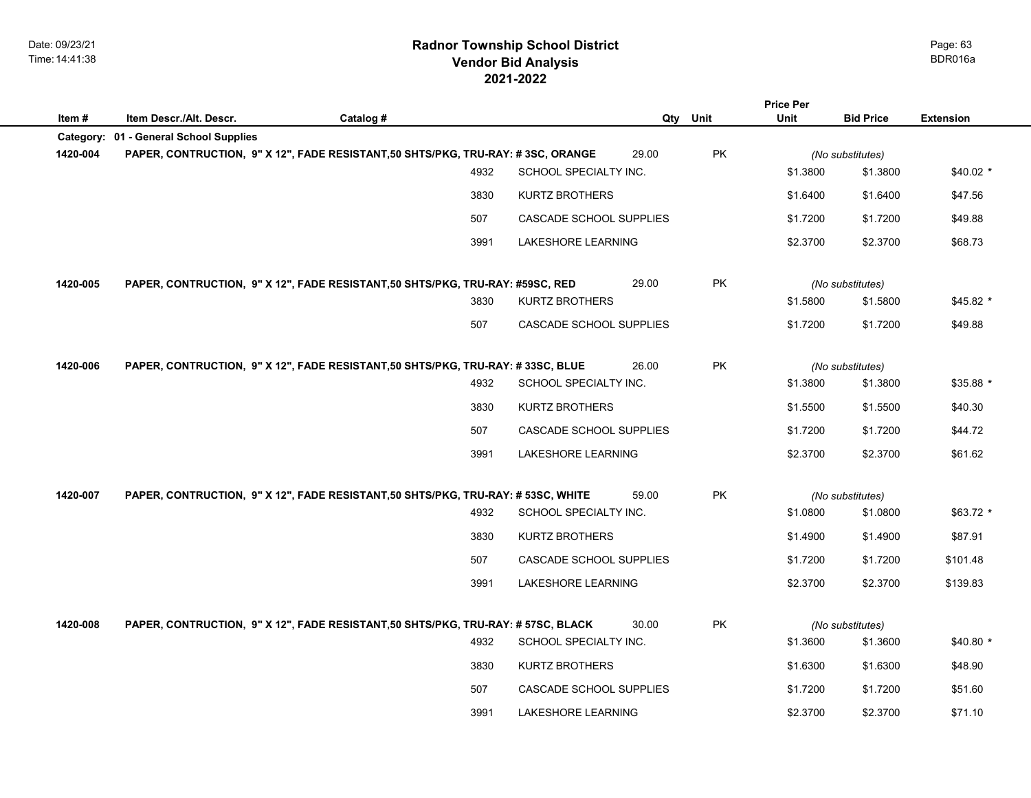# Radnor Township School District
## Vendor Bid Analysis
## 2021-2022

| Item # | Item Descr./Alt. Descr. | Catalog # | | Qty | Unit | Price Per Unit | Bid Price | Extension |
|---|---|---|---|---|---|---|---|---|
| **Category:** | **01 - General School Supplies** | | | | | | | |
| **1420-004** | **PAPER, CONTRUCTION, 9" X 12", FADE RESISTANT,50 SHTS/PKG, TRU-RAY: # 3SC, ORANGE** | | | 29.00 | PK | *(No substitutes)* | | |
| | | 4932 | SCHOOL SPECIALTY INC. | | | $1.3800 | $1.3800 | $40.02 * |
| | | 3830 | KURTZ BROTHERS | | | $1.6400 | $1.6400 | $47.56 |
| | | 507 | CASCADE SCHOOL SUPPLIES | | | $1.7200 | $1.7200 | $49.88 |
| | | 3991 | LAKESHORE LEARNING | | | $2.3700 | $2.3700 | $68.73 |
| **1420-005** | **PAPER, CONTRUCTION, 9" X 12", FADE RESISTANT,50 SHTS/PKG, TRU-RAY: #59SC, RED** | | | 29.00 | PK | *(No substitutes)* | | |
| | | 3830 | KURTZ BROTHERS | | | $1.5800 | $1.5800 | $45.82 * |
| | | 507 | CASCADE SCHOOL SUPPLIES | | | $1.7200 | $1.7200 | $49.88 |
| **1420-006** | **PAPER, CONTRUCTION, 9" X 12", FADE RESISTANT,50 SHTS/PKG, TRU-RAY: # 33SC, BLUE** | | | 26.00 | PK | *(No substitutes)* | | |
| | | 4932 | SCHOOL SPECIALTY INC. | | | $1.3800 | $1.3800 | $35.88 * |
| | | 3830 | KURTZ BROTHERS | | | $1.5500 | $1.5500 | $40.30 |
| | | 507 | CASCADE SCHOOL SUPPLIES | | | $1.7200 | $1.7200 | $44.72 |
| | | 3991 | LAKESHORE LEARNING | | | $2.3700 | $2.3700 | $61.62 |
| **1420-007** | **PAPER, CONTRUCTION, 9" X 12", FADE RESISTANT,50 SHTS/PKG, TRU-RAY: # 53SC, WHITE** | | | 59.00 | PK | *(No substitutes)* | | |
| | | 4932 | SCHOOL SPECIALTY INC. | | | $1.0800 | $1.0800 | $63.72 * |
| | | 3830 | KURTZ BROTHERS | | | $1.4900 | $1.4900 | $87.91 |
| | | 507 | CASCADE SCHOOL SUPPLIES | | | $1.7200 | $1.7200 | $101.48 |
| | | 3991 | LAKESHORE LEARNING | | | $2.3700 | $2.3700 | $139.83 |
| **1420-008** | **PAPER, CONTRUCTION, 9" X 12", FADE RESISTANT,50 SHTS/PKG, TRU-RAY: # 57SC, BLACK** | | | 30.00 | PK | *(No substitutes)* | | |
| | | 4932 | SCHOOL SPECIALTY INC. | | | $1.3600 | $1.3600 | $40.80 * |
| | | 3830 | KURTZ BROTHERS | | | $1.6300 | $1.6300 | $48.90 |
| | | 507 | CASCADE SCHOOL SUPPLIES | | | $1.7200 | $1.7200 | $51.60 |
| | | 3991 | LAKESHORE LEARNING | | | $2.3700 | $2.3700 | $71.10 |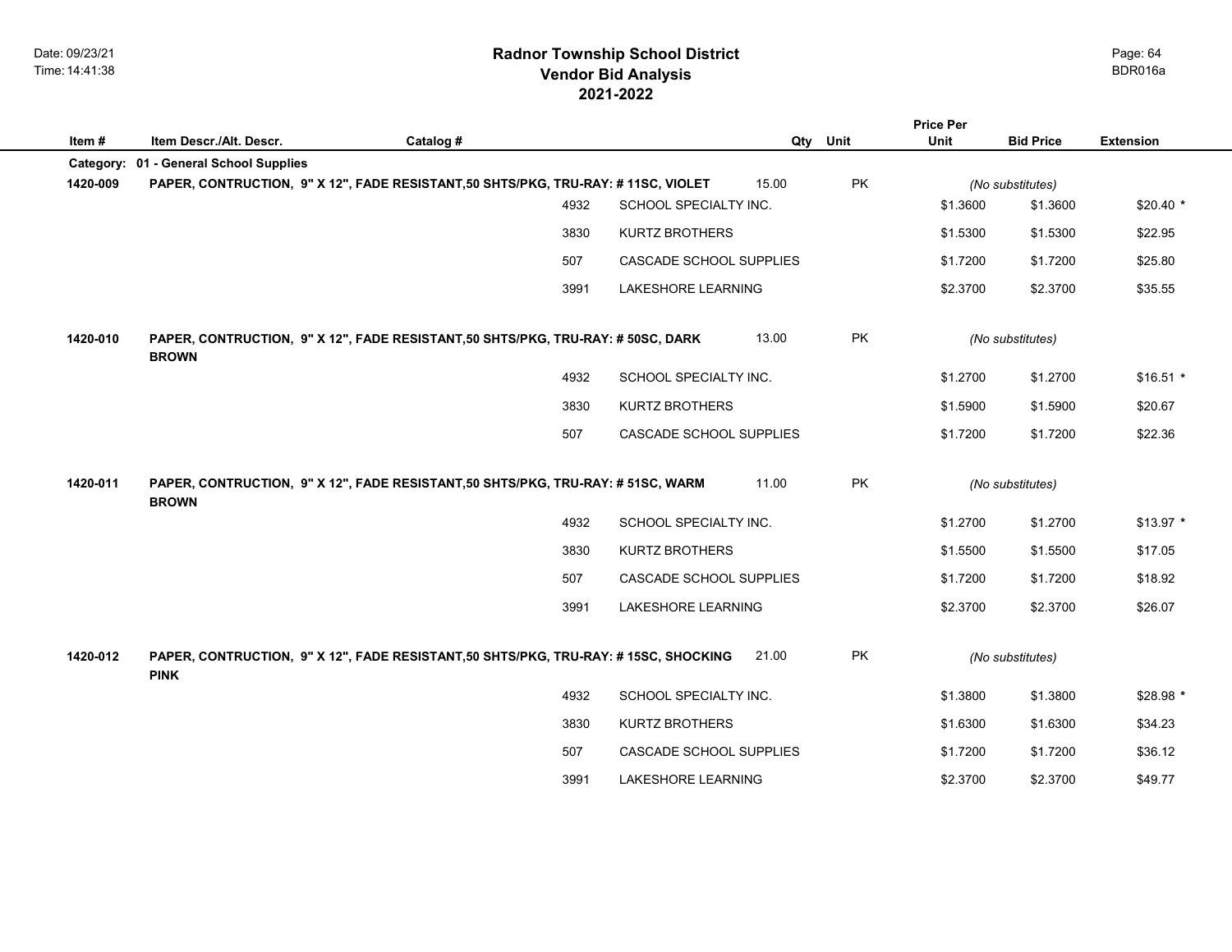# Radnor Township School District
## Vendor Bid Analysis
## 2021-2022

Date: 09/23/21
Time: 14:41:38

BDR016a

| Item # | Item Descr./Alt. Descr. | Catalog # | | Qty | Unit | Price Per Unit | Bid Price | Extension |
|---|---|---|---|---|---|---|---|---|
| Category: | 01 - General School Supplies | | | | | | | |
| 1420-009 | PAPER, CONTRUCTION, 9" X 12", FADE RESISTANT,50 SHTS/PKG, TRU-RAY: # 11SC, VIOLET | | | 15.00 | PK | | (No substitutes) | |
| | | 4932 | SCHOOL SPECIALTY INC. | | | $1.3600 | $1.3600 | $20.40 * |
| | | 3830 | KURTZ BROTHERS | | | $1.5300 | $1.5300 | $22.95 |
| | | 507 | CASCADE SCHOOL SUPPLIES | | | $1.7200 | $1.7200 | $25.80 |
| | | 3991 | LAKESHORE LEARNING | | | $2.3700 | $2.3700 | $35.55 |
| 1420-010 | PAPER, CONTRUCTION, 9" X 12", FADE RESISTANT,50 SHTS/PKG, TRU-RAY: # 50SC, DARK BROWN | | | 13.00 | PK | | (No substitutes) | |
| | | 4932 | SCHOOL SPECIALTY INC. | | | $1.2700 | $1.2700 | $16.51 * |
| | | 3830 | KURTZ BROTHERS | | | $1.5900 | $1.5900 | $20.67 |
| | | 507 | CASCADE SCHOOL SUPPLIES | | | $1.7200 | $1.7200 | $22.36 |
| 1420-011 | PAPER, CONTRUCTION, 9" X 12", FADE RESISTANT,50 SHTS/PKG, TRU-RAY: # 51SC, WARM BROWN | | | 11.00 | PK | | (No substitutes) | |
| | | 4932 | SCHOOL SPECIALTY INC. | | | $1.2700 | $1.2700 | $13.97 * |
| | | 3830 | KURTZ BROTHERS | | | $1.5500 | $1.5500 | $17.05 |
| | | 507 | CASCADE SCHOOL SUPPLIES | | | $1.7200 | $1.7200 | $18.92 |
| | | 3991 | LAKESHORE LEARNING | | | $2.3700 | $2.3700 | $26.07 |
| 1420-012 | PAPER, CONTRUCTION, 9" X 12", FADE RESISTANT,50 SHTS/PKG, TRU-RAY: # 15SC, SHOCKING PINK | | | 21.00 | PK | | (No substitutes) | |
| | | 4932 | SCHOOL SPECIALTY INC. | | | $1.3800 | $1.3800 | $28.98 * |
| | | 3830 | KURTZ BROTHERS | | | $1.6300 | $1.6300 | $34.23 |
| | | 507 | CASCADE SCHOOL SUPPLIES | | | $1.7200 | $1.7200 | $36.12 |
| | | 3991 | LAKESHORE LEARNING | | | $2.3700 | $2.3700 | $49.77 |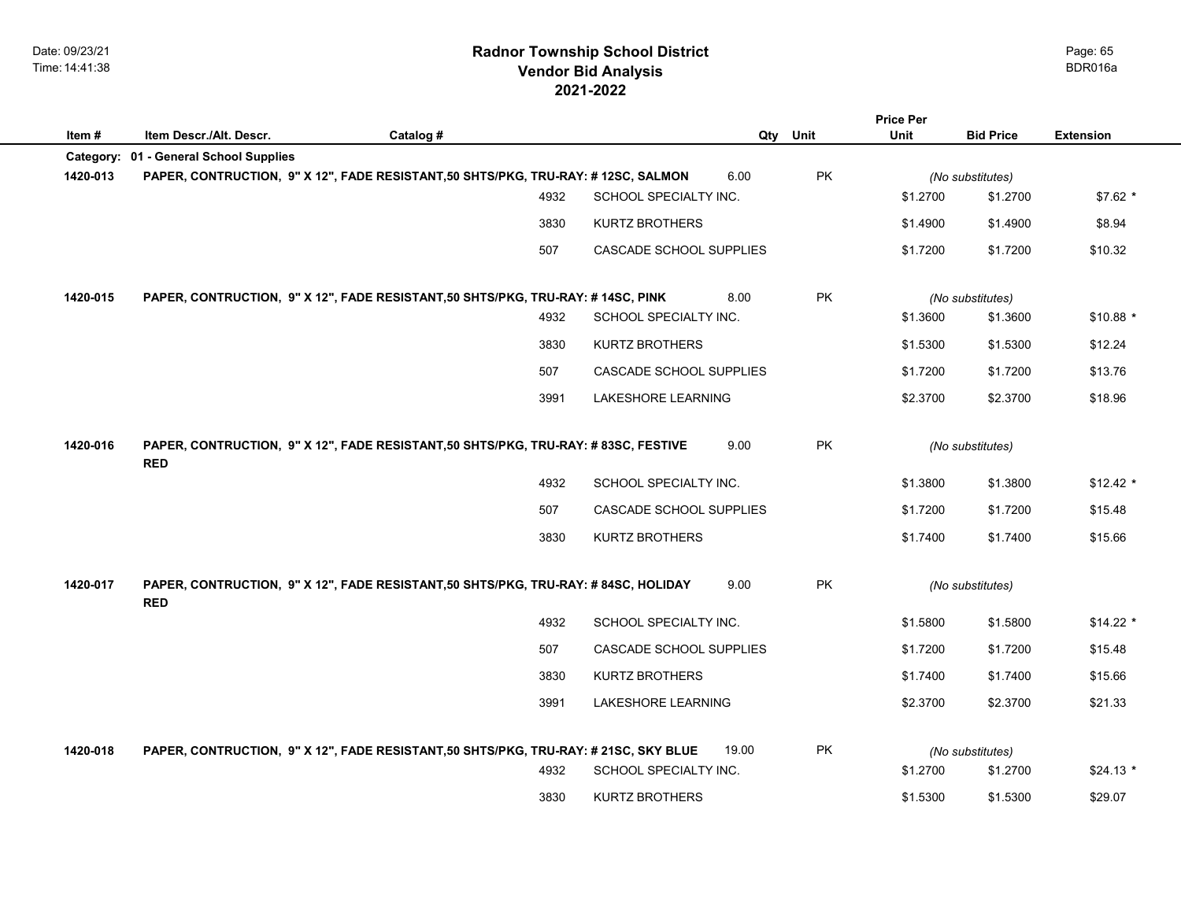# Radnor Township School District
## Vendor Bid Analysis
## 2021-2022

BDR016a

| Item # | Item Descr./Alt. Descr. | Catalog # | Qty | Unit | Price Per Unit | Bid Price | Extension |
|---|---|---|---|---|---|---|---|
| **Category:** | **01 - General School Supplies** | | | | | | |
| **1420-013** | **PAPER, CONTRUCTION, 9" X 12", FADE RESISTANT,50 SHTS/PKG, TRU-RAY: # 12SC, SALMON** | | 6.00 | PK | *(No substitutes)* | | |
| | | 4932 SCHOOL SPECIALTY INC. | | | $1.2700 | $1.2700 | $7.62 * |
| | | 3830 KURTZ BROTHERS | | | $1.4900 | $1.4900 | $8.94 |
| | | 507 CASCADE SCHOOL SUPPLIES | | | $1.7200 | $1.7200 | $10.32 |
| **1420-015** | **PAPER, CONTRUCTION, 9" X 12", FADE RESISTANT,50 SHTS/PKG, TRU-RAY: # 14SC, PINK** | | 8.00 | PK | *(No substitutes)* | | |
| | | 4932 SCHOOL SPECIALTY INC. | | | $1.3600 | $1.3600 | $10.88 * |
| | | 3830 KURTZ BROTHERS | | | $1.5300 | $1.5300 | $12.24 |
| | | 507 CASCADE SCHOOL SUPPLIES | | | $1.7200 | $1.7200 | $13.76 |
| | | 3991 LAKESHORE LEARNING | | | $2.3700 | $2.3700 | $18.96 |
| **1420-016** | **PAPER, CONTRUCTION, 9" X 12", FADE RESISTANT,50 SHTS/PKG, TRU-RAY: # 83SC, FESTIVE RED** | | 9.00 | PK | *(No substitutes)* | | |
| | | 4932 SCHOOL SPECIALTY INC. | | | $1.3800 | $1.3800 | $12.42 * |
| | | 507 CASCADE SCHOOL SUPPLIES | | | $1.7200 | $1.7200 | $15.48 |
| | | 3830 KURTZ BROTHERS | | | $1.7400 | $1.7400 | $15.66 |
| **1420-017** | **PAPER, CONTRUCTION, 9" X 12", FADE RESISTANT,50 SHTS/PKG, TRU-RAY: # 84SC, HOLIDAY RED** | | 9.00 | PK | *(No substitutes)* | | |
| | | 4932 SCHOOL SPECIALTY INC. | | | $1.5800 | $1.5800 | $14.22 * |
| | | 507 CASCADE SCHOOL SUPPLIES | | | $1.7200 | $1.7200 | $15.48 |
| | | 3830 KURTZ BROTHERS | | | $1.7400 | $1.7400 | $15.66 |
| | | 3991 LAKESHORE LEARNING | | | $2.3700 | $2.3700 | $21.33 |
| **1420-018** | **PAPER, CONTRUCTION, 9" X 12", FADE RESISTANT,50 SHTS/PKG, TRU-RAY: # 21SC, SKY BLUE** | | 19.00 | PK | *(No substitutes)* | | |
| | | 4932 SCHOOL SPECIALTY INC. | | | $1.2700 | $1.2700 | $24.13 * |
| | | 3830 KURTZ BROTHERS | | | $1.5300 | $1.5300 | $29.07 |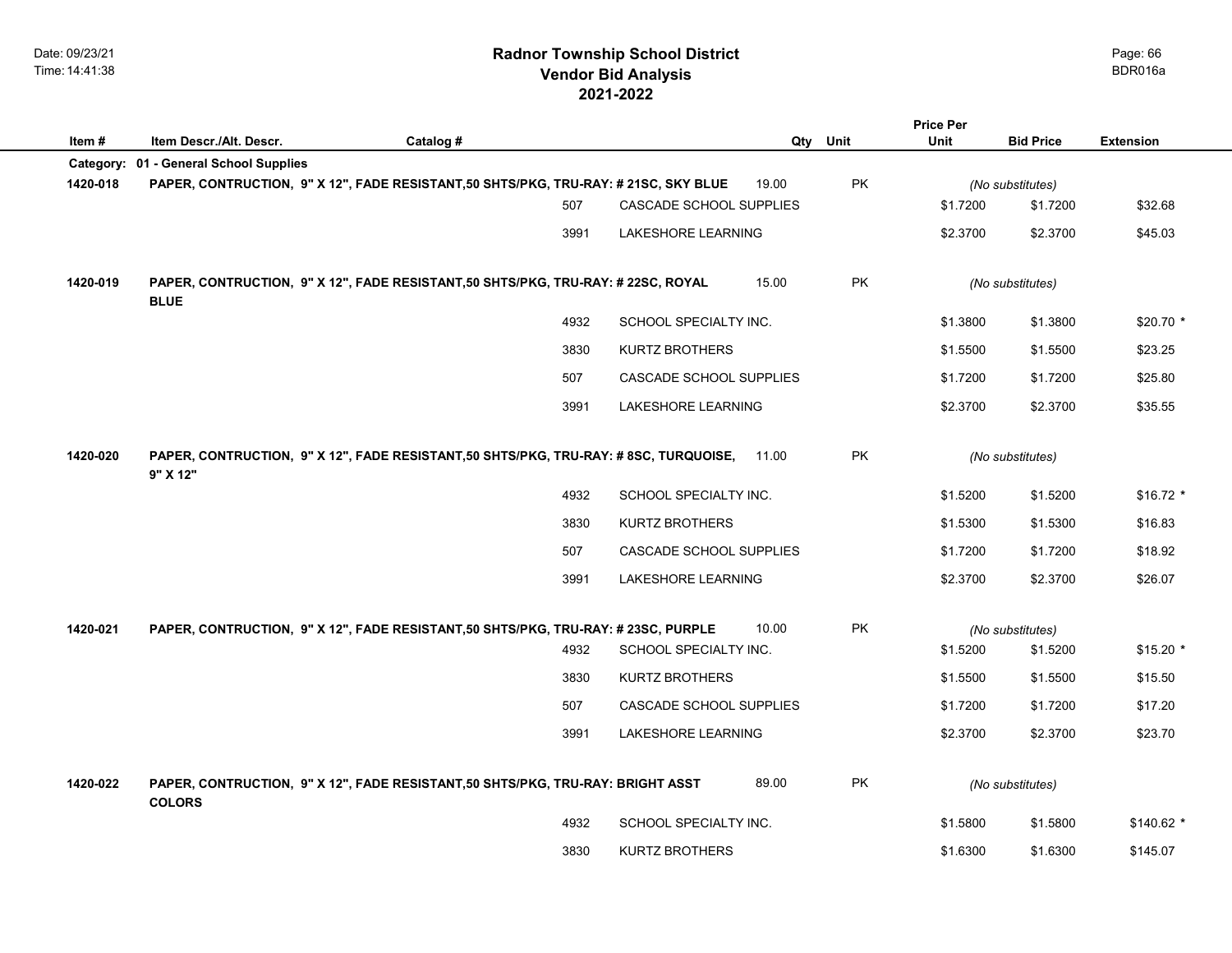# Radnor Township School District
## Vendor Bid Analysis
## 2021-2022

Date: 09/23/21
Time: 14:41:38

BDR016a

| Item # | Item Descr./Alt. Descr. | Catalog # | | Qty | Unit | Price Per Unit | Bid Price | Extension |
|---|---|---|---|---|---|---|---|---|
| **Category:** | **01 - General School Supplies** | | | | | | | |
| **1420-018** | **PAPER, CONTRUCTION, 9" X 12", FADE RESISTANT,50 SHTS/PKG, TRU-RAY: # 21SC, SKY BLUE** | | | 19.00 | PK | *(No substitutes)* | | |
| | | 507 | CASCADE SCHOOL SUPPLIES | | | $1.7200 | $1.7200 | $32.68 |
| | | 3991 | LAKESHORE LEARNING | | | $2.3700 | $2.3700 | $45.03 |
| **1420-019** | **PAPER, CONTRUCTION, 9" X 12", FADE RESISTANT,50 SHTS/PKG, TRU-RAY: # 22SC, ROYAL BLUE** | | | 15.00 | PK | *(No substitutes)* | | |
| | | 4932 | SCHOOL SPECIALTY INC. | | | $1.3800 | $1.3800 | $20.70 * |
| | | 3830 | KURTZ BROTHERS | | | $1.5500 | $1.5500 | $23.25 |
| | | 507 | CASCADE SCHOOL SUPPLIES | | | $1.7200 | $1.7200 | $25.80 |
| | | 3991 | LAKESHORE LEARNING | | | $2.3700 | $2.3700 | $35.55 |
| **1420-020** | **PAPER, CONTRUCTION, 9" X 12", FADE RESISTANT,50 SHTS/PKG, TRU-RAY: # 8SC, TURQUOISE, 9" X 12"** | | | 11.00 | PK | *(No substitutes)* | | |
| | | 4932 | SCHOOL SPECIALTY INC. | | | $1.5200 | $1.5200 | $16.72 * |
| | | 3830 | KURTZ BROTHERS | | | $1.5300 | $1.5300 | $16.83 |
| | | 507 | CASCADE SCHOOL SUPPLIES | | | $1.7200 | $1.7200 | $18.92 |
| | | 3991 | LAKESHORE LEARNING | | | $2.3700 | $2.3700 | $26.07 |
| **1420-021** | **PAPER, CONTRUCTION, 9" X 12", FADE RESISTANT,50 SHTS/PKG, TRU-RAY: # 23SC, PURPLE** | | | 10.00 | PK | *(No substitutes)* | | |
| | | 4932 | SCHOOL SPECIALTY INC. | | | $1.5200 | $1.5200 | $15.20 * |
| | | 3830 | KURTZ BROTHERS | | | $1.5500 | $1.5500 | $15.50 |
| | | 507 | CASCADE SCHOOL SUPPLIES | | | $1.7200 | $1.7200 | $17.20 |
| | | 3991 | LAKESHORE LEARNING | | | $2.3700 | $2.3700 | $23.70 |
| **1420-022** | **PAPER, CONTRUCTION, 9" X 12", FADE RESISTANT,50 SHTS/PKG, TRU-RAY: BRIGHT ASST COLORS** | | | 89.00 | PK | *(No substitutes)* | | |
| | | 4932 | SCHOOL SPECIALTY INC. | | | $1.5800 | $1.5800 | $140.62 * |
| | | 3830 | KURTZ BROTHERS | | | $1.6300 | $1.6300 | $145.07 |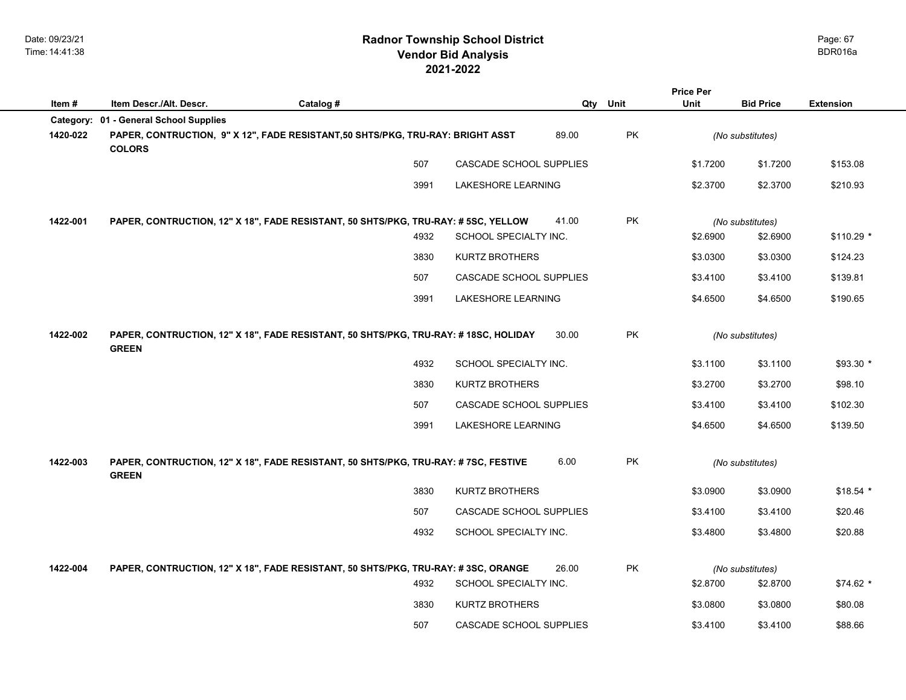# Radnor Township School District
## Vendor Bid Analysis
## 2021-2022

BDR016a

| Item # | Item Descr./Alt. Descr. | Catalog # | | Qty | Unit | Price Per Unit | Bid Price | Extension |
|---|---|---|---|---|---|---|---|---|
| **Category:** | **01 - General School Supplies** | | | | | | | |
| **1420-022** | **PAPER, CONTRUCTION, 9" X 12", FADE RESISTANT,50 SHTS/PKG, TRU-RAY: BRIGHT ASST COLORS** | | | 89.00 | PK | *(No substitutes)* | | |
| | | 507 | CASCADE SCHOOL SUPPLIES | | | $1.7200 | $1.7200 | $153.08 |
| | | 3991 | LAKESHORE LEARNING | | | $2.3700 | $2.3700 | $210.93 |
| **1422-001** | **PAPER, CONTRUCTION, 12" X 18", FADE RESISTANT, 50 SHTS/PKG, TRU-RAY: # 5SC, YELLOW** | | | 41.00 | PK | *(No substitutes)* | | |
| | | 4932 | SCHOOL SPECIALTY INC. | | | $2.6900 | $2.6900 | $110.29 * |
| | | 3830 | KURTZ BROTHERS | | | $3.0300 | $3.0300 | $124.23 |
| | | 507 | CASCADE SCHOOL SUPPLIES | | | $3.4100 | $3.4100 | $139.81 |
| | | 3991 | LAKESHORE LEARNING | | | $4.6500 | $4.6500 | $190.65 |
| **1422-002** | **PAPER, CONTRUCTION, 12" X 18", FADE RESISTANT, 50 SHTS/PKG, TRU-RAY: # 18SC, HOLIDAY GREEN** | | | 30.00 | PK | *(No substitutes)* | | |
| | | 4932 | SCHOOL SPECIALTY INC. | | | $3.1100 | $3.1100 | $93.30 * |
| | | 3830 | KURTZ BROTHERS | | | $3.2700 | $3.2700 | $98.10 |
| | | 507 | CASCADE SCHOOL SUPPLIES | | | $3.4100 | $3.4100 | $102.30 |
| | | 3991 | LAKESHORE LEARNING | | | $4.6500 | $4.6500 | $139.50 |
| **1422-003** | **PAPER, CONTRUCTION, 12" X 18", FADE RESISTANT, 50 SHTS/PKG, TRU-RAY: # 7SC, FESTIVE GREEN** | | | 6.00 | PK | *(No substitutes)* | | |
| | | 3830 | KURTZ BROTHERS | | | $3.0900 | $3.0900 | $18.54 * |
| | | 507 | CASCADE SCHOOL SUPPLIES | | | $3.4100 | $3.4100 | $20.46 |
| | | 4932 | SCHOOL SPECIALTY INC. | | | $3.4800 | $3.4800 | $20.88 |
| **1422-004** | **PAPER, CONTRUCTION, 12" X 18", FADE RESISTANT, 50 SHTS/PKG, TRU-RAY: # 3SC, ORANGE** | | | 26.00 | PK | *(No substitutes)* | | |
| | | 4932 | SCHOOL SPECIALTY INC. | | | $2.8700 | $2.8700 | $74.62 * |
| | | 3830 | KURTZ BROTHERS | | | $3.0800 | $3.0800 | $80.08 |
| | | 507 | CASCADE SCHOOL SUPPLIES | | | $3.4100 | $3.4100 | $88.66 |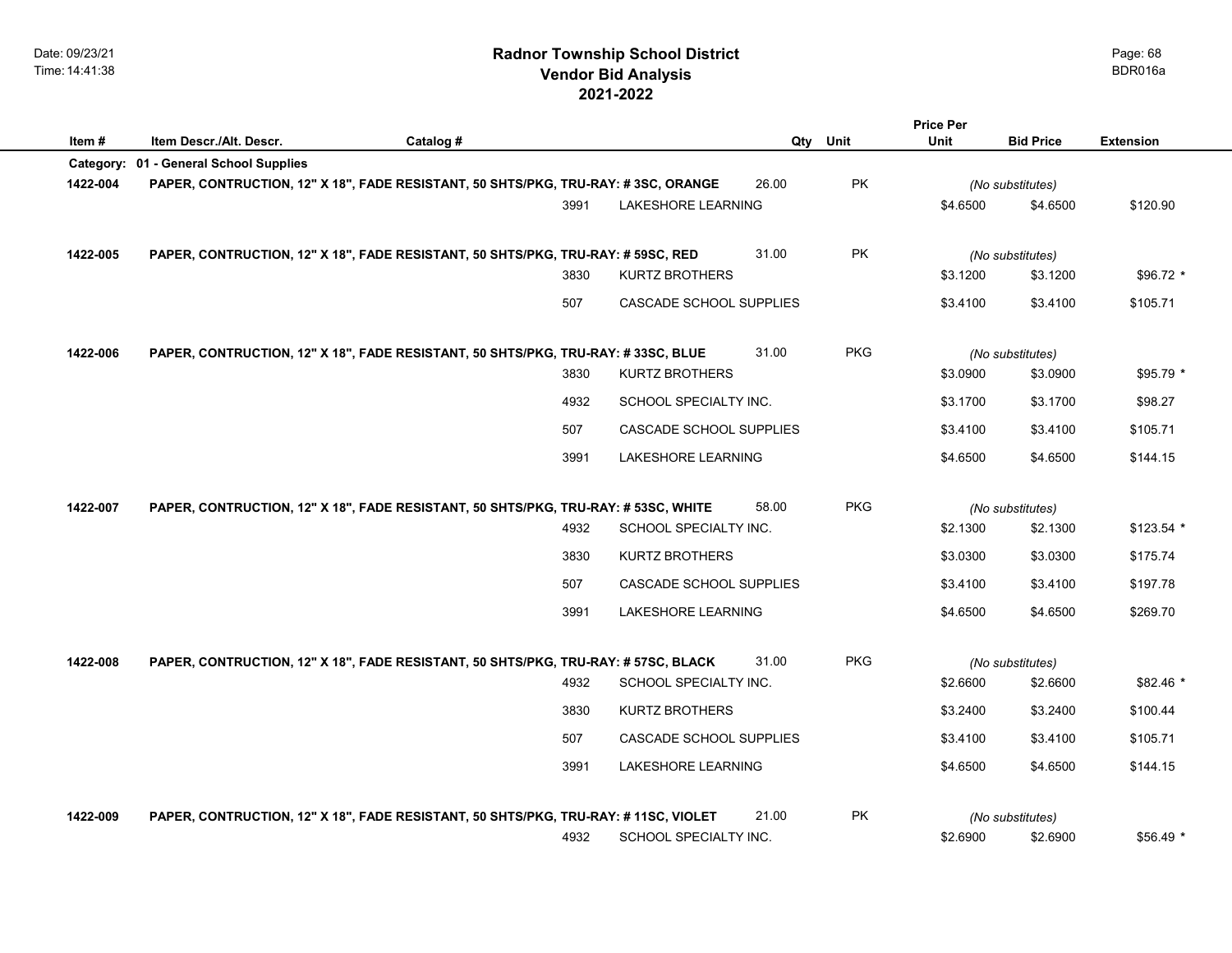# Radnor Township School District
## Vendor Bid Analysis
## 2021-2022

| Item # | Item Descr./Alt. Descr. | Catalog # | | Qty | Unit | Price Per Unit | Bid Price | Extension |
|---|---|---|---|---|---|---|---|---|
| **Category:** | **01 - General School Supplies** | | | | | | | |
| **1422-004** | **PAPER, CONTRUCTION, 12" X 18", FADE RESISTANT, 50 SHTS/PKG, TRU-RAY: # 3SC, ORANGE** | | | 26.00 | PK | *(No substitutes)* | | |
| | | 3991 | LAKESHORE LEARNING | | | $4.6500 | $4.6500 | $120.90 |
| **1422-005** | **PAPER, CONTRUCTION, 12" X 18", FADE RESISTANT, 50 SHTS/PKG, TRU-RAY: # 59SC, RED** | | | 31.00 | PK | *(No substitutes)* | | |
| | | 3830 | KURTZ BROTHERS | | | $3.1200 | $3.1200 | $96.72 * |
| | | 507 | CASCADE SCHOOL SUPPLIES | | | $3.4100 | $3.4100 | $105.71 |
| **1422-006** | **PAPER, CONTRUCTION, 12" X 18", FADE RESISTANT, 50 SHTS/PKG, TRU-RAY: # 33SC, BLUE** | | | 31.00 | PKG | *(No substitutes)* | | |
| | | 3830 | KURTZ BROTHERS | | | $3.0900 | $3.0900 | $95.79 * |
| | | 4932 | SCHOOL SPECIALTY INC. | | | $3.1700 | $3.1700 | $98.27 |
| | | 507 | CASCADE SCHOOL SUPPLIES | | | $3.4100 | $3.4100 | $105.71 |
| | | 3991 | LAKESHORE LEARNING | | | $4.6500 | $4.6500 | $144.15 |
| **1422-007** | **PAPER, CONTRUCTION, 12" X 18", FADE RESISTANT, 50 SHTS/PKG, TRU-RAY: # 53SC, WHITE** | | | 58.00 | PKG | *(No substitutes)* | | |
| | | 4932 | SCHOOL SPECIALTY INC. | | | $2.1300 | $2.1300 | $123.54 * |
| | | 3830 | KURTZ BROTHERS | | | $3.0300 | $3.0300 | $175.74 |
| | | 507 | CASCADE SCHOOL SUPPLIES | | | $3.4100 | $3.4100 | $197.78 |
| | | 3991 | LAKESHORE LEARNING | | | $4.6500 | $4.6500 | $269.70 |
| **1422-008** | **PAPER, CONTRUCTION, 12" X 18", FADE RESISTANT, 50 SHTS/PKG, TRU-RAY: # 57SC, BLACK** | | | 31.00 | PKG | *(No substitutes)* | | |
| | | 4932 | SCHOOL SPECIALTY INC. | | | $2.6600 | $2.6600 | $82.46 * |
| | | 3830 | KURTZ BROTHERS | | | $3.2400 | $3.2400 | $100.44 |
| | | 507 | CASCADE SCHOOL SUPPLIES | | | $3.4100 | $3.4100 | $105.71 |
| | | 3991 | LAKESHORE LEARNING | | | $4.6500 | $4.6500 | $144.15 |
| **1422-009** | **PAPER, CONTRUCTION, 12" X 18", FADE RESISTANT, 50 SHTS/PKG, TRU-RAY: # 11SC, VIOLET** | | | 21.00 | PK | *(No substitutes)* | | |
| | | 4932 | SCHOOL SPECIALTY INC. | | | $2.6900 | $2.6900 | $56.49 * |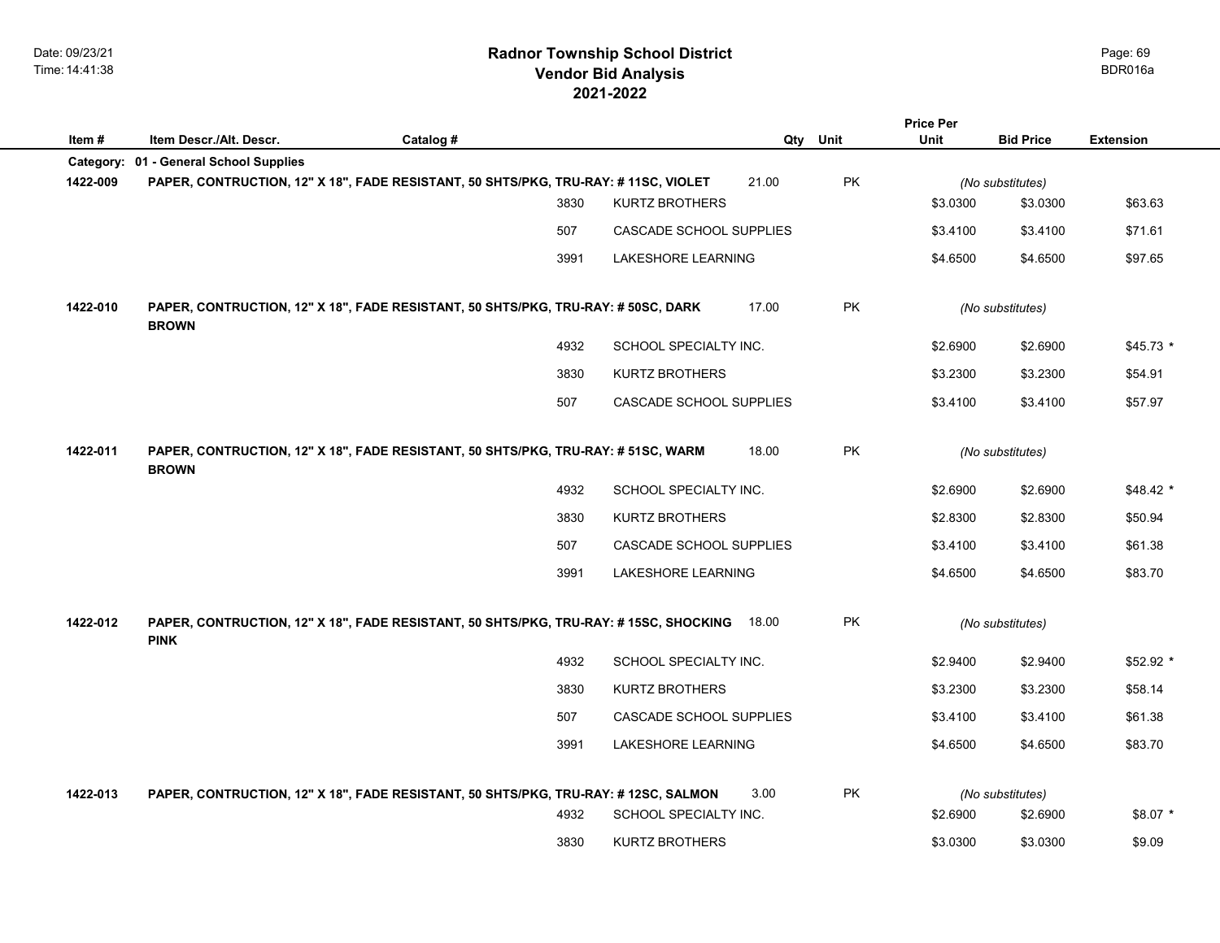# Radnor Township School District
## Vendor Bid Analysis
## 2021-2022

| Item # | Item Descr./Alt. Descr. | Catalog # | | Qty | Unit | Price Per Unit | Bid Price | Extension |
|---|---|---|---|---|---|---|---|---|
| Category: | 01 - General School Supplies | | | | | | | |
| 1422-009 | PAPER, CONTRUCTION, 12" X 18", FADE RESISTANT, 50 SHTS/PKG, TRU-RAY: # 11SC, VIOLET | | | 21.00 | PK | *(No substitutes)* | | |
| | | 3830 | KURTZ BROTHERS | | | $3.0300 | $3.0300 | $63.63 |
| | | 507 | CASCADE SCHOOL SUPPLIES | | | $3.4100 | $3.4100 | $71.61 |
| | | 3991 | LAKESHORE LEARNING | | | $4.6500 | $4.6500 | $97.65 |
| 1422-010 | PAPER, CONTRUCTION, 12" X 18", FADE RESISTANT, 50 SHTS/PKG, TRU-RAY: # 50SC, DARK BROWN | | | 17.00 | PK | *(No substitutes)* | | |
| | | 4932 | SCHOOL SPECIALTY INC. | | | $2.6900 | $2.6900 | $45.73 * |
| | | 3830 | KURTZ BROTHERS | | | $3.2300 | $3.2300 | $54.91 |
| | | 507 | CASCADE SCHOOL SUPPLIES | | | $3.4100 | $3.4100 | $57.97 |
| 1422-011 | PAPER, CONTRUCTION, 12" X 18", FADE RESISTANT, 50 SHTS/PKG, TRU-RAY: # 51SC, WARM BROWN | | | 18.00 | PK | *(No substitutes)* | | |
| | | 4932 | SCHOOL SPECIALTY INC. | | | $2.6900 | $2.6900 | $48.42 * |
| | | 3830 | KURTZ BROTHERS | | | $2.8300 | $2.8300 | $50.94 |
| | | 507 | CASCADE SCHOOL SUPPLIES | | | $3.4100 | $3.4100 | $61.38 |
| | | 3991 | LAKESHORE LEARNING | | | $4.6500 | $4.6500 | $83.70 |
| 1422-012 | PAPER, CONTRUCTION, 12" X 18", FADE RESISTANT, 50 SHTS/PKG, TRU-RAY: # 15SC, SHOCKING PINK | | | 18.00 | PK | *(No substitutes)* | | |
| | | 4932 | SCHOOL SPECIALTY INC. | | | $2.9400 | $2.9400 | $52.92 * |
| | | 3830 | KURTZ BROTHERS | | | $3.2300 | $3.2300 | $58.14 |
| | | 507 | CASCADE SCHOOL SUPPLIES | | | $3.4100 | $3.4100 | $61.38 |
| | | 3991 | LAKESHORE LEARNING | | | $4.6500 | $4.6500 | $83.70 |
| 1422-013 | PAPER, CONTRUCTION, 12" X 18", FADE RESISTANT, 50 SHTS/PKG, TRU-RAY: # 12SC, SALMON | | | 3.00 | PK | *(No substitutes)* | | |
| | | 4932 | SCHOOL SPECIALTY INC. | | | $2.6900 | $2.6900 | $8.07 * |
| | | 3830 | KURTZ BROTHERS | | | $3.0300 | $3.0300 | $9.09 |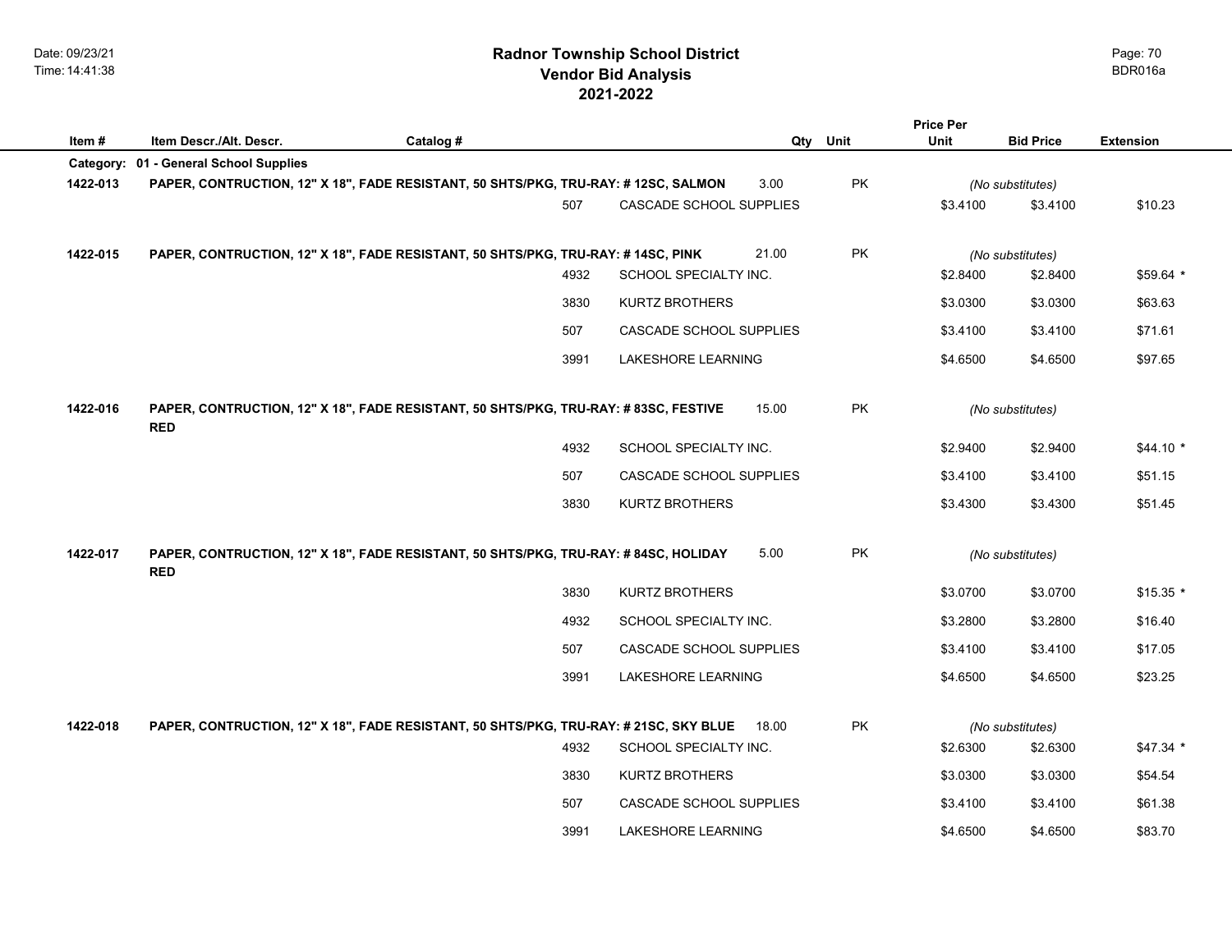# Radnor Township School District
## Vendor Bid Analysis
## 2021-2022

| Item # | Item Descr./Alt. Descr. | Catalog # | | Qty | Unit | Price Per Unit | Bid Price | Extension |
|---|---|---|---|---|---|---|---|---|
| **Category:** | **01 - General School Supplies** | | | | | | | |
| **1422-013** | **PAPER, CONTRUCTION, 12" X 18", FADE RESISTANT, 50 SHTS/PKG, TRU-RAY: # 12SC, SALMON** | | | 3.00 | PK | *(No substitutes)* | | |
| | | 507 | CASCADE SCHOOL SUPPLIES | | | $3.4100 | $3.4100 | $10.23 |
| **1422-015** | **PAPER, CONTRUCTION, 12" X 18", FADE RESISTANT, 50 SHTS/PKG, TRU-RAY: # 14SC, PINK** | | | 21.00 | PK | *(No substitutes)* | | |
| | | 4932 | SCHOOL SPECIALTY INC. | | | $2.8400 | $2.8400 | $59.64 * |
| | | 3830 | KURTZ BROTHERS | | | $3.0300 | $3.0300 | $63.63 |
| | | 507 | CASCADE SCHOOL SUPPLIES | | | $3.4100 | $3.4100 | $71.61 |
| | | 3991 | LAKESHORE LEARNING | | | $4.6500 | $4.6500 | $97.65 |
| **1422-016** | **PAPER, CONTRUCTION, 12" X 18", FADE RESISTANT, 50 SHTS/PKG, TRU-RAY: # 83SC, FESTIVE RED** | | | 15.00 | PK | *(No substitutes)* | | |
| | | 4932 | SCHOOL SPECIALTY INC. | | | $2.9400 | $2.9400 | $44.10 * |
| | | 507 | CASCADE SCHOOL SUPPLIES | | | $3.4100 | $3.4100 | $51.15 |
| | | 3830 | KURTZ BROTHERS | | | $3.4300 | $3.4300 | $51.45 |
| **1422-017** | **PAPER, CONTRUCTION, 12" X 18", FADE RESISTANT, 50 SHTS/PKG, TRU-RAY: # 84SC, HOLIDAY RED** | | | 5.00 | PK | *(No substitutes)* | | |
| | | 3830 | KURTZ BROTHERS | | | $3.0700 | $3.0700 | $15.35 * |
| | | 4932 | SCHOOL SPECIALTY INC. | | | $3.2800 | $3.2800 | $16.40 |
| | | 507 | CASCADE SCHOOL SUPPLIES | | | $3.4100 | $3.4100 | $17.05 |
| | | 3991 | LAKESHORE LEARNING | | | $4.6500 | $4.6500 | $23.25 |
| **1422-018** | **PAPER, CONTRUCTION, 12" X 18", FADE RESISTANT, 50 SHTS/PKG, TRU-RAY: # 21SC, SKY BLUE** | | | 18.00 | PK | *(No substitutes)* | | |
| | | 4932 | SCHOOL SPECIALTY INC. | | | $2.6300 | $2.6300 | $47.34 * |
| | | 3830 | KURTZ BROTHERS | | | $3.0300 | $3.0300 | $54.54 |
| | | 507 | CASCADE SCHOOL SUPPLIES | | | $3.4100 | $3.4100 | $61.38 |
| | | 3991 | LAKESHORE LEARNING | | | $4.6500 | $4.6500 | $83.70 |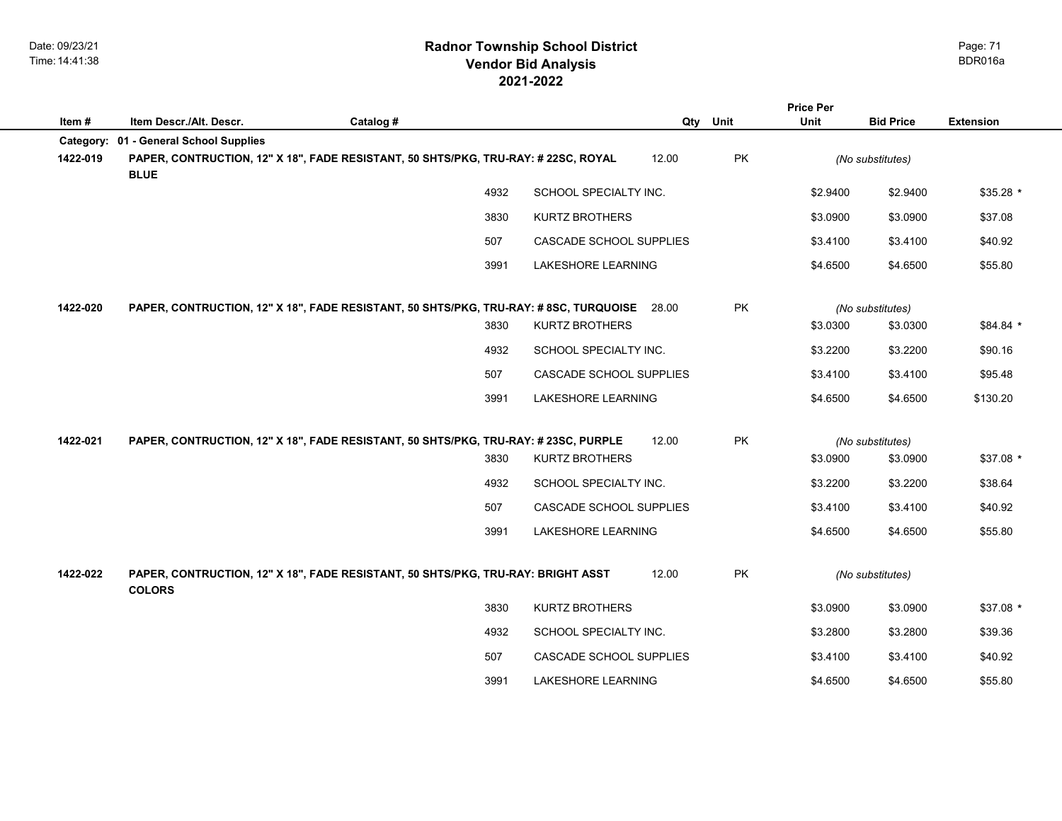# Radnor Township School District
## Vendor Bid Analysis
## 2021-2022

Date: 09/23/21
Time: 14:41:38

BDR016a

| Item # | Item Descr./Alt. Descr. | Catalog # | Qty | Unit | Price Per Unit | Bid Price | Extension |
|---|---|---|---|---|---|---|---|
| Category: | 01 - General School Supplies | | | | | | |
| 1422-019 | PAPER, CONTRUCTION, 12" X 18", FADE RESISTANT, 50 SHTS/PKG, TRU-RAY: # 22SC, ROYAL BLUE | | 12.00 | PK | | (No substitutes) | |
| | | 4932 SCHOOL SPECIALTY INC. | | | $2.9400 | $2.9400 | $35.28 * |
| | | 3830 KURTZ BROTHERS | | | $3.0900 | $3.0900 | $37.08 |
| | | 507 CASCADE SCHOOL SUPPLIES | | | $3.4100 | $3.4100 | $40.92 |
| | | 3991 LAKESHORE LEARNING | | | $4.6500 | $4.6500 | $55.80 |
| 1422-020 | PAPER, CONTRUCTION, 12" X 18", FADE RESISTANT, 50 SHTS/PKG, TRU-RAY: # 8SC, TURQUOISE | | 28.00 | PK | | (No substitutes) | |
| | | 3830 KURTZ BROTHERS | | | $3.0300 | $3.0300 | $84.84 * |
| | | 4932 SCHOOL SPECIALTY INC. | | | $3.2200 | $3.2200 | $90.16 |
| | | 507 CASCADE SCHOOL SUPPLIES | | | $3.4100 | $3.4100 | $95.48 |
| | | 3991 LAKESHORE LEARNING | | | $4.6500 | $4.6500 | $130.20 |
| 1422-021 | PAPER, CONTRUCTION, 12" X 18", FADE RESISTANT, 50 SHTS/PKG, TRU-RAY: # 23SC, PURPLE | | 12.00 | PK | | (No substitutes) | |
| | | 3830 KURTZ BROTHERS | | | $3.0900 | $3.0900 | $37.08 * |
| | | 4932 SCHOOL SPECIALTY INC. | | | $3.2200 | $3.2200 | $38.64 |
| | | 507 CASCADE SCHOOL SUPPLIES | | | $3.4100 | $3.4100 | $40.92 |
| | | 3991 LAKESHORE LEARNING | | | $4.6500 | $4.6500 | $55.80 |
| 1422-022 | PAPER, CONTRUCTION, 12" X 18", FADE RESISTANT, 50 SHTS/PKG, TRU-RAY: BRIGHT ASST COLORS | | 12.00 | PK | | (No substitutes) | |
| | | 3830 KURTZ BROTHERS | | | $3.0900 | $3.0900 | $37.08 * |
| | | 4932 SCHOOL SPECIALTY INC. | | | $3.2800 | $3.2800 | $39.36 |
| | | 507 CASCADE SCHOOL SUPPLIES | | | $3.4100 | $3.4100 | $40.92 |
| | | 3991 LAKESHORE LEARNING | | | $4.6500 | $4.6500 | $55.80 |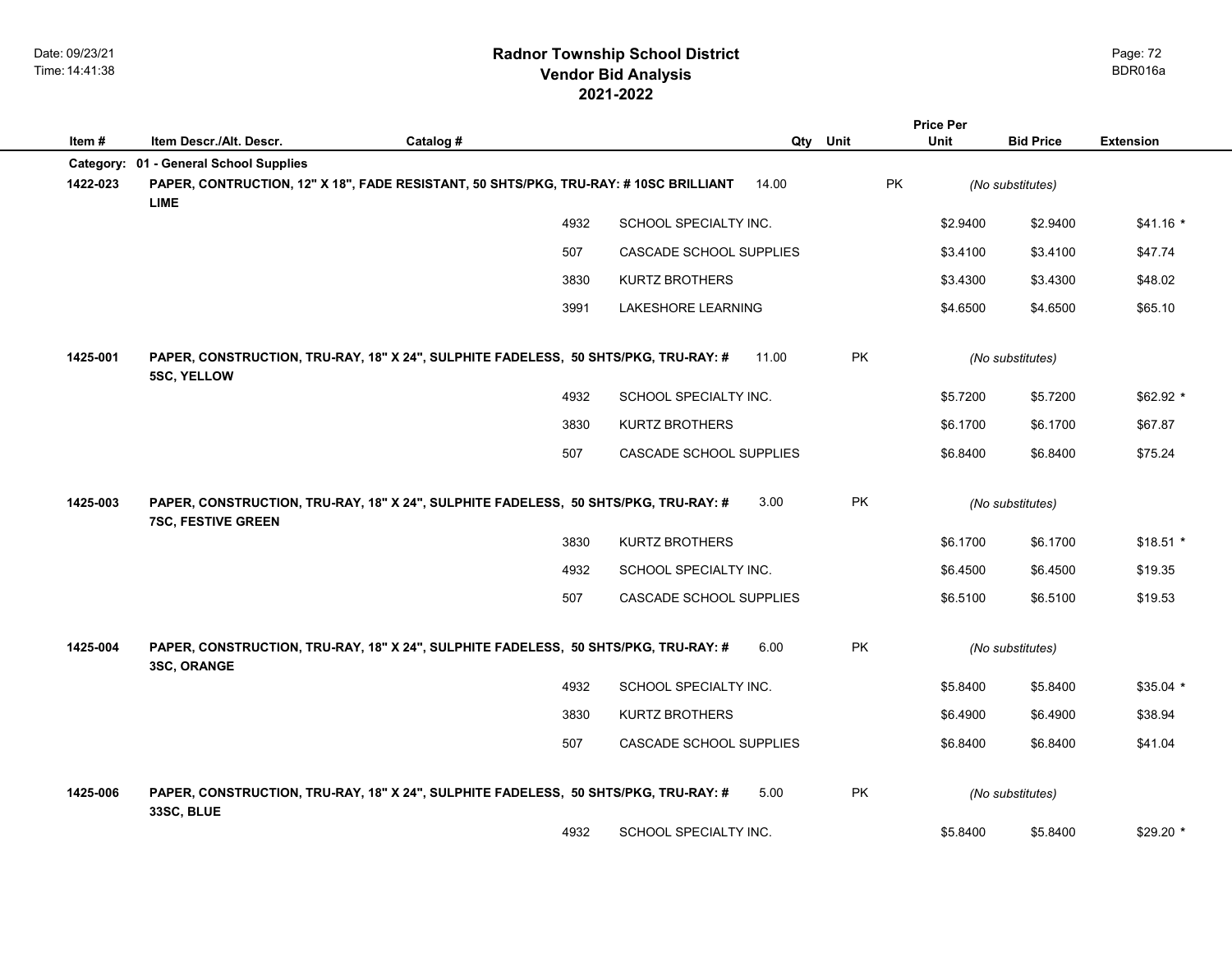# Radnor Township School District
## Vendor Bid Analysis
## 2021-2022

| Item # | Item Descr./Alt. Descr. | Catalog # | | Qty | Unit | Price Per Unit | Bid Price | Extension |
|---|---|---|---|---|---|---|---|---|
| Category: | 01 - General School Supplies | | | | | | | |
| 1422-023 | PAPER, CONTRUCTION, 12" X 18", FADE RESISTANT, 50 SHTS/PKG, TRU-RAY: # 10SC BRILLIANT LIME | | | 14.00 | PK | (No substitutes) | | |
| | | 4932 | SCHOOL SPECIALTY INC. | | | $2.9400 | $2.9400 | $41.16 * |
| | | 507 | CASCADE SCHOOL SUPPLIES | | | $3.4100 | $3.4100 | $47.74 |
| | | 3830 | KURTZ BROTHERS | | | $3.4300 | $3.4300 | $48.02 |
| | | 3991 | LAKESHORE LEARNING | | | $4.6500 | $4.6500 | $65.10 |
| 1425-001 | PAPER, CONSTRUCTION, TRU-RAY, 18" X 24", SULPHITE FADELESS, 50 SHTS/PKG, TRU-RAY: # 5SC, YELLOW | | | 11.00 | PK | (No substitutes) | | |
| | | 4932 | SCHOOL SPECIALTY INC. | | | $5.7200 | $5.7200 | $62.92 * |
| | | 3830 | KURTZ BROTHERS | | | $6.1700 | $6.1700 | $67.87 |
| | | 507 | CASCADE SCHOOL SUPPLIES | | | $6.8400 | $6.8400 | $75.24 |
| 1425-003 | PAPER, CONSTRUCTION, TRU-RAY, 18" X 24", SULPHITE FADELESS, 50 SHTS/PKG, TRU-RAY: # 7SC, FESTIVE GREEN | | | 3.00 | PK | (No substitutes) | | |
| | | 3830 | KURTZ BROTHERS | | | $6.1700 | $6.1700 | $18.51 * |
| | | 4932 | SCHOOL SPECIALTY INC. | | | $6.4500 | $6.4500 | $19.35 |
| | | 507 | CASCADE SCHOOL SUPPLIES | | | $6.5100 | $6.5100 | $19.53 |
| 1425-004 | PAPER, CONSTRUCTION, TRU-RAY, 18" X 24", SULPHITE FADELESS, 50 SHTS/PKG, TRU-RAY: # 3SC, ORANGE | | | 6.00 | PK | (No substitutes) | | |
| | | 4932 | SCHOOL SPECIALTY INC. | | | $5.8400 | $5.8400 | $35.04 * |
| | | 3830 | KURTZ BROTHERS | | | $6.4900 | $6.4900 | $38.94 |
| | | 507 | CASCADE SCHOOL SUPPLIES | | | $6.8400 | $6.8400 | $41.04 |
| 1425-006 | PAPER, CONSTRUCTION, TRU-RAY, 18" X 24", SULPHITE FADELESS, 50 SHTS/PKG, TRU-RAY: # 33SC, BLUE | | | 5.00 | PK | (No substitutes) | | |
| | | 4932 | SCHOOL SPECIALTY INC. | | | $5.8400 | $5.8400 | $29.20 * |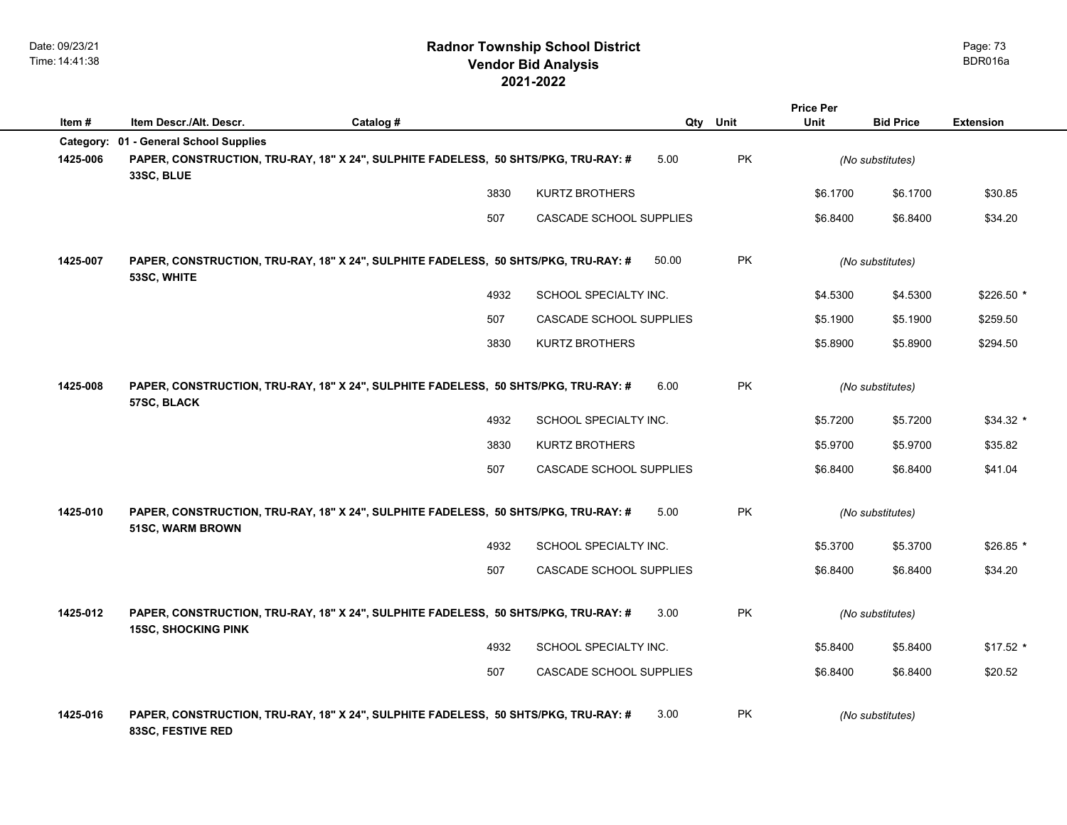# Radnor Township School District
## Vendor Bid Analysis
## 2021-2022

| Item # | Item Descr./Alt. Descr. | Catalog # | | Qty | Unit | Price Per Unit | Bid Price | Extension |
|---|---|---|---|---|---|---|---|---|
| **Category:** | **01 - General School Supplies** | | | | | | | |
| **1425-006** | **PAPER, CONSTRUCTION, TRU-RAY, 18" X 24", SULPHITE FADELESS, 50 SHTS/PKG, TRU-RAY: # 33SC, BLUE** | | | 5.00 | PK | | *(No substitutes)* | |
| | | 3830 | KURTZ BROTHERS | | | $6.1700 | $6.1700 | $30.85 |
| | | 507 | CASCADE SCHOOL SUPPLIES | | | $6.8400 | $6.8400 | $34.20 |
| **1425-007** | **PAPER, CONSTRUCTION, TRU-RAY, 18" X 24", SULPHITE FADELESS, 50 SHTS/PKG, TRU-RAY: # 53SC, WHITE** | | | 50.00 | PK | | *(No substitutes)* | |
| | | 4932 | SCHOOL SPECIALTY INC. | | | $4.5300 | $4.5300 | $226.50 * |
| | | 507 | CASCADE SCHOOL SUPPLIES | | | $5.1900 | $5.1900 | $259.50 |
| | | 3830 | KURTZ BROTHERS | | | $5.8900 | $5.8900 | $294.50 |
| **1425-008** | **PAPER, CONSTRUCTION, TRU-RAY, 18" X 24", SULPHITE FADELESS, 50 SHTS/PKG, TRU-RAY: # 57SC, BLACK** | | | 6.00 | PK | | *(No substitutes)* | |
| | | 4932 | SCHOOL SPECIALTY INC. | | | $5.7200 | $5.7200 | $34.32 * |
| | | 3830 | KURTZ BROTHERS | | | $5.9700 | $5.9700 | $35.82 |
| | | 507 | CASCADE SCHOOL SUPPLIES | | | $6.8400 | $6.8400 | $41.04 |
| **1425-010** | **PAPER, CONSTRUCTION, TRU-RAY, 18" X 24", SULPHITE FADELESS, 50 SHTS/PKG, TRU-RAY: # 51SC, WARM BROWN** | | | 5.00 | PK | | *(No substitutes)* | |
| | | 4932 | SCHOOL SPECIALTY INC. | | | $5.3700 | $5.3700 | $26.85 * |
| | | 507 | CASCADE SCHOOL SUPPLIES | | | $6.8400 | $6.8400 | $34.20 |
| **1425-012** | **PAPER, CONSTRUCTION, TRU-RAY, 18" X 24", SULPHITE FADELESS, 50 SHTS/PKG, TRU-RAY: # 15SC, SHOCKING PINK** | | | 3.00 | PK | | *(No substitutes)* | |
| | | 4932 | SCHOOL SPECIALTY INC. | | | $5.8400 | $5.8400 | $17.52 * |
| | | 507 | CASCADE SCHOOL SUPPLIES | | | $6.8400 | $6.8400 | $20.52 |
| **1425-016** | **PAPER, CONSTRUCTION, TRU-RAY, 18" X 24", SULPHITE FADELESS, 50 SHTS/PKG, TRU-RAY: # 83SC, FESTIVE RED** | | | 3.00 | PK | | *(No substitutes)* | |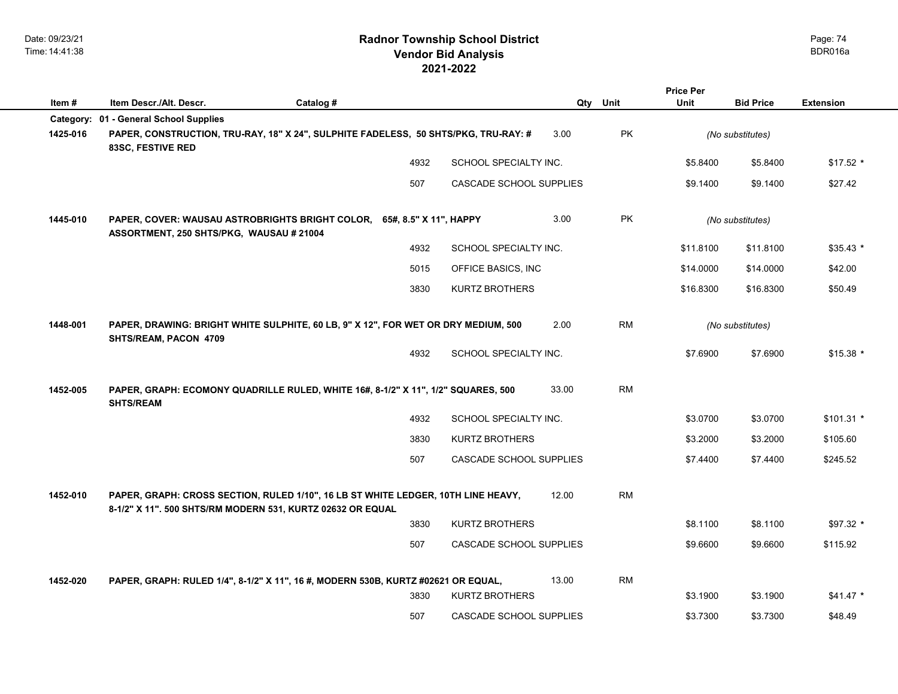# Radnor Township School District
## Vendor Bid Analysis
## 2021-2022

| Item # | Item Descr./Alt. Descr. | Catalog # | | Qty | Unit | Price Per Unit | Bid Price | Extension |
|---|---|---|---|---|---|---|---|---|
| **Category:** | **01 - General School Supplies** | | | | | | | |
| **1425-016** | **PAPER, CONSTRUCTION, TRU-RAY, 18" X 24", SULPHITE FADELESS, 50 SHTS/PKG, TRU-RAY: # 83SC, FESTIVE RED** | | | 3.00 | PK | *(No substitutes)* | | |
| | | 4932 | SCHOOL SPECIALTY INC. | | | $5.8400 | $5.8400 | $17.52 * |
| | | 507 | CASCADE SCHOOL SUPPLIES | | | $9.1400 | $9.1400 | $27.42 |
| **1445-010** | **PAPER, COVER: WAUSAU ASTROBRIGHTS BRIGHT COLOR, 65#, 8.5" X 11", HAPPY ASSORTMENT, 250 SHTS/PKG, WAUSAU # 21004** | | | 3.00 | PK | *(No substitutes)* | | |
| | | 4932 | SCHOOL SPECIALTY INC. | | | $11.8100 | $11.8100 | $35.43 * |
| | | 5015 | OFFICE BASICS, INC | | | $14.0000 | $14.0000 | $42.00 |
| | | 3830 | KURTZ BROTHERS | | | $16.8300 | $16.8300 | $50.49 |
| **1448-001** | **PAPER, DRAWING: BRIGHT WHITE SULPHITE, 60 LB, 9" X 12", FOR WET OR DRY MEDIUM, 500 SHTS/REAM, PACON 4709** | | | 2.00 | RM | *(No substitutes)* | | |
| | | 4932 | SCHOOL SPECIALTY INC. | | | $7.6900 | $7.6900 | $15.38 * |
| **1452-005** | **PAPER, GRAPH: ECOMONY QUADRILLE RULED, WHITE 16#, 8-1/2" X 11", 1/2" SQUARES, 500 SHTS/REAM** | | | 33.00 | RM | | | |
| | | 4932 | SCHOOL SPECIALTY INC. | | | $3.0700 | $3.0700 | $101.31 * |
| | | 3830 | KURTZ BROTHERS | | | $3.2000 | $3.2000 | $105.60 |
| | | 507 | CASCADE SCHOOL SUPPLIES | | | $7.4400 | $7.4400 | $245.52 |
| **1452-010** | **PAPER, GRAPH: CROSS SECTION, RULED 1/10", 16 LB ST WHITE LEDGER, 10TH LINE HEAVY, 8-1/2" X 11". 500 SHTS/RM MODERN 531, KURTZ 02632 OR EQUAL** | | | 12.00 | RM | | | |
| | | 3830 | KURTZ BROTHERS | | | $8.1100 | $8.1100 | $97.32 * |
| | | 507 | CASCADE SCHOOL SUPPLIES | | | $9.6600 | $9.6600 | $115.92 |
| **1452-020** | **PAPER, GRAPH: RULED 1/4", 8-1/2" X 11", 16 #, MODERN 530B, KURTZ #02621 OR EQUAL,** | | | 13.00 | RM | | | |
| | | 3830 | KURTZ BROTHERS | | | $3.1900 | $3.1900 | $41.47 * |
| | | 507 | CASCADE SCHOOL SUPPLIES | | | $3.7300 | $3.7300 | $48.49 |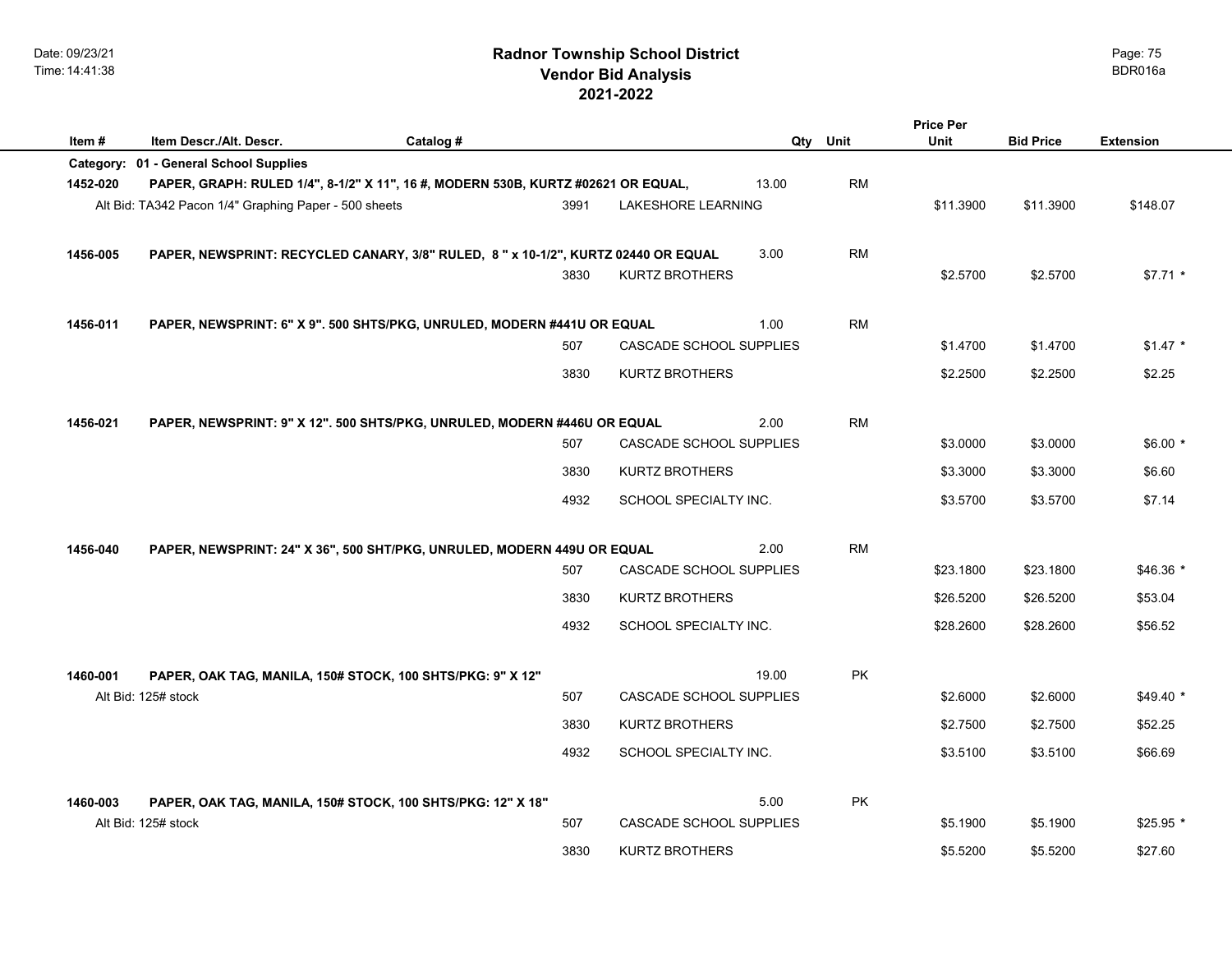# Radnor Township School District
## Vendor Bid Analysis
## 2021-2022

BDR016a

| Item # | Item Descr./Alt. Descr. | Catalog # | | Qty | Unit | Price Per Unit | Bid Price | Extension |
|---|---|---|---|---|---|---|---|---|
| **Category:** | **01 - General School Supplies** | | | | | | | |
| **1452-020** | **PAPER, GRAPH: RULED 1/4", 8-1/2" X 11", 16 #, MODERN 530B, KURTZ #02621 OR EQUAL,** | | | 13.00 | RM | | | |
| | Alt Bid: TA342 Pacon 1/4" Graphing Paper - 500 sheets | 3991 | LAKESHORE LEARNING | | | $11.3900 | $11.3900 | $148.07 |
| **1456-005** | **PAPER, NEWSPRINT: RECYCLED CANARY, 3/8" RULED, 8 " x 10-1/2", KURTZ 02440 OR EQUAL** | | | 3.00 | RM | | | |
| | | 3830 | KURTZ BROTHERS | | | $2.5700 | $2.5700 | $7.71 * |
| **1456-011** | **PAPER, NEWSPRINT: 6" X 9". 500 SHTS/PKG, UNRULED, MODERN #441U OR EQUAL** | | | 1.00 | RM | | | |
| | | 507 | CASCADE SCHOOL SUPPLIES | | | $1.4700 | $1.4700 | $1.47 * |
| | | 3830 | KURTZ BROTHERS | | | $2.2500 | $2.2500 | $2.25 |
| **1456-021** | **PAPER, NEWSPRINT: 9" X 12". 500 SHTS/PKG, UNRULED, MODERN #446U OR EQUAL** | | | 2.00 | RM | | | |
| | | 507 | CASCADE SCHOOL SUPPLIES | | | $3.0000 | $3.0000 | $6.00 * |
| | | 3830 | KURTZ BROTHERS | | | $3.3000 | $3.3000 | $6.60 |
| | | 4932 | SCHOOL SPECIALTY INC. | | | $3.5700 | $3.5700 | $7.14 |
| **1456-040** | **PAPER, NEWSPRINT: 24" X 36", 500 SHT/PKG, UNRULED, MODERN 449U OR EQUAL** | | | 2.00 | RM | | | |
| | | 507 | CASCADE SCHOOL SUPPLIES | | | $23.1800 | $23.1800 | $46.36 * |
| | | 3830 | KURTZ BROTHERS | | | $26.5200 | $26.5200 | $53.04 |
| | | 4932 | SCHOOL SPECIALTY INC. | | | $28.2600 | $28.2600 | $56.52 |
| **1460-001** | **PAPER, OAK TAG, MANILA, 150# STOCK, 100 SHTS/PKG: 9" X 12"** | | | 19.00 | PK | | | |
| | Alt Bid: 125# stock | 507 | CASCADE SCHOOL SUPPLIES | | | $2.6000 | $2.6000 | $49.40 * |
| | | 3830 | KURTZ BROTHERS | | | $2.7500 | $2.7500 | $52.25 |
| | | 4932 | SCHOOL SPECIALTY INC. | | | $3.5100 | $3.5100 | $66.69 |
| **1460-003** | **PAPER, OAK TAG, MANILA, 150# STOCK, 100 SHTS/PKG: 12" X 18"** | | | 5.00 | PK | | | |
| | Alt Bid: 125# stock | 507 | CASCADE SCHOOL SUPPLIES | | | $5.1900 | $5.1900 | $25.95 * |
| | | 3830 | KURTZ BROTHERS | | | $5.5200 | $5.5200 | $27.60 |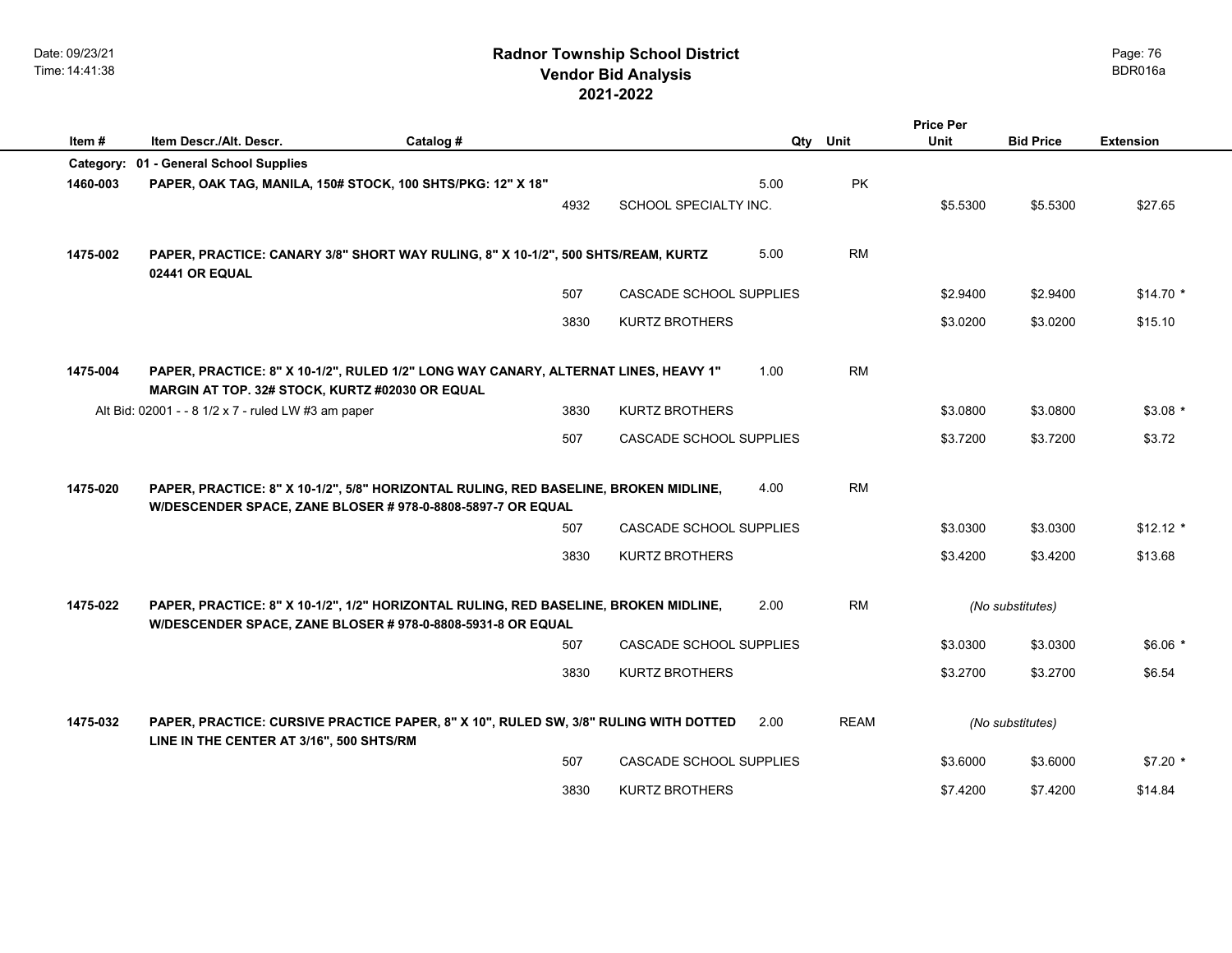# Radnor Township School District
## Vendor Bid Analysis
## 2021-2022

BDR016a

| Item # | Item Descr./Alt. Descr. | Catalog # | | Qty | Unit | Price Per Unit | Bid Price | Extension |
|---|---|---|---|---|---|---|---|---|
| **Category:** | **01 - General School Supplies** | | | | | | | |
| **1460-003** | **PAPER, OAK TAG, MANILA, 150# STOCK, 100 SHTS/PKG: 12" X 18"** | | | 5.00 | PK | | | |
| | | 4932 | SCHOOL SPECIALTY INC. | | | $5.5300 | $5.5300 | $27.65 |
| **1475-002** | **PAPER, PRACTICE: CANARY 3/8" SHORT WAY RULING, 8" X 10-1/2", 500 SHTS/REAM, KURTZ 02441 OR EQUAL** | | | 5.00 | RM | | | |
| | | 507 | CASCADE SCHOOL SUPPLIES | | | $2.9400 | $2.9400 | $14.70 * |
| | | 3830 | KURTZ BROTHERS | | | $3.0200 | $3.0200 | $15.10 |
| **1475-004** | **PAPER, PRACTICE: 8" X 10-1/2", RULED 1/2" LONG WAY CANARY, ALTERNAT LINES, HEAVY 1" MARGIN AT TOP. 32# STOCK, KURTZ #02030 OR EQUAL** | | | 1.00 | RM | | | |
| | Alt Bid: 02001 - - 8 1/2 x 7 - ruled LW #3 am paper | 3830 | KURTZ BROTHERS | | | $3.0800 | $3.0800 | $3.08 * |
| | | 507 | CASCADE SCHOOL SUPPLIES | | | $3.7200 | $3.7200 | $3.72 |
| **1475-020** | **PAPER, PRACTICE: 8" X 10-1/2", 5/8" HORIZONTAL RULING, RED BASELINE, BROKEN MIDLINE, W/DESCENDER SPACE, ZANE BLOSER # 978-0-8808-5897-7 OR EQUAL** | | | 4.00 | RM | | | |
| | | 507 | CASCADE SCHOOL SUPPLIES | | | $3.0300 | $3.0300 | $12.12 * |
| | | 3830 | KURTZ BROTHERS | | | $3.4200 | $3.4200 | $13.68 |
| **1475-022** | **PAPER, PRACTICE: 8" X 10-1/2", 1/2" HORIZONTAL RULING, RED BASELINE, BROKEN MIDLINE, W/DESCENDER SPACE, ZANE BLOSER # 978-0-8808-5931-8 OR EQUAL** | | | 2.00 | RM | *(No substitutes)* | | |
| | | 507 | CASCADE SCHOOL SUPPLIES | | | $3.0300 | $3.0300 | $6.06 * |
| | | 3830 | KURTZ BROTHERS | | | $3.2700 | $3.2700 | $6.54 |
| **1475-032** | **PAPER, PRACTICE: CURSIVE PRACTICE PAPER, 8" X 10", RULED SW, 3/8" RULING WITH DOTTED LINE IN THE CENTER AT 3/16", 500 SHTS/RM** | | | 2.00 | REAM | *(No substitutes)* | | |
| | | 507 | CASCADE SCHOOL SUPPLIES | | | $3.6000 | $3.6000 | $7.20 * |
| | | 3830 | KURTZ BROTHERS | | | $7.4200 | $7.4200 | $14.84 |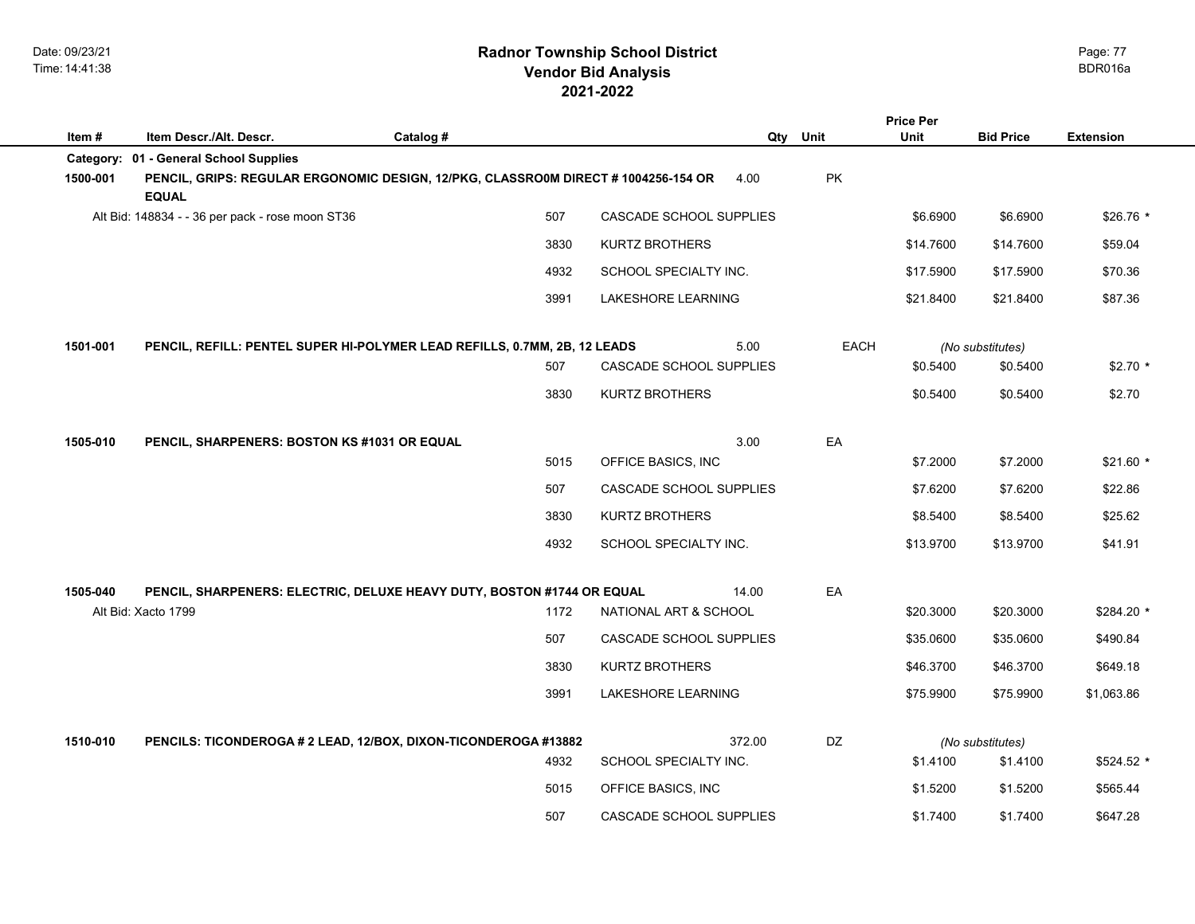# Radnor Township School District
## Vendor Bid Analysis
## 2021-2022

| Item # | Item Descr./Alt. Descr. | Catalog # | | Qty | Unit | Price Per Unit | Bid Price | Extension |
|---|---|---|---|---|---|---|---|---|
| **Category:** | **01 - General School Supplies** | | | | | | | |
| **1500-001** | **PENCIL, GRIPS: REGULAR ERGONOMIC DESIGN, 12/PKG, CLASSRO0M DIRECT # 1004256-154 OR EQUAL** | | | 4.00 | PK | | | |
| | Alt Bid: 148834 - - 36 per pack - rose moon ST36 | 507 | CASCADE SCHOOL SUPPLIES | | | $6.6900 | $6.6900 | $26.76 * |
| | | 3830 | KURTZ BROTHERS | | | $14.7600 | $14.7600 | $59.04 |
| | | 4932 | SCHOOL SPECIALTY INC. | | | $17.5900 | $17.5900 | $70.36 |
| | | 3991 | LAKESHORE LEARNING | | | $21.8400 | $21.8400 | $87.36 |
| **1501-001** | **PENCIL, REFILL: PENTEL SUPER HI-POLYMER LEAD REFILLS, 0.7MM, 2B, 12 LEADS** | | | 5.00 | EACH | | *(No substitutes)* | |
| | | 507 | CASCADE SCHOOL SUPPLIES | | | $0.5400 | $0.5400 | $2.70 * |
| | | 3830 | KURTZ BROTHERS | | | $0.5400 | $0.5400 | $2.70 |
| **1505-010** | **PENCIL, SHARPENERS: BOSTON KS #1031 OR EQUAL** | | | 3.00 | EA | | | |
| | | 5015 | OFFICE BASICS, INC | | | $7.2000 | $7.2000 | $21.60 * |
| | | 507 | CASCADE SCHOOL SUPPLIES | | | $7.6200 | $7.6200 | $22.86 |
| | | 3830 | KURTZ BROTHERS | | | $8.5400 | $8.5400 | $25.62 |
| | | 4932 | SCHOOL SPECIALTY INC. | | | $13.9700 | $13.9700 | $41.91 |
| **1505-040** | **PENCIL, SHARPENERS: ELECTRIC, DELUXE HEAVY DUTY, BOSTON #1744 OR EQUAL** | | | 14.00 | EA | | | |
| | Alt Bid: Xacto 1799 | 1172 | NATIONAL ART & SCHOOL | | | $20.3000 | $20.3000 | $284.20 * |
| | | 507 | CASCADE SCHOOL SUPPLIES | | | $35.0600 | $35.0600 | $490.84 |
| | | 3830 | KURTZ BROTHERS | | | $46.3700 | $46.3700 | $649.18 |
| | | 3991 | LAKESHORE LEARNING | | | $75.9900 | $75.9900 | $1,063.86 |
| **1510-010** | **PENCILS: TICONDEROGA # 2 LEAD, 12/BOX, DIXON-TICONDEROGA #13882** | | | 372.00 | DZ | | *(No substitutes)* | |
| | | 4932 | SCHOOL SPECIALTY INC. | | | $1.4100 | $1.4100 | $524.52 * |
| | | 5015 | OFFICE BASICS, INC | | | $1.5200 | $1.5200 | $565.44 |
| | | 507 | CASCADE SCHOOL SUPPLIES | | | $1.7400 | $1.7400 | $647.28 |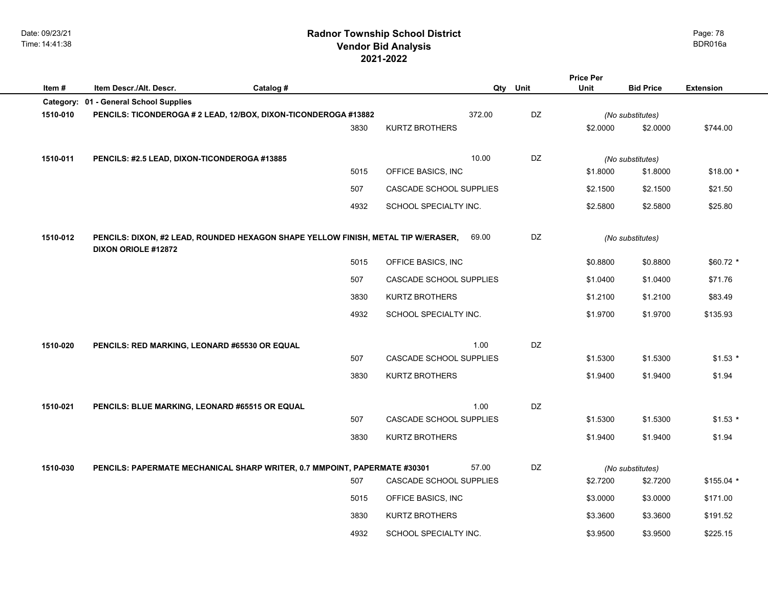# Radnor Township School District
## Vendor Bid Analysis
## 2021-2022

| Item # | Item Descr./Alt. Descr. | Catalog # | | Qty | Unit | Price Per Unit | Bid Price | Extension |
|---|---|---|---|---|---|---|---|---|
| **Category:** | **01 - General School Supplies** | | | | | | | |
| **1510-010** | **PENCILS: TICONDEROGA # 2 LEAD, 12/BOX, DIXON-TICONDEROGA #13882** | | | 372.00 | DZ | *(No substitutes)* | | |
| | | 3830 | KURTZ BROTHERS | | | $2.0000 | $2.0000 | $744.00 |
| **1510-011** | **PENCILS: #2.5 LEAD, DIXON-TICONDEROGA #13885** | | | 10.00 | DZ | *(No substitutes)* | | |
| | | 5015 | OFFICE BASICS, INC | | | $1.8000 | $1.8000 | $18.00 * |
| | | 507 | CASCADE SCHOOL SUPPLIES | | | $2.1500 | $2.1500 | $21.50 |
| | | 4932 | SCHOOL SPECIALTY INC. | | | $2.5800 | $2.5800 | $25.80 |
| **1510-012** | **PENCILS: DIXON, #2 LEAD, ROUNDED HEXAGON SHAPE YELLOW FINISH, METAL TIP W/ERASER, DIXON ORIOLE #12872** | | | 69.00 | DZ | *(No substitutes)* | | |
| | | 5015 | OFFICE BASICS, INC | | | $0.8800 | $0.8800 | $60.72 * |
| | | 507 | CASCADE SCHOOL SUPPLIES | | | $1.0400 | $1.0400 | $71.76 |
| | | 3830 | KURTZ BROTHERS | | | $1.2100 | $1.2100 | $83.49 |
| | | 4932 | SCHOOL SPECIALTY INC. | | | $1.9700 | $1.9700 | $135.93 |
| **1510-020** | **PENCILS: RED MARKING, LEONARD #65530 OR EQUAL** | | | 1.00 | DZ | | | |
| | | 507 | CASCADE SCHOOL SUPPLIES | | | $1.5300 | $1.5300 | $1.53 * |
| | | 3830 | KURTZ BROTHERS | | | $1.9400 | $1.9400 | $1.94 |
| **1510-021** | **PENCILS: BLUE MARKING, LEONARD #65515 OR EQUAL** | | | 1.00 | DZ | | | |
| | | 507 | CASCADE SCHOOL SUPPLIES | | | $1.5300 | $1.5300 | $1.53 * |
| | | 3830 | KURTZ BROTHERS | | | $1.9400 | $1.9400 | $1.94 |
| **1510-030** | **PENCILS: PAPERMATE MECHANICAL SHARP WRITER, 0.7 MMPOINT, PAPERMATE #30301** | | | 57.00 | DZ | *(No substitutes)* | | |
| | | 507 | CASCADE SCHOOL SUPPLIES | | | $2.7200 | $2.7200 | $155.04 * |
| | | 5015 | OFFICE BASICS, INC | | | $3.0000 | $3.0000 | $171.00 |
| | | 3830 | KURTZ BROTHERS | | | $3.3600 | $3.3600 | $191.52 |
| | | 4932 | SCHOOL SPECIALTY INC. | | | $3.9500 | $3.9500 | $225.15 |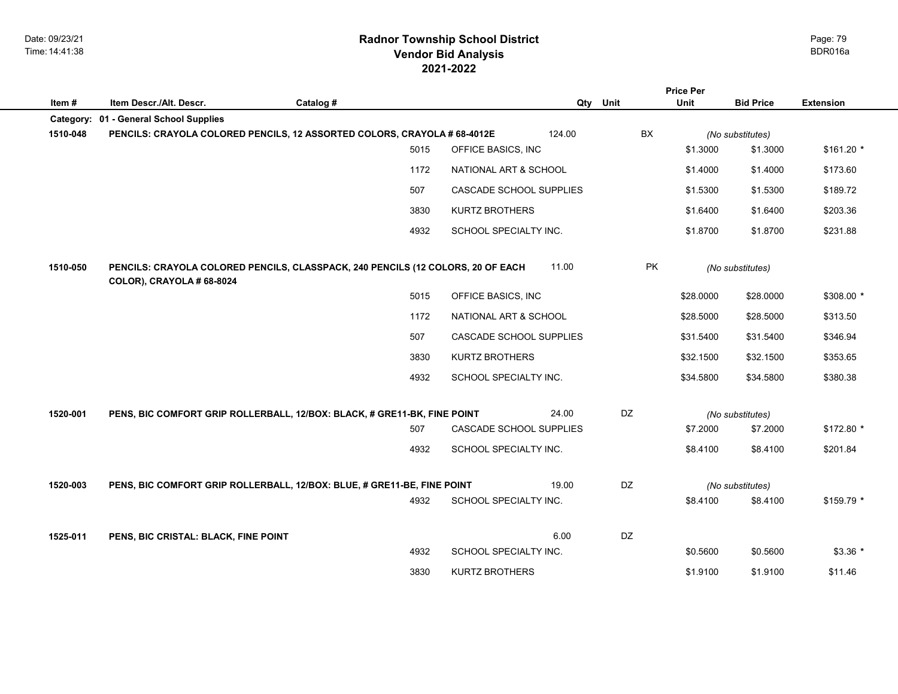# Radnor Township School District
## Vendor Bid Analysis
## 2021-2022

| Item # | Item Descr./Alt. Descr. | Catalog # | | Qty | Unit | Price Per Unit | Bid Price | Extension |
|---|---|---|---|---|---|---|---|---|
| **Category:** | **01 - General School Supplies** | | | | | | | |
| **1510-048** | **PENCILS: CRAYOLA COLORED PENCILS, 12 ASSORTED COLORS, CRAYOLA # 68-4012E** | | | 124.00 | BX | | *(No substitutes)* | |
| | | 5015 | OFFICE BASICS, INC | | | $1.3000 | $1.3000 | $161.20 * |
| | | 1172 | NATIONAL ART & SCHOOL | | | $1.4000 | $1.4000 | $173.60 |
| | | 507 | CASCADE SCHOOL SUPPLIES | | | $1.5300 | $1.5300 | $189.72 |
| | | 3830 | KURTZ BROTHERS | | | $1.6400 | $1.6400 | $203.36 |
| | | 4932 | SCHOOL SPECIALTY INC. | | | $1.8700 | $1.8700 | $231.88 |
| **1510-050** | **PENCILS: CRAYOLA COLORED PENCILS, CLASSPACK, 240 PENCILS (12 COLORS, 20 OF EACH COLOR), CRAYOLA # 68-8024** | | | 11.00 | PK | | *(No substitutes)* | |
| | | 5015 | OFFICE BASICS, INC | | | $28.0000 | $28.0000 | $308.00 * |
| | | 1172 | NATIONAL ART & SCHOOL | | | $28.5000 | $28.5000 | $313.50 |
| | | 507 | CASCADE SCHOOL SUPPLIES | | | $31.5400 | $31.5400 | $346.94 |
| | | 3830 | KURTZ BROTHERS | | | $32.1500 | $32.1500 | $353.65 |
| | | 4932 | SCHOOL SPECIALTY INC. | | | $34.5800 | $34.5800 | $380.38 |
| **1520-001** | **PENS, BIC COMFORT GRIP ROLLERBALL, 12/BOX: BLACK, # GRE11-BK, FINE POINT** | | | 24.00 | DZ | | *(No substitutes)* | |
| | | 507 | CASCADE SCHOOL SUPPLIES | | | $7.2000 | $7.2000 | $172.80 * |
| | | 4932 | SCHOOL SPECIALTY INC. | | | $8.4100 | $8.4100 | $201.84 |
| **1520-003** | **PENS, BIC COMFORT GRIP ROLLERBALL, 12/BOX: BLUE, # GRE11-BE, FINE POINT** | | | 19.00 | DZ | | *(No substitutes)* | |
| | | 4932 | SCHOOL SPECIALTY INC. | | | $8.4100 | $8.4100 | $159.79 * |
| **1525-011** | **PENS, BIC CRISTAL: BLACK, FINE POINT** | | | 6.00 | DZ | | | |
| | | 4932 | SCHOOL SPECIALTY INC. | | | $0.5600 | $0.5600 | $3.36 * |
| | | 3830 | KURTZ BROTHERS | | | $1.9100 | $1.9100 | $11.46 |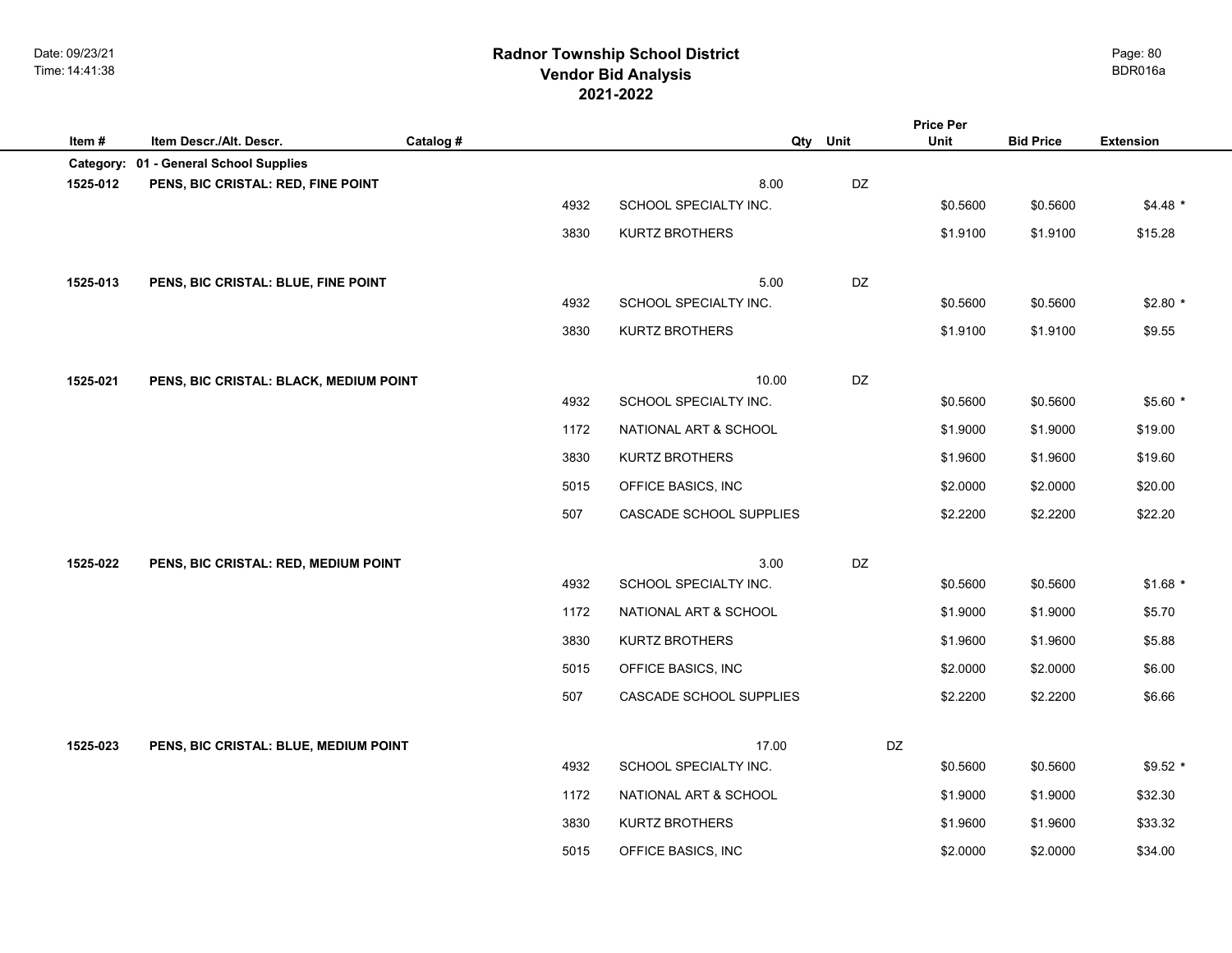# Radnor Township School District
## Vendor Bid Analysis
## 2021-2022

BDR016a

| Item # | Item Descr./Alt. Descr. | Catalog # | | Qty | Unit | Price Per Unit | Bid Price | Extension |
|---|---|---|---|---|---|---|---|---|
| **Category:** | **01 - General School Supplies** | | | | | | | |
| **1525-012** | **PENS, BIC CRISTAL: RED, FINE POINT** | | | 8.00 | DZ | | | |
| | | 4932 | SCHOOL SPECIALTY INC. | | | $0.5600 | $0.5600 | $4.48 * |
| | | 3830 | KURTZ BROTHERS | | | $1.9100 | $1.9100 | $15.28 |
| **1525-013** | **PENS, BIC CRISTAL: BLUE, FINE POINT** | | | 5.00 | DZ | | | |
| | | 4932 | SCHOOL SPECIALTY INC. | | | $0.5600 | $0.5600 | $2.80 * |
| | | 3830 | KURTZ BROTHERS | | | $1.9100 | $1.9100 | $9.55 |
| **1525-021** | **PENS, BIC CRISTAL: BLACK, MEDIUM POINT** | | | 10.00 | DZ | | | |
| | | 4932 | SCHOOL SPECIALTY INC. | | | $0.5600 | $0.5600 | $5.60 * |
| | | 1172 | NATIONAL ART & SCHOOL | | | $1.9000 | $1.9000 | $19.00 |
| | | 3830 | KURTZ BROTHERS | | | $1.9600 | $1.9600 | $19.60 |
| | | 5015 | OFFICE BASICS, INC | | | $2.0000 | $2.0000 | $20.00 |
| | | 507 | CASCADE SCHOOL SUPPLIES | | | $2.2200 | $2.2200 | $22.20 |
| **1525-022** | **PENS, BIC CRISTAL: RED, MEDIUM POINT** | | | 3.00 | DZ | | | |
| | | 4932 | SCHOOL SPECIALTY INC. | | | $0.5600 | $0.5600 | $1.68 * |
| | | 1172 | NATIONAL ART & SCHOOL | | | $1.9000 | $1.9000 | $5.70 |
| | | 3830 | KURTZ BROTHERS | | | $1.9600 | $1.9600 | $5.88 |
| | | 5015 | OFFICE BASICS, INC | | | $2.0000 | $2.0000 | $6.00 |
| | | 507 | CASCADE SCHOOL SUPPLIES | | | $2.2200 | $2.2200 | $6.66 |
| **1525-023** | **PENS, BIC CRISTAL: BLUE, MEDIUM POINT** | | | 17.00 | DZ | | | |
| | | 4932 | SCHOOL SPECIALTY INC. | | | $0.5600 | $0.5600 | $9.52 * |
| | | 1172 | NATIONAL ART & SCHOOL | | | $1.9000 | $1.9000 | $32.30 |
| | | 3830 | KURTZ BROTHERS | | | $1.9600 | $1.9600 | $33.32 |
| | | 5015 | OFFICE BASICS, INC | | | $2.0000 | $2.0000 | $34.00 |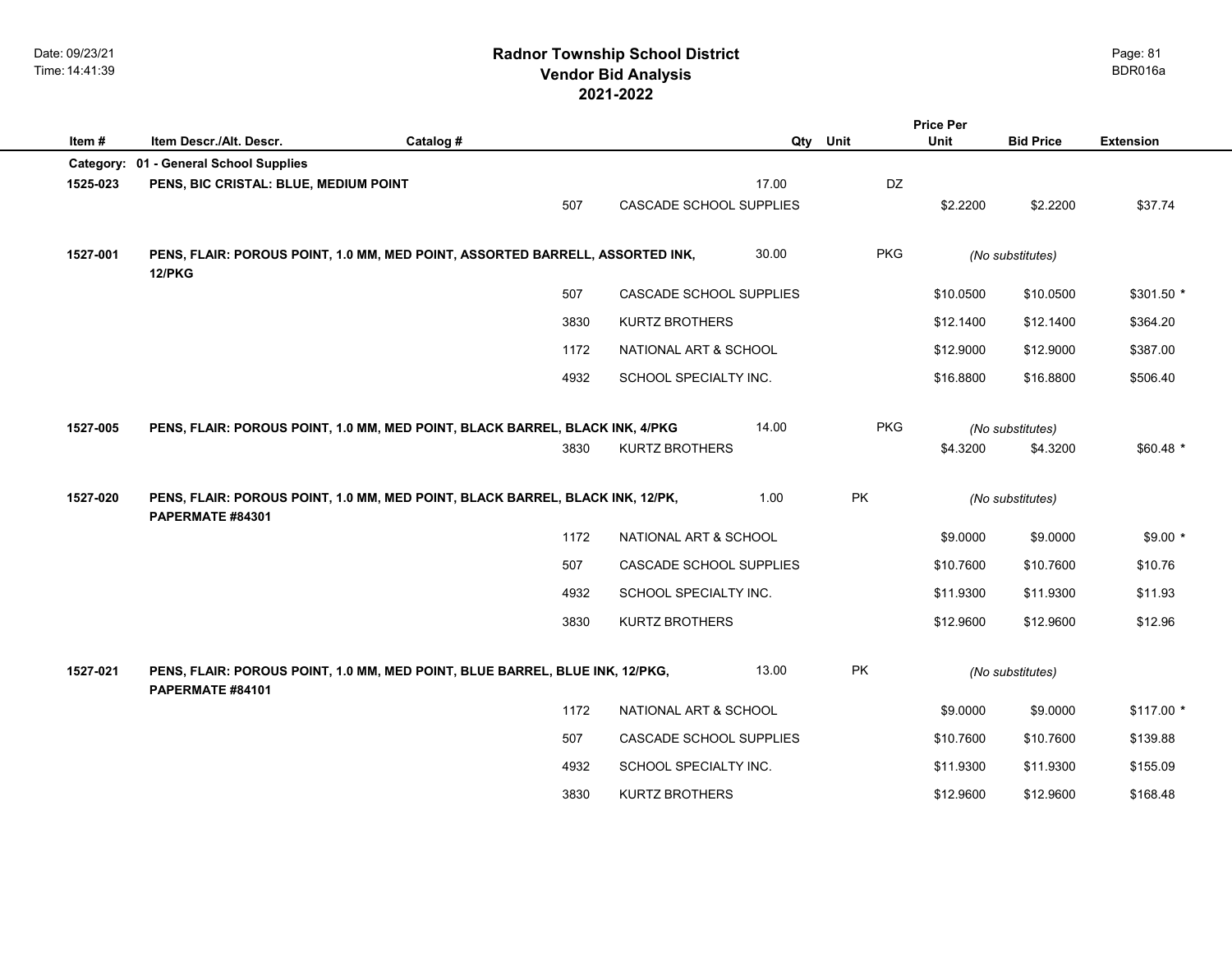# Radnor Township School District
## Vendor Bid Analysis
## 2021-2022

| Item # | Item Descr./Alt. Descr. | Catalog # | | Qty | Unit | Price Per Unit | Bid Price | Extension |
|---|---|---|---|---|---|---|---|---|
| **Category:** | **01 - General School Supplies** | | | | | | | |
| **1525-023** | **PENS, BIC CRISTAL: BLUE, MEDIUM POINT** | | | 17.00 | DZ | | | |
| | | 507 | CASCADE SCHOOL SUPPLIES | | | $2.2200 | $2.2200 | $37.74 |
| **1527-001** | **PENS, FLAIR: POROUS POINT, 1.0 MM, MED POINT, ASSORTED BARRELL, ASSORTED INK, 12/PKG** | | | 30.00 | PKG | *(No substitutes)* | | |
| | | 507 | CASCADE SCHOOL SUPPLIES | | | $10.0500 | $10.0500 | $301.50 * |
| | | 3830 | KURTZ BROTHERS | | | $12.1400 | $12.1400 | $364.20 |
| | | 1172 | NATIONAL ART & SCHOOL | | | $12.9000 | $12.9000 | $387.00 |
| | | 4932 | SCHOOL SPECIALTY INC. | | | $16.8800 | $16.8800 | $506.40 |
| **1527-005** | **PENS, FLAIR: POROUS POINT, 1.0 MM, MED POINT, BLACK BARREL, BLACK INK, 4/PKG** | | | 14.00 | PKG | *(No substitutes)* | | |
| | | 3830 | KURTZ BROTHERS | | | $4.3200 | $4.3200 | $60.48 * |
| **1527-020** | **PENS, FLAIR: POROUS POINT, 1.0 MM, MED POINT, BLACK BARREL, BLACK INK, 12/PK, PAPERMATE #84301** | | | 1.00 | PK | *(No substitutes)* | | |
| | | 1172 | NATIONAL ART & SCHOOL | | | $9.0000 | $9.0000 | $9.00 * |
| | | 507 | CASCADE SCHOOL SUPPLIES | | | $10.7600 | $10.7600 | $10.76 |
| | | 4932 | SCHOOL SPECIALTY INC. | | | $11.9300 | $11.9300 | $11.93 |
| | | 3830 | KURTZ BROTHERS | | | $12.9600 | $12.9600 | $12.96 |
| **1527-021** | **PENS, FLAIR: POROUS POINT, 1.0 MM, MED POINT, BLUE BARREL, BLUE INK, 12/PKG, PAPERMATE #84101** | | | 13.00 | PK | *(No substitutes)* | | |
| | | 1172 | NATIONAL ART & SCHOOL | | | $9.0000 | $9.0000 | $117.00 * |
| | | 507 | CASCADE SCHOOL SUPPLIES | | | $10.7600 | $10.7600 | $139.88 |
| | | 4932 | SCHOOL SPECIALTY INC. | | | $11.9300 | $11.9300 | $155.09 |
| | | 3830 | KURTZ BROTHERS | | | $12.9600 | $12.9600 | $168.48 |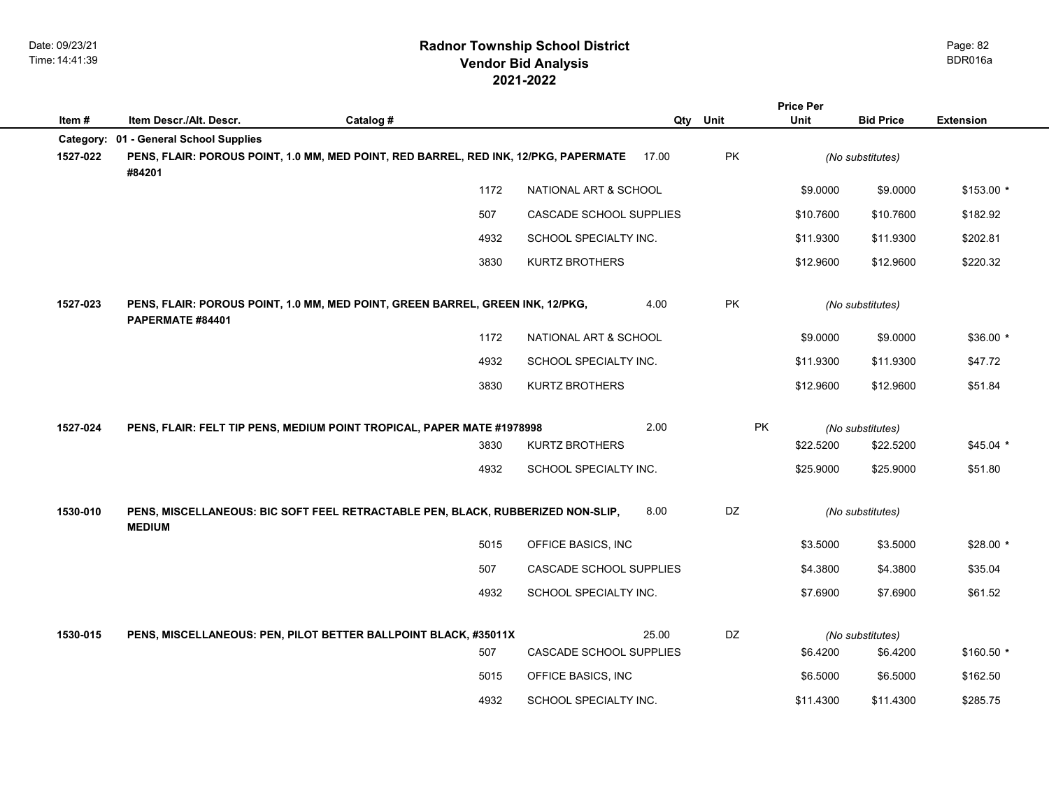# Radnor Township School District
## Vendor Bid Analysis
## 2021-2022

BDR016a

| Item # | Item Descr./Alt. Descr. | Catalog # | | Qty | Unit | Price Per Unit | Bid Price | Extension |
|---|---|---|---|---|---|---|---|---|
| **Category:** | **01 - General School Supplies** | | | | | | | |
| **1527-022** | **PENS, FLAIR: POROUS POINT, 1.0 MM, MED POINT, RED BARREL, RED INK, 12/PKG, PAPERMATE #84201** | | | 17.00 | PK | | *(No substitutes)* | |
| | | 1172 | NATIONAL ART & SCHOOL | | | $9.0000 | $9.0000 | $153.00 * |
| | | 507 | CASCADE SCHOOL SUPPLIES | | | $10.7600 | $10.7600 | $182.92 |
| | | 4932 | SCHOOL SPECIALTY INC. | | | $11.9300 | $11.9300 | $202.81 |
| | | 3830 | KURTZ BROTHERS | | | $12.9600 | $12.9600 | $220.32 |
| **1527-023** | **PENS, FLAIR: POROUS POINT, 1.0 MM, MED POINT, GREEN BARREL, GREEN INK, 12/PKG, PAPERMATE #84401** | | | 4.00 | PK | | *(No substitutes)* | |
| | | 1172 | NATIONAL ART & SCHOOL | | | $9.0000 | $9.0000 | $36.00 * |
| | | 4932 | SCHOOL SPECIALTY INC. | | | $11.9300 | $11.9300 | $47.72 |
| | | 3830 | KURTZ BROTHERS | | | $12.9600 | $12.9600 | $51.84 |
| **1527-024** | **PENS, FLAIR: FELT TIP PENS, MEDIUM POINT TROPICAL, PAPER MATE #1978998** | | | 2.00 | PK | | *(No substitutes)* | |
| | | 3830 | KURTZ BROTHERS | | | $22.5200 | $22.5200 | $45.04 * |
| | | 4932 | SCHOOL SPECIALTY INC. | | | $25.9000 | $25.9000 | $51.80 |
| **1530-010** | **PENS, MISCELLANEOUS: BIC SOFT FEEL RETRACTABLE PEN, BLACK, RUBBERIZED NON-SLIP, MEDIUM** | | | 8.00 | DZ | | *(No substitutes)* | |
| | | 5015 | OFFICE BASICS, INC | | | $3.5000 | $3.5000 | $28.00 * |
| | | 507 | CASCADE SCHOOL SUPPLIES | | | $4.3800 | $4.3800 | $35.04 |
| | | 4932 | SCHOOL SPECIALTY INC. | | | $7.6900 | $7.6900 | $61.52 |
| **1530-015** | **PENS, MISCELLANEOUS: PEN, PILOT BETTER BALLPOINT BLACK, #35011X** | | | 25.00 | DZ | | *(No substitutes)* | |
| | | 507 | CASCADE SCHOOL SUPPLIES | | | $6.4200 | $6.4200 | $160.50 * |
| | | 5015 | OFFICE BASICS, INC | | | $6.5000 | $6.5000 | $162.50 |
| | | 4932 | SCHOOL SPECIALTY INC. | | | $11.4300 | $11.4300 | $285.75 |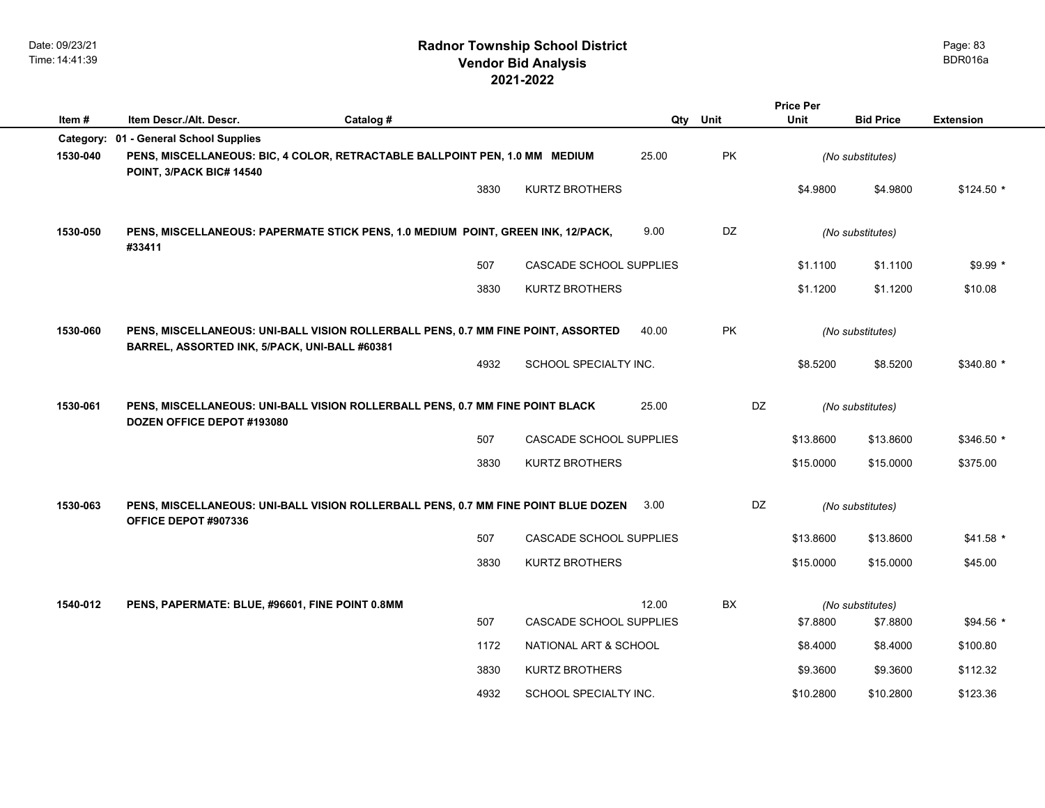# Radnor Township School District
## Vendor Bid Analysis
## 2021-2022

| Item # | Item Descr./Alt. Descr. | Catalog # | | Qty | Unit | Price Per Unit | Bid Price | Extension |
|---|---|---|---|---|---|---|---|---|
| Category: | 01 - General School Supplies | | | | | | | |
| 1530-040 | PENS, MISCELLANEOUS: BIC, 4 COLOR, RETRACTABLE BALLPOINT PEN, 1.0 MM MEDIUM POINT, 3/PACK BIC# 14540 | | | 25.00 | PK | | *(No substitutes)* | |
| | | 3830 | KURTZ BROTHERS | | | $4.9800 | $4.9800 | $124.50 * |
| 1530-050 | PENS, MISCELLANEOUS: PAPERMATE STICK PENS, 1.0 MEDIUM POINT, GREEN INK, 12/PACK, #33411 | | | 9.00 | DZ | | *(No substitutes)* | |
| | | 507 | CASCADE SCHOOL SUPPLIES | | | $1.1100 | $1.1100 | $9.99 * |
| | | 3830 | KURTZ BROTHERS | | | $1.1200 | $1.1200 | $10.08 |
| 1530-060 | PENS, MISCELLANEOUS: UNI-BALL VISION ROLLERBALL PENS, 0.7 MM FINE POINT, ASSORTED BARREL, ASSORTED INK, 5/PACK, UNI-BALL #60381 | | | 40.00 | PK | | *(No substitutes)* | |
| | | 4932 | SCHOOL SPECIALTY INC. | | | $8.5200 | $8.5200 | $340.80 * |
| 1530-061 | PENS, MISCELLANEOUS: UNI-BALL VISION ROLLERBALL PENS, 0.7 MM FINE POINT BLACK DOZEN OFFICE DEPOT #193080 | | | 25.00 | DZ | | *(No substitutes)* | |
| | | 507 | CASCADE SCHOOL SUPPLIES | | | $13.8600 | $13.8600 | $346.50 * |
| | | 3830 | KURTZ BROTHERS | | | $15.0000 | $15.0000 | $375.00 |
| 1530-063 | PENS, MISCELLANEOUS: UNI-BALL VISION ROLLERBALL PENS, 0.7 MM FINE POINT BLUE DOZEN OFFICE DEPOT #907336 | | | 3.00 | DZ | | *(No substitutes)* | |
| | | 507 | CASCADE SCHOOL SUPPLIES | | | $13.8600 | $13.8600 | $41.58 * |
| | | 3830 | KURTZ BROTHERS | | | $15.0000 | $15.0000 | $45.00 |
| 1540-012 | PENS, PAPERMATE: BLUE, #96601, FINE POINT 0.8MM | | | 12.00 | BX | | *(No substitutes)* | |
| | | 507 | CASCADE SCHOOL SUPPLIES | | | $7.8800 | $7.8800 | $94.56 * |
| | | 1172 | NATIONAL ART & SCHOOL | | | $8.4000 | $8.4000 | $100.80 |
| | | 3830 | KURTZ BROTHERS | | | $9.3600 | $9.3600 | $112.32 |
| | | 4932 | SCHOOL SPECIALTY INC. | | | $10.2800 | $10.2800 | $123.36 |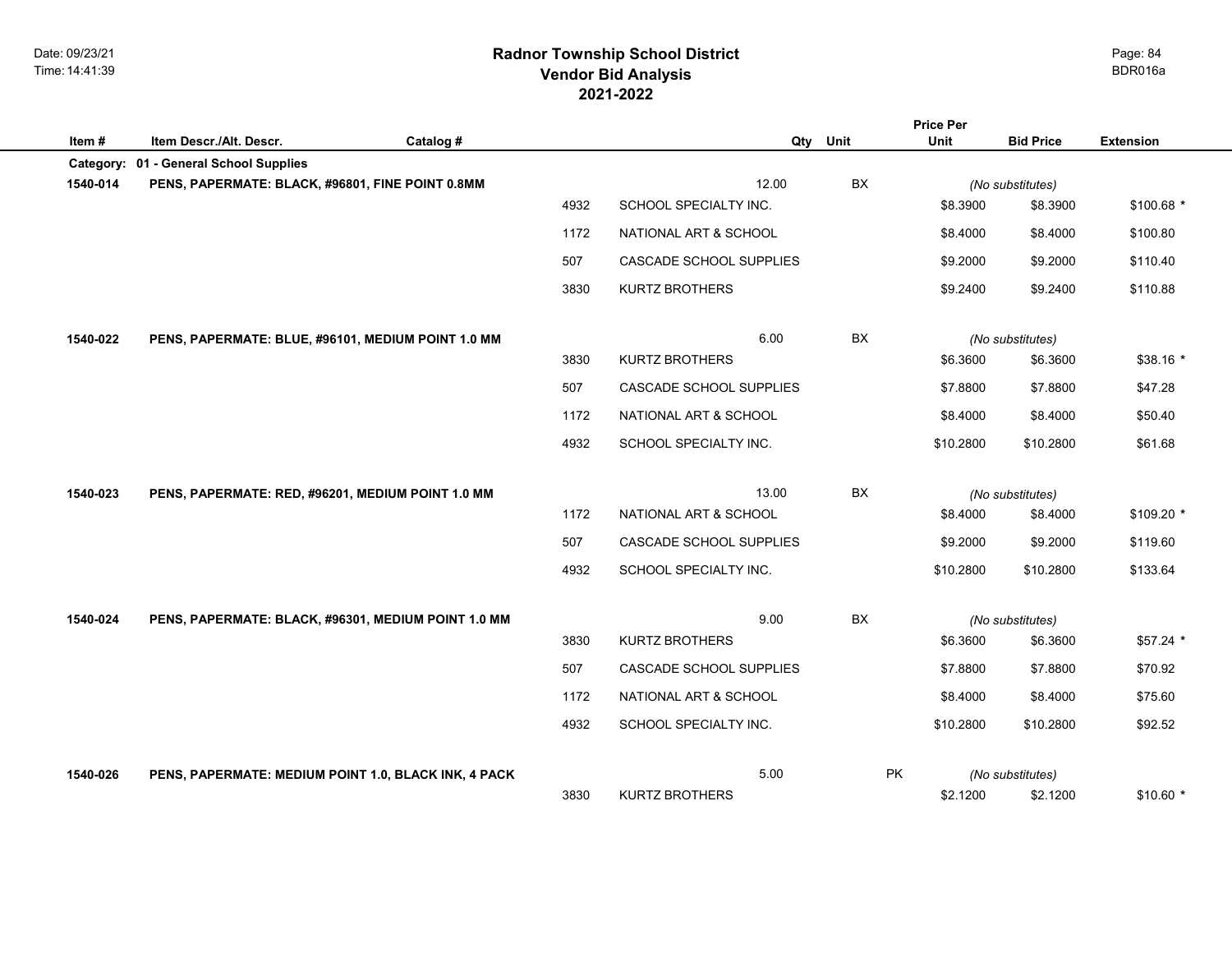# Radnor Township School District
## Vendor Bid Analysis
## 2021-2022

Date: 09/23/21
Time: 14:41:39

BDR016a

| Item # | Item Descr./Alt. Descr. | Catalog # | | | Qty | Unit | Price Per Unit | Bid Price | Extension |
|---|---|---|---|---|---|---|---|---|---|
| **Category:** | **01 - General School Supplies** | | | | | | | | |
| **1540-014** | **PENS, PAPERMATE: BLACK, #96801, FINE POINT 0.8MM** | | | | 12.00 | BX | *(No substitutes)* | | |
| | | | 4932 | SCHOOL SPECIALTY INC. | | | $8.3900 | $8.3900 | $100.68 * |
| | | | 1172 | NATIONAL ART & SCHOOL | | | $8.4000 | $8.4000 | $100.80 |
| | | | 507 | CASCADE SCHOOL SUPPLIES | | | $9.2000 | $9.2000 | $110.40 |
| | | | 3830 | KURTZ BROTHERS | | | $9.2400 | $9.2400 | $110.88 |
| **1540-022** | **PENS, PAPERMATE: BLUE, #96101, MEDIUM POINT 1.0 MM** | | | | 6.00 | BX | *(No substitutes)* | | |
| | | | 3830 | KURTZ BROTHERS | | | $6.3600 | $6.3600 | $38.16 * |
| | | | 507 | CASCADE SCHOOL SUPPLIES | | | $7.8800 | $7.8800 | $47.28 |
| | | | 1172 | NATIONAL ART & SCHOOL | | | $8.4000 | $8.4000 | $50.40 |
| | | | 4932 | SCHOOL SPECIALTY INC. | | | $10.2800 | $10.2800 | $61.68 |
| **1540-023** | **PENS, PAPERMATE: RED, #96201, MEDIUM POINT 1.0 MM** | | | | 13.00 | BX | *(No substitutes)* | | |
| | | | 1172 | NATIONAL ART & SCHOOL | | | $8.4000 | $8.4000 | $109.20 * |
| | | | 507 | CASCADE SCHOOL SUPPLIES | | | $9.2000 | $9.2000 | $119.60 |
| | | | 4932 | SCHOOL SPECIALTY INC. | | | $10.2800 | $10.2800 | $133.64 |
| **1540-024** | **PENS, PAPERMATE: BLACK, #96301, MEDIUM POINT 1.0 MM** | | | | 9.00 | BX | *(No substitutes)* | | |
| | | | 3830 | KURTZ BROTHERS | | | $6.3600 | $6.3600 | $57.24 * |
| | | | 507 | CASCADE SCHOOL SUPPLIES | | | $7.8800 | $7.8800 | $70.92 |
| | | | 1172 | NATIONAL ART & SCHOOL | | | $8.4000 | $8.4000 | $75.60 |
| | | | 4932 | SCHOOL SPECIALTY INC. | | | $10.2800 | $10.2800 | $92.52 |
| **1540-026** | **PENS, PAPERMATE: MEDIUM POINT 1.0, BLACK INK, 4 PACK** | | | | 5.00 | PK | *(No substitutes)* | | |
| | | | 3830 | KURTZ BROTHERS | | | $2.1200 | $2.1200 | $10.60 * |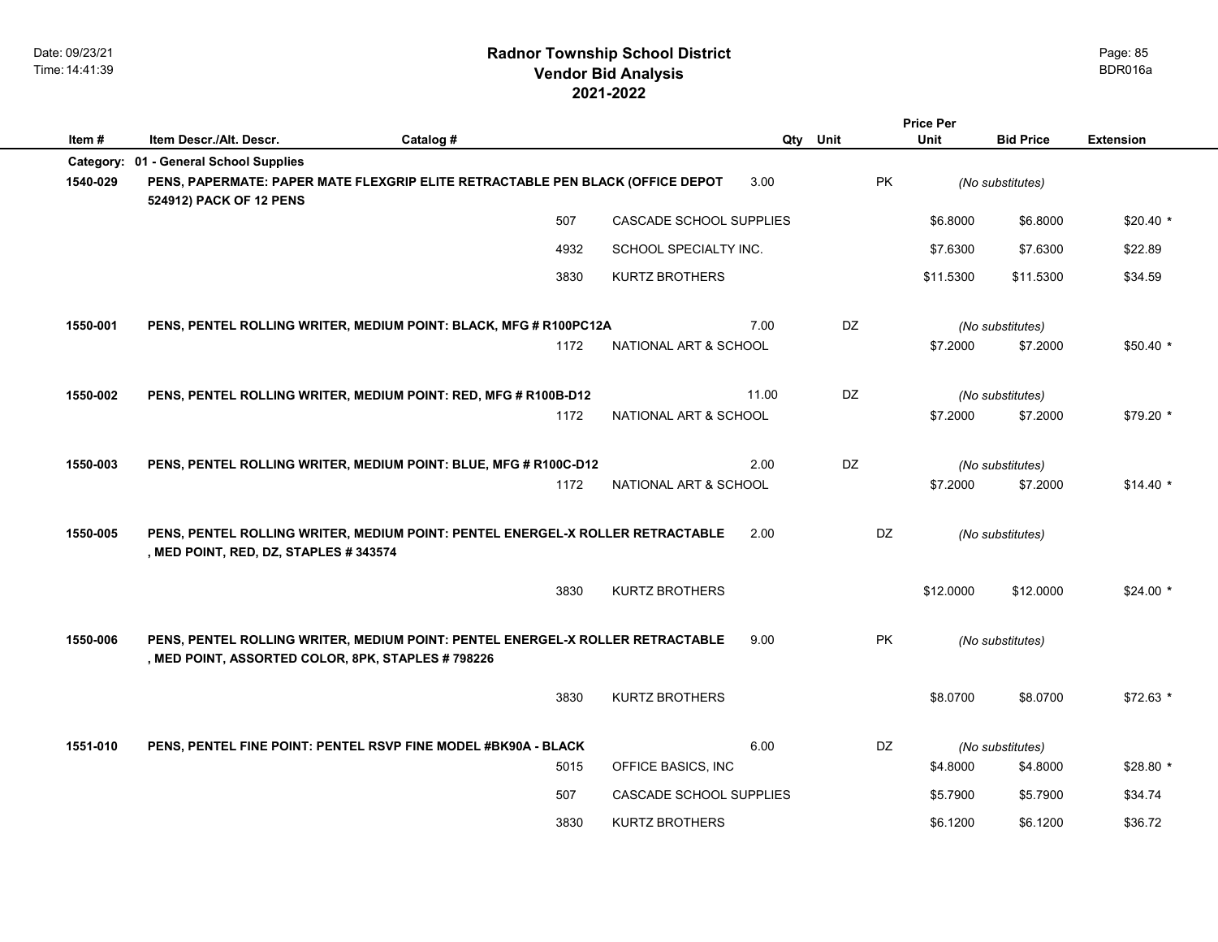# Radnor Township School District
## Vendor Bid Analysis
## 2021-2022

| Item # | Item Descr./Alt. Descr. | Catalog # | | Qty | Unit | Price Per Unit | Bid Price | Extension |
|---|---|---|---|---|---|---|---|---|
| **Category:** | **01 - General School Supplies** | | | | | | | |
| **1540-029** | **PENS, PAPERMATE: PAPER MATE FLEXGRIP ELITE RETRACTABLE PEN BLACK (OFFICE DEPOT 524912) PACK OF 12 PENS** | | | 3.00 | PK | *(No substitutes)* | | |
| | | 507 | CASCADE SCHOOL SUPPLIES | | | $6.8000 | $6.8000 | $20.40 * |
| | | 4932 | SCHOOL SPECIALTY INC. | | | $7.6300 | $7.6300 | $22.89 |
| | | 3830 | KURTZ BROTHERS | | | $11.5300 | $11.5300 | $34.59 |
| **1550-001** | **PENS, PENTEL ROLLING WRITER, MEDIUM POINT: BLACK, MFG # R100PC12A** | | | 7.00 | DZ | *(No substitutes)* | | |
| | | 1172 | NATIONAL ART & SCHOOL | | | $7.2000 | $7.2000 | $50.40 * |
| **1550-002** | **PENS, PENTEL ROLLING WRITER, MEDIUM POINT: RED, MFG # R100B-D12** | | | 11.00 | DZ | *(No substitutes)* | | |
| | | 1172 | NATIONAL ART & SCHOOL | | | $7.2000 | $7.2000 | $79.20 * |
| **1550-003** | **PENS, PENTEL ROLLING WRITER, MEDIUM POINT: BLUE, MFG # R100C-D12** | | | 2.00 | DZ | *(No substitutes)* | | |
| | | 1172 | NATIONAL ART & SCHOOL | | | $7.2000 | $7.2000 | $14.40 * |
| **1550-005** | **PENS, PENTEL ROLLING WRITER, MEDIUM POINT: PENTEL ENERGEL-X ROLLER RETRACTABLE , MED POINT, RED, DZ, STAPLES # 343574** | | | 2.00 | DZ | *(No substitutes)* | | |
| | | 3830 | KURTZ BROTHERS | | | $12.0000 | $12.0000 | $24.00 * |
| **1550-006** | **PENS, PENTEL ROLLING WRITER, MEDIUM POINT: PENTEL ENERGEL-X ROLLER RETRACTABLE , MED POINT, ASSORTED COLOR, 8PK, STAPLES # 798226** | | | 9.00 | PK | *(No substitutes)* | | |
| | | 3830 | KURTZ BROTHERS | | | $8.0700 | $8.0700 | $72.63 * |
| **1551-010** | **PENS, PENTEL FINE POINT: PENTEL RSVP FINE MODEL #BK90A - BLACK** | | | 6.00 | DZ | *(No substitutes)* | | |
| | | 5015 | OFFICE BASICS, INC | | | $4.8000 | $4.8000 | $28.80 * |
| | | 507 | CASCADE SCHOOL SUPPLIES | | | $5.7900 | $5.7900 | $34.74 |
| | | 3830 | KURTZ BROTHERS | | | $6.1200 | $6.1200 | $36.72 |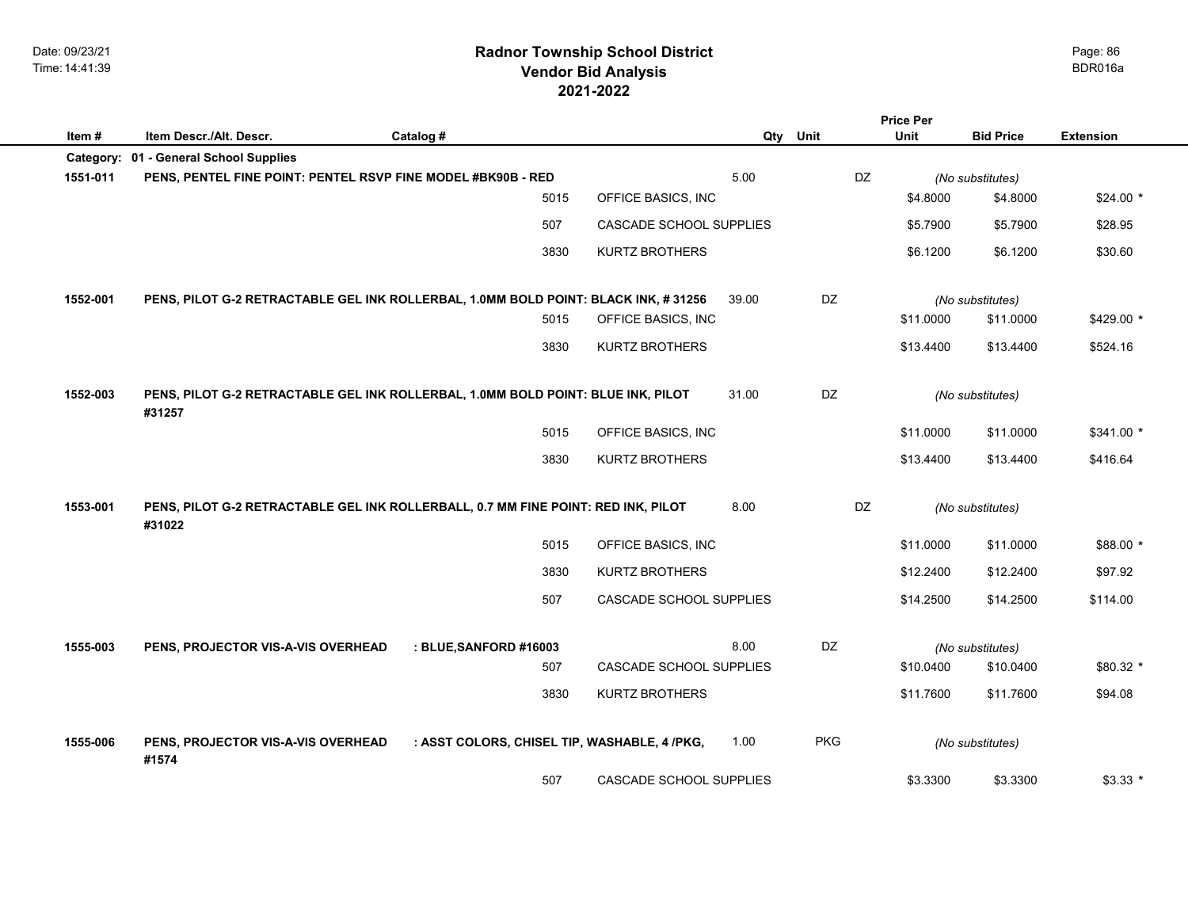# Radnor Township School District
## Vendor Bid Analysis
## 2021-2022

| Item # | Item Descr./Alt. Descr. | Catalog # | Qty | Unit | Price Per Unit | Bid Price | Extension |
|---|---|---|---|---|---|---|---|
| **Category:** | **01 - General School Supplies** | | | | | | |
| **1551-011** | **PENS, PENTEL FINE POINT: PENTEL RSVP FINE MODEL #BK90B - RED** | | **5.00** | DZ | *(No substitutes)* | | |
| | 5015 | OFFICE BASICS, INC | | | $4.8000 | $4.8000 | $24.00 * |
| | 507 | CASCADE SCHOOL SUPPLIES | | | $5.7900 | $5.7900 | $28.95 |
| | 3830 | KURTZ BROTHERS | | | $6.1200 | $6.1200 | $30.60 |
| **1552-001** | **PENS, PILOT G-2 RETRACTABLE GEL INK ROLLERBAL, 1.0MM BOLD POINT: BLACK INK, # 31256** | | **39.00** | DZ | *(No substitutes)* | | |
| | 5015 | OFFICE BASICS, INC | | | $11.0000 | $11.0000 | $429.00 * |
| | 3830 | KURTZ BROTHERS | | | $13.4400 | $13.4400 | $524.16 |
| **1552-003** | **PENS, PILOT G-2 RETRACTABLE GEL INK ROLLERBAL, 1.0MM BOLD POINT: BLUE INK, PILOT #31257** | | **31.00** | DZ | *(No substitutes)* | | |
| | 5015 | OFFICE BASICS, INC | | | $11.0000 | $11.0000 | $341.00 * |
| | 3830 | KURTZ BROTHERS | | | $13.4400 | $13.4400 | $416.64 |
| **1553-001** | **PENS, PILOT G-2 RETRACTABLE GEL INK ROLLERBALL, 0.7 MM FINE POINT: RED INK, PILOT #31022** | | **8.00** | DZ | *(No substitutes)* | | |
| | 5015 | OFFICE BASICS, INC | | | $11.0000 | $11.0000 | $88.00 * |
| | 3830 | KURTZ BROTHERS | | | $12.2400 | $12.2400 | $97.92 |
| | 507 | CASCADE SCHOOL SUPPLIES | | | $14.2500 | $14.2500 | $114.00 |
| **1555-003** | **PENS, PROJECTOR VIS-A-VIS OVERHEAD** | **: BLUE,SANFORD #16003** | **8.00** | DZ | *(No substitutes)* | | |
| | 507 | CASCADE SCHOOL SUPPLIES | | | $10.0400 | $10.0400 | $80.32 * |
| | 3830 | KURTZ BROTHERS | | | $11.7600 | $11.7600 | $94.08 |
| **1555-006** | **PENS, PROJECTOR VIS-A-VIS OVERHEAD #1574** | **: ASST COLORS, CHISEL TIP, WASHABLE, 4 /PKG,** | **1.00** | PKG | *(No substitutes)* | | |
| | 507 | CASCADE SCHOOL SUPPLIES | | | $3.3300 | $3.3300 | $3.33 * |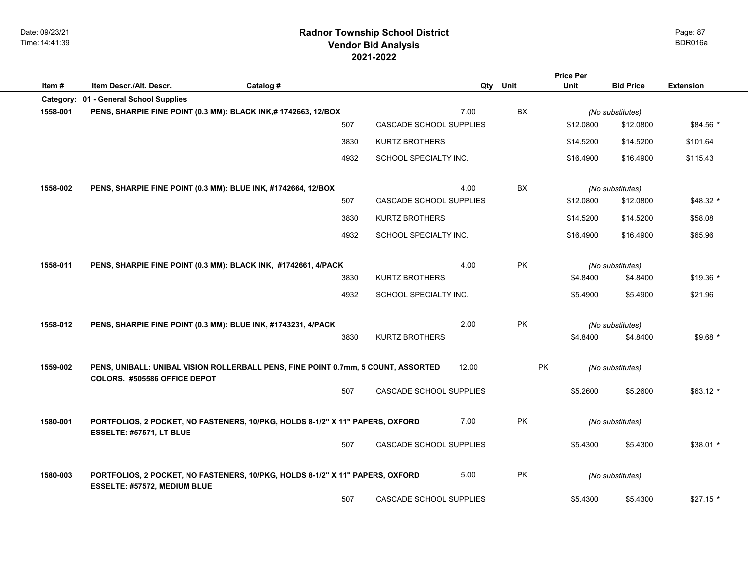# Radnor Township School District
## Vendor Bid Analysis
## 2021-2022

| Item # | Item Descr./Alt. Descr. | Catalog # | Qty | Unit | Price Per Unit | Bid Price | Extension |
|---|---|---|---|---|---|---|---|
| **Category:** | **01 - General School Supplies** | | | | | | |
| **1558-001** | **PENS, SHARPIE FINE POINT (0.3 MM): BLACK INK,# 1742663, 12/BOX** | | 7.00 | BX | | *(No substitutes)* | |
| | | 507 | CASCADE SCHOOL SUPPLIES | | $12.0800 | $12.0800 | $84.56 * |
| | | 3830 | KURTZ BROTHERS | | $14.5200 | $14.5200 | $101.64 |
| | | 4932 | SCHOOL SPECIALTY INC. | | $16.4900 | $16.4900 | $115.43 |
| **1558-002** | **PENS, SHARPIE FINE POINT (0.3 MM): BLUE INK, #1742664, 12/BOX** | | 4.00 | BX | | *(No substitutes)* | |
| | | 507 | CASCADE SCHOOL SUPPLIES | | $12.0800 | $12.0800 | $48.32 * |
| | | 3830 | KURTZ BROTHERS | | $14.5200 | $14.5200 | $58.08 |
| | | 4932 | SCHOOL SPECIALTY INC. | | $16.4900 | $16.4900 | $65.96 |
| **1558-011** | **PENS, SHARPIE FINE POINT (0.3 MM): BLACK INK, #1742661, 4/PACK** | | 4.00 | PK | | *(No substitutes)* | |
| | | 3830 | KURTZ BROTHERS | | $4.8400 | $4.8400 | $19.36 * |
| | | 4932 | SCHOOL SPECIALTY INC. | | $5.4900 | $5.4900 | $21.96 |
| **1558-012** | **PENS, SHARPIE FINE POINT (0.3 MM): BLUE INK, #1743231, 4/PACK** | | 2.00 | PK | | *(No substitutes)* | |
| | | 3830 | KURTZ BROTHERS | | $4.8400 | $4.8400 | $9.68 * |
| **1559-002** | **PENS, UNIBALL: UNIBAL VISION ROLLERBALL PENS, FINE POINT 0.7mm, 5 COUNT, ASSORTED COLORS. #505586 OFFICE DEPOT** | | 12.00 | PK | | *(No substitutes)* | |
| | | 507 | CASCADE SCHOOL SUPPLIES | | $5.2600 | $5.2600 | $63.12 * |
| **1580-001** | **PORTFOLIOS, 2 POCKET, NO FASTENERS, 10/PKG, HOLDS 8-1/2" X 11" PAPERS, OXFORD ESSELTE: #57571, LT BLUE** | | 7.00 | PK | | *(No substitutes)* | |
| | | 507 | CASCADE SCHOOL SUPPLIES | | $5.4300 | $5.4300 | $38.01 * |
| **1580-003** | **PORTFOLIOS, 2 POCKET, NO FASTENERS, 10/PKG, HOLDS 8-1/2" X 11" PAPERS, OXFORD ESSELTE: #57572, MEDIUM BLUE** | | 5.00 | PK | | *(No substitutes)* | |
| | | 507 | CASCADE SCHOOL SUPPLIES | | $5.4300 | $5.4300 | $27.15 * |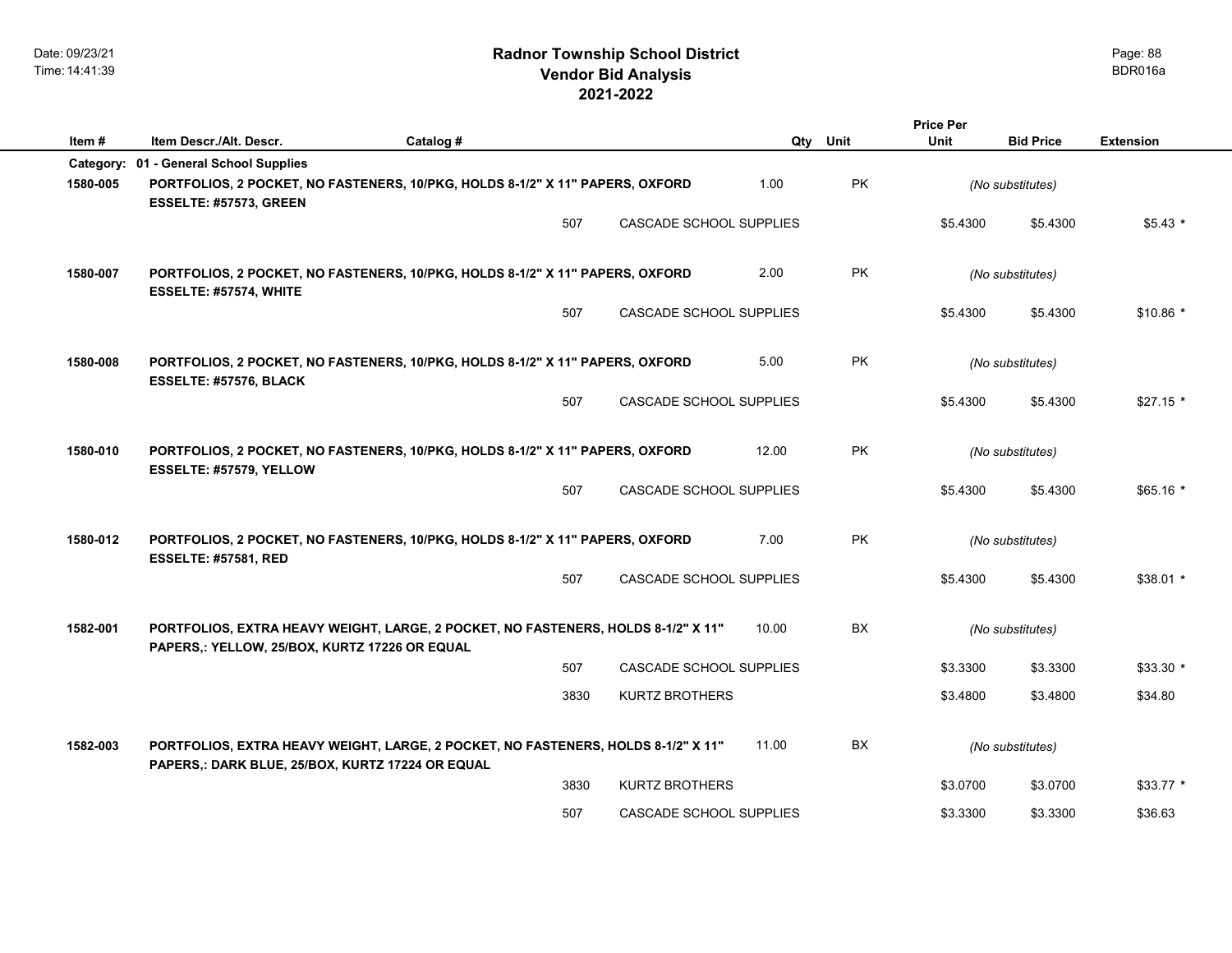# Radnor Township School District
## Vendor Bid Analysis
## 2021-2022

Date: 09/23/21
Time: 14:41:39

BDR016a

| Item # | Item Descr./Alt. Descr. | Catalog # | Qty | Unit | Price Per Unit | Bid Price | Extension |
|---|---|---|---|---|---|---|---|
| **Category:** | **01 - General School Supplies** | | | | | | |
| **1580-005** | **PORTFOLIOS, 2 POCKET, NO FASTENERS, 10/PKG, HOLDS 8-1/2" X 11" PAPERS, OXFORD ESSELTE: #57573, GREEN** | | 1.00 | PK | *(No substitutes)* | | |
| | 507 | CASCADE SCHOOL SUPPLIES | | | $5.4300 | $5.4300 | $5.43 * |
| **1580-007** | **PORTFOLIOS, 2 POCKET, NO FASTENERS, 10/PKG, HOLDS 8-1/2" X 11" PAPERS, OXFORD ESSELTE: #57574, WHITE** | | 2.00 | PK | *(No substitutes)* | | |
| | 507 | CASCADE SCHOOL SUPPLIES | | | $5.4300 | $5.4300 | $10.86 * |
| **1580-008** | **PORTFOLIOS, 2 POCKET, NO FASTENERS, 10/PKG, HOLDS 8-1/2" X 11" PAPERS, OXFORD ESSELTE: #57576, BLACK** | | 5.00 | PK | *(No substitutes)* | | |
| | 507 | CASCADE SCHOOL SUPPLIES | | | $5.4300 | $5.4300 | $27.15 * |
| **1580-010** | **PORTFOLIOS, 2 POCKET, NO FASTENERS, 10/PKG, HOLDS 8-1/2" X 11" PAPERS, OXFORD ESSELTE: #57579, YELLOW** | | 12.00 | PK | *(No substitutes)* | | |
| | 507 | CASCADE SCHOOL SUPPLIES | | | $5.4300 | $5.4300 | $65.16 * |
| **1580-012** | **PORTFOLIOS, 2 POCKET, NO FASTENERS, 10/PKG, HOLDS 8-1/2" X 11" PAPERS, OXFORD ESSELTE: #57581, RED** | | 7.00 | PK | *(No substitutes)* | | |
| | 507 | CASCADE SCHOOL SUPPLIES | | | $5.4300 | $5.4300 | $38.01 * |
| **1582-001** | **PORTFOLIOS, EXTRA HEAVY WEIGHT, LARGE, 2 POCKET, NO FASTENERS, HOLDS 8-1/2" X 11" PAPERS,: YELLOW, 25/BOX, KURTZ 17226 OR EQUAL** | | 10.00 | BX | *(No substitutes)* | | |
| | 507 | CASCADE SCHOOL SUPPLIES | | | $3.3300 | $3.3300 | $33.30 * |
| | 3830 | KURTZ BROTHERS | | | $3.4800 | $3.4800 | $34.80 |
| **1582-003** | **PORTFOLIOS, EXTRA HEAVY WEIGHT, LARGE, 2 POCKET, NO FASTENERS, HOLDS 8-1/2" X 11" PAPERS,: DARK BLUE, 25/BOX, KURTZ 17224 OR EQUAL** | | 11.00 | BX | *(No substitutes)* | | |
| | 3830 | KURTZ BROTHERS | | | $3.0700 | $3.0700 | $33.77 * |
| | 507 | CASCADE SCHOOL SUPPLIES | | | $3.3300 | $3.3300 | $36.63 |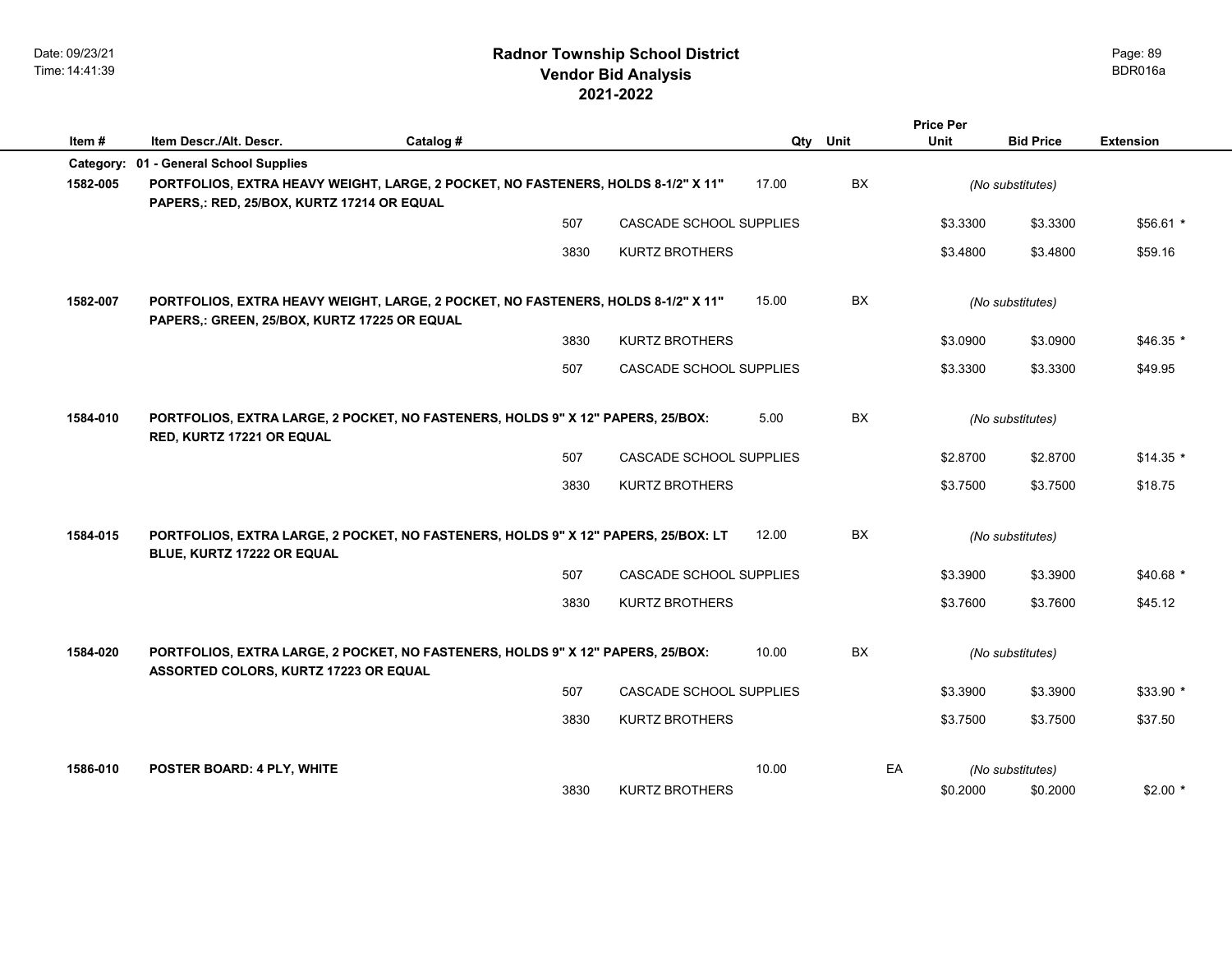# Radnor Township School District
## Vendor Bid Analysis
## 2021-2022

| Item # | Item Descr./Alt. Descr. | Catalog # | | Qty | Unit | Price Per Unit | Bid Price | Extension |
|---|---|---|---|---|---|---|---|---|
| Category: | 01 - General School Supplies | | | | | | | |
| 1582-005 | PORTFOLIOS, EXTRA HEAVY WEIGHT, LARGE, 2 POCKET, NO FASTENERS, HOLDS 8-1/2" X 11" PAPERS,: RED, 25/BOX, KURTZ 17214 OR EQUAL | | | 17.00 | BX | *(No substitutes)* | | |
| | | 507 | CASCADE SCHOOL SUPPLIES | | | $3.3300 | $3.3300 | $56.61 * |
| | | 3830 | KURTZ BROTHERS | | | $3.4800 | $3.4800 | $59.16 |
| 1582-007 | PORTFOLIOS, EXTRA HEAVY WEIGHT, LARGE, 2 POCKET, NO FASTENERS, HOLDS 8-1/2" X 11" PAPERS,: GREEN, 25/BOX, KURTZ 17225 OR EQUAL | | | 15.00 | BX | *(No substitutes)* | | |
| | | 3830 | KURTZ BROTHERS | | | $3.0900 | $3.0900 | $46.35 * |
| | | 507 | CASCADE SCHOOL SUPPLIES | | | $3.3300 | $3.3300 | $49.95 |
| 1584-010 | PORTFOLIOS, EXTRA LARGE, 2 POCKET, NO FASTENERS, HOLDS 9" X 12" PAPERS, 25/BOX: RED, KURTZ 17221 OR EQUAL | | | 5.00 | BX | *(No substitutes)* | | |
| | | 507 | CASCADE SCHOOL SUPPLIES | | | $2.8700 | $2.8700 | $14.35 * |
| | | 3830 | KURTZ BROTHERS | | | $3.7500 | $3.7500 | $18.75 |
| 1584-015 | PORTFOLIOS, EXTRA LARGE, 2 POCKET, NO FASTENERS, HOLDS 9" X 12" PAPERS, 25/BOX: LT BLUE, KURTZ 17222 OR EQUAL | | | 12.00 | BX | *(No substitutes)* | | |
| | | 507 | CASCADE SCHOOL SUPPLIES | | | $3.3900 | $3.3900 | $40.68 * |
| | | 3830 | KURTZ BROTHERS | | | $3.7600 | $3.7600 | $45.12 |
| 1584-020 | PORTFOLIOS, EXTRA LARGE, 2 POCKET, NO FASTENERS, HOLDS 9" X 12" PAPERS, 25/BOX: ASSORTED COLORS, KURTZ 17223 OR EQUAL | | | 10.00 | BX | *(No substitutes)* | | |
| | | 507 | CASCADE SCHOOL SUPPLIES | | | $3.3900 | $3.3900 | $33.90 * |
| | | 3830 | KURTZ BROTHERS | | | $3.7500 | $3.7500 | $37.50 |
| 1586-010 | POSTER BOARD: 4 PLY, WHITE | | | 10.00 | EA | *(No substitutes)* | | |
| | | 3830 | KURTZ BROTHERS | | | $0.2000 | $0.2000 | $2.00 * |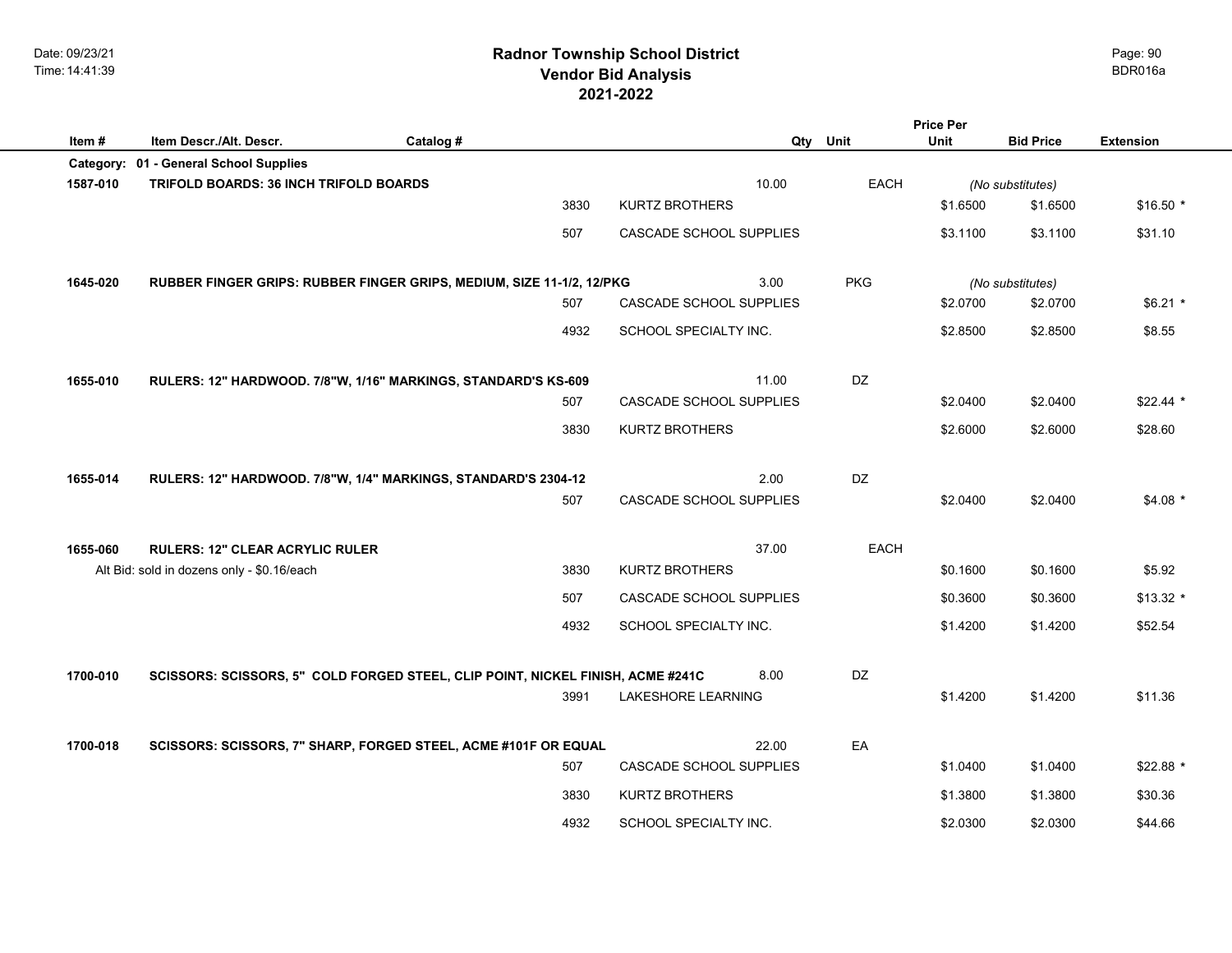# Radnor Township School District
## Vendor Bid Analysis
## 2021-2022

| Item # | Item Descr./Alt. Descr. | Catalog # | | Qty | Unit | Price Per Unit | Bid Price | Extension |
|---|---|---|---|---|---|---|---|---|
| **Category:** | **01 - General School Supplies** | | | | | | | |
| **1587-010** | **TRIFOLD BOARDS: 36 INCH TRIFOLD BOARDS** | | | 10.00 | EACH | *(No substitutes)* | | |
| | | 3830 | KURTZ BROTHERS | | | $1.6500 | $1.6500 | $16.50 * |
| | | 507 | CASCADE SCHOOL SUPPLIES | | | $3.1100 | $3.1100 | $31.10 |
| **1645-020** | **RUBBER FINGER GRIPS: RUBBER FINGER GRIPS, MEDIUM, SIZE 11-1/2, 12/PKG** | | | 3.00 | PKG | *(No substitutes)* | | |
| | | 507 | CASCADE SCHOOL SUPPLIES | | | $2.0700 | $2.0700 | $6.21 * |
| | | 4932 | SCHOOL SPECIALTY INC. | | | $2.8500 | $2.8500 | $8.55 |
| **1655-010** | **RULERS: 12" HARDWOOD. 7/8"W, 1/16" MARKINGS, STANDARD'S KS-609** | | | 11.00 | DZ | | | |
| | | 507 | CASCADE SCHOOL SUPPLIES | | | $2.0400 | $2.0400 | $22.44 * |
| | | 3830 | KURTZ BROTHERS | | | $2.6000 | $2.6000 | $28.60 |
| **1655-014** | **RULERS: 12" HARDWOOD. 7/8"W, 1/4" MARKINGS, STANDARD'S 2304-12** | | | 2.00 | DZ | | | |
| | | 507 | CASCADE SCHOOL SUPPLIES | | | $2.0400 | $2.0400 | $4.08 * |
| **1655-060** | **RULERS: 12" CLEAR ACRYLIC RULER** | | | 37.00 | EACH | | | |
| | Alt Bid: sold in dozens only - $0.16/each | 3830 | KURTZ BROTHERS | | | $0.1600 | $0.1600 | $5.92 |
| | | 507 | CASCADE SCHOOL SUPPLIES | | | $0.3600 | $0.3600 | $13.32 * |
| | | 4932 | SCHOOL SPECIALTY INC. | | | $1.4200 | $1.4200 | $52.54 |
| **1700-010** | **SCISSORS: SCISSORS, 5" COLD FORGED STEEL, CLIP POINT, NICKEL FINISH, ACME #241C** | | | 8.00 | DZ | | | |
| | | 3991 | LAKESHORE LEARNING | | | $1.4200 | $1.4200 | $11.36 |
| **1700-018** | **SCISSORS: SCISSORS, 7" SHARP, FORGED STEEL, ACME #101F OR EQUAL** | | | 22.00 | EA | | | |
| | | 507 | CASCADE SCHOOL SUPPLIES | | | $1.0400 | $1.0400 | $22.88 * |
| | | 3830 | KURTZ BROTHERS | | | $1.3800 | $1.3800 | $30.36 |
| | | 4932 | SCHOOL SPECIALTY INC. | | | $2.0300 | $2.0300 | $44.66 |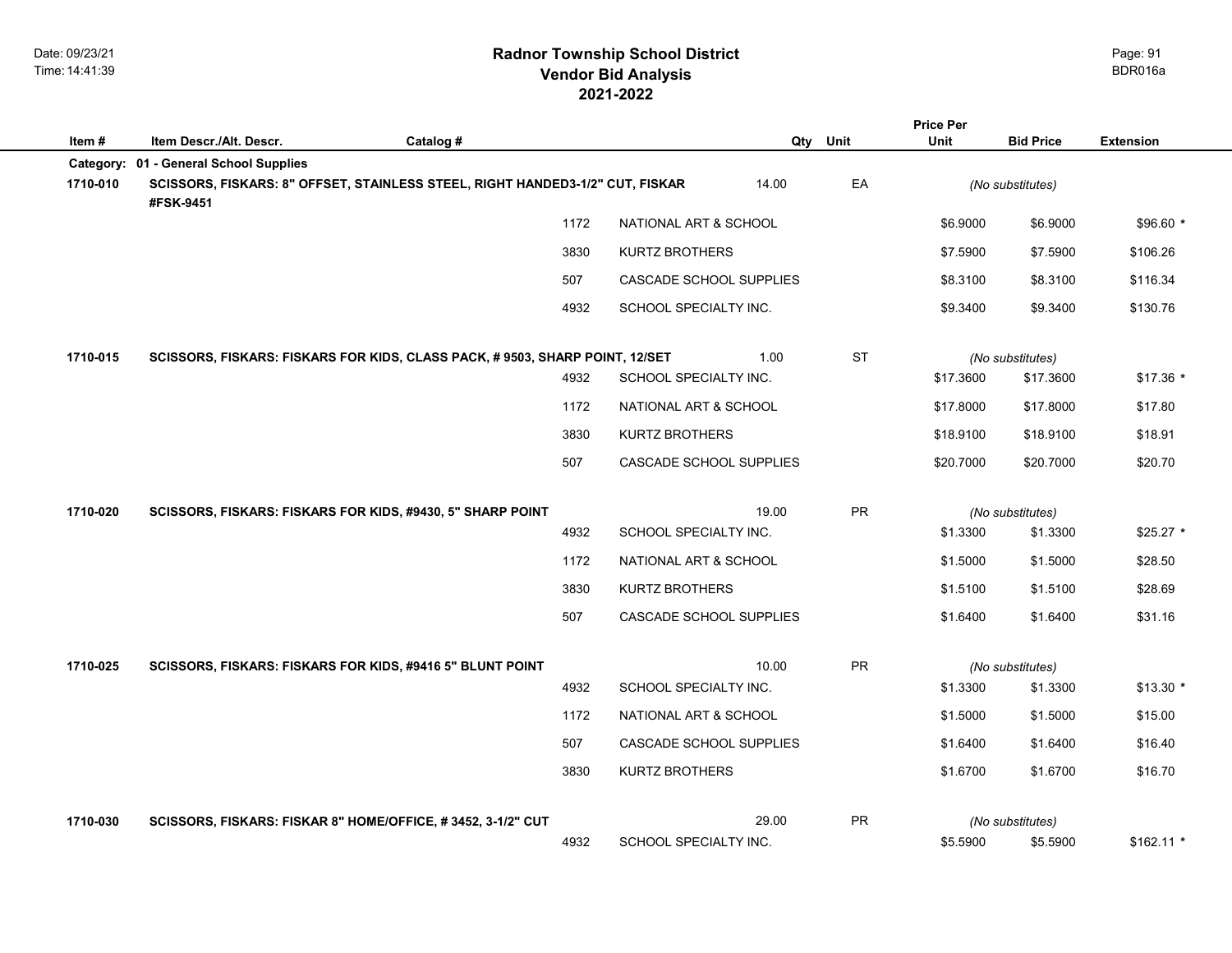# Radnor Township School District
## Vendor Bid Analysis
## 2021-2022

| Item # | Item Descr./Alt. Descr. | Catalog # | Qty | Unit | Price Per Unit | Bid Price | Extension |
|---|---|---|---|---|---|---|---|
| **Category:** | **01 - General School Supplies** | | | | | | |
| **1710-010** | **SCISSORS, FISKARS: 8" OFFSET, STAINLESS STEEL, RIGHT HANDED3-1/2" CUT, FISKAR #FSK-9451** | | 14.00 | EA | *(No substitutes)* | | |
| | | 1172 NATIONAL ART & SCHOOL | | | $6.9000 | $6.9000 | $96.60 * |
| | | 3830 KURTZ BROTHERS | | | $7.5900 | $7.5900 | $106.26 |
| | | 507 CASCADE SCHOOL SUPPLIES | | | $8.3100 | $8.3100 | $116.34 |
| | | 4932 SCHOOL SPECIALTY INC. | | | $9.3400 | $9.3400 | $130.76 |
| **1710-015** | **SCISSORS, FISKARS: FISKARS FOR KIDS, CLASS PACK, # 9503, SHARP POINT, 12/SET** | | 1.00 | ST | *(No substitutes)* | | |
| | | 4932 SCHOOL SPECIALTY INC. | | | $17.3600 | $17.3600 | $17.36 * |
| | | 1172 NATIONAL ART & SCHOOL | | | $17.8000 | $17.8000 | $17.80 |
| | | 3830 KURTZ BROTHERS | | | $18.9100 | $18.9100 | $18.91 |
| | | 507 CASCADE SCHOOL SUPPLIES | | | $20.7000 | $20.7000 | $20.70 |
| **1710-020** | **SCISSORS, FISKARS: FISKARS FOR KIDS, #9430, 5" SHARP POINT** | | 19.00 | PR | *(No substitutes)* | | |
| | | 4932 SCHOOL SPECIALTY INC. | | | $1.3300 | $1.3300 | $25.27 * |
| | | 1172 NATIONAL ART & SCHOOL | | | $1.5000 | $1.5000 | $28.50 |
| | | 3830 KURTZ BROTHERS | | | $1.5100 | $1.5100 | $28.69 |
| | | 507 CASCADE SCHOOL SUPPLIES | | | $1.6400 | $1.6400 | $31.16 |
| **1710-025** | **SCISSORS, FISKARS: FISKARS FOR KIDS, #9416 5" BLUNT POINT** | | 10.00 | PR | *(No substitutes)* | | |
| | | 4932 SCHOOL SPECIALTY INC. | | | $1.3300 | $1.3300 | $13.30 * |
| | | 1172 NATIONAL ART & SCHOOL | | | $1.5000 | $1.5000 | $15.00 |
| | | 507 CASCADE SCHOOL SUPPLIES | | | $1.6400 | $1.6400 | $16.40 |
| | | 3830 KURTZ BROTHERS | | | $1.6700 | $1.6700 | $16.70 |
| **1710-030** | **SCISSORS, FISKARS: FISKAR 8" HOME/OFFICE, # 3452, 3-1/2" CUT** | | 29.00 | PR | *(No substitutes)* | | |
| | | 4932 SCHOOL SPECIALTY INC. | | | $5.5900 | $5.5900 | $162.11 * |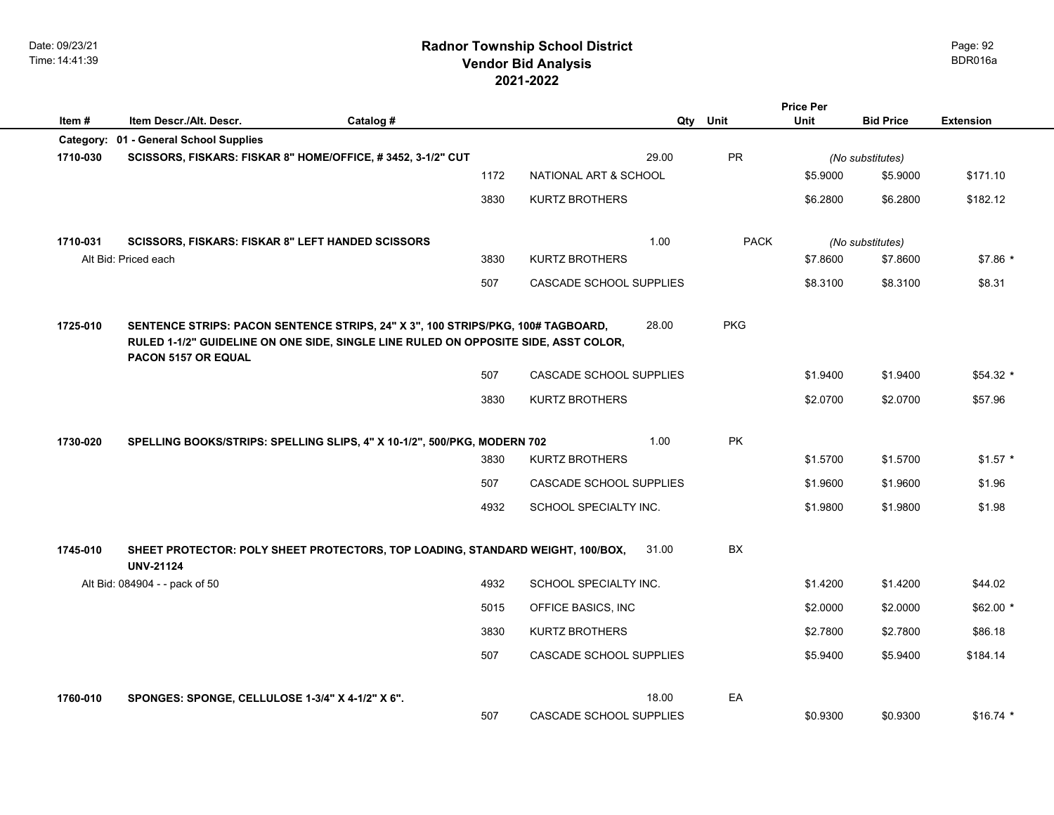# Radnor Township School District
## Vendor Bid Analysis
## 2021-2022

BDR016a

Date: 09/23/21
Time: 14:41:39

| Item # | Item Descr./Alt. Descr. | Catalog # | | Qty | Unit | Price Per Unit | Bid Price | Extension |
|---|---|---|---|---|---|---|---|---|
| **Category:** | **01 - General School Supplies** | | | | | | | |
| **1710-030** | **SCISSORS, FISKARS: FISKAR 8" HOME/OFFICE, # 3452, 3-1/2" CUT** | | | 29.00 | PR | | *(No substitutes)* | |
| | | 1172 | NATIONAL ART & SCHOOL | | | $5.9000 | $5.9000 | $171.10 |
| | | 3830 | KURTZ BROTHERS | | | $6.2800 | $6.2800 | $182.12 |
| **1710-031** | **SCISSORS, FISKARS: FISKAR 8" LEFT HANDED SCISSORS** | | | 1.00 | PACK | | *(No substitutes)* | |
| | Alt Bid: Priced each | 3830 | KURTZ BROTHERS | | | $7.8600 | $7.8600 | $7.86 * |
| | | 507 | CASCADE SCHOOL SUPPLIES | | | $8.3100 | $8.3100 | $8.31 |
| **1725-010** | **SENTENCE STRIPS: PACON SENTENCE STRIPS, 24" X 3", 100 STRIPS/PKG, 100# TAGBOARD, RULED 1-1/2" GUIDELINE ON ONE SIDE, SINGLE LINE RULED ON OPPOSITE SIDE, ASST COLOR, PACON 5157 OR EQUAL** | | | 28.00 | PKG | | | |
| | | 507 | CASCADE SCHOOL SUPPLIES | | | $1.9400 | $1.9400 | $54.32 * |
| | | 3830 | KURTZ BROTHERS | | | $2.0700 | $2.0700 | $57.96 |
| **1730-020** | **SPELLING BOOKS/STRIPS: SPELLING SLIPS, 4" X 10-1/2", 500/PKG, MODERN 702** | | | 1.00 | PK | | | |
| | | 3830 | KURTZ BROTHERS | | | $1.5700 | $1.5700 | $1.57 * |
| | | 507 | CASCADE SCHOOL SUPPLIES | | | $1.9600 | $1.9600 | $1.96 |
| | | 4932 | SCHOOL SPECIALTY INC. | | | $1.9800 | $1.9800 | $1.98 |
| **1745-010** | **SHEET PROTECTOR: POLY SHEET PROTECTORS, TOP LOADING, STANDARD WEIGHT, 100/BOX, UNV-21124** | | | 31.00 | BX | | | |
| | Alt Bid: 084904 - - pack of 50 | 4932 | SCHOOL SPECIALTY INC. | | | $1.4200 | $1.4200 | $44.02 |
| | | 5015 | OFFICE BASICS, INC | | | $2.0000 | $2.0000 | $62.00 * |
| | | 3830 | KURTZ BROTHERS | | | $2.7800 | $2.7800 | $86.18 |
| | | 507 | CASCADE SCHOOL SUPPLIES | | | $5.9400 | $5.9400 | $184.14 |
| **1760-010** | **SPONGES: SPONGE, CELLULOSE 1-3/4" X 4-1/2" X 6".** | | | 18.00 | EA | | | |
| | | 507 | CASCADE SCHOOL SUPPLIES | | | $0.9300 | $0.9300 | $16.74 * |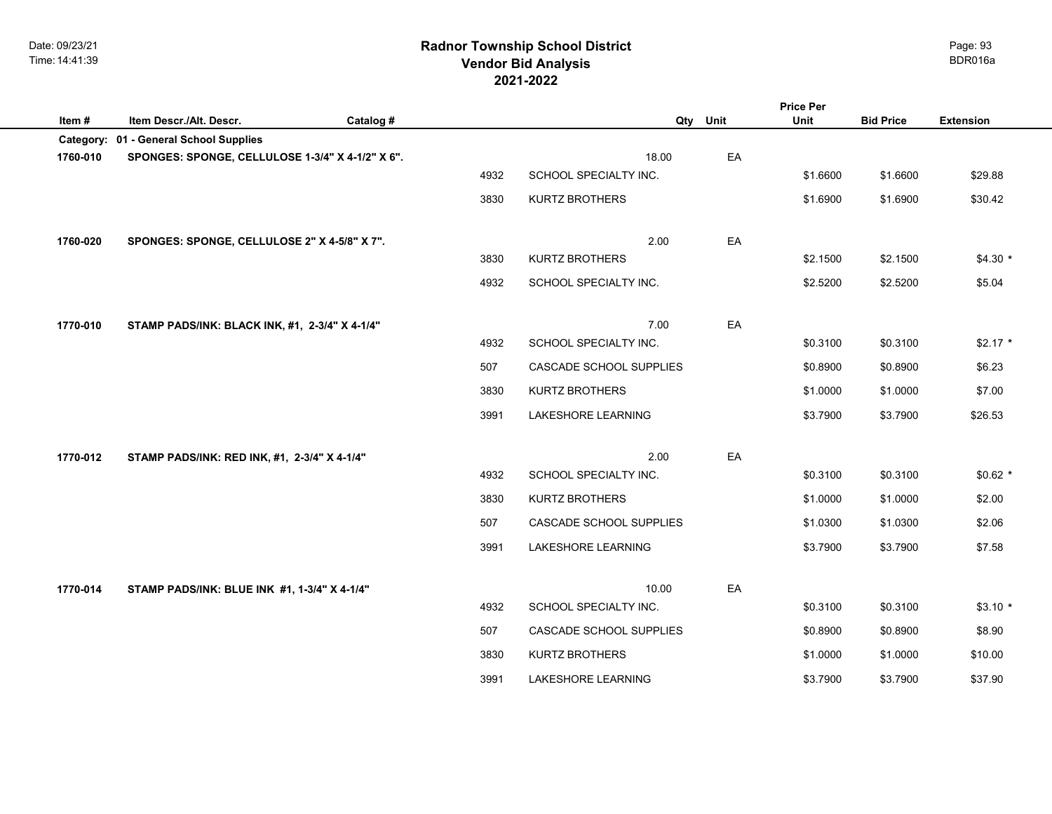# Radnor Township School District
## Vendor Bid Analysis
## 2021-2022

| Item # | Item Descr./Alt. Descr. | Catalog # | | Qty | Unit | Price Per Unit | Bid Price | Extension |
|---|---|---|---|---|---|---|---|---|
| **Category:** | **01 - General School Supplies** | | | | | | | |
| **1760-010** | **SPONGES: SPONGE, CELLULOSE 1-3/4" X 4-1/2" X 6".** | | | 18.00 | EA | | | |
| | | 4932 | SCHOOL SPECIALTY INC. | | | $1.6600 | $1.6600 | $29.88 |
| | | 3830 | KURTZ BROTHERS | | | $1.6900 | $1.6900 | $30.42 |
| **1760-020** | **SPONGES: SPONGE, CELLULOSE 2" X 4-5/8" X 7".** | | | 2.00 | EA | | | |
| | | 3830 | KURTZ BROTHERS | | | $2.1500 | $2.1500 | $4.30 * |
| | | 4932 | SCHOOL SPECIALTY INC. | | | $2.5200 | $2.5200 | $5.04 |
| **1770-010** | **STAMP PADS/INK: BLACK INK, #1, 2-3/4" X 4-1/4"** | | | 7.00 | EA | | | |
| | | 4932 | SCHOOL SPECIALTY INC. | | | $0.3100 | $0.3100 | $2.17 * |
| | | 507 | CASCADE SCHOOL SUPPLIES | | | $0.8900 | $0.8900 | $6.23 |
| | | 3830 | KURTZ BROTHERS | | | $1.0000 | $1.0000 | $7.00 |
| | | 3991 | LAKESHORE LEARNING | | | $3.7900 | $3.7900 | $26.53 |
| **1770-012** | **STAMP PADS/INK: RED INK, #1, 2-3/4" X 4-1/4"** | | | 2.00 | EA | | | |
| | | 4932 | SCHOOL SPECIALTY INC. | | | $0.3100 | $0.3100 | $0.62 * |
| | | 3830 | KURTZ BROTHERS | | | $1.0000 | $1.0000 | $2.00 |
| | | 507 | CASCADE SCHOOL SUPPLIES | | | $1.0300 | $1.0300 | $2.06 |
| | | 3991 | LAKESHORE LEARNING | | | $3.7900 | $3.7900 | $7.58 |
| **1770-014** | **STAMP PADS/INK: BLUE INK #1, 1-3/4" X 4-1/4"** | | | 10.00 | EA | | | |
| | | 4932 | SCHOOL SPECIALTY INC. | | | $0.3100 | $0.3100 | $3.10 * |
| | | 507 | CASCADE SCHOOL SUPPLIES | | | $0.8900 | $0.8900 | $8.90 |
| | | 3830 | KURTZ BROTHERS | | | $1.0000 | $1.0000 | $10.00 |
| | | 3991 | LAKESHORE LEARNING | | | $3.7900 | $3.7900 | $37.90 |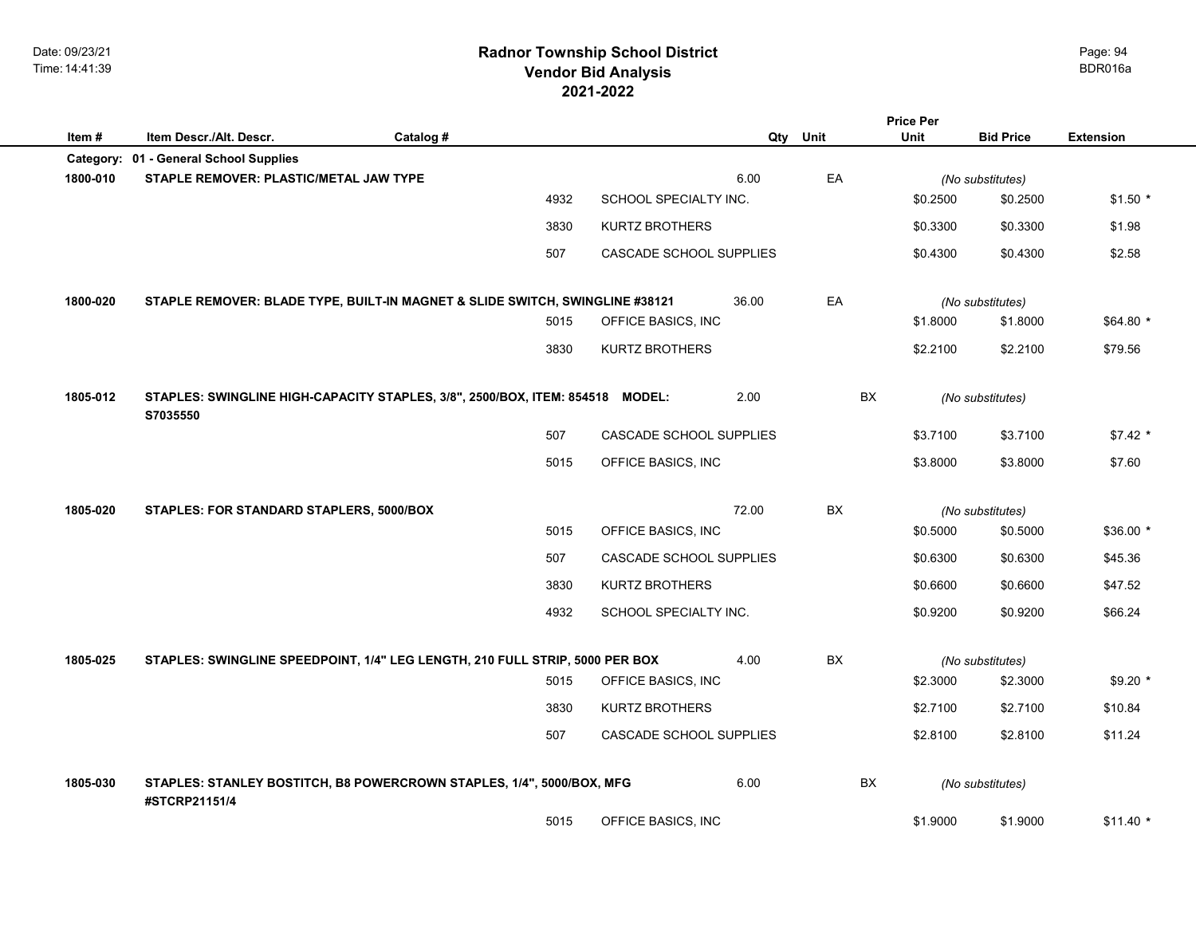# Radnor Township School District
## Vendor Bid Analysis
## 2021-2022

| Item # | Item Descr./Alt. Descr. | Catalog # | | Qty | Unit | Price Per Unit | Bid Price | Extension |
|---|---|---|---|---|---|---|---|---|
| **Category:** | **01 - General School Supplies** | | | | | | | |
| **1800-010** | **STAPLE REMOVER: PLASTIC/METAL JAW TYPE** | | | 6.00 | EA | *(No substitutes)* | | |
| | | 4932 | SCHOOL SPECIALTY INC. | | | $0.2500 | $0.2500 | $1.50 * |
| | | 3830 | KURTZ BROTHERS | | | $0.3300 | $0.3300 | $1.98 |
| | | 507 | CASCADE SCHOOL SUPPLIES | | | $0.4300 | $0.4300 | $2.58 |
| **1800-020** | **STAPLE REMOVER: BLADE TYPE, BUILT-IN MAGNET & SLIDE SWITCH, SWINGLINE #38121** | | | 36.00 | EA | *(No substitutes)* | | |
| | | 5015 | OFFICE BASICS, INC | | | $1.8000 | $1.8000 | $64.80 * |
| | | 3830 | KURTZ BROTHERS | | | $2.2100 | $2.2100 | $79.56 |
| **1805-012** | **STAPLES: SWINGLINE HIGH-CAPACITY STAPLES, 3/8", 2500/BOX, ITEM: 854518 MODEL: S7035550** | | | 2.00 | BX | *(No substitutes)* | | |
| | | 507 | CASCADE SCHOOL SUPPLIES | | | $3.7100 | $3.7100 | $7.42 * |
| | | 5015 | OFFICE BASICS, INC | | | $3.8000 | $3.8000 | $7.60 |
| **1805-020** | **STAPLES: FOR STANDARD STAPLERS, 5000/BOX** | | | 72.00 | BX | *(No substitutes)* | | |
| | | 5015 | OFFICE BASICS, INC | | | $0.5000 | $0.5000 | $36.00 * |
| | | 507 | CASCADE SCHOOL SUPPLIES | | | $0.6300 | $0.6300 | $45.36 |
| | | 3830 | KURTZ BROTHERS | | | $0.6600 | $0.6600 | $47.52 |
| | | 4932 | SCHOOL SPECIALTY INC. | | | $0.9200 | $0.9200 | $66.24 |
| **1805-025** | **STAPLES: SWINGLINE SPEEDPOINT, 1/4" LEG LENGTH, 210 FULL STRIP, 5000 PER BOX** | | | 4.00 | BX | *(No substitutes)* | | |
| | | 5015 | OFFICE BASICS, INC | | | $2.3000 | $2.3000 | $9.20 * |
| | | 3830 | KURTZ BROTHERS | | | $2.7100 | $2.7100 | $10.84 |
| | | 507 | CASCADE SCHOOL SUPPLIES | | | $2.8100 | $2.8100 | $11.24 |
| **1805-030** | **STAPLES: STANLEY BOSTITCH, B8 POWERCROWN STAPLES, 1/4", 5000/BOX, MFG #STCRP21151/4** | | | 6.00 | BX | *(No substitutes)* | | |
| | | 5015 | OFFICE BASICS, INC | | | $1.9000 | $1.9000 | $11.40 * |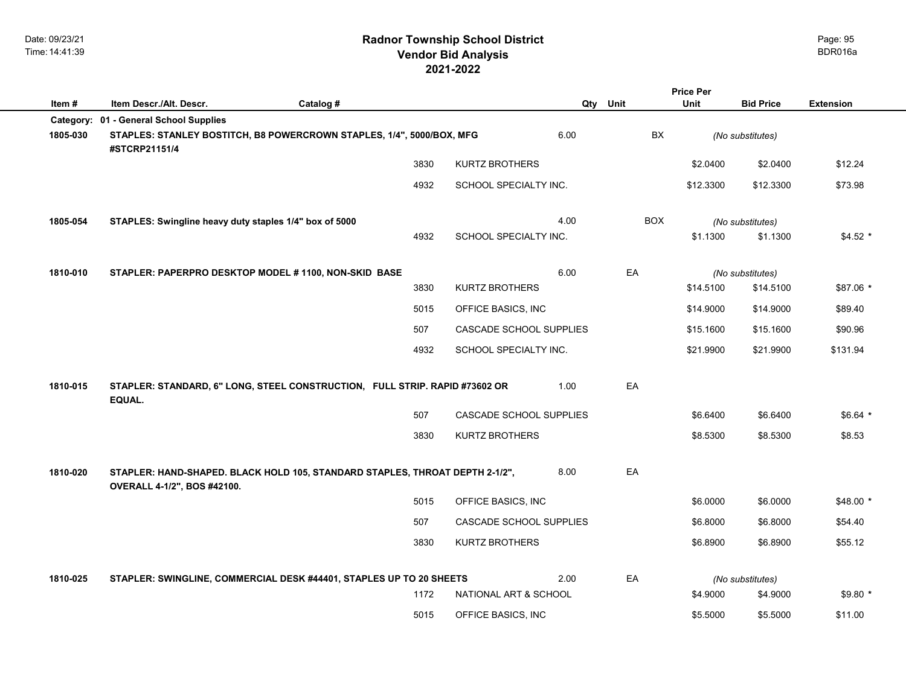# Radnor Township School District
## Vendor Bid Analysis
## 2021-2022

| Item # | Item Descr./Alt. Descr. | Catalog # | | Qty | Unit | Price Per Unit | Bid Price | Extension |
|---|---|---|---|---|---|---|---|---|
| **Category:** | **01 - General School Supplies** | | | | | | | |
| **1805-030** | **STAPLES: STANLEY BOSTITCH, B8 POWERCROWN STAPLES, 1/4", 5000/BOX, MFG #STCRP21151/4** | | | 6.00 | BX | | *(No substitutes)* | |
| | | 3830 | KURTZ BROTHERS | | | $2.0400 | $2.0400 | $12.24 |
| | | 4932 | SCHOOL SPECIALTY INC. | | | $12.3300 | $12.3300 | $73.98 |
| **1805-054** | **STAPLES: Swingline heavy duty staples 1/4" box of 5000** | | | 4.00 | BOX | | *(No substitutes)* | |
| | | 4932 | SCHOOL SPECIALTY INC. | | | $1.1300 | $1.1300 | $4.52 * |
| **1810-010** | **STAPLER: PAPERPRO DESKTOP MODEL # 1100, NON-SKID BASE** | | | 6.00 | EA | | *(No substitutes)* | |
| | | 3830 | KURTZ BROTHERS | | | $14.5100 | $14.5100 | $87.06 * |
| | | 5015 | OFFICE BASICS, INC | | | $14.9000 | $14.9000 | $89.40 |
| | | 507 | CASCADE SCHOOL SUPPLIES | | | $15.1600 | $15.1600 | $90.96 |
| | | 4932 | SCHOOL SPECIALTY INC. | | | $21.9900 | $21.9900 | $131.94 |
| **1810-015** | **STAPLER: STANDARD, 6" LONG, STEEL CONSTRUCTION, FULL STRIP. RAPID #73602 OR EQUAL.** | | | 1.00 | EA | | | |
| | | 507 | CASCADE SCHOOL SUPPLIES | | | $6.6400 | $6.6400 | $6.64 * |
| | | 3830 | KURTZ BROTHERS | | | $8.5300 | $8.5300 | $8.53 |
| **1810-020** | **STAPLER: HAND-SHAPED. BLACK HOLD 105, STANDARD STAPLES, THROAT DEPTH 2-1/2", OVERALL 4-1/2", BOS #42100.** | | | 8.00 | EA | | | |
| | | 5015 | OFFICE BASICS, INC | | | $6.0000 | $6.0000 | $48.00 * |
| | | 507 | CASCADE SCHOOL SUPPLIES | | | $6.8000 | $6.8000 | $54.40 |
| | | 3830 | KURTZ BROTHERS | | | $6.8900 | $6.8900 | $55.12 |
| **1810-025** | **STAPLER: SWINGLINE, COMMERCIAL DESK #44401, STAPLES UP TO 20 SHEETS** | | | 2.00 | EA | | *(No substitutes)* | |
| | | 1172 | NATIONAL ART & SCHOOL | | | $4.9000 | $4.9000 | $9.80 * |
| | | 5015 | OFFICE BASICS, INC | | | $5.5000 | $5.5000 | $11.00 |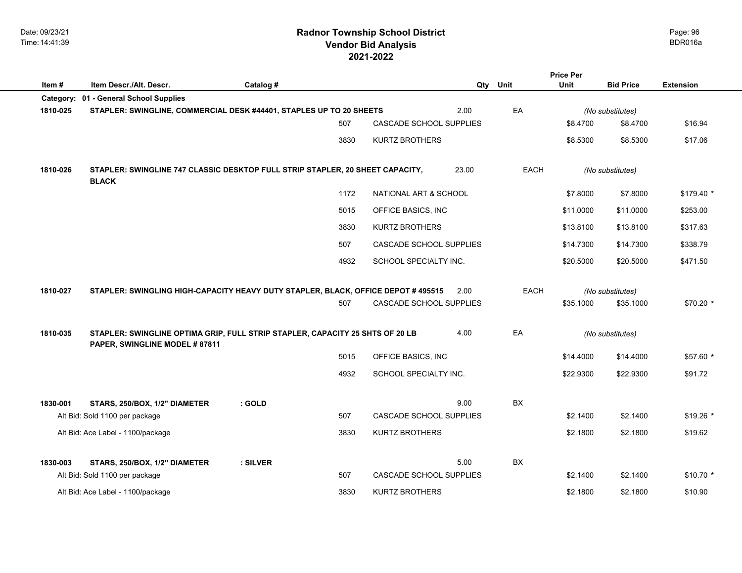# Radnor Township School District
## Vendor Bid Analysis
## 2021-2022

| Item # | Item Descr./Alt. Descr. | Catalog # | | Qty | Unit | Price Per Unit | Bid Price | Extension |
|---|---|---|---|---|---|---|---|---|
| **Category:** | **01 - General School Supplies** | | | | | | | |
| **1810-025** | **STAPLER: SWINGLINE, COMMERCIAL DESK #44401, STAPLES UP TO 20 SHEETS** | | | 2.00 | EA | | *(No substitutes)* | |
| | | 507 | CASCADE SCHOOL SUPPLIES | | | $8.4700 | $8.4700 | $16.94 |
| | | 3830 | KURTZ BROTHERS | | | $8.5300 | $8.5300 | $17.06 |
| **1810-026** | **STAPLER: SWINGLINE 747 CLASSIC DESKTOP FULL STRIP STAPLER, 20 SHEET CAPACITY, BLACK** | | | 23.00 | EACH | | *(No substitutes)* | |
| | | 1172 | NATIONAL ART & SCHOOL | | | $7.8000 | $7.8000 | $179.40 * |
| | | 5015 | OFFICE BASICS, INC | | | $11.0000 | $11.0000 | $253.00 |
| | | 3830 | KURTZ BROTHERS | | | $13.8100 | $13.8100 | $317.63 |
| | | 507 | CASCADE SCHOOL SUPPLIES | | | $14.7300 | $14.7300 | $338.79 |
| | | 4932 | SCHOOL SPECIALTY INC. | | | $20.5000 | $20.5000 | $471.50 |
| **1810-027** | **STAPLER: SWINGLING HIGH-CAPACITY HEAVY DUTY STAPLER, BLACK, OFFICE DEPOT # 495515** | | | 2.00 | EACH | | *(No substitutes)* | |
| | | 507 | CASCADE SCHOOL SUPPLIES | | | $35.1000 | $35.1000 | $70.20 * |
| **1810-035** | **STAPLER: SWINGLINE OPTIMA GRIP, FULL STRIP STAPLER, CAPACITY 25 SHTS OF 20 LB PAPER, SWINGLINE MODEL # 87811** | | | 4.00 | EA | | *(No substitutes)* | |
| | | 5015 | OFFICE BASICS, INC | | | $14.4000 | $14.4000 | $57.60 * |
| | | 4932 | SCHOOL SPECIALTY INC. | | | $22.9300 | $22.9300 | $91.72 |
| **1830-001** | **STARS, 250/BOX, 1/2" DIAMETER** | **: GOLD** | | 9.00 | BX | | | |
| | Alt Bid: Sold 1100 per package | 507 | CASCADE SCHOOL SUPPLIES | | | $2.1400 | $2.1400 | $19.26 * |
| | Alt Bid: Ace Label - 1100/package | 3830 | KURTZ BROTHERS | | | $2.1800 | $2.1800 | $19.62 |
| **1830-003** | **STARS, 250/BOX, 1/2" DIAMETER** | **: SILVER** | | 5.00 | BX | | | |
| | Alt Bid: Sold 1100 per package | 507 | CASCADE SCHOOL SUPPLIES | | | $2.1400 | $2.1400 | $10.70 * |
| | Alt Bid: Ace Label - 1100/package | 3830 | KURTZ BROTHERS | | | $2.1800 | $2.1800 | $10.90 |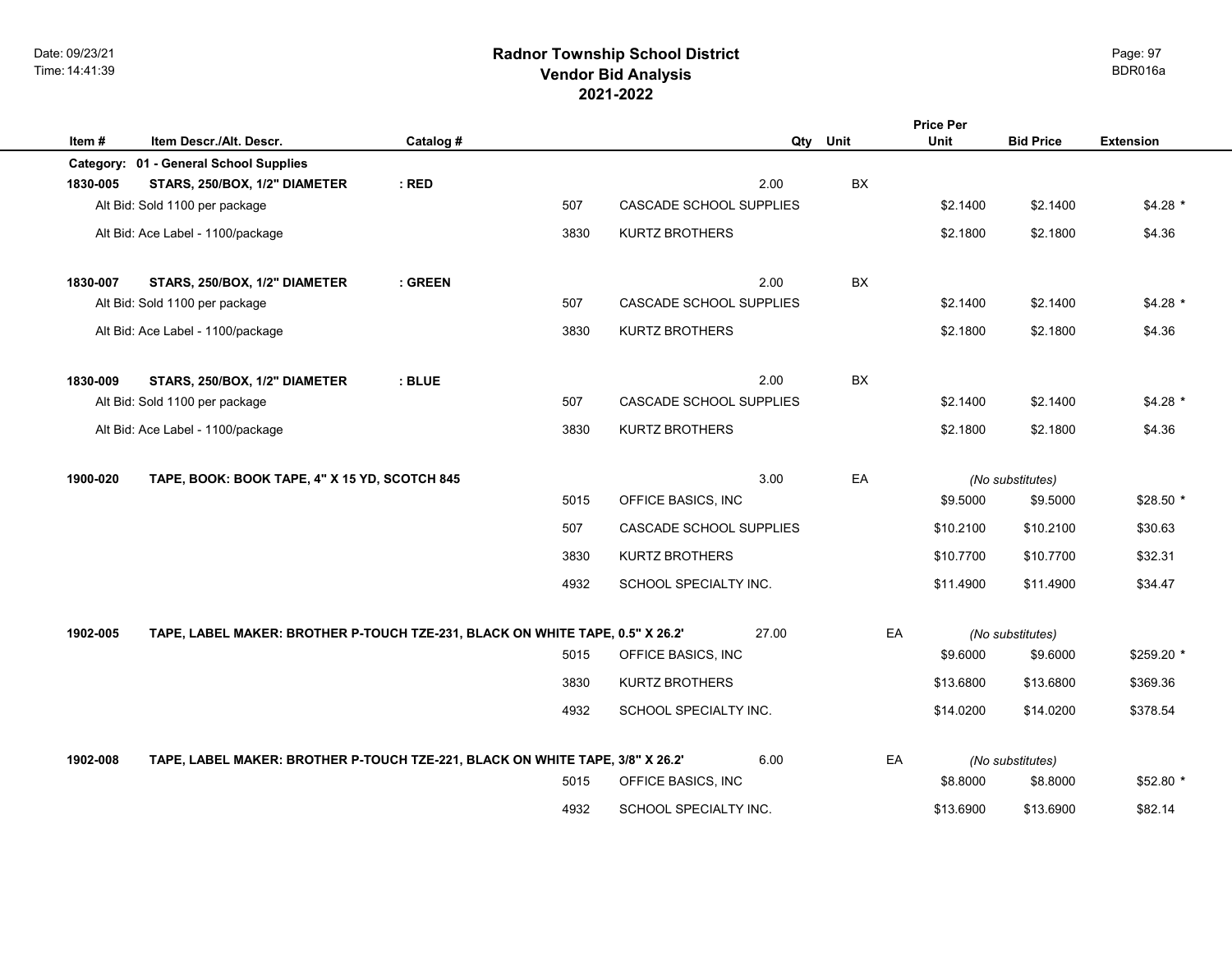# Radnor Township School District
## Vendor Bid Analysis
## 2021-2022

Date: 09/23/21
Time: 14:41:39

BDR016a

| Item # | Item Descr./Alt. Descr. | Catalog # | | | Qty | Unit | Price Per Unit | Bid Price | Extension |
|---|---|---|---|---|---|---|---|---|---|
| **Category:** | **01 - General School Supplies** | | | | | | | | |
| **1830-005** | **STARS, 250/BOX, 1/2" DIAMETER** | **: RED** | | | 2.00 | BX | | | |
| | Alt Bid: Sold 1100 per package | | 507 | CASCADE SCHOOL SUPPLIES | | | $2.1400 | $2.1400 | $4.28 * |
| | Alt Bid: Ace Label - 1100/package | | 3830 | KURTZ BROTHERS | | | $2.1800 | $2.1800 | $4.36 |
| **1830-007** | **STARS, 250/BOX, 1/2" DIAMETER** | **: GREEN** | | | 2.00 | BX | | | |
| | Alt Bid: Sold 1100 per package | | 507 | CASCADE SCHOOL SUPPLIES | | | $2.1400 | $2.1400 | $4.28 * |
| | Alt Bid: Ace Label - 1100/package | | 3830 | KURTZ BROTHERS | | | $2.1800 | $2.1800 | $4.36 |
| **1830-009** | **STARS, 250/BOX, 1/2" DIAMETER** | **: BLUE** | | | 2.00 | BX | | | |
| | Alt Bid: Sold 1100 per package | | 507 | CASCADE SCHOOL SUPPLIES | | | $2.1400 | $2.1400 | $4.28 * |
| | Alt Bid: Ace Label - 1100/package | | 3830 | KURTZ BROTHERS | | | $2.1800 | $2.1800 | $4.36 |
| **1900-020** | **TAPE, BOOK: BOOK TAPE, 4" X 15 YD, SCOTCH 845** | | | | 3.00 | EA | | *(No substitutes)* | |
| | | | 5015 | OFFICE BASICS, INC | | | $9.5000 | $9.5000 | $28.50 * |
| | | | 507 | CASCADE SCHOOL SUPPLIES | | | $10.2100 | $10.2100 | $30.63 |
| | | | 3830 | KURTZ BROTHERS | | | $10.7700 | $10.7700 | $32.31 |
| | | | 4932 | SCHOOL SPECIALTY INC. | | | $11.4900 | $11.4900 | $34.47 |
| **1902-005** | **TAPE, LABEL MAKER: BROTHER P-TOUCH TZE-231, BLACK ON WHITE TAPE, 0.5" X 26.2'** | | | | 27.00 | EA | | *(No substitutes)* | |
| | | | 5015 | OFFICE BASICS, INC | | | $9.6000 | $9.6000 | $259.20 * |
| | | | 3830 | KURTZ BROTHERS | | | $13.6800 | $13.6800 | $369.36 |
| | | | 4932 | SCHOOL SPECIALTY INC. | | | $14.0200 | $14.0200 | $378.54 |
| **1902-008** | **TAPE, LABEL MAKER: BROTHER P-TOUCH TZE-221, BLACK ON WHITE TAPE, 3/8" X 26.2'** | | | | 6.00 | EA | | *(No substitutes)* | |
| | | | 5015 | OFFICE BASICS, INC | | | $8.8000 | $8.8000 | $52.80 * |
| | | | 4932 | SCHOOL SPECIALTY INC. | | | $13.6900 | $13.6900 | $82.14 |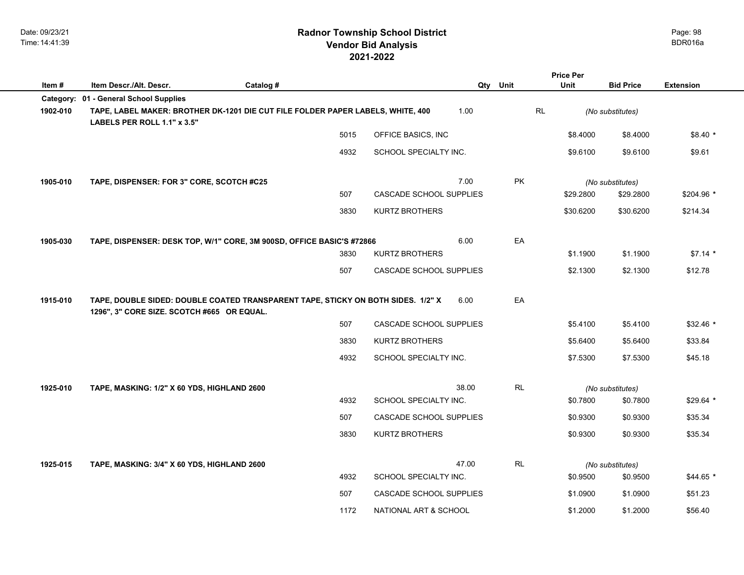# Radnor Township School District
## Vendor Bid Analysis
## 2021-2022

BDR016a

| Item # | Item Descr./Alt. Descr. | Catalog # | | Qty | Unit | Price Per Unit | Bid Price | Extension |
|---|---|---|---|---|---|---|---|---|
| **Category:** | **01 - General School Supplies** | | | | | | | |
| **1902-010** | **TAPE, LABEL MAKER: BROTHER DK-1201 DIE CUT FILE FOLDER PAPER LABELS, WHITE, 400 LABELS PER ROLL 1.1" x 3.5"** | | | 1.00 | RL | *(No substitutes)* | | |
| | | 5015 | OFFICE BASICS, INC | | | $8.4000 | $8.4000 | $8.40 * |
| | | 4932 | SCHOOL SPECIALTY INC. | | | $9.6100 | $9.6100 | $9.61 |
| **1905-010** | **TAPE, DISPENSER: FOR 3" CORE, SCOTCH #C25** | | | 7.00 | PK | *(No substitutes)* | | |
| | | 507 | CASCADE SCHOOL SUPPLIES | | | $29.2800 | $29.2800 | $204.96 * |
| | | 3830 | KURTZ BROTHERS | | | $30.6200 | $30.6200 | $214.34 |
| **1905-030** | **TAPE, DISPENSER: DESK TOP, W/1" CORE, 3M 900SD, OFFICE BASIC'S #72866** | | | 6.00 | EA | | | |
| | | 3830 | KURTZ BROTHERS | | | $1.1900 | $1.1900 | $7.14 * |
| | | 507 | CASCADE SCHOOL SUPPLIES | | | $2.1300 | $2.1300 | $12.78 |
| **1915-010** | **TAPE, DOUBLE SIDED: DOUBLE COATED TRANSPARENT TAPE, STICKY ON BOTH SIDES. 1/2" X 1296", 3" CORE SIZE. SCOTCH #665 OR EQUAL.** | | | 6.00 | EA | | | |
| | | 507 | CASCADE SCHOOL SUPPLIES | | | $5.4100 | $5.4100 | $32.46 * |
| | | 3830 | KURTZ BROTHERS | | | $5.6400 | $5.6400 | $33.84 |
| | | 4932 | SCHOOL SPECIALTY INC. | | | $7.5300 | $7.5300 | $45.18 |
| **1925-010** | **TAPE, MASKING: 1/2" X 60 YDS, HIGHLAND 2600** | | | 38.00 | RL | *(No substitutes)* | | |
| | | 4932 | SCHOOL SPECIALTY INC. | | | $0.7800 | $0.7800 | $29.64 * |
| | | 507 | CASCADE SCHOOL SUPPLIES | | | $0.9300 | $0.9300 | $35.34 |
| | | 3830 | KURTZ BROTHERS | | | $0.9300 | $0.9300 | $35.34 |
| **1925-015** | **TAPE, MASKING: 3/4" X 60 YDS, HIGHLAND 2600** | | | 47.00 | RL | *(No substitutes)* | | |
| | | 4932 | SCHOOL SPECIALTY INC. | | | $0.9500 | $0.9500 | $44.65 * |
| | | 507 | CASCADE SCHOOL SUPPLIES | | | $1.0900 | $1.0900 | $51.23 |
| | | 1172 | NATIONAL ART & SCHOOL | | | $1.2000 | $1.2000 | $56.40 |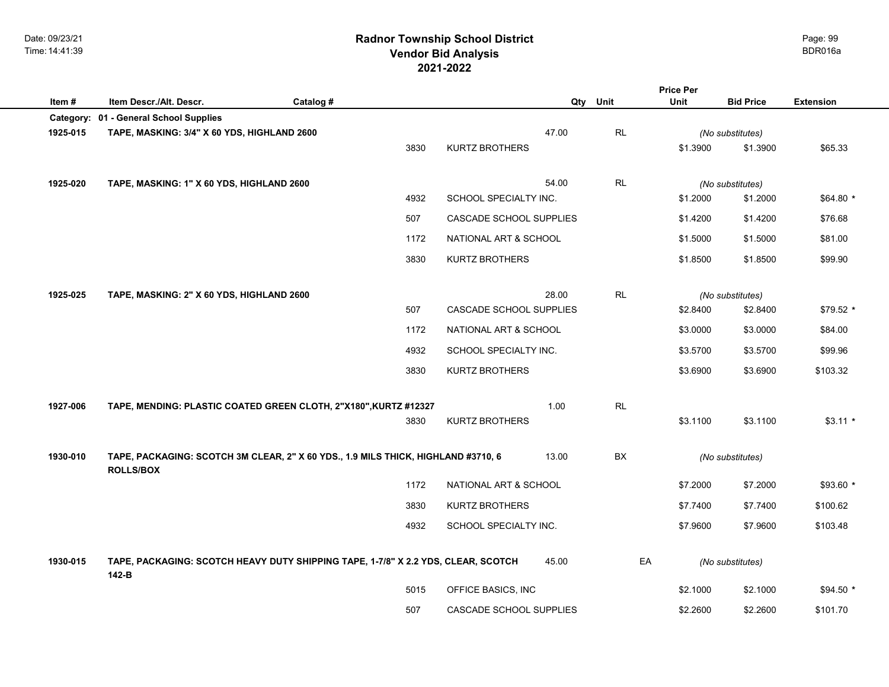# Radnor Township School District
## Vendor Bid Analysis
## 2021-2022

| Item # | Item Descr./Alt. Descr. | Catalog # | | Qty | Unit | Price Per Unit | Bid Price | Extension |
|---|---|---|---|---|---|---|---|---|
| **Category:** | **01 - General School Supplies** | | | | | | | |
| **1925-015** | **TAPE, MASKING: 3/4" X 60 YDS, HIGHLAND 2600** | | | 47.00 | RL | *(No substitutes)* | | |
| | | 3830 | KURTZ BROTHERS | | | $1.3900 | $1.3900 | $65.33 |
| **1925-020** | **TAPE, MASKING: 1" X 60 YDS, HIGHLAND 2600** | | | 54.00 | RL | *(No substitutes)* | | |
| | | 4932 | SCHOOL SPECIALTY INC. | | | $1.2000 | $1.2000 | $64.80 * |
| | | 507 | CASCADE SCHOOL SUPPLIES | | | $1.4200 | $1.4200 | $76.68 |
| | | 1172 | NATIONAL ART & SCHOOL | | | $1.5000 | $1.5000 | $81.00 |
| | | 3830 | KURTZ BROTHERS | | | $1.8500 | $1.8500 | $99.90 |
| **1925-025** | **TAPE, MASKING: 2" X 60 YDS, HIGHLAND 2600** | | | 28.00 | RL | *(No substitutes)* | | |
| | | 507 | CASCADE SCHOOL SUPPLIES | | | $2.8400 | $2.8400 | $79.52 * |
| | | 1172 | NATIONAL ART & SCHOOL | | | $3.0000 | $3.0000 | $84.00 |
| | | 4932 | SCHOOL SPECIALTY INC. | | | $3.5700 | $3.5700 | $99.96 |
| | | 3830 | KURTZ BROTHERS | | | $3.6900 | $3.6900 | $103.32 |
| **1927-006** | **TAPE, MENDING: PLASTIC COATED GREEN CLOTH, 2"X180",KURTZ #12327** | | | 1.00 | RL | | | |
| | | 3830 | KURTZ BROTHERS | | | $3.1100 | $3.1100 | $3.11 * |
| **1930-010** | **TAPE, PACKAGING: SCOTCH 3M CLEAR, 2" X 60 YDS., 1.9 MILS THICK, HIGHLAND #3710, 6 ROLLS/BOX** | | | 13.00 | BX | *(No substitutes)* | | |
| | | 1172 | NATIONAL ART & SCHOOL | | | $7.2000 | $7.2000 | $93.60 * |
| | | 3830 | KURTZ BROTHERS | | | $7.7400 | $7.7400 | $100.62 |
| | | 4932 | SCHOOL SPECIALTY INC. | | | $7.9600 | $7.9600 | $103.48 |
| **1930-015** | **TAPE, PACKAGING: SCOTCH HEAVY DUTY SHIPPING TAPE, 1-7/8" X 2.2 YDS, CLEAR, SCOTCH 142-B** | | | 45.00 | EA | *(No substitutes)* | | |
| | | 5015 | OFFICE BASICS, INC | | | $2.1000 | $2.1000 | $94.50 * |
| | | 507 | CASCADE SCHOOL SUPPLIES | | | $2.2600 | $2.2600 | $101.70 |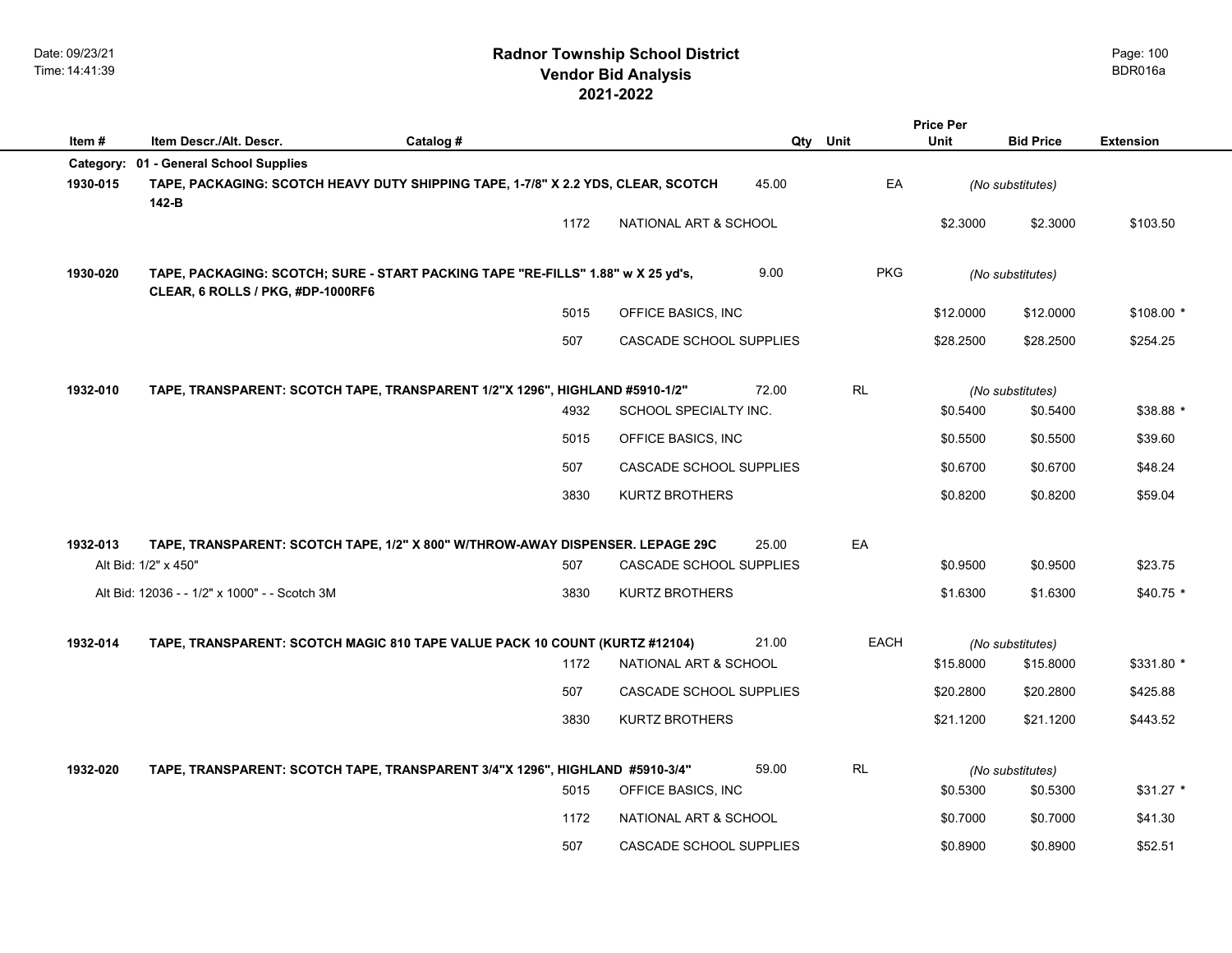# Radnor Township School District
## Vendor Bid Analysis
## 2021-2022

Date: 09/23/21
Time: 14:41:39

BDR016a

| Item # | Item Descr./Alt. Descr. | Catalog # | | Qty | Unit | Price Per Unit | Bid Price | Extension |
|---|---|---|---|---|---|---|---|---|
| **Category:** | **01 - General School Supplies** | | | | | | | |
| **1930-015** | **TAPE, PACKAGING: SCOTCH HEAVY DUTY SHIPPING TAPE, 1-7/8" X 2.2 YDS, CLEAR, SCOTCH 142-B** | | | **45.00** | **EA** | | *(No substitutes)* | |
| | | 1172 | NATIONAL ART & SCHOOL | | | $2.3000 | $2.3000 | $103.50 |
| **1930-020** | **TAPE, PACKAGING: SCOTCH; SURE - START PACKING TAPE "RE-FILLS" 1.88" w X 25 yd's, CLEAR, 6 ROLLS / PKG, #DP-1000RF6** | | | **9.00** | **PKG** | | *(No substitutes)* | |
| | | 5015 | OFFICE BASICS, INC | | | $12.0000 | $12.0000 | $108.00 * |
| | | 507 | CASCADE SCHOOL SUPPLIES | | | $28.2500 | $28.2500 | $254.25 |
| **1932-010** | **TAPE, TRANSPARENT: SCOTCH TAPE, TRANSPARENT 1/2"X 1296", HIGHLAND #5910-1/2"** | | | **72.00** | **RL** | | *(No substitutes)* | |
| | | 4932 | SCHOOL SPECIALTY INC. | | | $0.5400 | $0.5400 | $38.88 * |
| | | 5015 | OFFICE BASICS, INC | | | $0.5500 | $0.5500 | $39.60 |
| | | 507 | CASCADE SCHOOL SUPPLIES | | | $0.6700 | $0.6700 | $48.24 |
| | | 3830 | KURTZ BROTHERS | | | $0.8200 | $0.8200 | $59.04 |
| **1932-013** | **TAPE, TRANSPARENT: SCOTCH TAPE, 1/2" X 800" W/THROW-AWAY DISPENSER. LEPAGE 29C** | | | **25.00** | **EA** | | | |
| | Alt Bid: 1/2" x 450" | 507 | CASCADE SCHOOL SUPPLIES | | | $0.9500 | $0.9500 | $23.75 |
| | Alt Bid: 12036 - - 1/2" x 1000" - - Scotch 3M | 3830 | KURTZ BROTHERS | | | $1.6300 | $1.6300 | $40.75 * |
| **1932-014** | **TAPE, TRANSPARENT: SCOTCH MAGIC 810 TAPE VALUE PACK 10 COUNT (KURTZ #12104)** | | | **21.00** | **EACH** | | *(No substitutes)* | |
| | | 1172 | NATIONAL ART & SCHOOL | | | $15.8000 | $15.8000 | $331.80 * |
| | | 507 | CASCADE SCHOOL SUPPLIES | | | $20.2800 | $20.2800 | $425.88 |
| | | 3830 | KURTZ BROTHERS | | | $21.1200 | $21.1200 | $443.52 |
| **1932-020** | **TAPE, TRANSPARENT: SCOTCH TAPE, TRANSPARENT 3/4"X 1296", HIGHLAND #5910-3/4"** | | | **59.00** | **RL** | | *(No substitutes)* | |
| | | 5015 | OFFICE BASICS, INC | | | $0.5300 | $0.5300 | $31.27 * |
| | | 1172 | NATIONAL ART & SCHOOL | | | $0.7000 | $0.7000 | $41.30 |
| | | 507 | CASCADE SCHOOL SUPPLIES | | | $0.8900 | $0.8900 | $52.51 |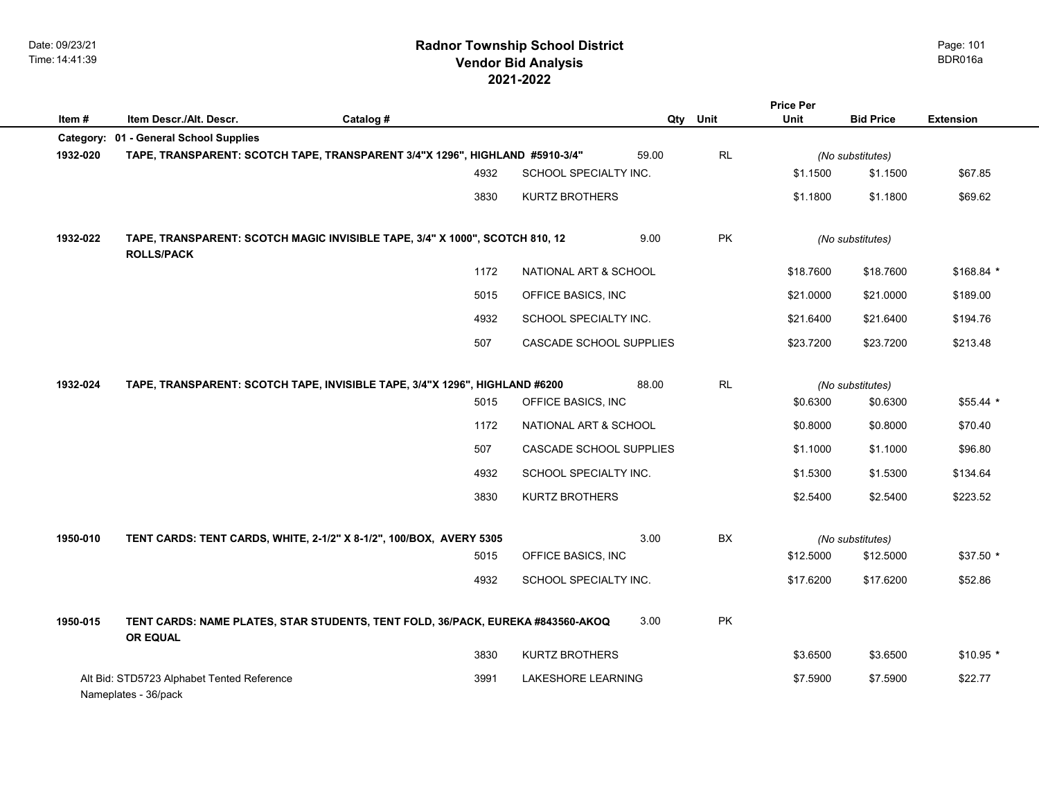# Radnor Township School District
## Vendor Bid Analysis
## 2021-2022

| Item # | Item Descr./Alt. Descr. | Catalog # | | Qty | Unit | Price Per Unit | Bid Price | Extension |
|---|---|---|---|---|---|---|---|---|
| **Category:** | **01 - General School Supplies** | | | | | | | |
| **1932-020** | **TAPE, TRANSPARENT: SCOTCH TAPE, TRANSPARENT 3/4"X 1296", HIGHLAND #5910-3/4"** | | | 59.00 | RL | | *(No substitutes)* | |
| | | 4932 | SCHOOL SPECIALTY INC. | | | $1.1500 | $1.1500 | $67.85 |
| | | 3830 | KURTZ BROTHERS | | | $1.1800 | $1.1800 | $69.62 |
| **1932-022** | **TAPE, TRANSPARENT: SCOTCH MAGIC INVISIBLE TAPE, 3/4" X 1000", SCOTCH 810, 12 ROLLS/PACK** | | | 9.00 | PK | | *(No substitutes)* | |
| | | 1172 | NATIONAL ART & SCHOOL | | | $18.7600 | $18.7600 | $168.84 * |
| | | 5015 | OFFICE BASICS, INC | | | $21.0000 | $21.0000 | $189.00 |
| | | 4932 | SCHOOL SPECIALTY INC. | | | $21.6400 | $21.6400 | $194.76 |
| | | 507 | CASCADE SCHOOL SUPPLIES | | | $23.7200 | $23.7200 | $213.48 |
| **1932-024** | **TAPE, TRANSPARENT: SCOTCH TAPE, INVISIBLE TAPE, 3/4"X 1296", HIGHLAND #6200** | | | 88.00 | RL | | *(No substitutes)* | |
| | | 5015 | OFFICE BASICS, INC | | | $0.6300 | $0.6300 | $55.44 * |
| | | 1172 | NATIONAL ART & SCHOOL | | | $0.8000 | $0.8000 | $70.40 |
| | | 507 | CASCADE SCHOOL SUPPLIES | | | $1.1000 | $1.1000 | $96.80 |
| | | 4932 | SCHOOL SPECIALTY INC. | | | $1.5300 | $1.5300 | $134.64 |
| | | 3830 | KURTZ BROTHERS | | | $2.5400 | $2.5400 | $223.52 |
| **1950-010** | **TENT CARDS: TENT CARDS, WHITE, 2-1/2" X 8-1/2", 100/BOX, AVERY 5305** | | | 3.00 | BX | | *(No substitutes)* | |
| | | 5015 | OFFICE BASICS, INC | | | $12.5000 | $12.5000 | $37.50 * |
| | | 4932 | SCHOOL SPECIALTY INC. | | | $17.6200 | $17.6200 | $52.86 |
| **1950-015** | **TENT CARDS: NAME PLATES, STAR STUDENTS, TENT FOLD, 36/PACK, EUREKA #843560-AKOQ OR EQUAL** | | | 3.00 | PK | | | |
| | | 3830 | KURTZ BROTHERS | | | $3.6500 | $3.6500 | $10.95 * |
| | Alt Bid: STD5723 Alphabet Tented Reference Nameplates - 36/pack | 3991 | LAKESHORE LEARNING | | | $7.5900 | $7.5900 | $22.77 |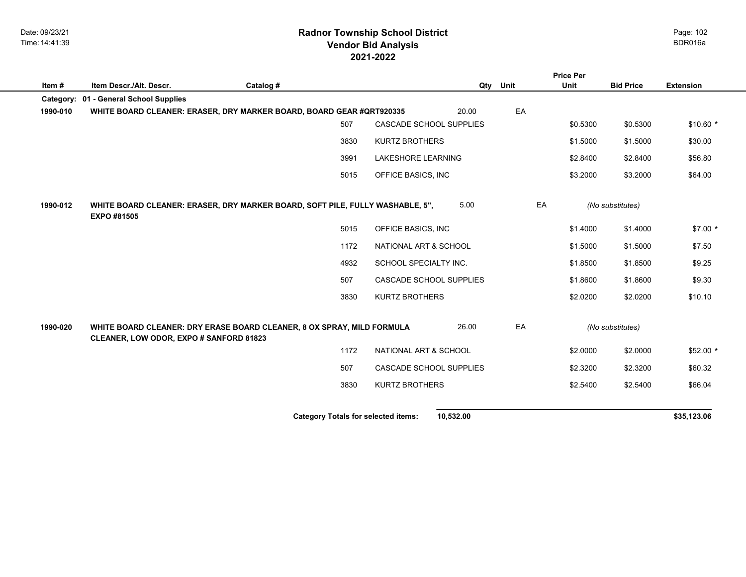# Radnor Township School District
## Vendor Bid Analysis
## 2021-2022

| Item # | Item Descr./Alt. Descr. | Catalog # | | Qty | Unit | Price Per Unit | Bid Price | Extension |
|---|---|---|---|---|---|---|---|---|
| Category: | 01 - General School Supplies | | | | | | | |
| 1990-010 | WHITE BOARD CLEANER: ERASER, DRY MARKER BOARD, BOARD GEAR #QRT920335 | | | 20.00 | EA | | | |
| | | 507 | CASCADE SCHOOL SUPPLIES | | | $0.5300 | $0.5300 | $10.60 * |
| | | 3830 | KURTZ BROTHERS | | | $1.5000 | $1.5000 | $30.00 |
| | | 3991 | LAKESHORE LEARNING | | | $2.8400 | $2.8400 | $56.80 |
| | | 5015 | OFFICE BASICS, INC | | | $3.2000 | $3.2000 | $64.00 |
| 1990-012 | WHITE BOARD CLEANER: ERASER, DRY MARKER BOARD, SOFT PILE, FULLY WASHABLE, 5", EXPO #81505 | | | 5.00 | EA | *(No substitutes)* | | |
| | | 5015 | OFFICE BASICS, INC | | | $1.4000 | $1.4000 | $7.00 * |
| | | 1172 | NATIONAL ART & SCHOOL | | | $1.5000 | $1.5000 | $7.50 |
| | | 4932 | SCHOOL SPECIALTY INC. | | | $1.8500 | $1.8500 | $9.25 |
| | | 507 | CASCADE SCHOOL SUPPLIES | | | $1.8600 | $1.8600 | $9.30 |
| | | 3830 | KURTZ BROTHERS | | | $2.0200 | $2.0200 | $10.10 |
| 1990-020 | WHITE BOARD CLEANER: DRY ERASE BOARD CLEANER, 8 OX SPRAY, MILD FORMULA CLEANER, LOW ODOR, EXPO # SANFORD 81823 | | | 26.00 | EA | *(No substitutes)* | | |
| | | 1172 | NATIONAL ART & SCHOOL | | | $2.0000 | $2.0000 | $52.00 * |
| | | 507 | CASCADE SCHOOL SUPPLIES | | | $2.3200 | $2.3200 | $60.32 |
| | | 3830 | KURTZ BROTHERS | | | $2.5400 | $2.5400 | $66.04 |
| | | | **Category Totals for selected items:** | **10,532.00** | | | | **$35,123.06** |